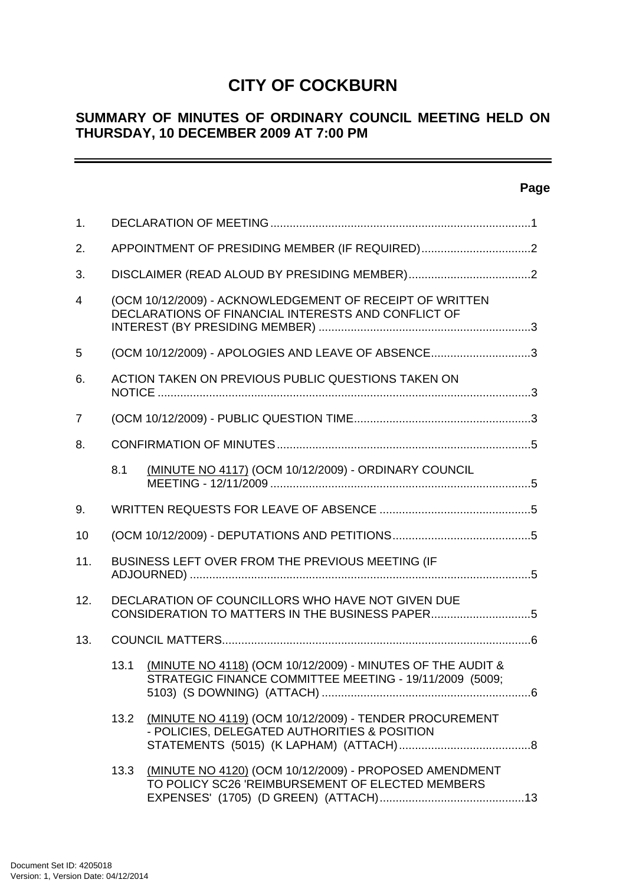# CITY OF COCKBURN

## SUMMARY OF MINUTES OF ORDINARY COUNCIL MEETING HELD ON THURSDAY, 10 DECEMBER 2009 AT 7:00 PM

| | | Page |
|---|---|---|
| 1. | DECLARATION OF MEETING | 1 |
| 2. | APPOINTMENT OF PRESIDING MEMBER (IF REQUIRED) | 2 |
| 3. | DISCLAIMER (READ ALOUD BY PRESIDING MEMBER) | 2 |
| 4 | (OCM 10/12/2009) - ACKNOWLEDGEMENT OF RECEIPT OF WRITTEN DECLARATIONS OF FINANCIAL INTERESTS AND CONFLICT OF INTEREST (BY PRESIDING MEMBER) | 3 |
| 5 | (OCM 10/12/2009) - APOLOGIES AND LEAVE OF ABSENCE | 3 |
| 6. | ACTION TAKEN ON PREVIOUS PUBLIC QUESTIONS TAKEN ON NOTICE | 3 |
| 7 | (OCM 10/12/2009) - PUBLIC QUESTION TIME | 3 |
| 8. | CONFIRMATION OF MINUTES | 5 |
| 8.1 | (MINUTE NO 4117) (OCM 10/12/2009) - ORDINARY COUNCIL MEETING - 12/11/2009 | 5 |
| 9. | WRITTEN REQUESTS FOR LEAVE OF ABSENCE | 5 |
| 10 | (OCM 10/12/2009) - DEPUTATIONS AND PETITIONS | 5 |
| 11. | BUSINESS LEFT OVER FROM THE PREVIOUS MEETING (IF ADJOURNED) | 5 |
| 12. | DECLARATION OF COUNCILLORS WHO HAVE NOT GIVEN DUE CONSIDERATION TO MATTERS IN THE BUSINESS PAPER | 5 |
| 13. | COUNCIL MATTERS | 6 |
| 13.1 | (MINUTE NO 4118) (OCM 10/12/2009) - MINUTES OF THE AUDIT & STRATEGIC FINANCE COMMITTEE MEETING - 19/11/2009 (5009; 5103) (S DOWNING) (ATTACH) | 6 |
| 13.2 | (MINUTE NO 4119) (OCM 10/12/2009) - TENDER PROCUREMENT - POLICIES, DELEGATED AUTHORITIES & POSITION STATEMENTS (5015) (K LAPHAM) (ATTACH) | 8 |
| 13.3 | (MINUTE NO 4120) (OCM 10/12/2009) - PROPOSED AMENDMENT TO POLICY SC26 'REIMBURSEMENT OF ELECTED MEMBERS EXPENSES' (1705) (D GREEN) (ATTACH) | 13 |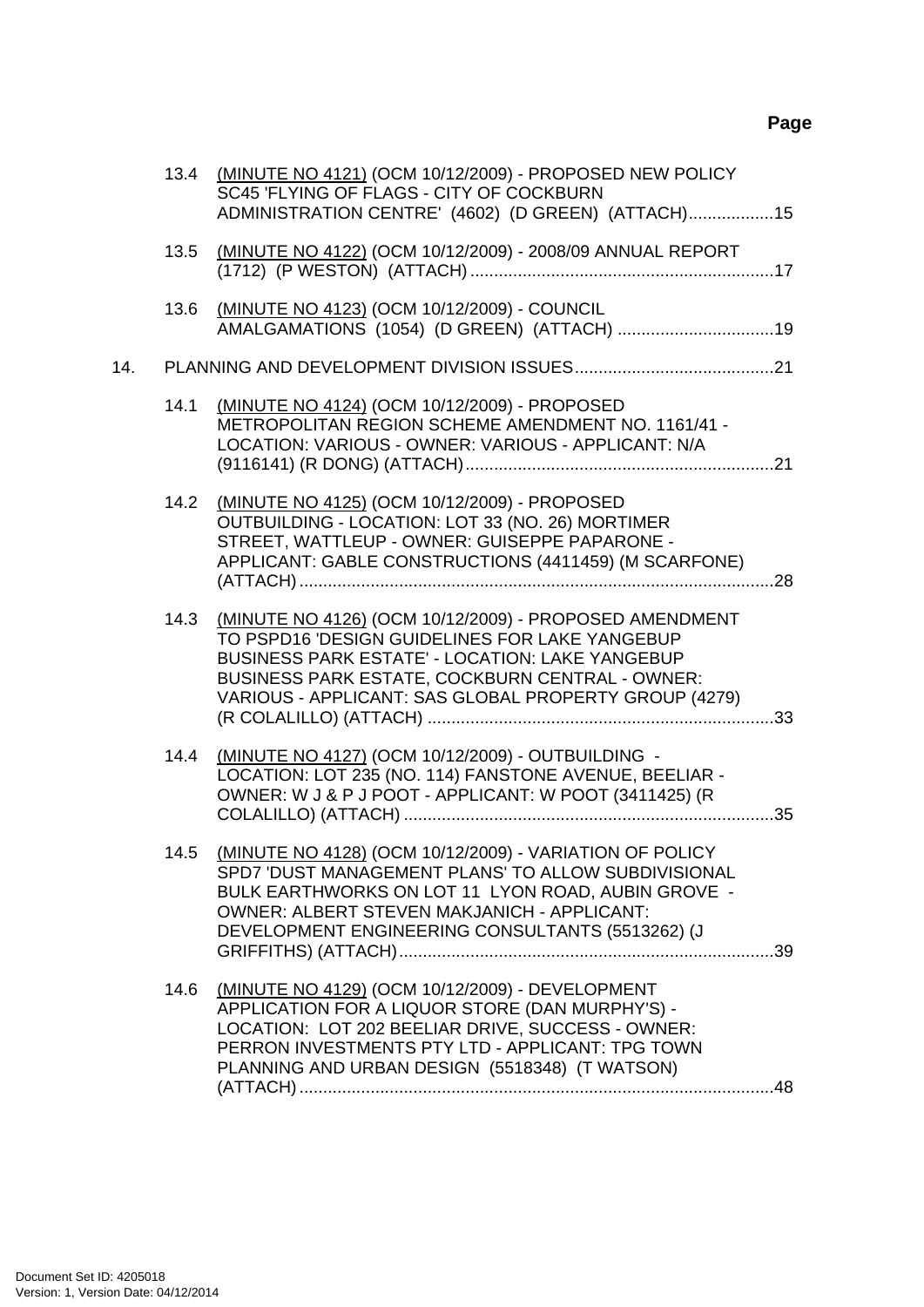**Page**

13.4 (MINUTE NO 4121) (OCM 10/12/2009) - PROPOSED NEW POLICY SC45 'FLYING OF FLAGS - CITY OF COCKBURN ADMINISTRATION CENTRE' (4602) (D GREEN) (ATTACH)..................15

13.5 (MINUTE NO 4122) (OCM 10/12/2009) - 2008/09 ANNUAL REPORT (1712) (P WESTON) (ATTACH)................................................................17

13.6 (MINUTE NO 4123) (OCM 10/12/2009) - COUNCIL AMALGAMATIONS (1054) (D GREEN) (ATTACH) .................................19

14. PLANNING AND DEVELOPMENT DIVISION ISSUES..........................................21

14.1 (MINUTE NO 4124) (OCM 10/12/2009) - PROPOSED METROPOLITAN REGION SCHEME AMENDMENT NO. 1161/41 - LOCATION: VARIOUS - OWNER: VARIOUS - APPLICANT: N/A (9116141) (R DONG) (ATTACH).................................................................21

14.2 (MINUTE NO 4125) (OCM 10/12/2009) - PROPOSED OUTBUILDING - LOCATION: LOT 33 (NO. 26) MORTIMER STREET, WATTLEUP - OWNER: GUISEPPE PAPARONE - APPLICANT: GABLE CONSTRUCTIONS (4411459) (M SCARFONE) (ATTACH)....................................................................................................28

14.3 (MINUTE NO 4126) (OCM 10/12/2009) - PROPOSED AMENDMENT TO PSPD16 'DESIGN GUIDELINES FOR LAKE YANGEBUP BUSINESS PARK ESTATE' - LOCATION: LAKE YANGEBUP BUSINESS PARK ESTATE, COCKBURN CENTRAL - OWNER: VARIOUS - APPLICANT: SAS GLOBAL PROPERTY GROUP (4279) (R COLALILLO) (ATTACH) .........................................................................33

14.4 (MINUTE NO 4127) (OCM 10/12/2009) - OUTBUILDING - LOCATION: LOT 235 (NO. 114) FANSTONE AVENUE, BEELIAR - OWNER: W J & P J POOT - APPLICANT: W POOT (3411425) (R COLALILLO) (ATTACH) ..............................................................................35

14.5 (MINUTE NO 4128) (OCM 10/12/2009) - VARIATION OF POLICY SPD7 'DUST MANAGEMENT PLANS' TO ALLOW SUBDIVISIONAL BULK EARTHWORKS ON LOT 11 LYON ROAD, AUBIN GROVE - OWNER: ALBERT STEVEN MAKJANICH - APPLICANT: DEVELOPMENT ENGINEERING CONSULTANTS (5513262) (J GRIFFITHS) (ATTACH)...............................................................................39

14.6 (MINUTE NO 4129) (OCM 10/12/2009) - DEVELOPMENT APPLICATION FOR A LIQUOR STORE (DAN MURPHY'S) - LOCATION: LOT 202 BEELIAR DRIVE, SUCCESS - OWNER: PERRON INVESTMENTS PTY LTD - APPLICANT: TPG TOWN PLANNING AND URBAN DESIGN (5518348) (T WATSON) (ATTACH)....................................................................................................48

Document Set ID: 4205018
Version: 1, Version Date: 04/12/2014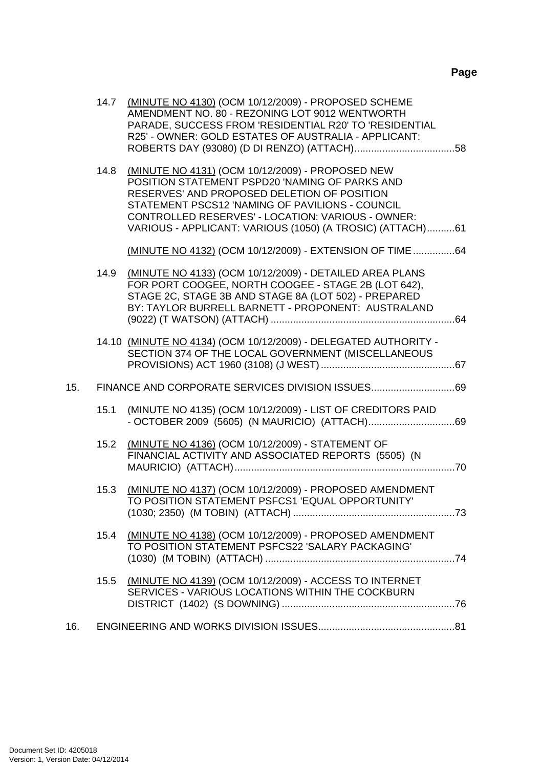**Page**

14.7 (MINUTE NO 4130) (OCM 10/12/2009) - PROPOSED SCHEME AMENDMENT NO. 80 - REZONING LOT 9012 WENTWORTH PARADE, SUCCESS FROM 'RESIDENTIAL R20' TO 'RESIDENTIAL R25' - OWNER: GOLD ESTATES OF AUSTRALIA - APPLICANT: ROBERTS DAY (93080) (D DI RENZO) (ATTACH)....................................58

14.8 (MINUTE NO 4131) (OCM 10/12/2009) - PROPOSED NEW POSITION STATEMENT PSPD20 'NAMING OF PARKS AND RESERVES' AND PROPOSED DELETION OF POSITION STATEMENT PSCS12 'NAMING OF PAVILIONS - COUNCIL CONTROLLED RESERVES' - LOCATION: VARIOUS - OWNER: VARIOUS - APPLICANT: VARIOUS (1050) (A TROSIC) (ATTACH)..........61

(MINUTE NO 4132) (OCM 10/12/2009) - EXTENSION OF TIME ...............64

14.9 (MINUTE NO 4133) (OCM 10/12/2009) - DETAILED AREA PLANS FOR PORT COOGEE, NORTH COOGEE - STAGE 2B (LOT 642), STAGE 2C, STAGE 3B AND STAGE 8A (LOT 502) - PREPARED BY: TAYLOR BURRELL BARNETT - PROPONENT: AUSTRALAND (9022) (T WATSON) (ATTACH) ..................................................................64

14.10 (MINUTE NO 4134) (OCM 10/12/2009) - DELEGATED AUTHORITY - SECTION 374 OF THE LOCAL GOVERNMENT (MISCELLANEOUS PROVISIONS) ACT 1960 (3108) (J WEST) ................................................67

15. FINANCE AND CORPORATE SERVICES DIVISION ISSUES..............................69

15.1 (MINUTE NO 4135) (OCM 10/12/2009) - LIST OF CREDITORS PAID - OCTOBER 2009 (5605) (N MAURICIO) (ATTACH)...............................69

15.2 (MINUTE NO 4136) (OCM 10/12/2009) - STATEMENT OF FINANCIAL ACTIVITY AND ASSOCIATED REPORTS (5505) (N MAURICIO) (ATTACH)...............................................................................70

15.3 (MINUTE NO 4137) (OCM 10/12/2009) - PROPOSED AMENDMENT TO POSITION STATEMENT PSFCS1 'EQUAL OPPORTUNITY' (1030; 2350) (M TOBIN) (ATTACH) ..........................................................73

15.4 (MINUTE NO 4138) (OCM 10/12/2009) - PROPOSED AMENDMENT TO POSITION STATEMENT PSFCS22 'SALARY PACKAGING' (1030) (M TOBIN) (ATTACH) ....................................................................74

15.5 (MINUTE NO 4139) (OCM 10/12/2009) - ACCESS TO INTERNET SERVICES - VARIOUS LOCATIONS WITHIN THE COCKBURN DISTRICT (1402) (S DOWNING) ..............................................................76

16. ENGINEERING AND WORKS DIVISION ISSUES.................................................81

Document Set ID: 4205018
Version: 1, Version Date: 04/12/2014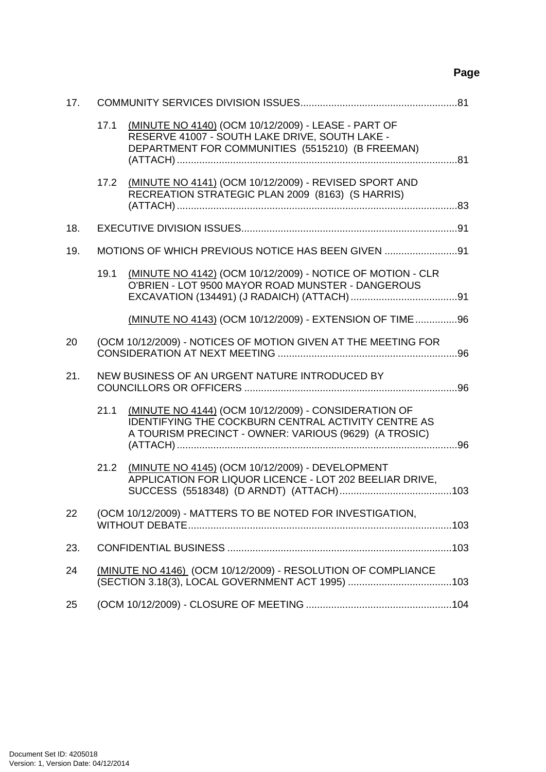| | | | Page |
|---|---|---|---|
| 17. | COMMUNITY SERVICES DIVISION ISSUES | | 81 |
| | 17.1 | (MINUTE NO 4140) (OCM 10/12/2009) - LEASE - PART OF RESERVE 41007 - SOUTH LAKE DRIVE, SOUTH LAKE - DEPARTMENT FOR COMMUNITIES (5515210) (B FREEMAN) (ATTACH) | 81 |
| | 17.2 | (MINUTE NO 4141) (OCM 10/12/2009) - REVISED SPORT AND RECREATION STRATEGIC PLAN 2009 (8163) (S HARRIS) (ATTACH) | 83 |
| 18. | EXECUTIVE DIVISION ISSUES | | 91 |
| 19. | MOTIONS OF WHICH PREVIOUS NOTICE HAS BEEN GIVEN | | 91 |
| | 19.1 | (MINUTE NO 4142) (OCM 10/12/2009) - NOTICE OF MOTION - CLR O'BRIEN - LOT 9500 MAYOR ROAD MUNSTER - DANGEROUS EXCAVATION (134491) (J RADAICH) (ATTACH) | 91 |
| | | (MINUTE NO 4143) (OCM 10/12/2009) - EXTENSION OF TIME | 96 |
| 20 | (OCM 10/12/2009) - NOTICES OF MOTION GIVEN AT THE MEETING FOR CONSIDERATION AT NEXT MEETING | | 96 |
| 21. | NEW BUSINESS OF AN URGENT NATURE INTRODUCED BY COUNCILLORS OR OFFICERS | | 96 |
| | 21.1 | (MINUTE NO 4144) (OCM 10/12/2009) - CONSIDERATION OF IDENTIFYING THE COCKBURN CENTRAL ACTIVITY CENTRE AS A TOURISM PRECINCT - OWNER: VARIOUS (9629) (A TROSIC) (ATTACH) | 96 |
| | 21.2 | (MINUTE NO 4145) (OCM 10/12/2009) - DEVELOPMENT APPLICATION FOR LIQUOR LICENCE - LOT 202 BEELIAR DRIVE, SUCCESS (5518348) (D ARNDT) (ATTACH) | 103 |
| 22 | (OCM 10/12/2009) - MATTERS TO BE NOTED FOR INVESTIGATION, WITHOUT DEBATE | | 103 |
| 23. | CONFIDENTIAL BUSINESS | | 103 |
| 24 | (MINUTE NO 4146) (OCM 10/12/2009) - RESOLUTION OF COMPLIANCE (SECTION 3.18(3), LOCAL GOVERNMENT ACT 1995) | | 103 |
| 25 | (OCM 10/12/2009) - CLOSURE OF MEETING | | 104 |

Document Set ID: 4205018
Version: 1, Version Date: 04/12/2014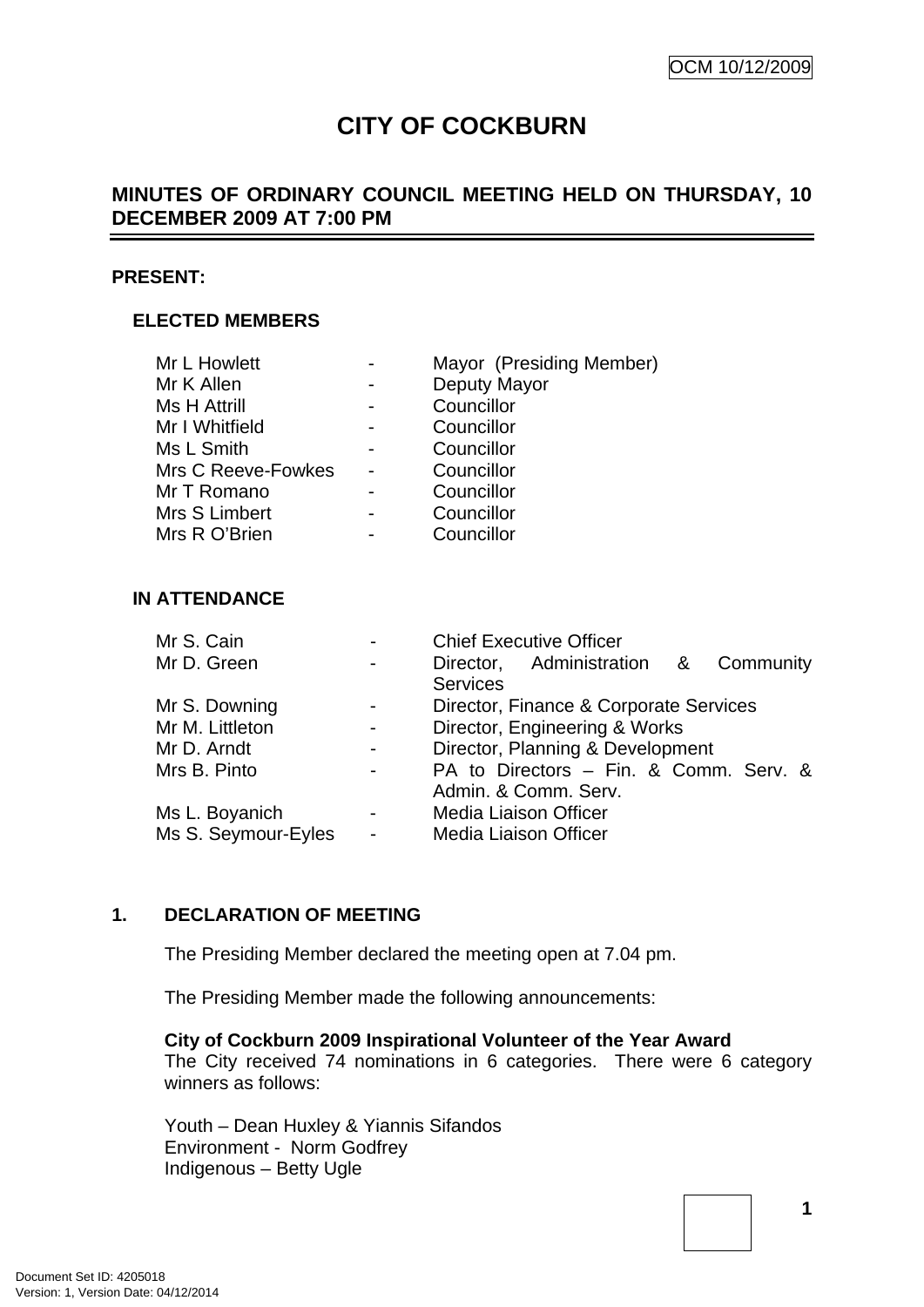OCM 10/12/2009

# CITY OF COCKBURN

## MINUTES OF ORDINARY COUNCIL MEETING HELD ON THURSDAY, 10 DECEMBER 2009 AT 7:00 PM

**PRESENT:**

### ELECTED MEMBERS

| | | |
|---|---|---|
| Mr L Howlett | - | Mayor (Presiding Member) |
| Mr K Allen | - | Deputy Mayor |
| Ms H Attrill | - | Councillor |
| Mr I Whitfield | - | Councillor |
| Ms L Smith | - | Councillor |
| Mrs C Reeve-Fowkes | - | Councillor |
| Mr T Romano | - | Councillor |
| Mrs S Limbert | - | Councillor |
| Mrs R O'Brien | - | Councillor |

### IN ATTENDANCE

| | | |
|---|---|---|
| Mr S. Cain | - | Chief Executive Officer |
| Mr D. Green | - | Director, Administration & Community Services |
| Mr S. Downing | - | Director, Finance & Corporate Services |
| Mr M. Littleton | - | Director, Engineering & Works |
| Mr D. Arndt | - | Director, Planning & Development |
| Mrs B. Pinto | - | PA to Directors – Fin. & Comm. Serv. & Admin. & Comm. Serv. |
| Ms L. Boyanich | - | Media Liaison Officer |
| Ms S. Seymour-Eyles | - | Media Liaison Officer |

## 1. DECLARATION OF MEETING

The Presiding Member declared the meeting open at 7.04 pm.

The Presiding Member made the following announcements:

**City of Cockburn 2009 Inspirational Volunteer of the Year Award**
The City received 74 nominations in 6 categories. There were 6 category winners as follows:

Youth – Dean Huxley & Yiannis Sifandos
Environment - Norm Godfrey
Indigenous – Betty Ugle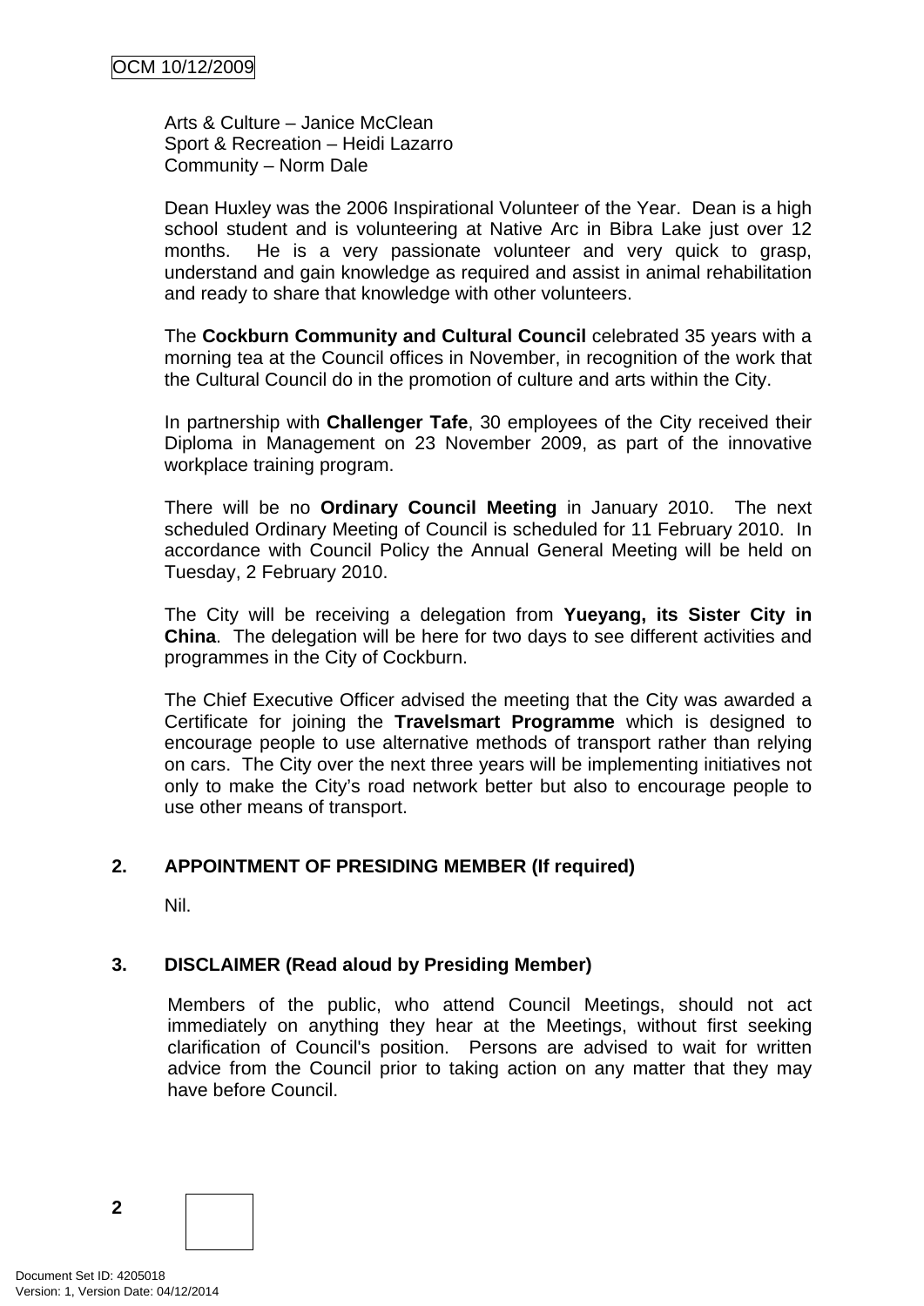Arts & Culture – Janice McClean
Sport & Recreation – Heidi Lazarro
Community – Norm Dale

Dean Huxley was the 2006 Inspirational Volunteer of the Year. Dean is a high school student and is volunteering at Native Arc in Bibra Lake just over 12 months. He is a very passionate volunteer and very quick to grasp, understand and gain knowledge as required and assist in animal rehabilitation and ready to share that knowledge with other volunteers.

The **Cockburn Community and Cultural Council** celebrated 35 years with a morning tea at the Council offices in November, in recognition of the work that the Cultural Council do in the promotion of culture and arts within the City.

In partnership with **Challenger Tafe**, 30 employees of the City received their Diploma in Management on 23 November 2009, as part of the innovative workplace training program.

There will be no **Ordinary Council Meeting** in January 2010. The next scheduled Ordinary Meeting of Council is scheduled for 11 February 2010. In accordance with Council Policy the Annual General Meeting will be held on Tuesday, 2 February 2010.

The City will be receiving a delegation from **Yueyang, its Sister City in China**. The delegation will be here for two days to see different activities and programmes in the City of Cockburn.

The Chief Executive Officer advised the meeting that the City was awarded a Certificate for joining the **Travelsmart Programme** which is designed to encourage people to use alternative methods of transport rather than relying on cars. The City over the next three years will be implementing initiatives not only to make the City's road network better but also to encourage people to use other means of transport.

## 2. APPOINTMENT OF PRESIDING MEMBER (If required)

Nil.

## 3. DISCLAIMER (Read aloud by Presiding Member)

Members of the public, who attend Council Meetings, should not act immediately on anything they hear at the Meetings, without first seeking clarification of Council's position. Persons are advised to wait for written advice from the Council prior to taking action on any matter that they may have before Council.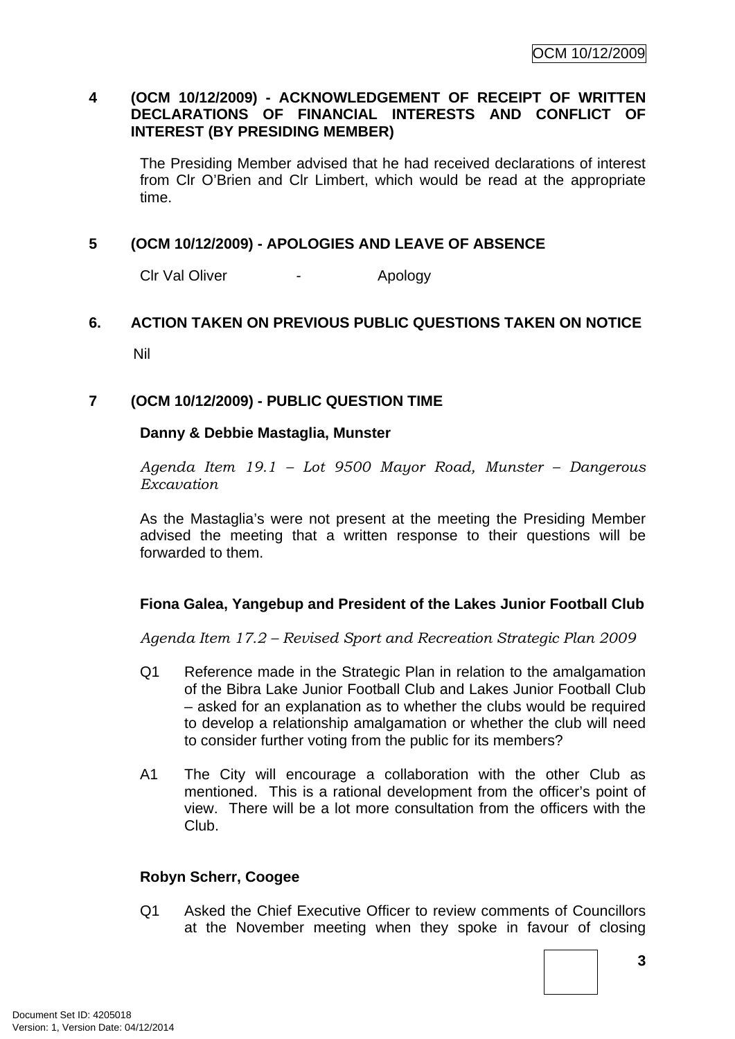## 4 (OCM 10/12/2009) - ACKNOWLEDGEMENT OF RECEIPT OF WRITTEN DECLARATIONS OF FINANCIAL INTERESTS AND CONFLICT OF INTEREST (BY PRESIDING MEMBER)

The Presiding Member advised that he had received declarations of interest from Clr O'Brien and Clr Limbert, which would be read at the appropriate time.

## 5 (OCM 10/12/2009) - APOLOGIES AND LEAVE OF ABSENCE

Clr Val Oliver - Apology

## 6. ACTION TAKEN ON PREVIOUS PUBLIC QUESTIONS TAKEN ON NOTICE

Nil

## 7 (OCM 10/12/2009) - PUBLIC QUESTION TIME

**Danny & Debbie Mastaglia, Munster**

*Agenda Item 19.1 – Lot 9500 Mayor Road, Munster – Dangerous Excavation*

As the Mastaglia's were not present at the meeting the Presiding Member advised the meeting that a written response to their questions will be forwarded to them.

**Fiona Galea, Yangebup and President of the Lakes Junior Football Club**

*Agenda Item 17.2 – Revised Sport and Recreation Strategic Plan 2009*

Q1 Reference made in the Strategic Plan in relation to the amalgamation of the Bibra Lake Junior Football Club and Lakes Junior Football Club – asked for an explanation as to whether the clubs would be required to develop a relationship amalgamation or whether the club will need to consider further voting from the public for its members?

A1 The City will encourage a collaboration with the other Club as mentioned. This is a rational development from the officer's point of view. There will be a lot more consultation from the officers with the Club.

**Robyn Scherr, Coogee**

Q1 Asked the Chief Executive Officer to review comments of Councillors at the November meeting when they spoke in favour of closing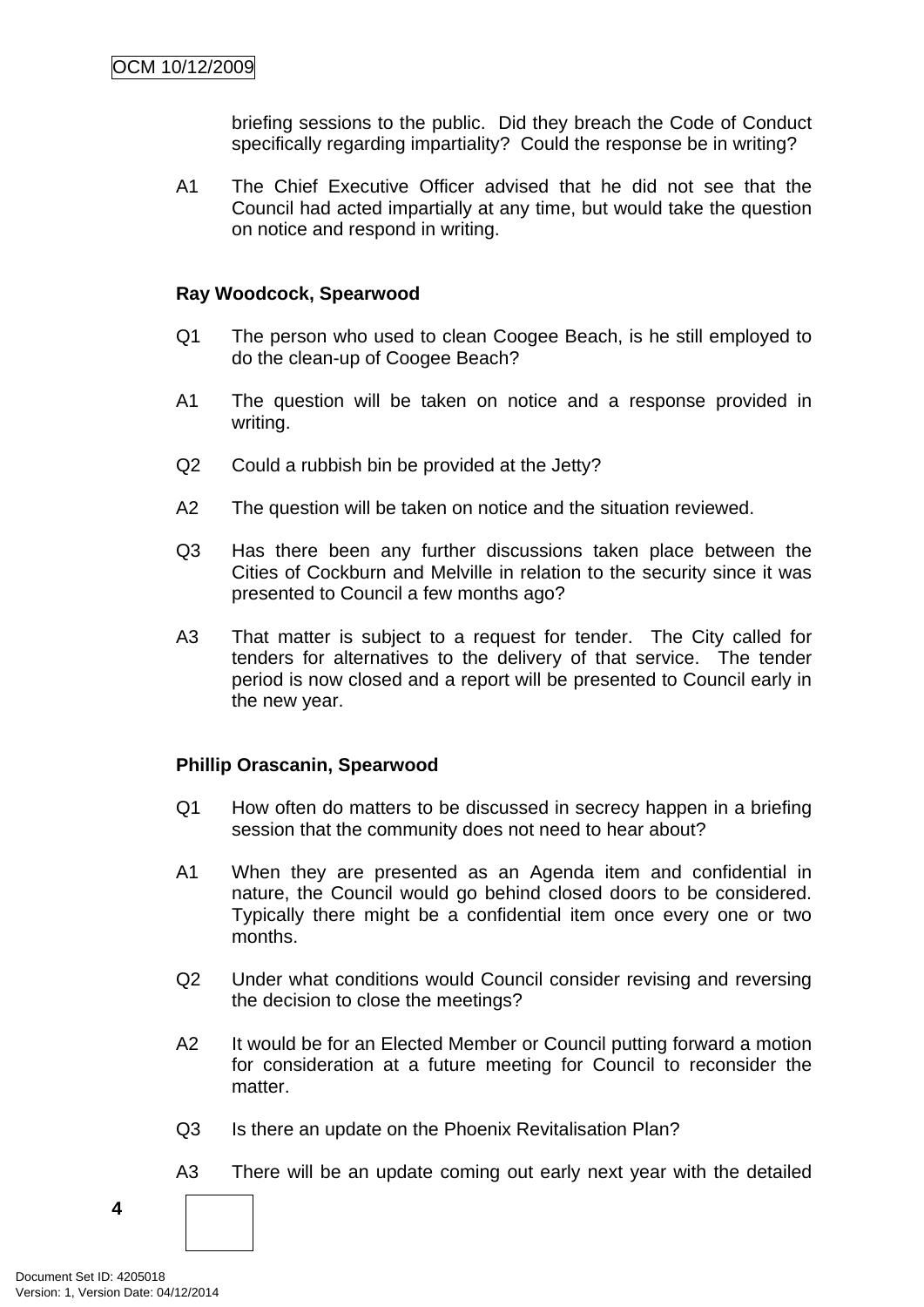briefing sessions to the public. Did they breach the Code of Conduct specifically regarding impartiality? Could the response be in writing?

A1 The Chief Executive Officer advised that he did not see that the Council had acted impartially at any time, but would take the question on notice and respond in writing.

**Ray Woodcock, Spearwood**

Q1 The person who used to clean Coogee Beach, is he still employed to do the clean-up of Coogee Beach?

A1 The question will be taken on notice and a response provided in writing.

Q2 Could a rubbish bin be provided at the Jetty?

A2 The question will be taken on notice and the situation reviewed.

Q3 Has there been any further discussions taken place between the Cities of Cockburn and Melville in relation to the security since it was presented to Council a few months ago?

A3 That matter is subject to a request for tender. The City called for tenders for alternatives to the delivery of that service. The tender period is now closed and a report will be presented to Council early in the new year.

**Phillip Orascanin, Spearwood**

Q1 How often do matters to be discussed in secrecy happen in a briefing session that the community does not need to hear about?

A1 When they are presented as an Agenda item and confidential in nature, the Council would go behind closed doors to be considered. Typically there might be a confidential item once every one or two months.

Q2 Under what conditions would Council consider revising and reversing the decision to close the meetings?

A2 It would be for an Elected Member or Council putting forward a motion for consideration at a future meeting for Council to reconsider the matter.

Q3 Is there an update on the Phoenix Revitalisation Plan?

A3 There will be an update coming out early next year with the detailed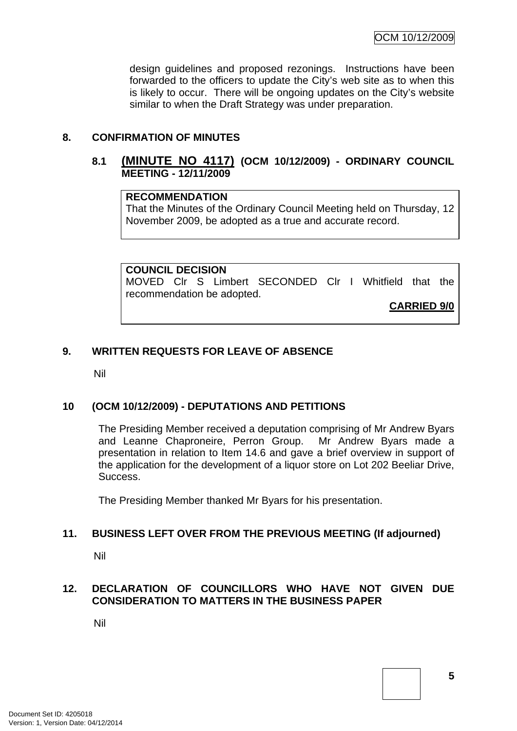design guidelines and proposed rezonings. Instructions have been forwarded to the officers to update the City's web site as to when this is likely to occur. There will be ongoing updates on the City's website similar to when the Draft Strategy was under preparation.

## 8. CONFIRMATION OF MINUTES

### 8.1 (MINUTE NO 4117) (OCM 10/12/2009) - ORDINARY COUNCIL MEETING - 12/11/2009

**RECOMMENDATION**
That the Minutes of the Ordinary Council Meeting held on Thursday, 12 November 2009, be adopted as a true and accurate record.

**COUNCIL DECISION**
MOVED Clr S Limbert SECONDED Clr I Whitfield that the recommendation be adopted.

**CARRIED 9/0**

## 9. WRITTEN REQUESTS FOR LEAVE OF ABSENCE

Nil

## 10 (OCM 10/12/2009) - DEPUTATIONS AND PETITIONS

The Presiding Member received a deputation comprising of Mr Andrew Byars and Leanne Chaproneire, Perron Group. Mr Andrew Byars made a presentation in relation to Item 14.6 and gave a brief overview in support of the application for the development of a liquor store on Lot 202 Beeliar Drive, Success.

The Presiding Member thanked Mr Byars for his presentation.

## 11. BUSINESS LEFT OVER FROM THE PREVIOUS MEETING (If adjourned)

Nil

## 12. DECLARATION OF COUNCILLORS WHO HAVE NOT GIVEN DUE CONSIDERATION TO MATTERS IN THE BUSINESS PAPER

Nil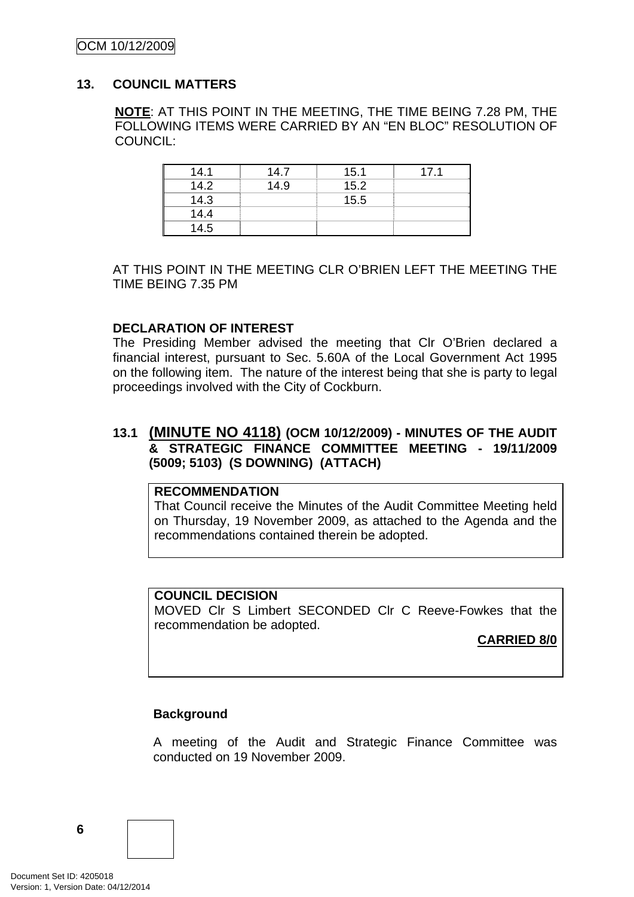## 13. COUNCIL MATTERS

**NOTE**: AT THIS POINT IN THE MEETING, THE TIME BEING 7.28 PM, THE FOLLOWING ITEMS WERE CARRIED BY AN "EN BLOC" RESOLUTION OF COUNCIL:

| | | | |
|---|---|---|---|
| 14.1 | 14.7 | 15.1 | 17.1 |
| 14.2 | 14.9 | 15.2 | |
| 14.3 | | 15.5 | |
| 14.4 | | | |
| 14.5 | | | |

AT THIS POINT IN THE MEETING CLR O'BRIEN LEFT THE MEETING THE TIME BEING 7.35 PM

**DECLARATION OF INTEREST**

The Presiding Member advised the meeting that Clr O'Brien declared a financial interest, pursuant to Sec. 5.60A of the Local Government Act 1995 on the following item. The nature of the interest being that she is party to legal proceedings involved with the City of Cockburn.

### 13.1 (MINUTE NO 4118) (OCM 10/12/2009) - MINUTES OF THE AUDIT & STRATEGIC FINANCE COMMITTEE MEETING - 19/11/2009 (5009; 5103) (S DOWNING) (ATTACH)

**RECOMMENDATION**

That Council receive the Minutes of the Audit Committee Meeting held on Thursday, 19 November 2009, as attached to the Agenda and the recommendations contained therein be adopted.

**COUNCIL DECISION**

MOVED Clr S Limbert SECONDED Clr C Reeve-Fowkes that the recommendation be adopted.

**CARRIED 8/0**

**Background**

A meeting of the Audit and Strategic Finance Committee was conducted on 19 November 2009.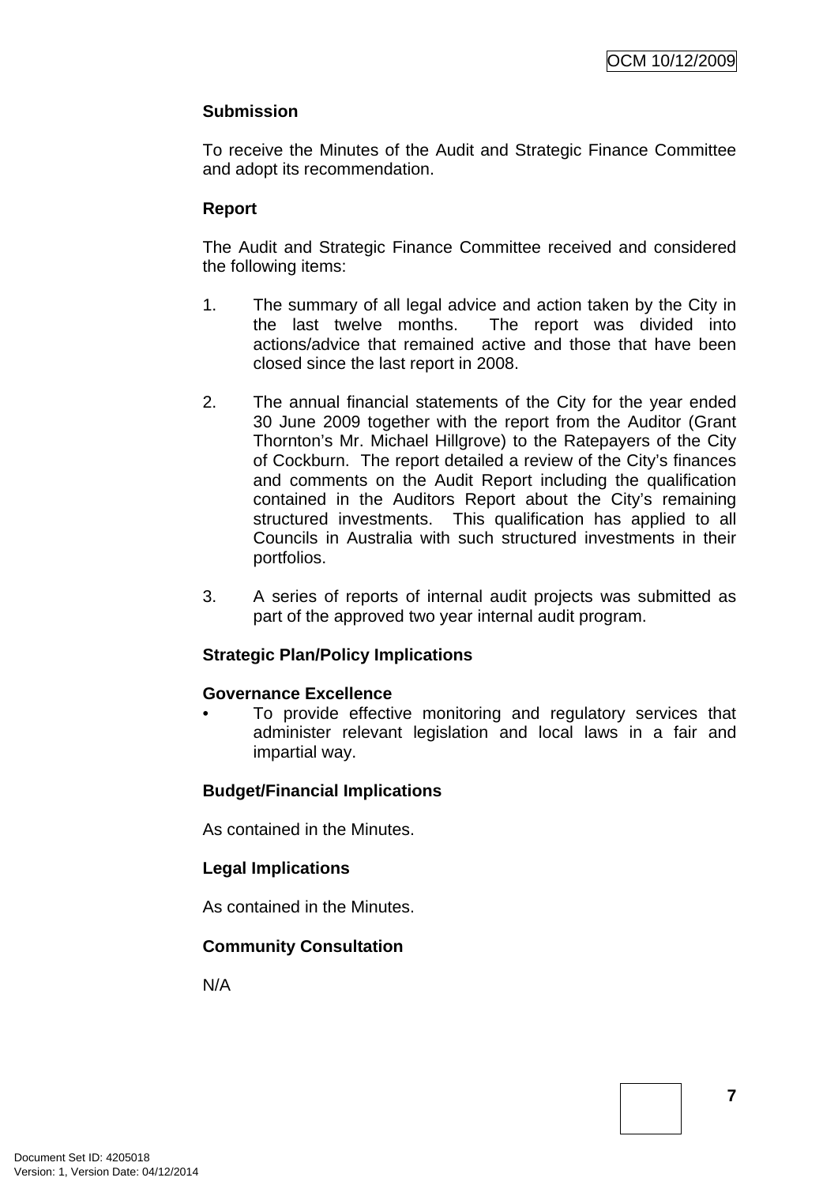**Submission**

To receive the Minutes of the Audit and Strategic Finance Committee and adopt its recommendation.

**Report**

The Audit and Strategic Finance Committee received and considered the following items:

1. The summary of all legal advice and action taken by the City in the last twelve months. The report was divided into actions/advice that remained active and those that have been closed since the last report in 2008.

2. The annual financial statements of the City for the year ended 30 June 2009 together with the report from the Auditor (Grant Thornton's Mr. Michael Hillgrove) to the Ratepayers of the City of Cockburn. The report detailed a review of the City's finances and comments on the Audit Report including the qualification contained in the Auditors Report about the City's remaining structured investments. This qualification has applied to all Councils in Australia with such structured investments in their portfolios.

3. A series of reports of internal audit projects was submitted as part of the approved two year internal audit program.

**Strategic Plan/Policy Implications**

**Governance Excellence**

- To provide effective monitoring and regulatory services that administer relevant legislation and local laws in a fair and impartial way.

**Budget/Financial Implications**

As contained in the Minutes.

**Legal Implications**

As contained in the Minutes.

**Community Consultation**

N/A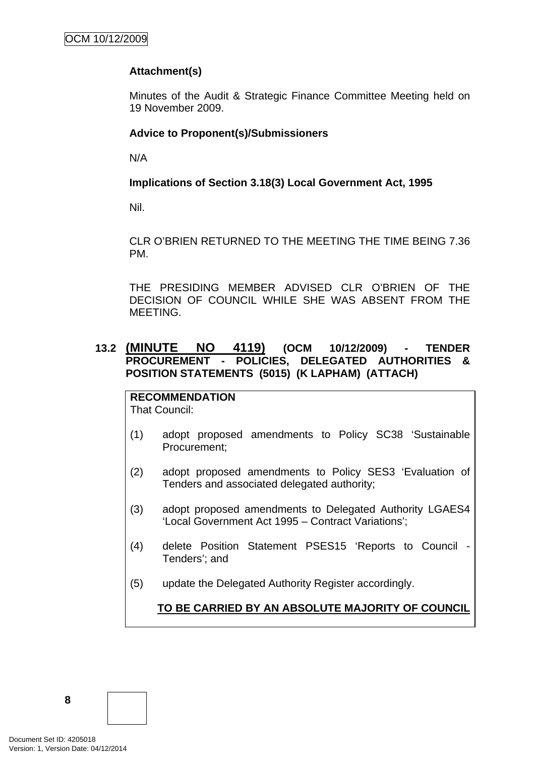**Attachment(s)**

Minutes of the Audit & Strategic Finance Committee Meeting held on 19 November 2009.

**Advice to Proponent(s)/Submissioners**

N/A

**Implications of Section 3.18(3) Local Government Act, 1995**

Nil.

CLR O'BRIEN RETURNED TO THE MEETING THE TIME BEING 7.36 PM.

THE PRESIDING MEMBER ADVISED CLR O'BRIEN OF THE DECISION OF COUNCIL WHILE SHE WAS ABSENT FROM THE MEETING.

### 13.2 (MINUTE NO 4119) (OCM 10/12/2009) - TENDER PROCUREMENT - POLICIES, DELEGATED AUTHORITIES & POSITION STATEMENTS (5015) (K LAPHAM) (ATTACH)

**RECOMMENDATION**
That Council:

(1) adopt proposed amendments to Policy SC38 'Sustainable Procurement;

(2) adopt proposed amendments to Policy SES3 'Evaluation of Tenders and associated delegated authority;

(3) adopt proposed amendments to Delegated Authority LGAES4 'Local Government Act 1995 – Contract Variations';

(4) delete Position Statement PSES15 'Reports to Council - Tenders'; and

(5) update the Delegated Authority Register accordingly.

**TO BE CARRIED BY AN ABSOLUTE MAJORITY OF COUNCIL**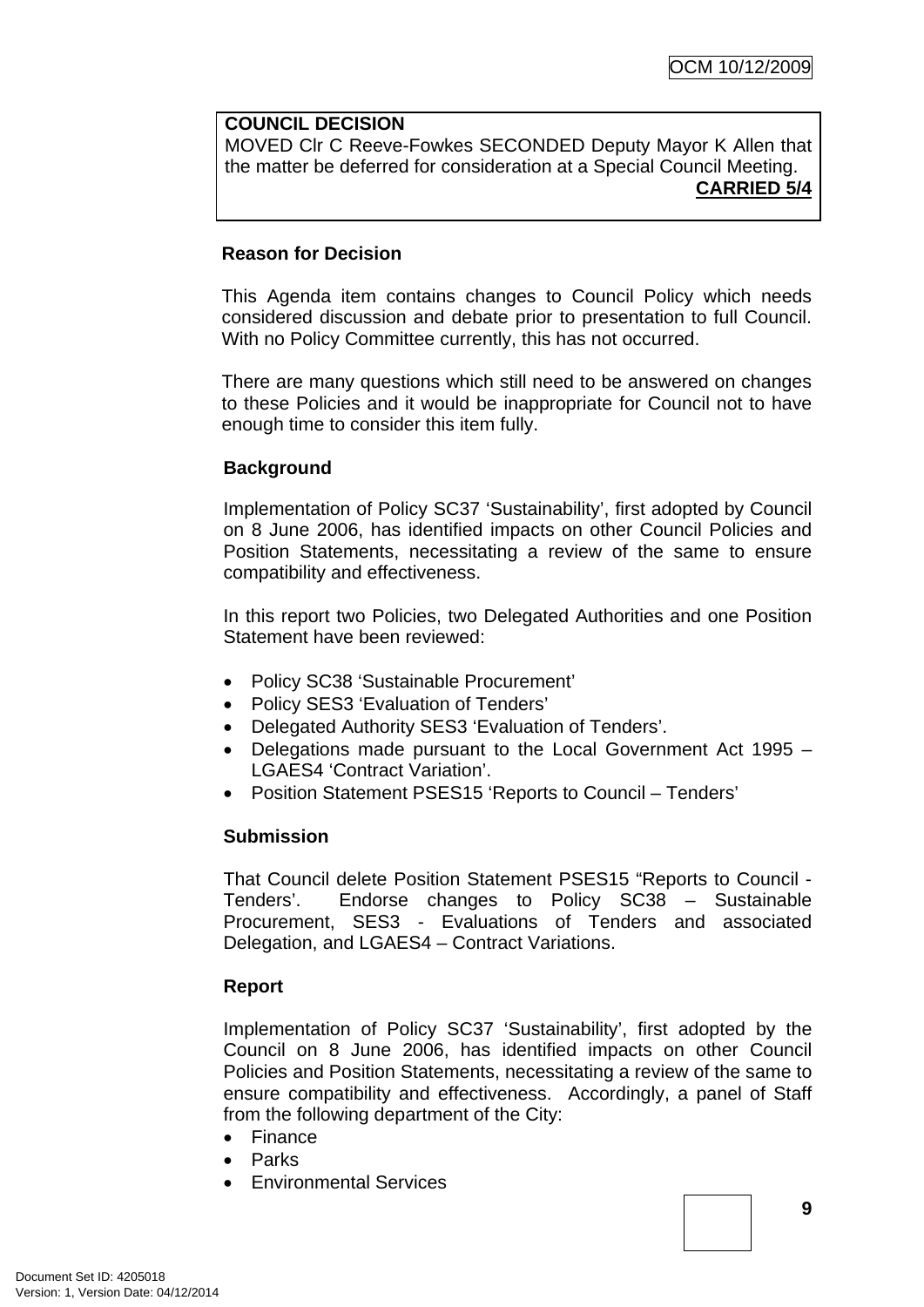**COUNCIL DECISION**
MOVED Clr C Reeve-Fowkes SECONDED Deputy Mayor K Allen that the matter be deferred for consideration at a Special Council Meeting.

**CARRIED 5/4**

**Reason for Decision**

This Agenda item contains changes to Council Policy which needs considered discussion and debate prior to presentation to full Council. With no Policy Committee currently, this has not occurred.

There are many questions which still need to be answered on changes to these Policies and it would be inappropriate for Council not to have enough time to consider this item fully.

**Background**

Implementation of Policy SC37 'Sustainability', first adopted by Council on 8 June 2006, has identified impacts on other Council Policies and Position Statements, necessitating a review of the same to ensure compatibility and effectiveness.

In this report two Policies, two Delegated Authorities and one Position Statement have been reviewed:

- Policy SC38 'Sustainable Procurement'
- Policy SES3 'Evaluation of Tenders'
- Delegated Authority SES3 'Evaluation of Tenders'.
- Delegations made pursuant to the Local Government Act 1995 – LGAES4 'Contract Variation'.
- Position Statement PSES15 'Reports to Council – Tenders'

**Submission**

That Council delete Position Statement PSES15 "Reports to Council - Tenders'. Endorse changes to Policy SC38 – Sustainable Procurement, SES3 - Evaluations of Tenders and associated Delegation, and LGAES4 – Contract Variations.

**Report**

Implementation of Policy SC37 'Sustainability', first adopted by the Council on 8 June 2006, has identified impacts on other Council Policies and Position Statements, necessitating a review of the same to ensure compatibility and effectiveness. Accordingly, a panel of Staff from the following department of the City:

- Finance
- Parks
- Environmental Services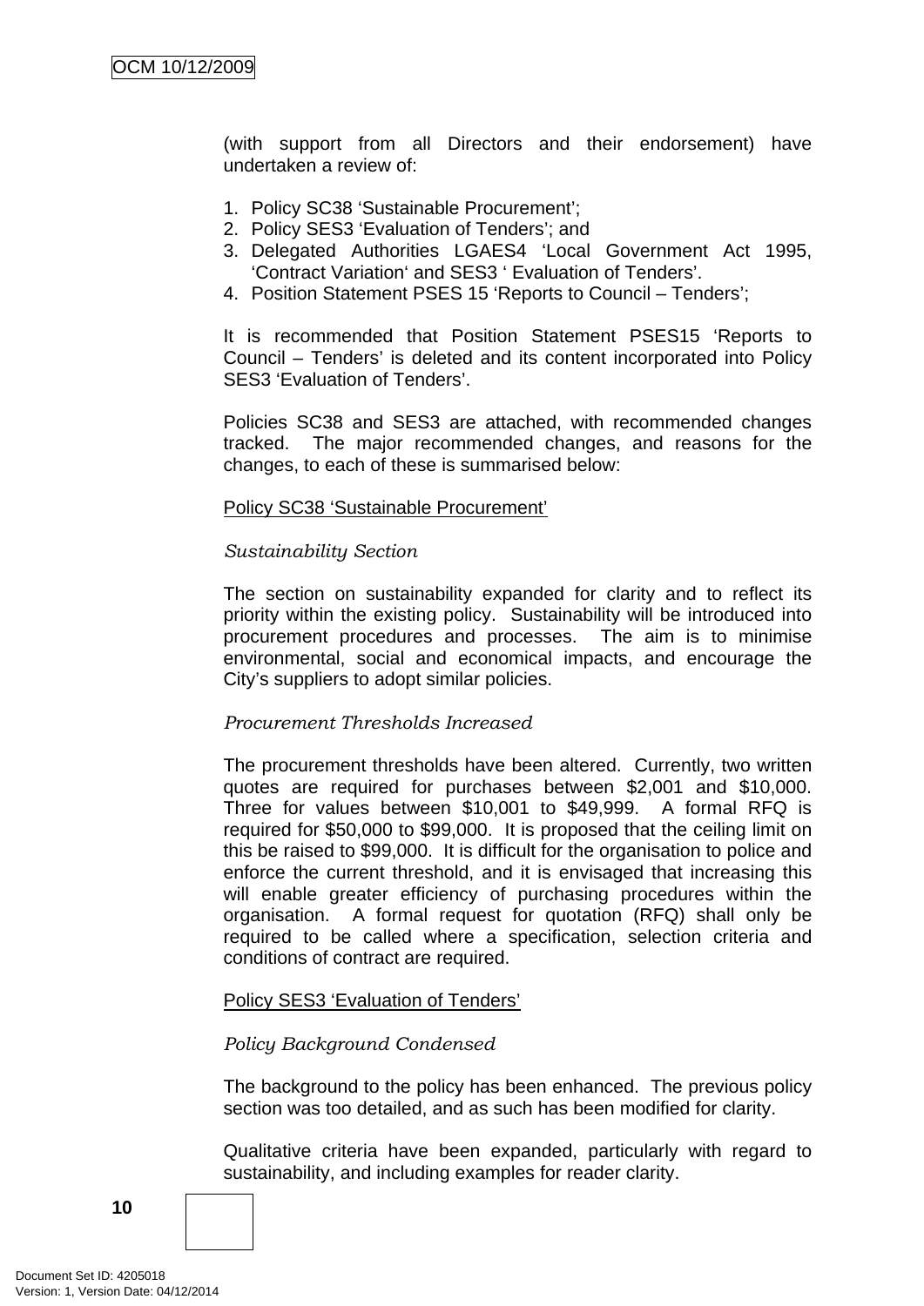(with support from all Directors and their endorsement) have undertaken a review of:

1. Policy SC38 'Sustainable Procurement';
2. Policy SES3 'Evaluation of Tenders'; and
3. Delegated Authorities LGAES4 'Local Government Act 1995, 'Contract Variation' and SES3 ' Evaluation of Tenders'.
4. Position Statement PSES 15 'Reports to Council – Tenders';

It is recommended that Position Statement PSES15 'Reports to Council – Tenders' is deleted and its content incorporated into Policy SES3 'Evaluation of Tenders'.

Policies SC38 and SES3 are attached, with recommended changes tracked. The major recommended changes, and reasons for the changes, to each of these is summarised below:

<u>Policy SC38 'Sustainable Procurement'</u>

*Sustainability Section*

The section on sustainability expanded for clarity and to reflect its priority within the existing policy. Sustainability will be introduced into procurement procedures and processes. The aim is to minimise environmental, social and economical impacts, and encourage the City's suppliers to adopt similar policies.

*Procurement Thresholds Increased*

The procurement thresholds have been altered. Currently, two written quotes are required for purchases between $2,001 and $10,000. Three for values between $10,001 to $49,999. A formal RFQ is required for $50,000 to $99,000. It is proposed that the ceiling limit on this be raised to $99,000. It is difficult for the organisation to police and enforce the current threshold, and it is envisaged that increasing this will enable greater efficiency of purchasing procedures within the organisation. A formal request for quotation (RFQ) shall only be required to be called where a specification, selection criteria and conditions of contract are required.

<u>Policy SES3 'Evaluation of Tenders'</u>

*Policy Background Condensed*

The background to the policy has been enhanced. The previous policy section was too detailed, and as such has been modified for clarity.

Qualitative criteria have been expanded, particularly with regard to sustainability, and including examples for reader clarity.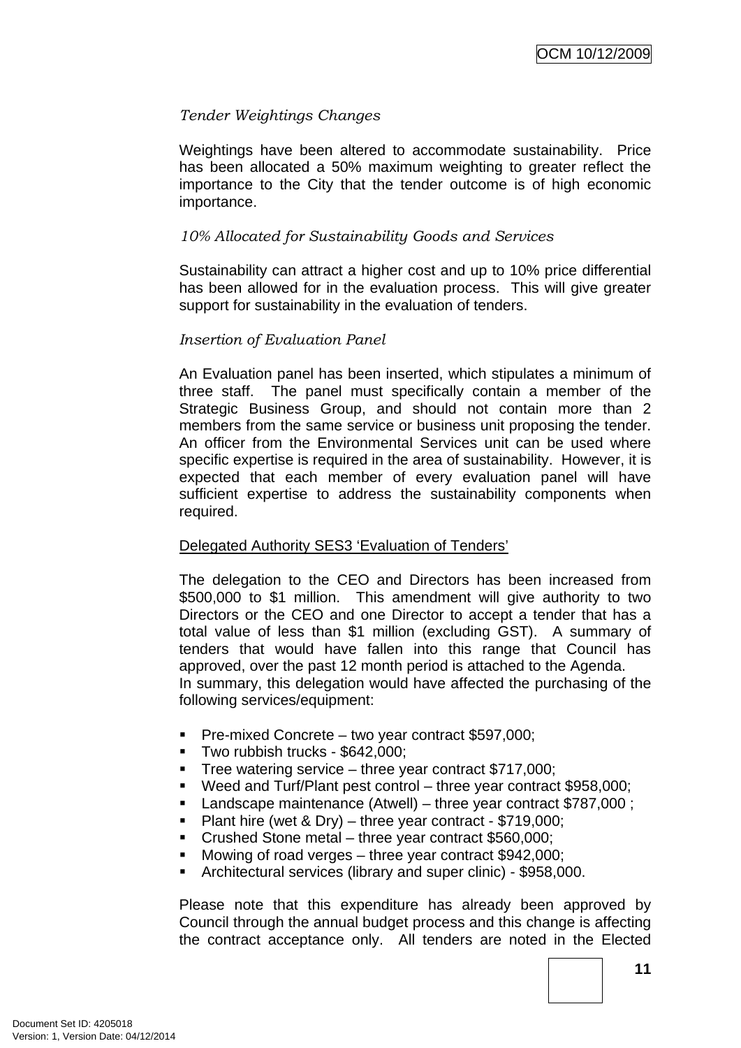*Tender Weightings Changes*

Weightings have been altered to accommodate sustainability. Price has been allocated a 50% maximum weighting to greater reflect the importance to the City that the tender outcome is of high economic importance.

*10% Allocated for Sustainability Goods and Services*

Sustainability can attract a higher cost and up to 10% price differential has been allowed for in the evaluation process. This will give greater support for sustainability in the evaluation of tenders.

*Insertion of Evaluation Panel*

An Evaluation panel has been inserted, which stipulates a minimum of three staff. The panel must specifically contain a member of the Strategic Business Group, and should not contain more than 2 members from the same service or business unit proposing the tender. An officer from the Environmental Services unit can be used where specific expertise is required in the area of sustainability. However, it is expected that each member of every evaluation panel will have sufficient expertise to address the sustainability components when required.

<u>Delegated Authority SES3 'Evaluation of Tenders'</u>

The delegation to the CEO and Directors has been increased from $500,000 to $1 million. This amendment will give authority to two Directors or the CEO and one Director to accept a tender that has a total value of less than $1 million (excluding GST). A summary of tenders that would have fallen into this range that Council has approved, over the past 12 month period is attached to the Agenda.
In summary, this delegation would have affected the purchasing of the following services/equipment:

- Pre-mixed Concrete – two year contract $597,000;
- Two rubbish trucks - $642,000;
- Tree watering service – three year contract $717,000;
- Weed and Turf/Plant pest control – three year contract $958,000;
- Landscape maintenance (Atwell) – three year contract $787,000 ;
- Plant hire (wet & Dry) – three year contract - $719,000;
- Crushed Stone metal – three year contract $560,000;
- Mowing of road verges – three year contract $942,000;
- Architectural services (library and super clinic) - $958,000.

Please note that this expenditure has already been approved by Council through the annual budget process and this change is affecting the contract acceptance only. All tenders are noted in the Elected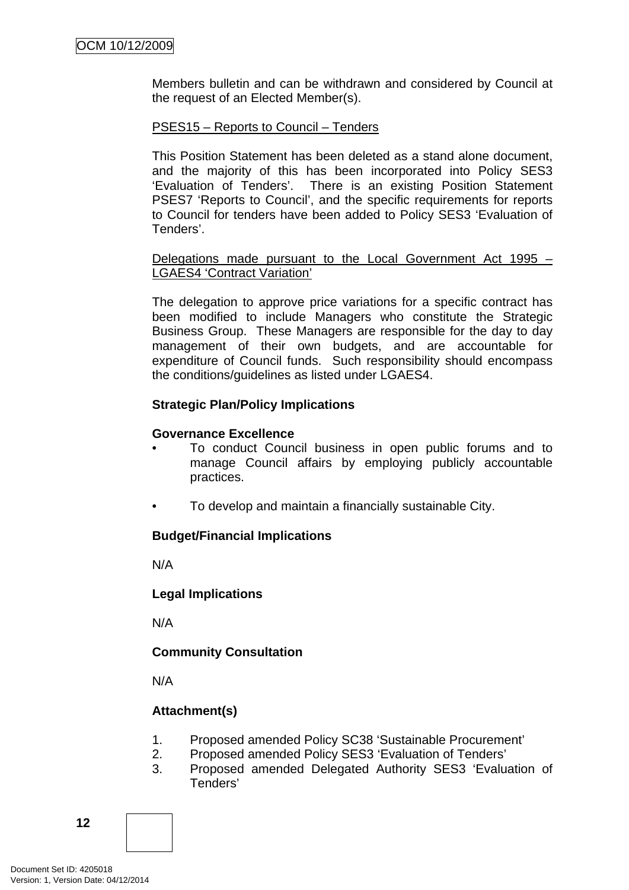Members bulletin and can be withdrawn and considered by Council at the request of an Elected Member(s).

PSES15 – Reports to Council – Tenders

This Position Statement has been deleted as a stand alone document, and the majority of this has been incorporated into Policy SES3 'Evaluation of Tenders'. There is an existing Position Statement PSES7 'Reports to Council', and the specific requirements for reports to Council for tenders have been added to Policy SES3 'Evaluation of Tenders'.

Delegations made pursuant to the Local Government Act 1995 – LGAES4 'Contract Variation'

The delegation to approve price variations for a specific contract has been modified to include Managers who constitute the Strategic Business Group. These Managers are responsible for the day to day management of their own budgets, and are accountable for expenditure of Council funds. Such responsibility should encompass the conditions/guidelines as listed under LGAES4.

**Strategic Plan/Policy Implications**

**Governance Excellence**

- To conduct Council business in open public forums and to manage Council affairs by employing publicly accountable practices.

- To develop and maintain a financially sustainable City.

**Budget/Financial Implications**

N/A

**Legal Implications**

N/A

**Community Consultation**

N/A

**Attachment(s)**

1. Proposed amended Policy SC38 'Sustainable Procurement'
2. Proposed amended Policy SES3 'Evaluation of Tenders'
3. Proposed amended Delegated Authority SES3 'Evaluation of Tenders'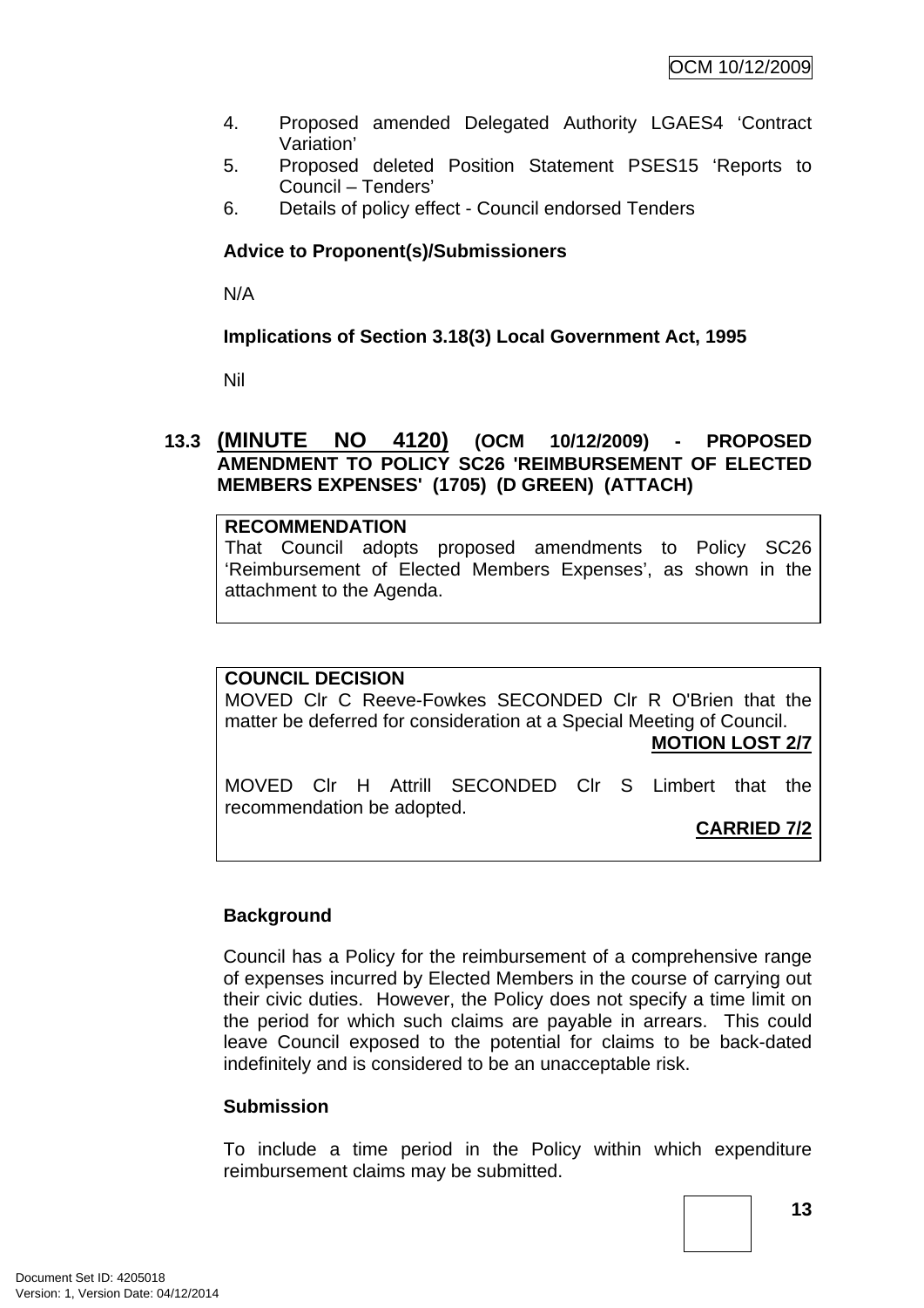4. Proposed amended Delegated Authority LGAES4 'Contract Variation'
5. Proposed deleted Position Statement PSES15 'Reports to Council – Tenders'
6. Details of policy effect - Council endorsed Tenders

**Advice to Proponent(s)/Submissioners**

N/A

**Implications of Section 3.18(3) Local Government Act, 1995**

Nil

## 13.3 (MINUTE NO 4120) (OCM 10/12/2009) - PROPOSED AMENDMENT TO POLICY SC26 'REIMBURSEMENT OF ELECTED MEMBERS EXPENSES' (1705) (D GREEN) (ATTACH)

**RECOMMENDATION**
That Council adopts proposed amendments to Policy SC26 'Reimbursement of Elected Members Expenses', as shown in the attachment to the Agenda.

**COUNCIL DECISION**
MOVED Clr C Reeve-Fowkes SECONDED Clr R O'Brien that the matter be deferred for consideration at a Special Meeting of Council.

**MOTION LOST 2/7**

MOVED Clr H Attrill SECONDED Clr S Limbert that the recommendation be adopted.

**CARRIED 7/2**

**Background**

Council has a Policy for the reimbursement of a comprehensive range of expenses incurred by Elected Members in the course of carrying out their civic duties. However, the Policy does not specify a time limit on the period for which such claims are payable in arrears. This could leave Council exposed to the potential for claims to be back-dated indefinitely and is considered to be an unacceptable risk.

**Submission**

To include a time period in the Policy within which expenditure reimbursement claims may be submitted.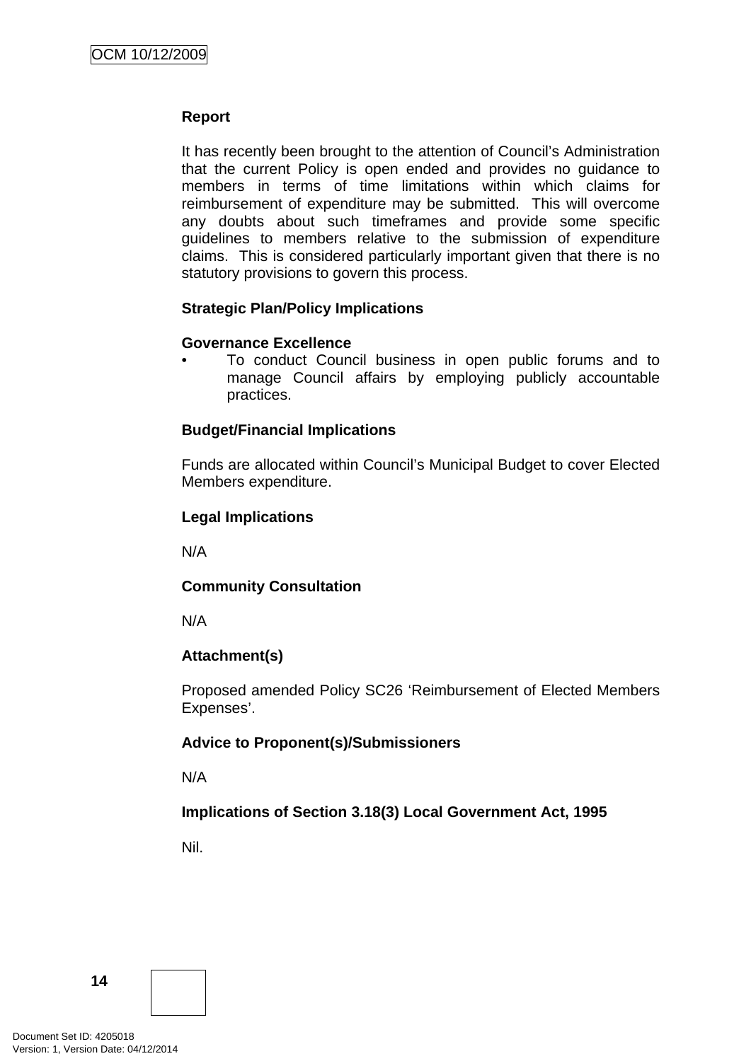**Report**

It has recently been brought to the attention of Council's Administration that the current Policy is open ended and provides no guidance to members in terms of time limitations within which claims for reimbursement of expenditure may be submitted. This will overcome any doubts about such timeframes and provide some specific guidelines to members relative to the submission of expenditure claims. This is considered particularly important given that there is no statutory provisions to govern this process.

**Strategic Plan/Policy Implications**

**Governance Excellence**

- To conduct Council business in open public forums and to manage Council affairs by employing publicly accountable practices.

**Budget/Financial Implications**

Funds are allocated within Council's Municipal Budget to cover Elected Members expenditure.

**Legal Implications**

N/A

**Community Consultation**

N/A

**Attachment(s)**

Proposed amended Policy SC26 'Reimbursement of Elected Members Expenses'.

**Advice to Proponent(s)/Submissioners**

N/A

**Implications of Section 3.18(3) Local Government Act, 1995**

Nil.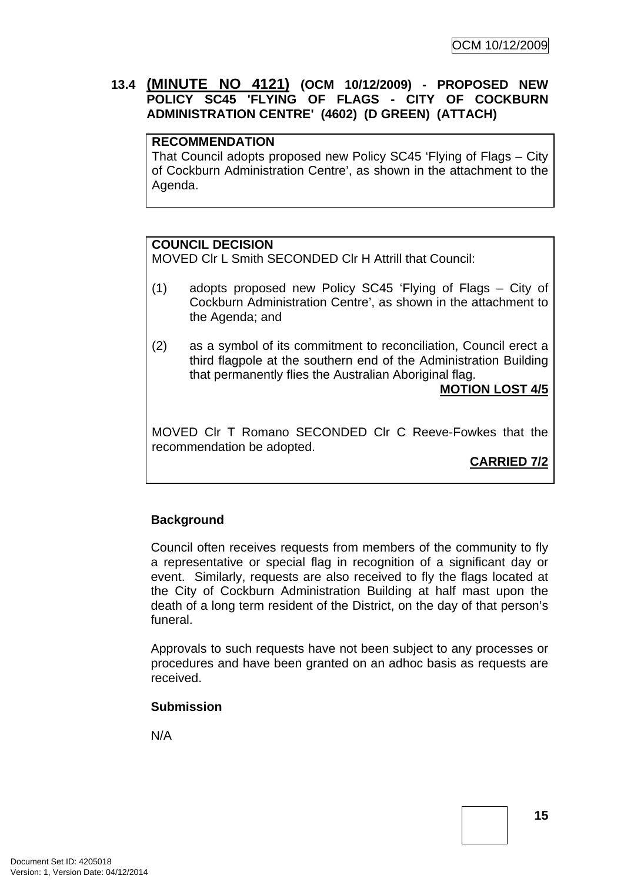### 13.4 (MINUTE NO 4121) (OCM 10/12/2009) - PROPOSED NEW POLICY SC45 'FLYING OF FLAGS - CITY OF COCKBURN ADMINISTRATION CENTRE' (4602) (D GREEN) (ATTACH)

**RECOMMENDATION**
That Council adopts proposed new Policy SC45 'Flying of Flags – City of Cockburn Administration Centre', as shown in the attachment to the Agenda.

**COUNCIL DECISION**
MOVED Clr L Smith SECONDED Clr H Attrill that Council:

(1) adopts proposed new Policy SC45 'Flying of Flags – City of Cockburn Administration Centre', as shown in the attachment to the Agenda; and

(2) as a symbol of its commitment to reconciliation, Council erect a third flagpole at the southern end of the Administration Building that permanently flies the Australian Aboriginal flag.

**MOTION LOST 4/5**

MOVED Clr T Romano SECONDED Clr C Reeve-Fowkes that the recommendation be adopted.

**CARRIED 7/2**

**Background**

Council often receives requests from members of the community to fly a representative or special flag in recognition of a significant day or event. Similarly, requests are also received to fly the flags located at the City of Cockburn Administration Building at half mast upon the death of a long term resident of the District, on the day of that person's funeral.

Approvals to such requests have not been subject to any processes or procedures and have been granted on an adhoc basis as requests are received.

**Submission**

N/A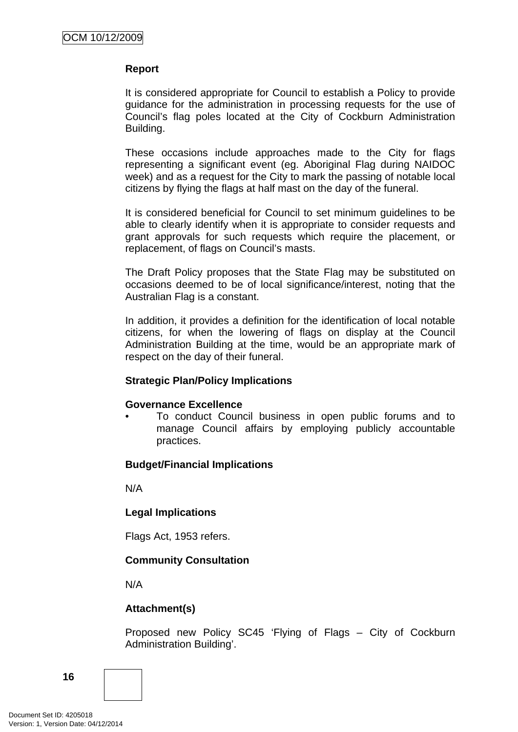**Report**

It is considered appropriate for Council to establish a Policy to provide guidance for the administration in processing requests for the use of Council's flag poles located at the City of Cockburn Administration Building.

These occasions include approaches made to the City for flags representing a significant event (eg. Aboriginal Flag during NAIDOC week) and as a request for the City to mark the passing of notable local citizens by flying the flags at half mast on the day of the funeral.

It is considered beneficial for Council to set minimum guidelines to be able to clearly identify when it is appropriate to consider requests and grant approvals for such requests which require the placement, or replacement, of flags on Council's masts.

The Draft Policy proposes that the State Flag may be substituted on occasions deemed to be of local significance/interest, noting that the Australian Flag is a constant.

In addition, it provides a definition for the identification of local notable citizens, for when the lowering of flags on display at the Council Administration Building at the time, would be an appropriate mark of respect on the day of their funeral.

**Strategic Plan/Policy Implications**

**Governance Excellence**

- To conduct Council business in open public forums and to manage Council affairs by employing publicly accountable practices.

**Budget/Financial Implications**

N/A

**Legal Implications**

Flags Act, 1953 refers.

**Community Consultation**

N/A

**Attachment(s)**

Proposed new Policy SC45 'Flying of Flags – City of Cockburn Administration Building'.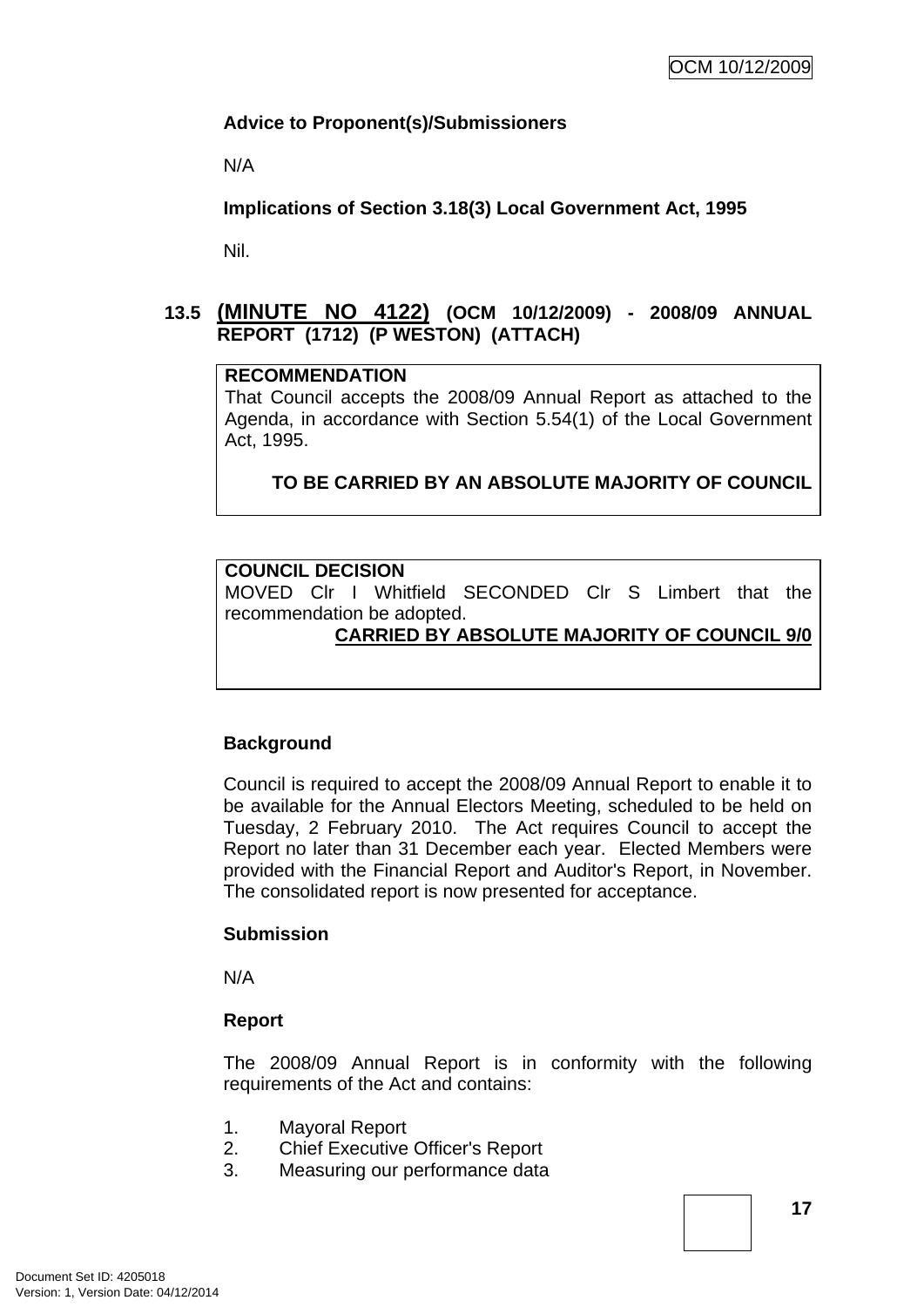**Advice to Proponent(s)/Submissioners**

N/A

**Implications of Section 3.18(3) Local Government Act, 1995**

Nil.

## 13.5 (MINUTE NO 4122) (OCM 10/12/2009) - 2008/09 ANNUAL REPORT (1712) (P WESTON) (ATTACH)

**RECOMMENDATION**

That Council accepts the 2008/09 Annual Report as attached to the Agenda, in accordance with Section 5.54(1) of the Local Government Act, 1995.

**TO BE CARRIED BY AN ABSOLUTE MAJORITY OF COUNCIL**

**COUNCIL DECISION**

MOVED Clr I Whitfield SECONDED Clr S Limbert that the recommendation be adopted.

**CARRIED BY ABSOLUTE MAJORITY OF COUNCIL 9/0**

**Background**

Council is required to accept the 2008/09 Annual Report to enable it to be available for the Annual Electors Meeting, scheduled to be held on Tuesday, 2 February 2010. The Act requires Council to accept the Report no later than 31 December each year. Elected Members were provided with the Financial Report and Auditor's Report, in November. The consolidated report is now presented for acceptance.

**Submission**

N/A

**Report**

The 2008/09 Annual Report is in conformity with the following requirements of the Act and contains:

1. Mayoral Report
2. Chief Executive Officer's Report
3. Measuring our performance data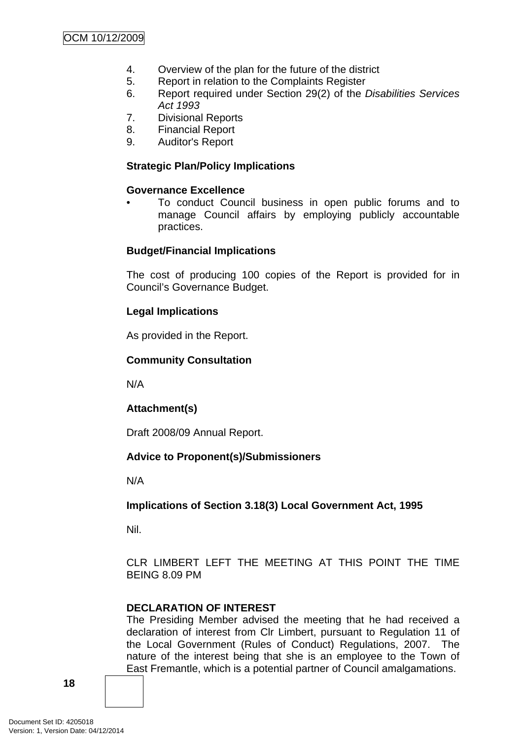4. Overview of the plan for the future of the district
5. Report in relation to the Complaints Register
6. Report required under Section 29(2) of the *Disabilities Services Act 1993*
7. Divisional Reports
8. Financial Report
9. Auditor's Report

**Strategic Plan/Policy Implications**

**Governance Excellence**

- To conduct Council business in open public forums and to manage Council affairs by employing publicly accountable practices.

**Budget/Financial Implications**

The cost of producing 100 copies of the Report is provided for in Council's Governance Budget.

**Legal Implications**

As provided in the Report.

**Community Consultation**

N/A

**Attachment(s)**

Draft 2008/09 Annual Report.

**Advice to Proponent(s)/Submissioners**

N/A

**Implications of Section 3.18(3) Local Government Act, 1995**

Nil.

CLR LIMBERT LEFT THE MEETING AT THIS POINT THE TIME BEING 8.09 PM

**DECLARATION OF INTEREST**

The Presiding Member advised the meeting that he had received a declaration of interest from Clr Limbert, pursuant to Regulation 11 of the Local Government (Rules of Conduct) Regulations, 2007. The nature of the interest being that she is an employee to the Town of East Fremantle, which is a potential partner of Council amalgamations.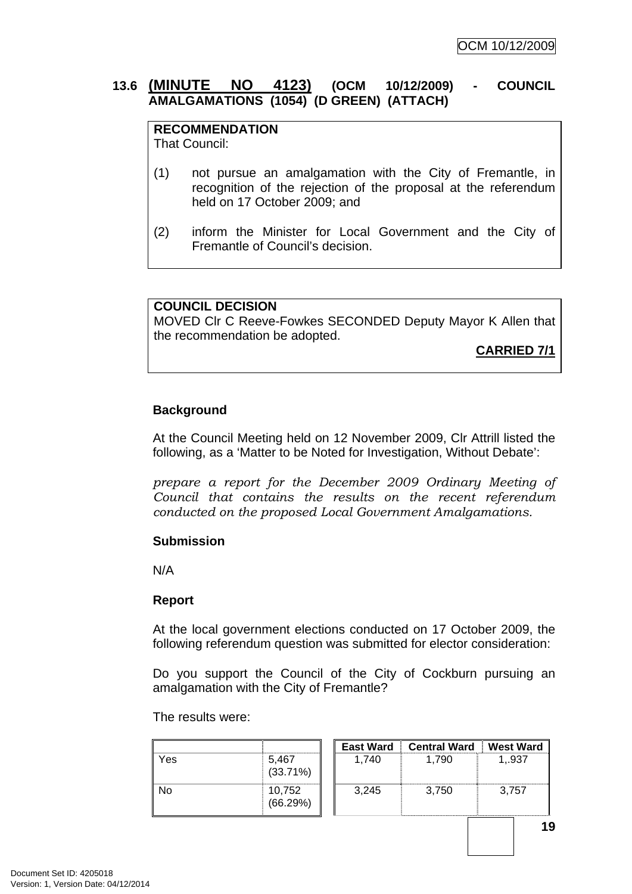## 13.6 (MINUTE NO 4123) (OCM 10/12/2009) - COUNCIL AMALGAMATIONS (1054) (D GREEN) (ATTACH)

**RECOMMENDATION**
That Council:

(1) not pursue an amalgamation with the City of Fremantle, in recognition of the rejection of the proposal at the referendum held on 17 October 2009; and

(2) inform the Minister for Local Government and the City of Fremantle of Council's decision.

**COUNCIL DECISION**
MOVED Clr C Reeve-Fowkes SECONDED Deputy Mayor K Allen that the recommendation be adopted.

**CARRIED 7/1**

### Background

At the Council Meeting held on 12 November 2009, Clr Attrill listed the following, as a 'Matter to be Noted for Investigation, Without Debate':

*prepare a report for the December 2009 Ordinary Meeting of Council that contains the results on the recent referendum conducted on the proposed Local Government Amalgamations.*

### Submission

N/A

### Report

At the local government elections conducted on 17 October 2009, the following referendum question was submitted for elector consideration:

Do you support the Council of the City of Cockburn pursuing an amalgamation with the City of Fremantle?

The results were:

| | |
|---|---|
| Yes | 5,467 (33.71%) |
| No | 10,752 (66.29%) |

| East Ward | Central Ward | West Ward |
|---|---|---|
| 1,740 | 1,790 | 1,.937 |
| 3,245 | 3,750 | 3,757 |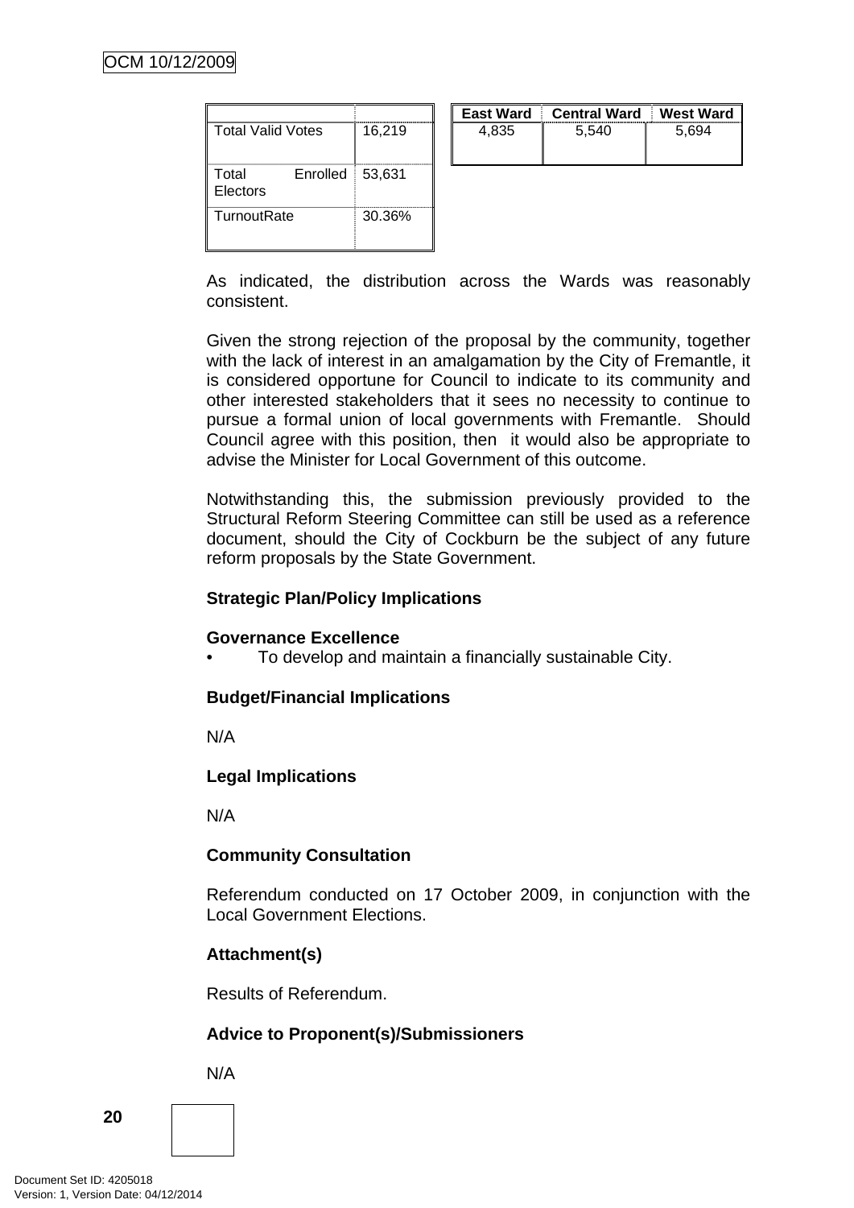| | |
|---|---|
| Total Valid Votes | 16,219 |
| Total Enrolled Electors | 53,631 |
| TurnoutRate | 30.36% |

| East Ward | Central Ward | West Ward |
|---|---|---|
| 4,835 | 5,540 | 5,694 |

As indicated, the distribution across the Wards was reasonably consistent.

Given the strong rejection of the proposal by the community, together with the lack of interest in an amalgamation by the City of Fremantle, it is considered opportune for Council to indicate to its community and other interested stakeholders that it sees no necessity to continue to pursue a formal union of local governments with Fremantle. Should Council agree with this position, then it would also be appropriate to advise the Minister for Local Government of this outcome.

Notwithstanding this, the submission previously provided to the Structural Reform Steering Committee can still be used as a reference document, should the City of Cockburn be the subject of any future reform proposals by the State Government.

**Strategic Plan/Policy Implications**

**Governance Excellence**

- To develop and maintain a financially sustainable City.

**Budget/Financial Implications**

N/A

**Legal Implications**

N/A

**Community Consultation**

Referendum conducted on 17 October 2009, in conjunction with the Local Government Elections.

**Attachment(s)**

Results of Referendum.

**Advice to Proponent(s)/Submissioners**

N/A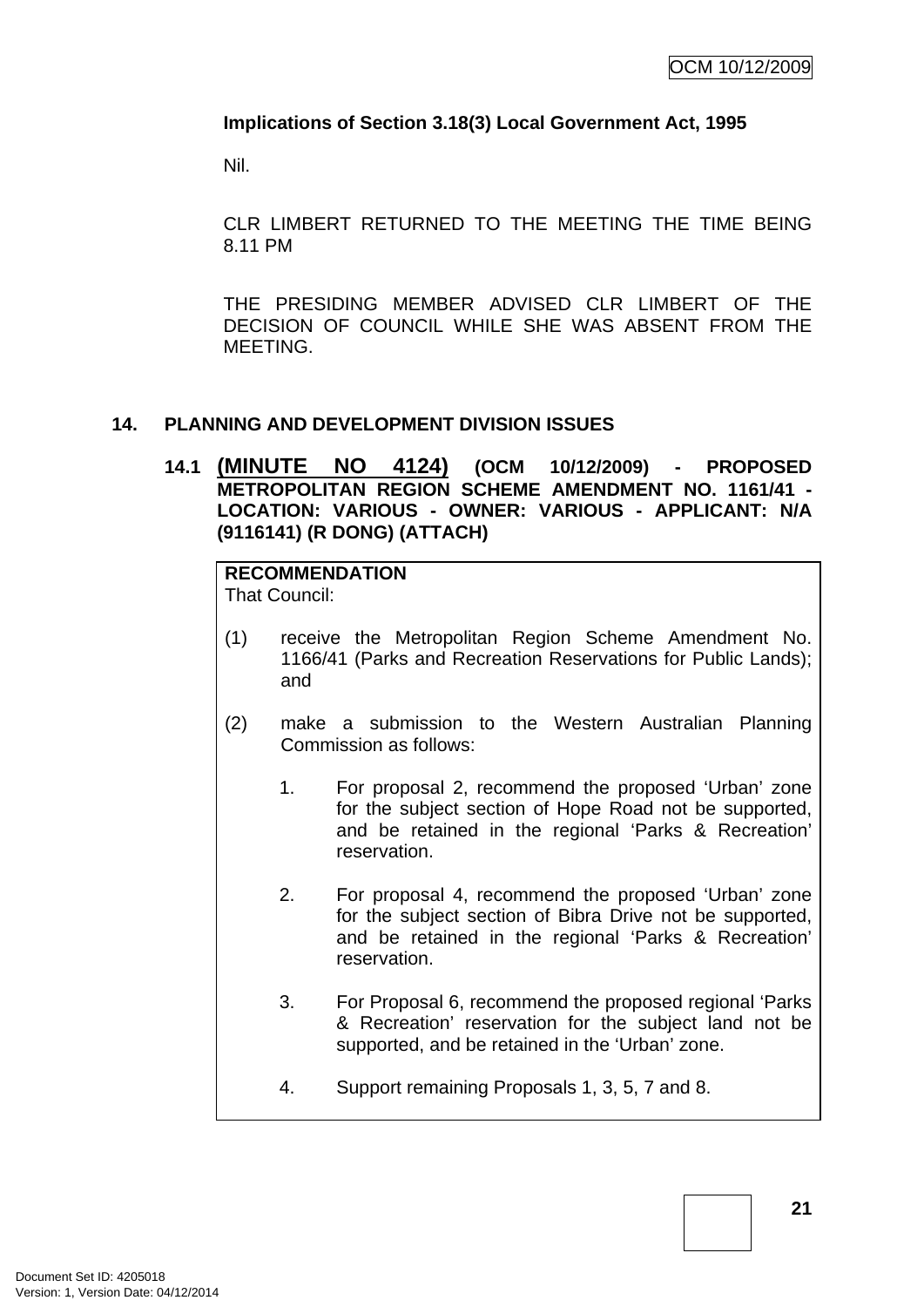**Implications of Section 3.18(3) Local Government Act, 1995**

Nil.

CLR LIMBERT RETURNED TO THE MEETING THE TIME BEING 8.11 PM

THE PRESIDING MEMBER ADVISED CLR LIMBERT OF THE DECISION OF COUNCIL WHILE SHE WAS ABSENT FROM THE MEETING.

## 14. PLANNING AND DEVELOPMENT DIVISION ISSUES

### 14.1 (MINUTE NO 4124) (OCM 10/12/2009) - PROPOSED METROPOLITAN REGION SCHEME AMENDMENT NO. 1161/41 - LOCATION: VARIOUS - OWNER: VARIOUS - APPLICANT: N/A (9116141) (R DONG) (ATTACH)

**RECOMMENDATION**
That Council:

(1) receive the Metropolitan Region Scheme Amendment No. 1166/41 (Parks and Recreation Reservations for Public Lands); and

(2) make a submission to the Western Australian Planning Commission as follows:

1. For proposal 2, recommend the proposed 'Urban' zone for the subject section of Hope Road not be supported, and be retained in the regional 'Parks & Recreation' reservation.

2. For proposal 4, recommend the proposed 'Urban' zone for the subject section of Bibra Drive not be supported, and be retained in the regional 'Parks & Recreation' reservation.

3. For Proposal 6, recommend the proposed regional 'Parks & Recreation' reservation for the subject land not be supported, and be retained in the 'Urban' zone.

4. Support remaining Proposals 1, 3, 5, 7 and 8.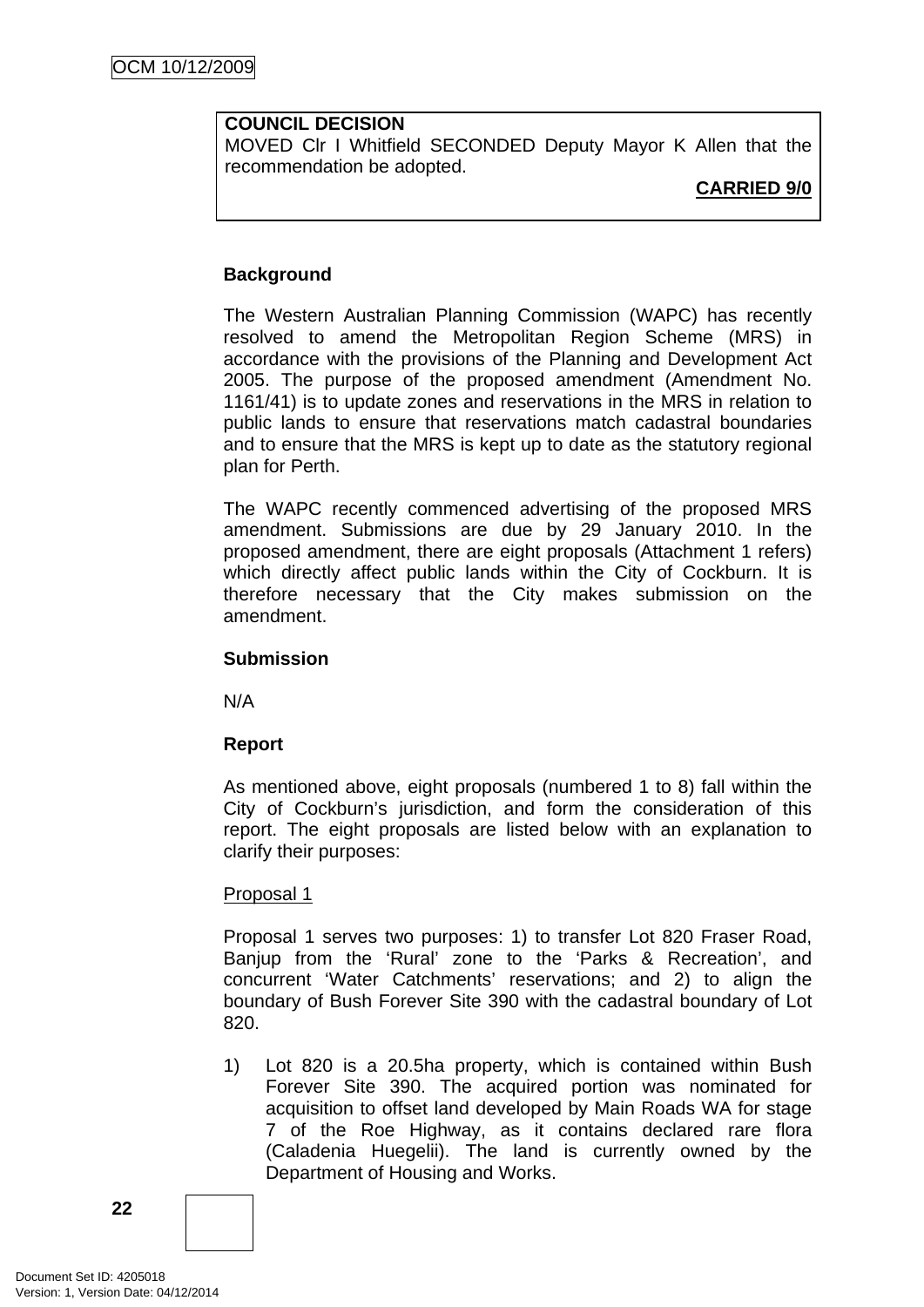**COUNCIL DECISION**
MOVED Clr I Whitfield SECONDED Deputy Mayor K Allen that the recommendation be adopted.

**CARRIED 9/0**

**Background**

The Western Australian Planning Commission (WAPC) has recently resolved to amend the Metropolitan Region Scheme (MRS) in accordance with the provisions of the Planning and Development Act 2005. The purpose of the proposed amendment (Amendment No. 1161/41) is to update zones and reservations in the MRS in relation to public lands to ensure that reservations match cadastral boundaries and to ensure that the MRS is kept up to date as the statutory regional plan for Perth.

The WAPC recently commenced advertising of the proposed MRS amendment. Submissions are due by 29 January 2010. In the proposed amendment, there are eight proposals (Attachment 1 refers) which directly affect public lands within the City of Cockburn. It is therefore necessary that the City makes submission on the amendment.

**Submission**

N/A

**Report**

As mentioned above, eight proposals (numbered 1 to 8) fall within the City of Cockburn's jurisdiction, and form the consideration of this report. The eight proposals are listed below with an explanation to clarify their purposes:

Proposal 1

Proposal 1 serves two purposes: 1) to transfer Lot 820 Fraser Road, Banjup from the 'Rural' zone to the 'Parks & Recreation', and concurrent 'Water Catchments' reservations; and 2) to align the boundary of Bush Forever Site 390 with the cadastral boundary of Lot 820.

1) Lot 820 is a 20.5ha property, which is contained within Bush Forever Site 390. The acquired portion was nominated for acquisition to offset land developed by Main Roads WA for stage 7 of the Roe Highway, as it contains declared rare flora (Caladenia Huegelii). The land is currently owned by the Department of Housing and Works.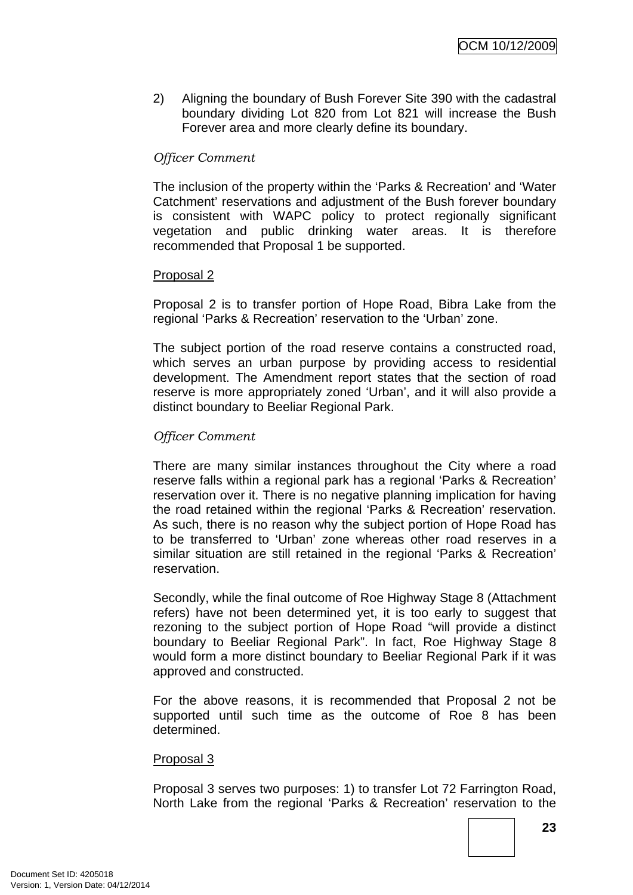2) Aligning the boundary of Bush Forever Site 390 with the cadastral boundary dividing Lot 820 from Lot 821 will increase the Bush Forever area and more clearly define its boundary.

*Officer Comment*

The inclusion of the property within the 'Parks & Recreation' and 'Water Catchment' reservations and adjustment of the Bush forever boundary is consistent with WAPC policy to protect regionally significant vegetation and public drinking water areas. It is therefore recommended that Proposal 1 be supported.

<u>Proposal 2</u>

Proposal 2 is to transfer portion of Hope Road, Bibra Lake from the regional 'Parks & Recreation' reservation to the 'Urban' zone.

The subject portion of the road reserve contains a constructed road, which serves an urban purpose by providing access to residential development. The Amendment report states that the section of road reserve is more appropriately zoned 'Urban', and it will also provide a distinct boundary to Beeliar Regional Park.

*Officer Comment*

There are many similar instances throughout the City where a road reserve falls within a regional park has a regional 'Parks & Recreation' reservation over it. There is no negative planning implication for having the road retained within the regional 'Parks & Recreation' reservation. As such, there is no reason why the subject portion of Hope Road has to be transferred to 'Urban' zone whereas other road reserves in a similar situation are still retained in the regional 'Parks & Recreation' reservation.

Secondly, while the final outcome of Roe Highway Stage 8 (Attachment refers) have not been determined yet, it is too early to suggest that rezoning to the subject portion of Hope Road "will provide a distinct boundary to Beeliar Regional Park". In fact, Roe Highway Stage 8 would form a more distinct boundary to Beeliar Regional Park if it was approved and constructed.

For the above reasons, it is recommended that Proposal 2 not be supported until such time as the outcome of Roe 8 has been determined.

<u>Proposal 3</u>

Proposal 3 serves two purposes: 1) to transfer Lot 72 Farrington Road, North Lake from the regional 'Parks & Recreation' reservation to the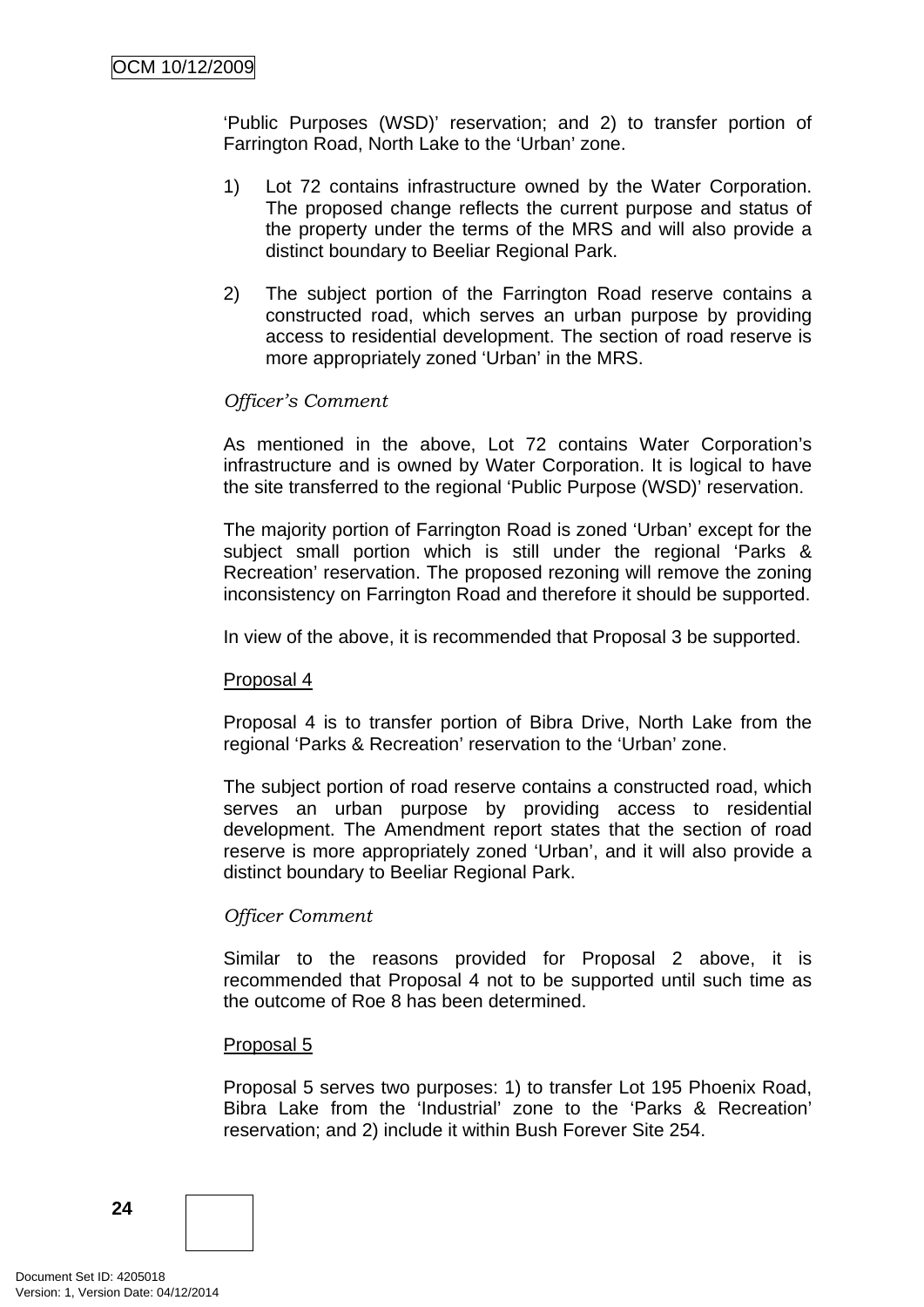'Public Purposes (WSD)' reservation; and 2) to transfer portion of Farrington Road, North Lake to the 'Urban' zone.

1) Lot 72 contains infrastructure owned by the Water Corporation. The proposed change reflects the current purpose and status of the property under the terms of the MRS and will also provide a distinct boundary to Beeliar Regional Park.

2) The subject portion of the Farrington Road reserve contains a constructed road, which serves an urban purpose by providing access to residential development. The section of road reserve is more appropriately zoned 'Urban' in the MRS.

*Officer's Comment*

As mentioned in the above, Lot 72 contains Water Corporation's infrastructure and is owned by Water Corporation. It is logical to have the site transferred to the regional 'Public Purpose (WSD)' reservation.

The majority portion of Farrington Road is zoned 'Urban' except for the subject small portion which is still under the regional 'Parks & Recreation' reservation. The proposed rezoning will remove the zoning inconsistency on Farrington Road and therefore it should be supported.

In view of the above, it is recommended that Proposal 3 be supported.

<u>Proposal 4</u>

Proposal 4 is to transfer portion of Bibra Drive, North Lake from the regional 'Parks & Recreation' reservation to the 'Urban' zone.

The subject portion of road reserve contains a constructed road, which serves an urban purpose by providing access to residential development. The Amendment report states that the section of road reserve is more appropriately zoned 'Urban', and it will also provide a distinct boundary to Beeliar Regional Park.

*Officer Comment*

Similar to the reasons provided for Proposal 2 above, it is recommended that Proposal 4 not to be supported until such time as the outcome of Roe 8 has been determined.

<u>Proposal 5</u>

Proposal 5 serves two purposes: 1) to transfer Lot 195 Phoenix Road, Bibra Lake from the 'Industrial' zone to the 'Parks & Recreation' reservation; and 2) include it within Bush Forever Site 254.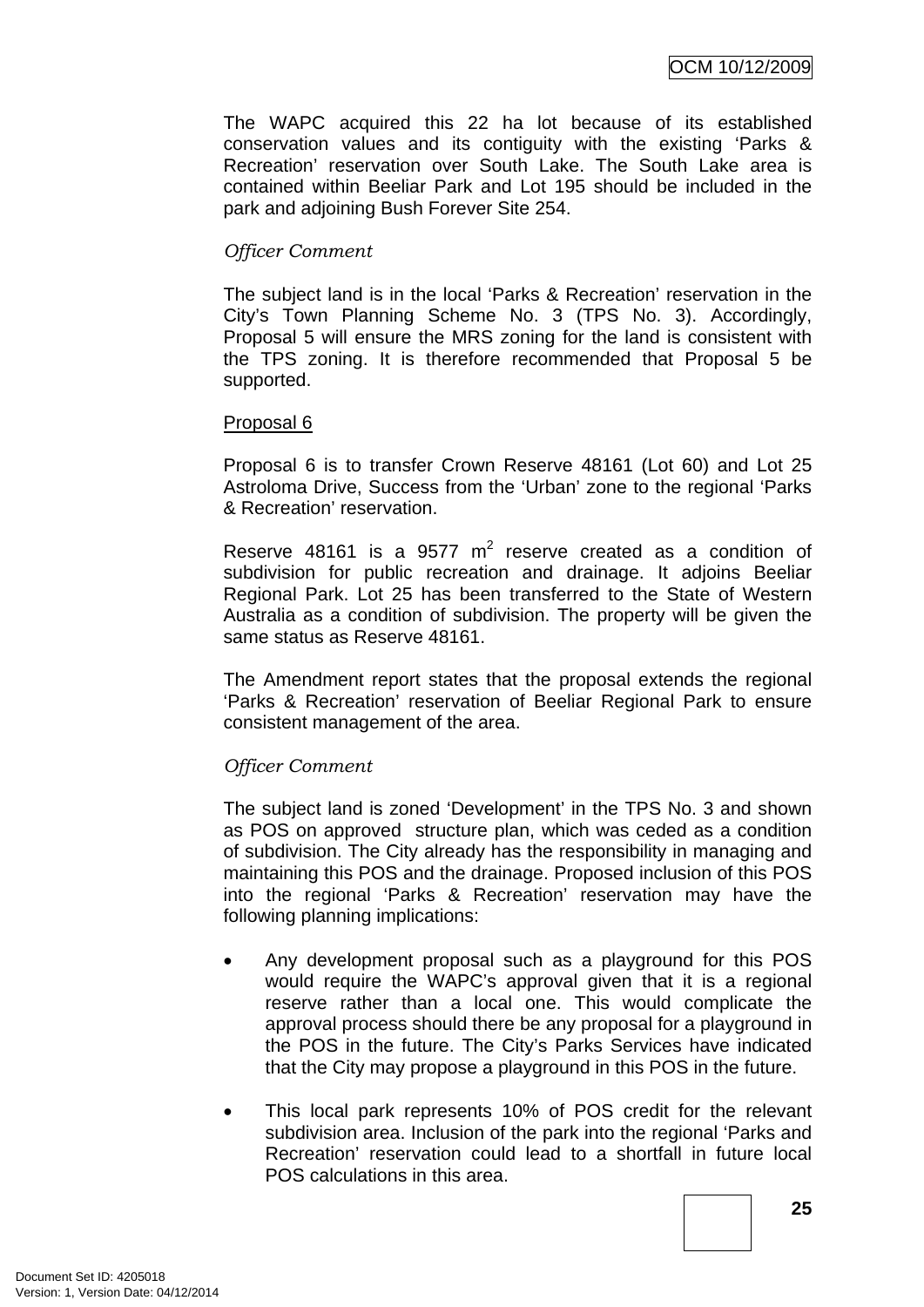The WAPC acquired this 22 ha lot because of its established conservation values and its contiguity with the existing 'Parks & Recreation' reservation over South Lake. The South Lake area is contained within Beeliar Park and Lot 195 should be included in the park and adjoining Bush Forever Site 254.

*Officer Comment*

The subject land is in the local 'Parks & Recreation' reservation in the City's Town Planning Scheme No. 3 (TPS No. 3). Accordingly, Proposal 5 will ensure the MRS zoning for the land is consistent with the TPS zoning. It is therefore recommended that Proposal 5 be supported.

<u>Proposal 6</u>

Proposal 6 is to transfer Crown Reserve 48161 (Lot 60) and Lot 25 Astroloma Drive, Success from the 'Urban' zone to the regional 'Parks & Recreation' reservation.

Reserve 48161 is a 9577 $m^2$ reserve created as a condition of subdivision for public recreation and drainage. It adjoins Beeliar Regional Park. Lot 25 has been transferred to the State of Western Australia as a condition of subdivision. The property will be given the same status as Reserve 48161.

The Amendment report states that the proposal extends the regional 'Parks & Recreation' reservation of Beeliar Regional Park to ensure consistent management of the area.

*Officer Comment*

The subject land is zoned 'Development' in the TPS No. 3 and shown as POS on approved structure plan, which was ceded as a condition of subdivision. The City already has the responsibility in managing and maintaining this POS and the drainage. Proposed inclusion of this POS into the regional 'Parks & Recreation' reservation may have the following planning implications:

- Any development proposal such as a playground for this POS would require the WAPC's approval given that it is a regional reserve rather than a local one. This would complicate the approval process should there be any proposal for a playground in the POS in the future. The City's Parks Services have indicated that the City may propose a playground in this POS in the future.

- This local park represents 10% of POS credit for the relevant subdivision area. Inclusion of the park into the regional 'Parks and Recreation' reservation could lead to a shortfall in future local POS calculations in this area.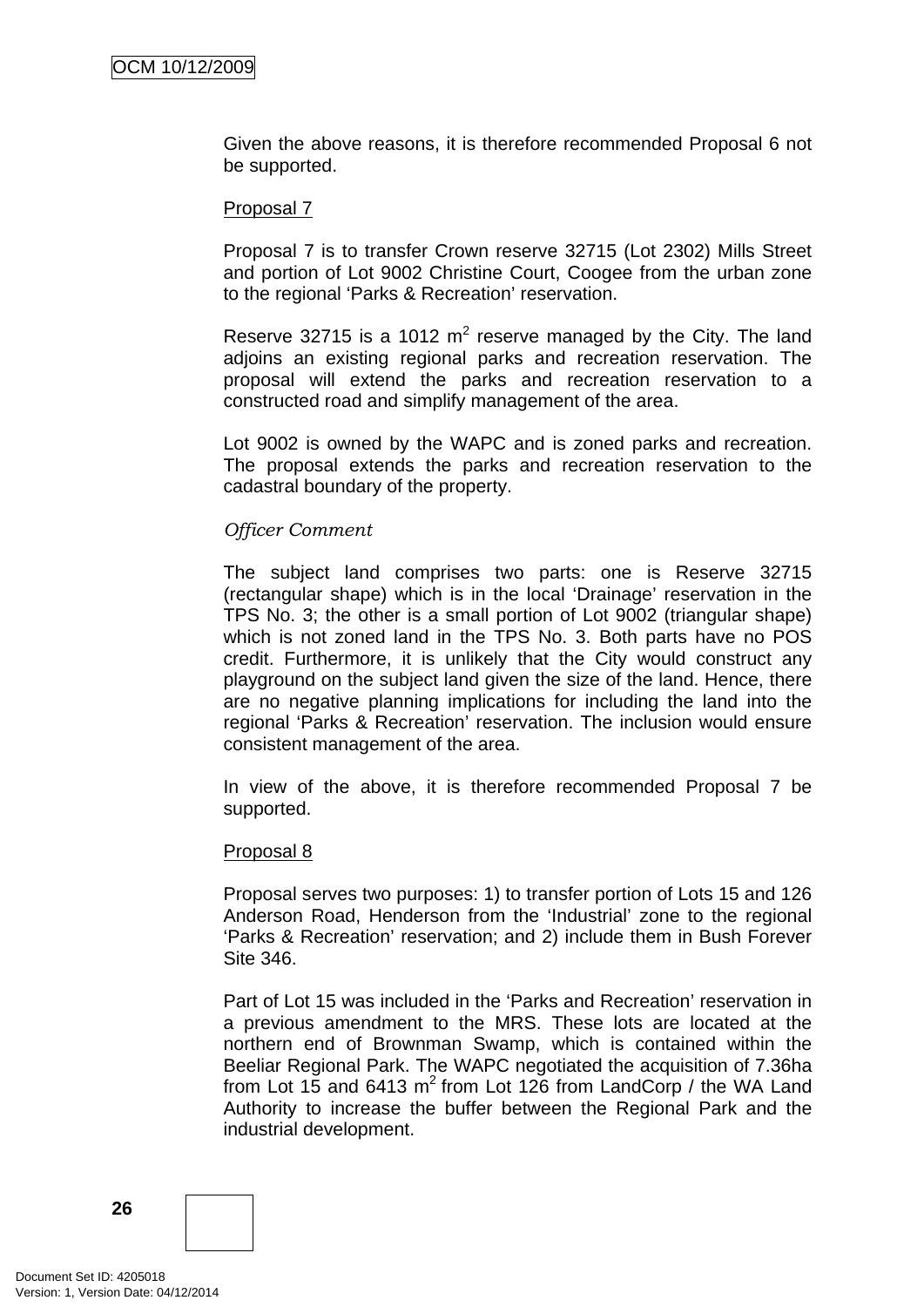Given the above reasons, it is therefore recommended Proposal 6 not be supported.

Proposal 7

Proposal 7 is to transfer Crown reserve 32715 (Lot 2302) Mills Street and portion of Lot 9002 Christine Court, Coogee from the urban zone to the regional 'Parks & Recreation' reservation.

Reserve 32715 is a 1012 $m^2$ reserve managed by the City. The land adjoins an existing regional parks and recreation reservation. The proposal will extend the parks and recreation reservation to a constructed road and simplify management of the area.

Lot 9002 is owned by the WAPC and is zoned parks and recreation. The proposal extends the parks and recreation reservation to the cadastral boundary of the property.

*Officer Comment*

The subject land comprises two parts: one is Reserve 32715 (rectangular shape) which is in the local 'Drainage' reservation in the TPS No. 3; the other is a small portion of Lot 9002 (triangular shape) which is not zoned land in the TPS No. 3. Both parts have no POS credit. Furthermore, it is unlikely that the City would construct any playground on the subject land given the size of the land. Hence, there are no negative planning implications for including the land into the regional 'Parks & Recreation' reservation. The inclusion would ensure consistent management of the area.

In view of the above, it is therefore recommended Proposal 7 be supported.

Proposal 8

Proposal serves two purposes: 1) to transfer portion of Lots 15 and 126 Anderson Road, Henderson from the 'Industrial' zone to the regional 'Parks & Recreation' reservation; and 2) include them in Bush Forever Site 346.

Part of Lot 15 was included in the 'Parks and Recreation' reservation in a previous amendment to the MRS. These lots are located at the northern end of Brownman Swamp, which is contained within the Beeliar Regional Park. The WAPC negotiated the acquisition of 7.36ha from Lot 15 and 6413 $m^2$ from Lot 126 from LandCorp / the WA Land Authority to increase the buffer between the Regional Park and the industrial development.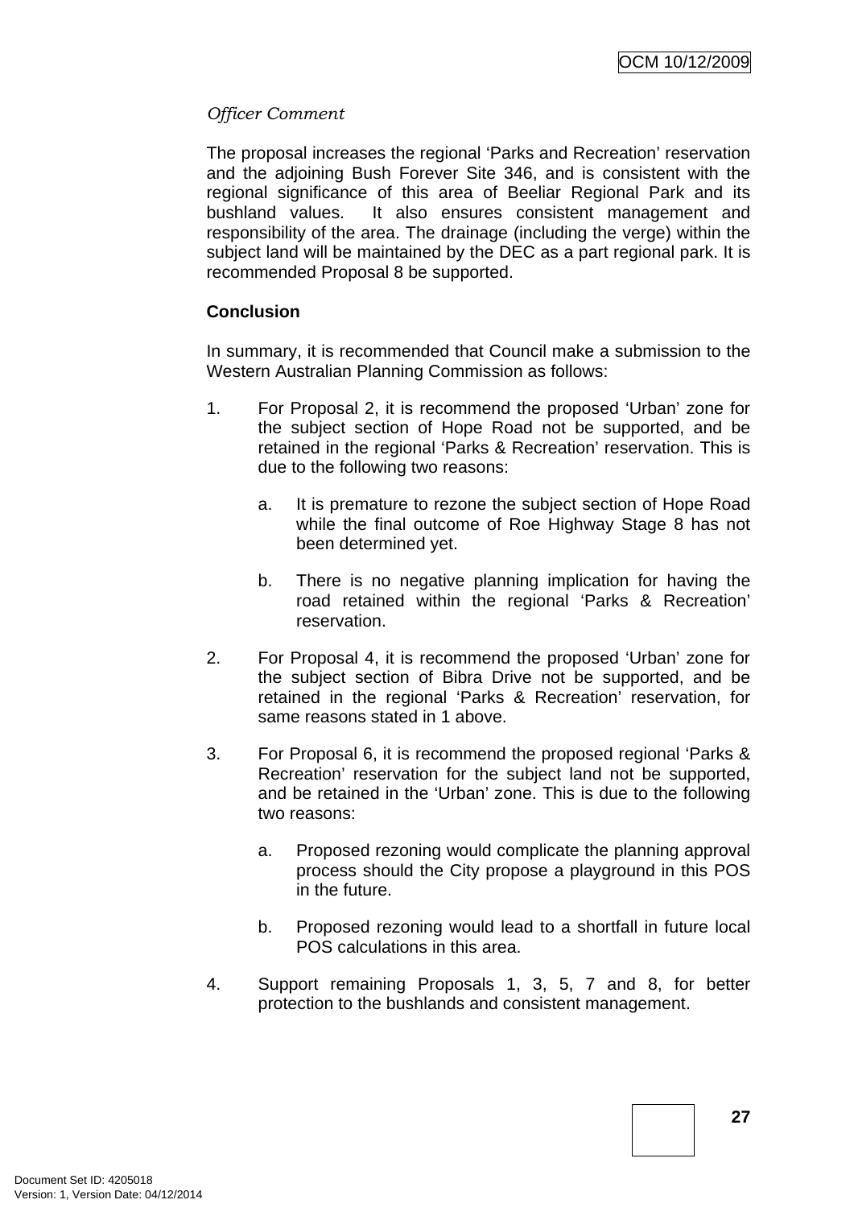*Officer Comment*

The proposal increases the regional 'Parks and Recreation' reservation and the adjoining Bush Forever Site 346, and is consistent with the regional significance of this area of Beeliar Regional Park and its bushland values. It also ensures consistent management and responsibility of the area. The drainage (including the verge) within the subject land will be maintained by the DEC as a part regional park. It is recommended Proposal 8 be supported.

**Conclusion**

In summary, it is recommended that Council make a submission to the Western Australian Planning Commission as follows:

1. For Proposal 2, it is recommend the proposed 'Urban' zone for the subject section of Hope Road not be supported, and be retained in the regional 'Parks & Recreation' reservation. This is due to the following two reasons:

   a. It is premature to rezone the subject section of Hope Road while the final outcome of Roe Highway Stage 8 has not been determined yet.

   b. There is no negative planning implication for having the road retained within the regional 'Parks & Recreation' reservation.

2. For Proposal 4, it is recommend the proposed 'Urban' zone for the subject section of Bibra Drive not be supported, and be retained in the regional 'Parks & Recreation' reservation, for same reasons stated in 1 above.

3. For Proposal 6, it is recommend the proposed regional 'Parks & Recreation' reservation for the subject land not be supported, and be retained in the 'Urban' zone. This is due to the following two reasons:

   a. Proposed rezoning would complicate the planning approval process should the City propose a playground in this POS in the future.

   b. Proposed rezoning would lead to a shortfall in future local POS calculations in this area.

4. Support remaining Proposals 1, 3, 5, 7 and 8, for better protection to the bushlands and consistent management.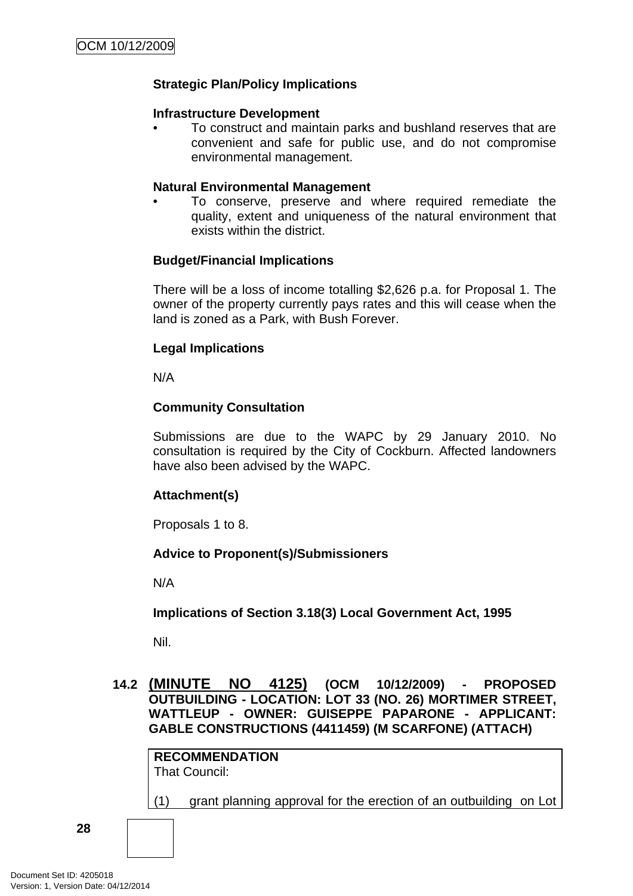**Strategic Plan/Policy Implications**

**Infrastructure Development**

- To construct and maintain parks and bushland reserves that are convenient and safe for public use, and do not compromise environmental management.

**Natural Environmental Management**

- To conserve, preserve and where required remediate the quality, extent and uniqueness of the natural environment that exists within the district.

**Budget/Financial Implications**

There will be a loss of income totalling $2,626 p.a. for Proposal 1. The owner of the property currently pays rates and this will cease when the land is zoned as a Park, with Bush Forever.

**Legal Implications**

N/A

**Community Consultation**

Submissions are due to the WAPC by 29 January 2010. No consultation is required by the City of Cockburn. Affected landowners have also been advised by the WAPC.

**Attachment(s)**

Proposals 1 to 8.

**Advice to Proponent(s)/Submissioners**

N/A

**Implications of Section 3.18(3) Local Government Act, 1995**

Nil.

### 14.2 (MINUTE NO 4125) (OCM 10/12/2009) - PROPOSED OUTBUILDING - LOCATION: LOT 33 (NO. 26) MORTIMER STREET, WATTLEUP - OWNER: GUISEPPE PAPARONE - APPLICANT: GABLE CONSTRUCTIONS (4411459) (M SCARFONE) (ATTACH)

**RECOMMENDATION**
That Council:

(1) grant planning approval for the erection of an outbuilding on Lot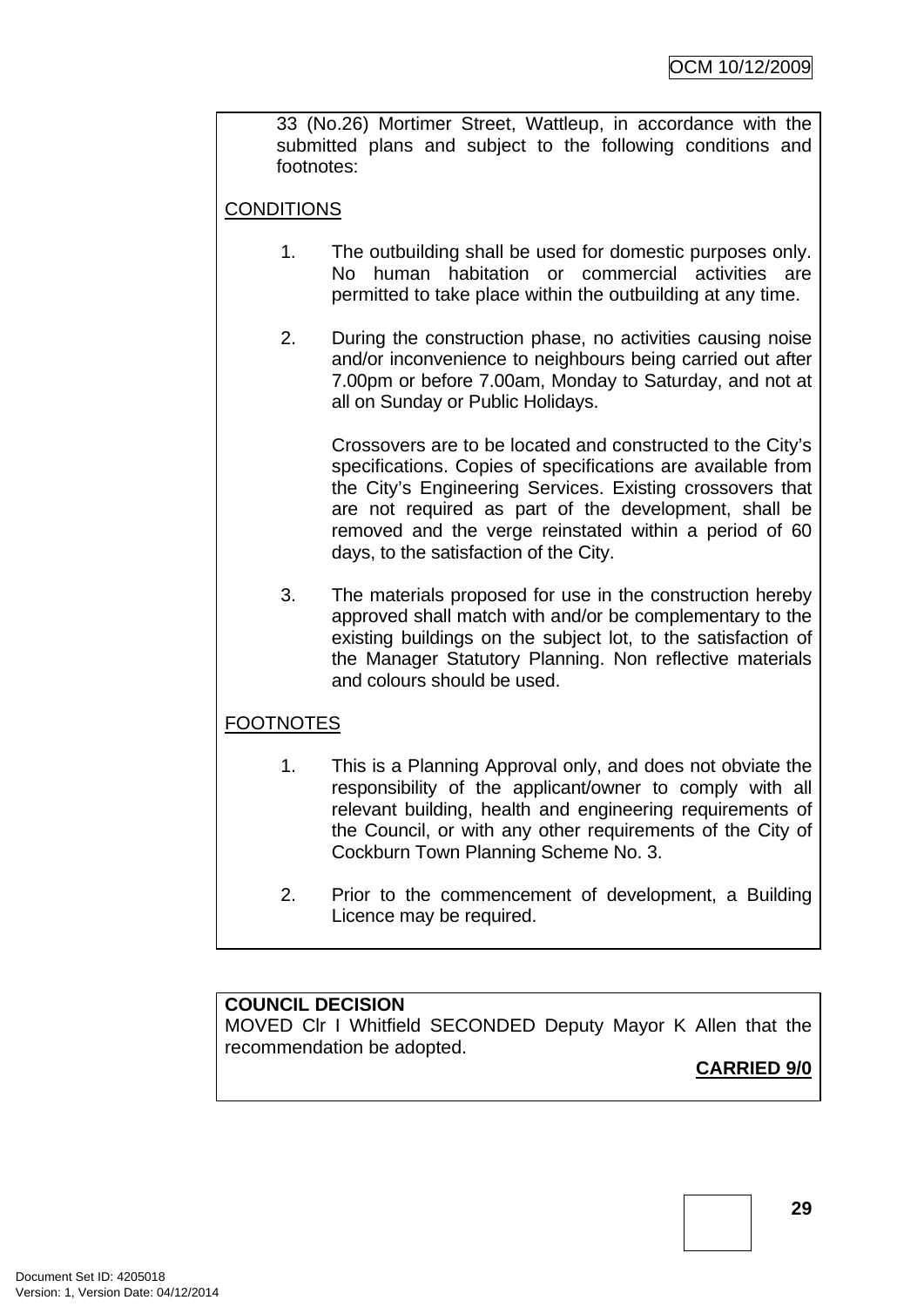33 (No.26) Mortimer Street, Wattleup, in accordance with the submitted plans and subject to the following conditions and footnotes:

<u>CONDITIONS</u>

1. The outbuilding shall be used for domestic purposes only. No human habitation or commercial activities are permitted to take place within the outbuilding at any time.

2. During the construction phase, no activities causing noise and/or inconvenience to neighbours being carried out after 7.00pm or before 7.00am, Monday to Saturday, and not at all on Sunday or Public Holidays.

   Crossovers are to be located and constructed to the City's specifications. Copies of specifications are available from the City's Engineering Services. Existing crossovers that are not required as part of the development, shall be removed and the verge reinstated within a period of 60 days, to the satisfaction of the City.

3. The materials proposed for use in the construction hereby approved shall match with and/or be complementary to the existing buildings on the subject lot, to the satisfaction of the Manager Statutory Planning. Non reflective materials and colours should be used.

<u>FOOTNOTES</u>

1. This is a Planning Approval only, and does not obviate the responsibility of the applicant/owner to comply with all relevant building, health and engineering requirements of the Council, or with any other requirements of the City of Cockburn Town Planning Scheme No. 3.

2. Prior to the commencement of development, a Building Licence may be required.

**COUNCIL DECISION**
MOVED Clr I Whitfield SECONDED Deputy Mayor K Allen that the recommendation be adopted.

**CARRIED 9/0**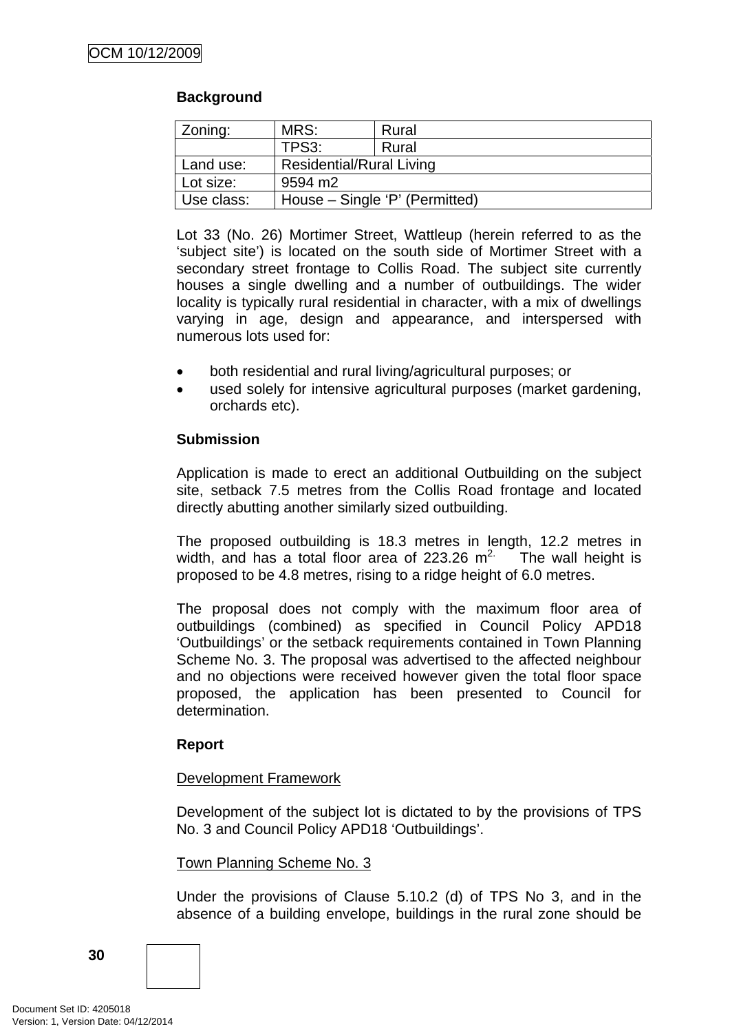**Background**

| Zoning: | MRS: | Rural |
|---|---|---|
| | TPS3: | Rural |
| Land use: | Residential/Rural Living | |
| Lot size: | 9594 m2 | |
| Use class: | House – Single 'P' (Permitted) | |

Lot 33 (No. 26) Mortimer Street, Wattleup (herein referred to as the 'subject site') is located on the south side of Mortimer Street with a secondary street frontage to Collis Road. The subject site currently houses a single dwelling and a number of outbuildings. The wider locality is typically rural residential in character, with a mix of dwellings varying in age, design and appearance, and interspersed with numerous lots used for:

- both residential and rural living/agricultural purposes; or
- used solely for intensive agricultural purposes (market gardening, orchards etc).

**Submission**

Application is made to erect an additional Outbuilding on the subject site, setback 7.5 metres from the Collis Road frontage and located directly abutting another similarly sized outbuilding.

The proposed outbuilding is 18.3 metres in length, 12.2 metres in width, and has a total floor area of 223.26 $m^2$. The wall height is proposed to be 4.8 metres, rising to a ridge height of 6.0 metres.

The proposal does not comply with the maximum floor area of outbuildings (combined) as specified in Council Policy APD18 'Outbuildings' or the setback requirements contained in Town Planning Scheme No. 3. The proposal was advertised to the affected neighbour and no objections were received however given the total floor space proposed, the application has been presented to Council for determination.

**Report**

Development Framework

Development of the subject lot is dictated to by the provisions of TPS No. 3 and Council Policy APD18 'Outbuildings'.

Town Planning Scheme No. 3

Under the provisions of Clause 5.10.2 (d) of TPS No 3, and in the absence of a building envelope, buildings in the rural zone should be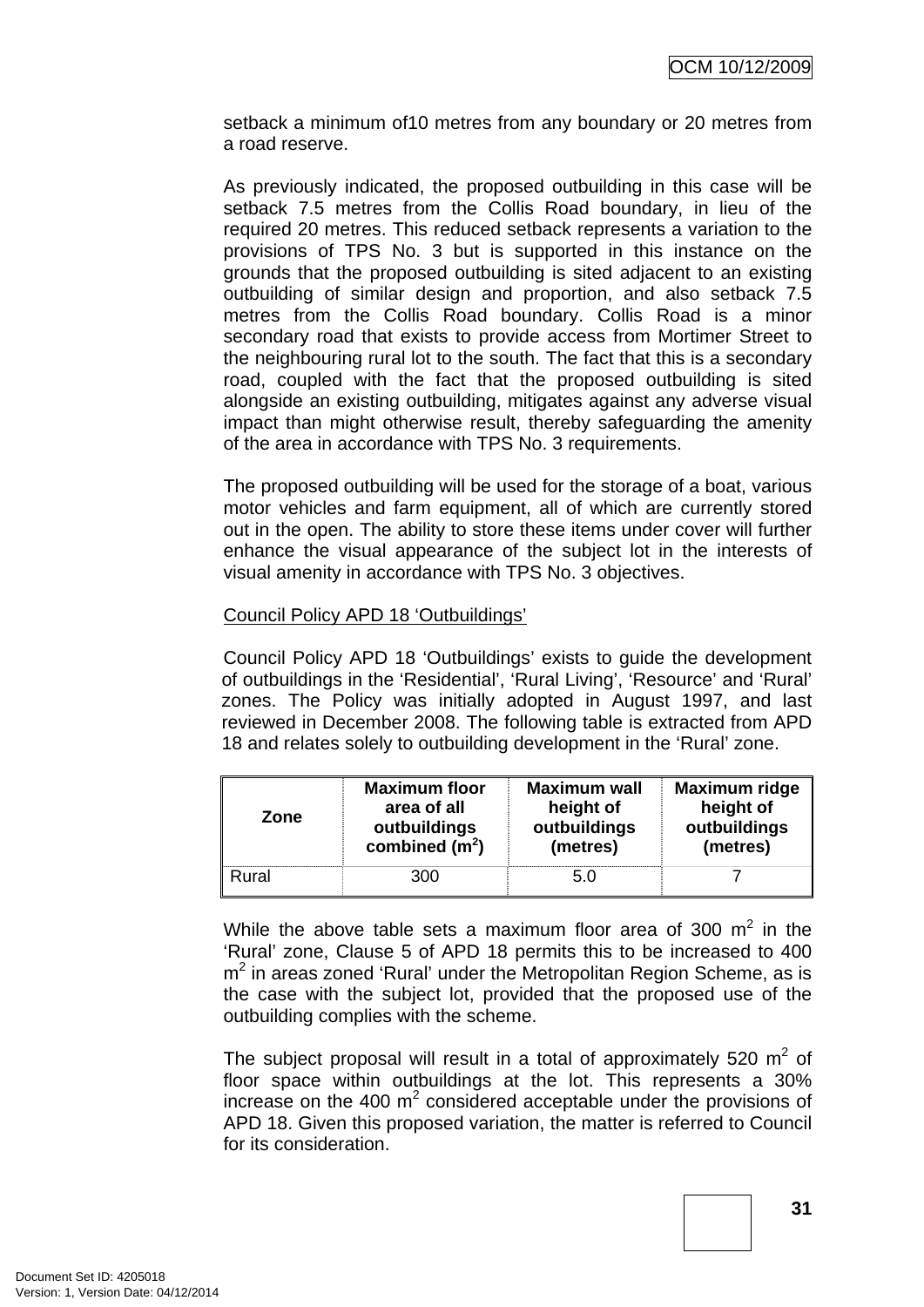setback a minimum of10 metres from any boundary or 20 metres from a road reserve.

As previously indicated, the proposed outbuilding in this case will be setback 7.5 metres from the Collis Road boundary, in lieu of the required 20 metres. This reduced setback represents a variation to the provisions of TPS No. 3 but is supported in this instance on the grounds that the proposed outbuilding is sited adjacent to an existing outbuilding of similar design and proportion, and also setback 7.5 metres from the Collis Road boundary. Collis Road is a minor secondary road that exists to provide access from Mortimer Street to the neighbouring rural lot to the south. The fact that this is a secondary road, coupled with the fact that the proposed outbuilding is sited alongside an existing outbuilding, mitigates against any adverse visual impact than might otherwise result, thereby safeguarding the amenity of the area in accordance with TPS No. 3 requirements.

The proposed outbuilding will be used for the storage of a boat, various motor vehicles and farm equipment, all of which are currently stored out in the open. The ability to store these items under cover will further enhance the visual appearance of the subject lot in the interests of visual amenity in accordance with TPS No. 3 objectives.

Council Policy APD 18 'Outbuildings'

Council Policy APD 18 'Outbuildings' exists to guide the development of outbuildings in the 'Residential', 'Rural Living', 'Resource' and 'Rural' zones. The Policy was initially adopted in August 1997, and last reviewed in December 2008. The following table is extracted from APD 18 and relates solely to outbuilding development in the 'Rural' zone.

| Zone | Maximum floor area of all outbuildings combined ($m^2$) | Maximum wall height of outbuildings (metres) | Maximum ridge height of outbuildings (metres) |
|---|---|---|---|
| Rural | 300 | 5.0 | 7 |

While the above table sets a maximum floor area of 300 $m^2$ in the 'Rural' zone, Clause 5 of APD 18 permits this to be increased to 400 $m^2$ in areas zoned 'Rural' under the Metropolitan Region Scheme, as is the case with the subject lot, provided that the proposed use of the outbuilding complies with the scheme.

The subject proposal will result in a total of approximately 520 $m^2$ of floor space within outbuildings at the lot. This represents a 30% increase on the 400 $m^2$ considered acceptable under the provisions of APD 18. Given this proposed variation, the matter is referred to Council for its consideration.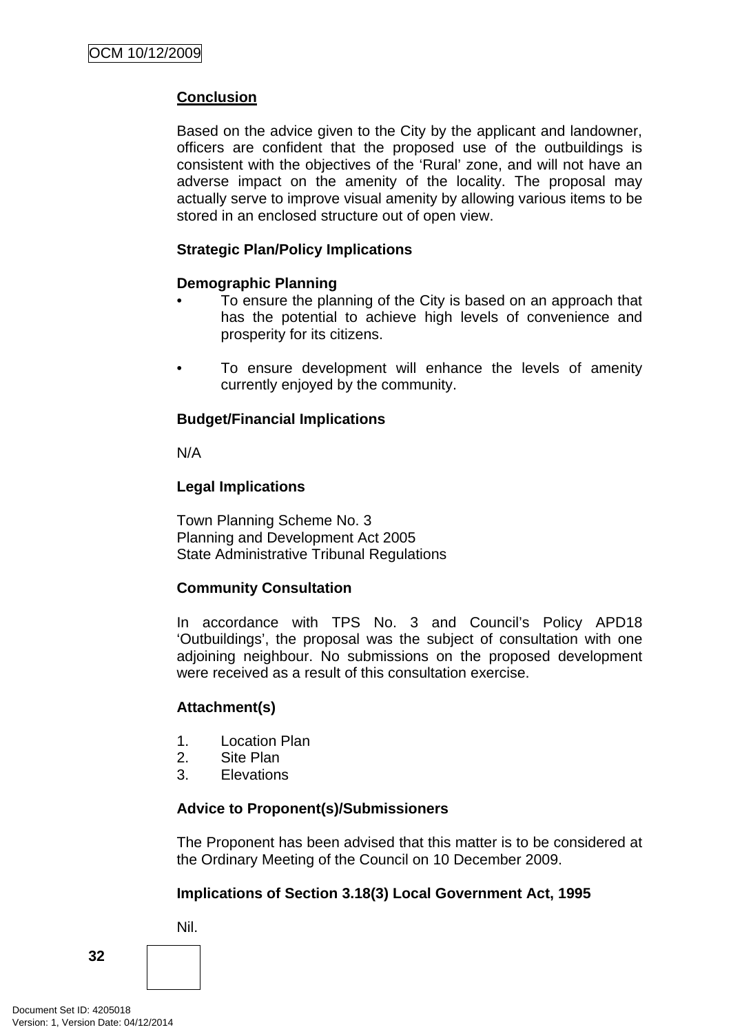**Conclusion**

Based on the advice given to the City by the applicant and landowner, officers are confident that the proposed use of the outbuildings is consistent with the objectives of the 'Rural' zone, and will not have an adverse impact on the amenity of the locality. The proposal may actually serve to improve visual amenity by allowing various items to be stored in an enclosed structure out of open view.

**Strategic Plan/Policy Implications**

**Demographic Planning**

- To ensure the planning of the City is based on an approach that has the potential to achieve high levels of convenience and prosperity for its citizens.

- To ensure development will enhance the levels of amenity currently enjoyed by the community.

**Budget/Financial Implications**

N/A

**Legal Implications**

Town Planning Scheme No. 3
Planning and Development Act 2005
State Administrative Tribunal Regulations

**Community Consultation**

In accordance with TPS No. 3 and Council's Policy APD18 'Outbuildings', the proposal was the subject of consultation with one adjoining neighbour. No submissions on the proposed development were received as a result of this consultation exercise.

**Attachment(s)**

1. Location Plan
2. Site Plan
3. Elevations

**Advice to Proponent(s)/Submissioners**

The Proponent has been advised that this matter is to be considered at the Ordinary Meeting of the Council on 10 December 2009.

**Implications of Section 3.18(3) Local Government Act, 1995**

Nil.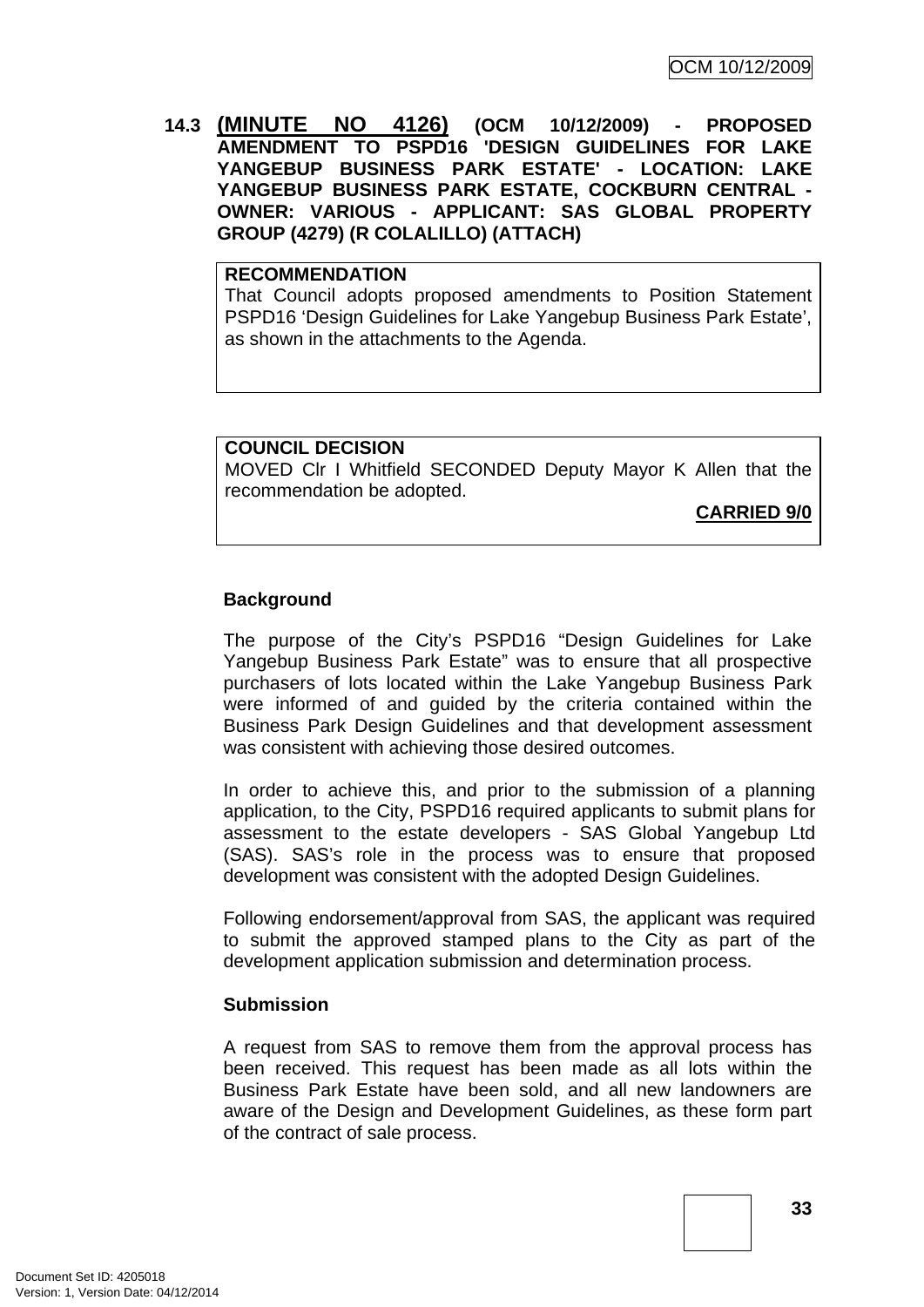**14.3 (MINUTE NO 4126) (OCM 10/12/2009) - PROPOSED AMENDMENT TO PSPD16 'DESIGN GUIDELINES FOR LAKE YANGEBUP BUSINESS PARK ESTATE' - LOCATION: LAKE YANGEBUP BUSINESS PARK ESTATE, COCKBURN CENTRAL - OWNER: VARIOUS - APPLICANT: SAS GLOBAL PROPERTY GROUP (4279) (R COLALILLO) (ATTACH)**

**RECOMMENDATION**
That Council adopts proposed amendments to Position Statement PSPD16 'Design Guidelines for Lake Yangebup Business Park Estate', as shown in the attachments to the Agenda.

**COUNCIL DECISION**
MOVED Clr I Whitfield SECONDED Deputy Mayor K Allen that the recommendation be adopted.

**CARRIED 9/0**

**Background**

The purpose of the City's PSPD16 "Design Guidelines for Lake Yangebup Business Park Estate" was to ensure that all prospective purchasers of lots located within the Lake Yangebup Business Park were informed of and guided by the criteria contained within the Business Park Design Guidelines and that development assessment was consistent with achieving those desired outcomes.

In order to achieve this, and prior to the submission of a planning application, to the City, PSPD16 required applicants to submit plans for assessment to the estate developers - SAS Global Yangebup Ltd (SAS). SAS's role in the process was to ensure that proposed development was consistent with the adopted Design Guidelines.

Following endorsement/approval from SAS, the applicant was required to submit the approved stamped plans to the City as part of the development application submission and determination process.

**Submission**

A request from SAS to remove them from the approval process has been received. This request has been made as all lots within the Business Park Estate have been sold, and all new landowners are aware of the Design and Development Guidelines, as these form part of the contract of sale process.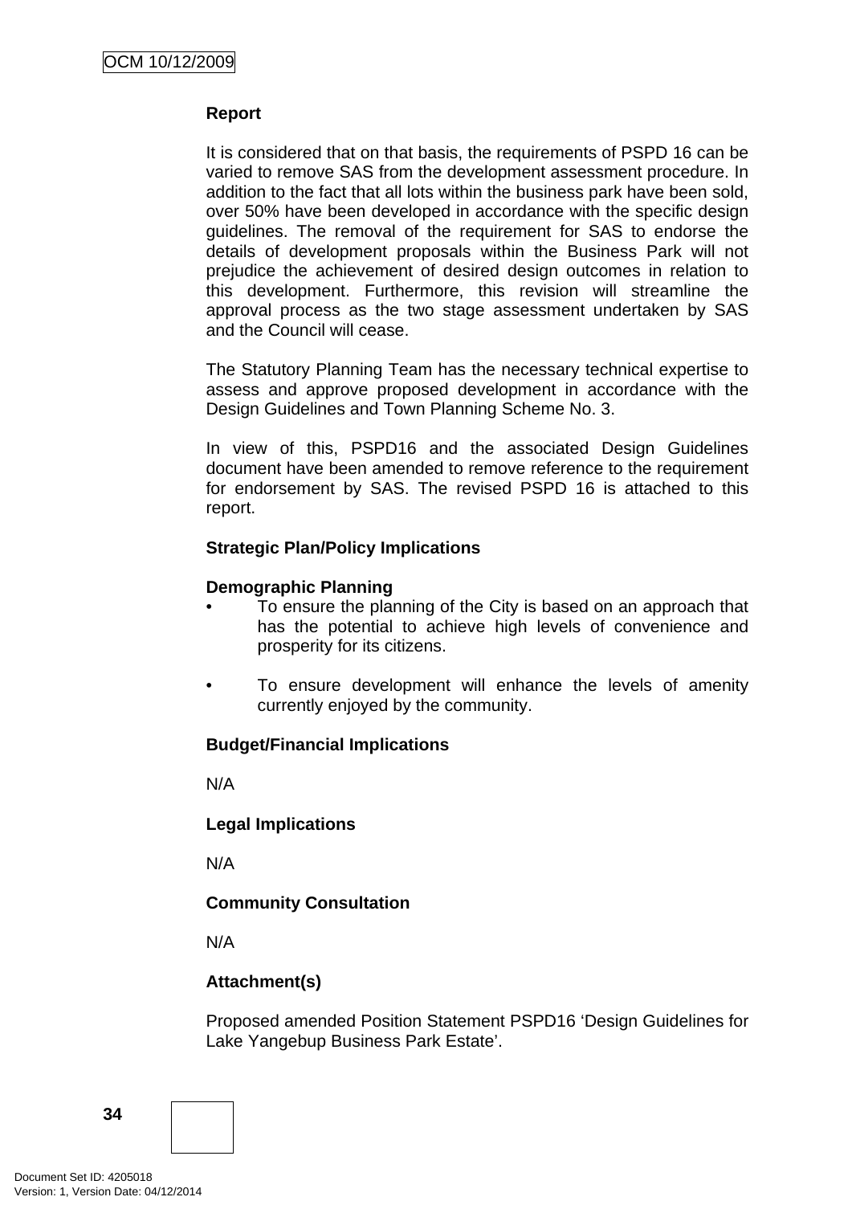**Report**

It is considered that on that basis, the requirements of PSPD 16 can be varied to remove SAS from the development assessment procedure. In addition to the fact that all lots within the business park have been sold, over 50% have been developed in accordance with the specific design guidelines. The removal of the requirement for SAS to endorse the details of development proposals within the Business Park will not prejudice the achievement of desired design outcomes in relation to this development. Furthermore, this revision will streamline the approval process as the two stage assessment undertaken by SAS and the Council will cease.

The Statutory Planning Team has the necessary technical expertise to assess and approve proposed development in accordance with the Design Guidelines and Town Planning Scheme No. 3.

In view of this, PSPD16 and the associated Design Guidelines document have been amended to remove reference to the requirement for endorsement by SAS. The revised PSPD 16 is attached to this report.

**Strategic Plan/Policy Implications**

**Demographic Planning**

- To ensure the planning of the City is based on an approach that has the potential to achieve high levels of convenience and prosperity for its citizens.

- To ensure development will enhance the levels of amenity currently enjoyed by the community.

**Budget/Financial Implications**

N/A

**Legal Implications**

N/A

**Community Consultation**

N/A

**Attachment(s)**

Proposed amended Position Statement PSPD16 'Design Guidelines for Lake Yangebup Business Park Estate'.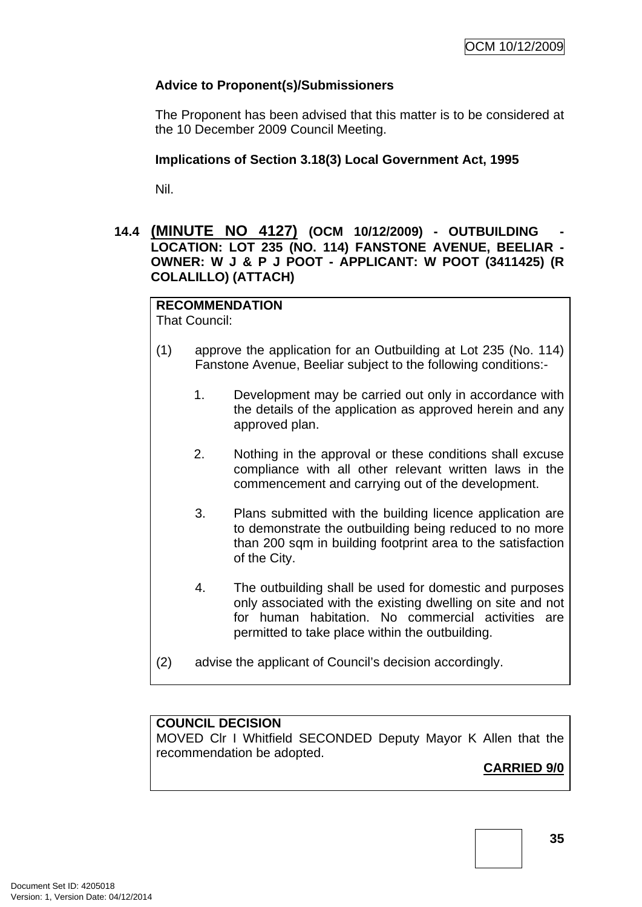**Advice to Proponent(s)/Submissioners**

The Proponent has been advised that this matter is to be considered at the 10 December 2009 Council Meeting.

**Implications of Section 3.18(3) Local Government Act, 1995**

Nil.

## 14.4 (MINUTE NO 4127) (OCM 10/12/2009) - OUTBUILDING - LOCATION: LOT 235 (NO. 114) FANSTONE AVENUE, BEELIAR - OWNER: W J & P J POOT - APPLICANT: W POOT (3411425) (R COLALILLO) (ATTACH)

**RECOMMENDATION**

That Council:

(1) approve the application for an Outbuilding at Lot 235 (No. 114) Fanstone Avenue, Beeliar subject to the following conditions:-

1. Development may be carried out only in accordance with the details of the application as approved herein and any approved plan.

2. Nothing in the approval or these conditions shall excuse compliance with all other relevant written laws in the commencement and carrying out of the development.

3. Plans submitted with the building licence application are to demonstrate the outbuilding being reduced to no more than 200 sqm in building footprint area to the satisfaction of the City.

4. The outbuilding shall be used for domestic and purposes only associated with the existing dwelling on site and not for human habitation. No commercial activities are permitted to take place within the outbuilding.

(2) advise the applicant of Council's decision accordingly.

**COUNCIL DECISION**

MOVED Clr I Whitfield SECONDED Deputy Mayor K Allen that the recommendation be adopted.

**CARRIED 9/0**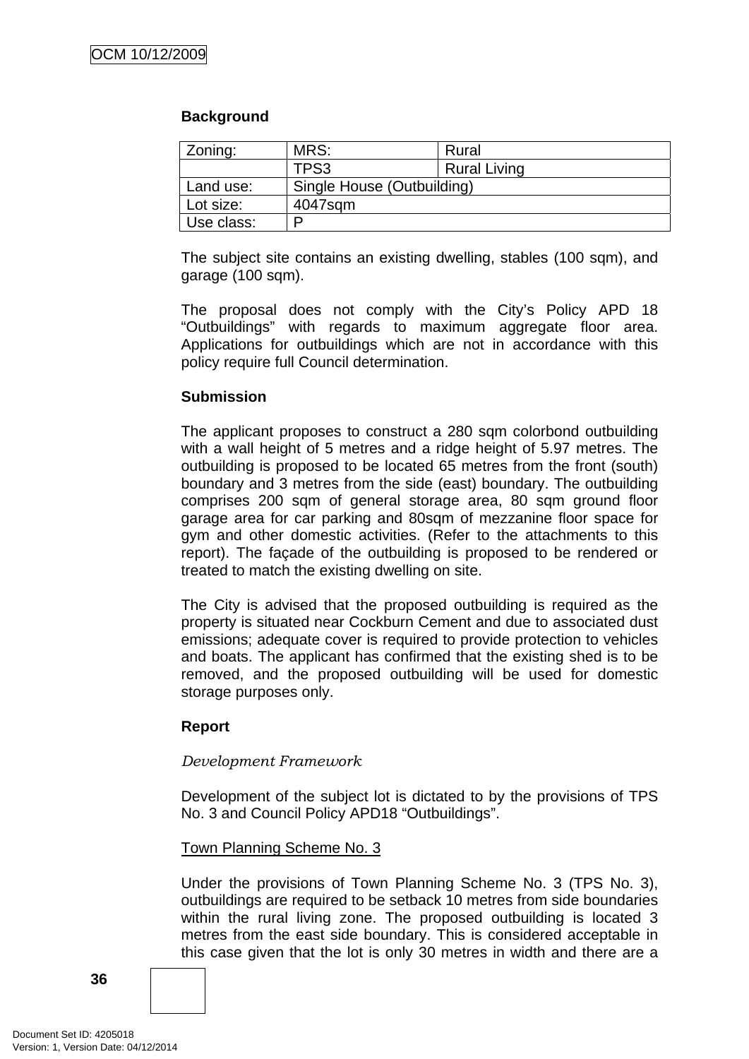**Background**

| Zoning: | MRS: | Rural |
|---|---|---|
| | TPS3 | Rural Living |
| Land use: | Single House (Outbuilding) | |
| Lot size: | 4047sqm | |
| Use class: | P | |

The subject site contains an existing dwelling, stables (100 sqm), and garage (100 sqm).

The proposal does not comply with the City's Policy APD 18 "Outbuildings" with regards to maximum aggregate floor area. Applications for outbuildings which are not in accordance with this policy require full Council determination.

**Submission**

The applicant proposes to construct a 280 sqm colorbond outbuilding with a wall height of 5 metres and a ridge height of 5.97 metres. The outbuilding is proposed to be located 65 metres from the front (south) boundary and 3 metres from the side (east) boundary. The outbuilding comprises 200 sqm of general storage area, 80 sqm ground floor garage area for car parking and 80sqm of mezzanine floor space for gym and other domestic activities. (Refer to the attachments to this report). The façade of the outbuilding is proposed to be rendered or treated to match the existing dwelling on site.

The City is advised that the proposed outbuilding is required as the property is situated near Cockburn Cement and due to associated dust emissions; adequate cover is required to provide protection to vehicles and boats. The applicant has confirmed that the existing shed is to be removed, and the proposed outbuilding will be used for domestic storage purposes only.

**Report**

*Development Framework*

Development of the subject lot is dictated to by the provisions of TPS No. 3 and Council Policy APD18 "Outbuildings".

Town Planning Scheme No. 3

Under the provisions of Town Planning Scheme No. 3 (TPS No. 3), outbuildings are required to be setback 10 metres from side boundaries within the rural living zone. The proposed outbuilding is located 3 metres from the east side boundary. This is considered acceptable in this case given that the lot is only 30 metres in width and there are a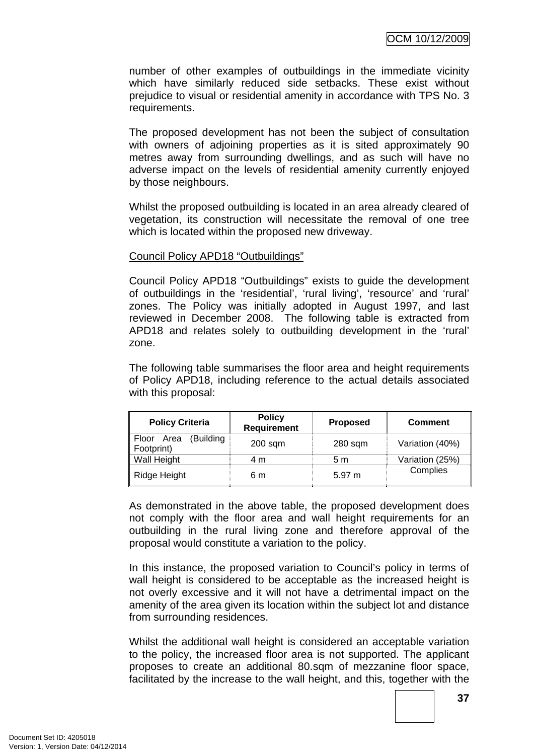number of other examples of outbuildings in the immediate vicinity which have similarly reduced side setbacks. These exist without prejudice to visual or residential amenity in accordance with TPS No. 3 requirements.

The proposed development has not been the subject of consultation with owners of adjoining properties as it is sited approximately 90 metres away from surrounding dwellings, and as such will have no adverse impact on the levels of residential amenity currently enjoyed by those neighbours.

Whilst the proposed outbuilding is located in an area already cleared of vegetation, its construction will necessitate the removal of one tree which is located within the proposed new driveway.

Council Policy APD18 "Outbuildings"

Council Policy APD18 "Outbuildings" exists to guide the development of outbuildings in the 'residential', 'rural living', 'resource' and 'rural' zones. The Policy was initially adopted in August 1997, and last reviewed in December 2008. The following table is extracted from APD18 and relates solely to outbuilding development in the 'rural' zone.

The following table summarises the floor area and height requirements of Policy APD18, including reference to the actual details associated with this proposal:

| Policy Criteria | Policy Requirement | Proposed | Comment |
|---|---|---|---|
| Floor Area (Building Footprint) | 200 sqm | 280 sqm | Variation (40%) |
| Wall Height | 4 m | 5 m | Variation (25%) |
| Ridge Height | 6 m | 5.97 m | Complies |

As demonstrated in the above table, the proposed development does not comply with the floor area and wall height requirements for an outbuilding in the rural living zone and therefore approval of the proposal would constitute a variation to the policy.

In this instance, the proposed variation to Council's policy in terms of wall height is considered to be acceptable as the increased height is not overly excessive and it will not have a detrimental impact on the amenity of the area given its location within the subject lot and distance from surrounding residences.

Whilst the additional wall height is considered an acceptable variation to the policy, the increased floor area is not supported. The applicant proposes to create an additional 80.sqm of mezzanine floor space, facilitated by the increase to the wall height, and this, together with the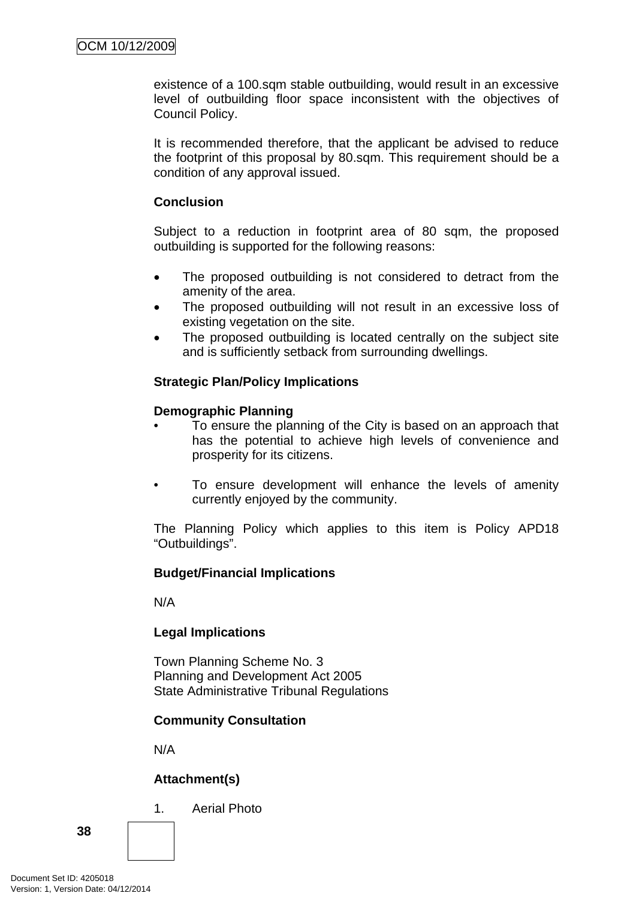existence of a 100.sqm stable outbuilding, would result in an excessive level of outbuilding floor space inconsistent with the objectives of Council Policy.

It is recommended therefore, that the applicant be advised to reduce the footprint of this proposal by 80.sqm. This requirement should be a condition of any approval issued.

**Conclusion**

Subject to a reduction in footprint area of 80 sqm, the proposed outbuilding is supported for the following reasons:

- The proposed outbuilding is not considered to detract from the amenity of the area.
- The proposed outbuilding will not result in an excessive loss of existing vegetation on the site.
- The proposed outbuilding is located centrally on the subject site and is sufficiently setback from surrounding dwellings.

**Strategic Plan/Policy Implications**

**Demographic Planning**

- To ensure the planning of the City is based on an approach that has the potential to achieve high levels of convenience and prosperity for its citizens.

- To ensure development will enhance the levels of amenity currently enjoyed by the community.

The Planning Policy which applies to this item is Policy APD18 "Outbuildings".

**Budget/Financial Implications**

N/A

**Legal Implications**

Town Planning Scheme No. 3
Planning and Development Act 2005
State Administrative Tribunal Regulations

**Community Consultation**

N/A

**Attachment(s)**

1. Aerial Photo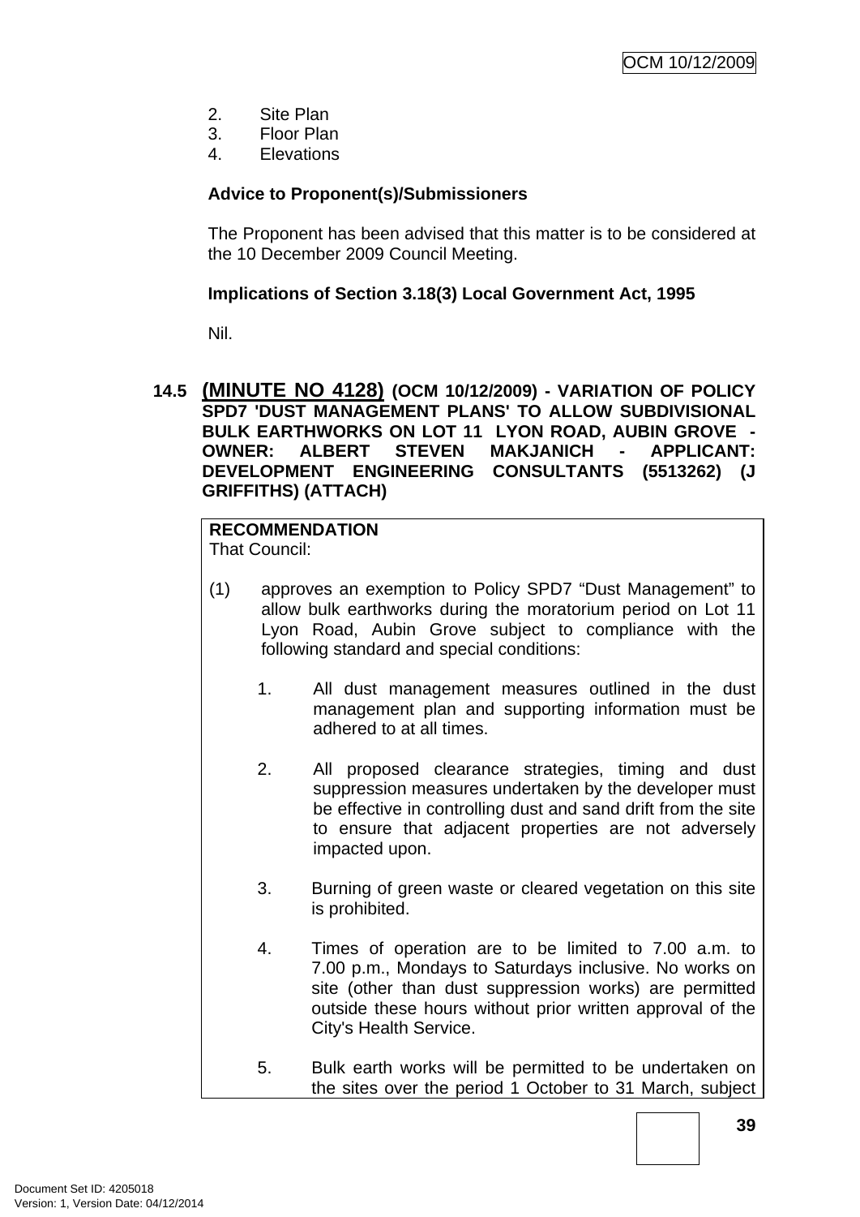2. Site Plan
3. Floor Plan
4. Elevations

**Advice to Proponent(s)/Submissioners**

The Proponent has been advised that this matter is to be considered at the 10 December 2009 Council Meeting.

**Implications of Section 3.18(3) Local Government Act, 1995**

Nil.

### 14.5 (MINUTE NO 4128) (OCM 10/12/2009) - VARIATION OF POLICY SPD7 'DUST MANAGEMENT PLANS' TO ALLOW SUBDIVISIONAL BULK EARTHWORKS ON LOT 11 LYON ROAD, AUBIN GROVE - OWNER: ALBERT STEVEN MAKJANICH - APPLICANT: DEVELOPMENT ENGINEERING CONSULTANTS (5513262) (J GRIFFITHS) (ATTACH)

**RECOMMENDATION**
That Council:

(1) approves an exemption to Policy SPD7 "Dust Management" to allow bulk earthworks during the moratorium period on Lot 11 Lyon Road, Aubin Grove subject to compliance with the following standard and special conditions:

1. All dust management measures outlined in the dust management plan and supporting information must be adhered to at all times.

2. All proposed clearance strategies, timing and dust suppression measures undertaken by the developer must be effective in controlling dust and sand drift from the site to ensure that adjacent properties are not adversely impacted upon.

3. Burning of green waste or cleared vegetation on this site is prohibited.

4. Times of operation are to be limited to 7.00 a.m. to 7.00 p.m., Mondays to Saturdays inclusive. No works on site (other than dust suppression works) are permitted outside these hours without prior written approval of the City's Health Service.

5. Bulk earth works will be permitted to be undertaken on the sites over the period 1 October to 31 March, subject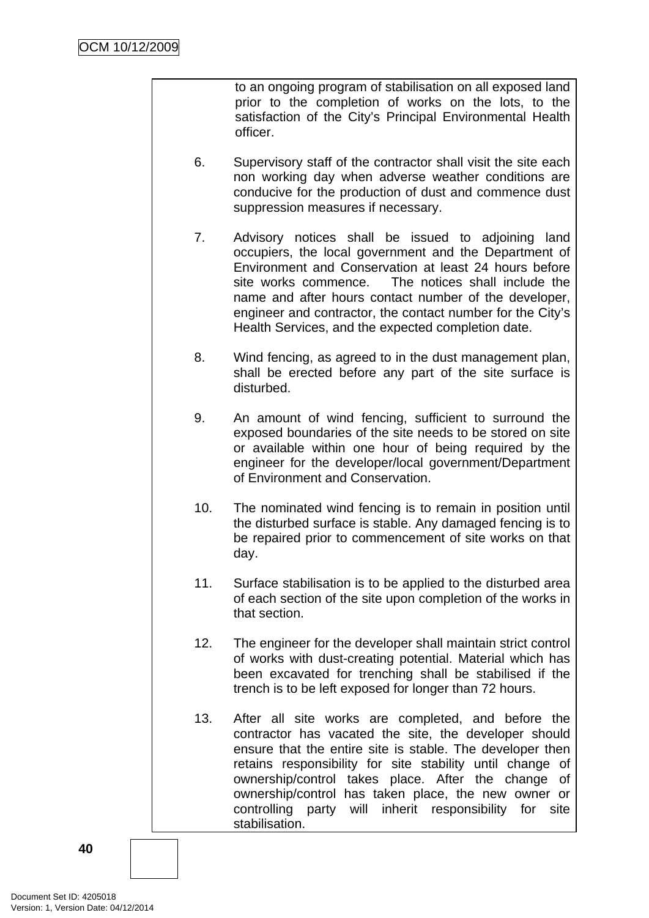to an ongoing program of stabilisation on all exposed land prior to the completion of works on the lots, to the satisfaction of the City's Principal Environmental Health officer.

6. Supervisory staff of the contractor shall visit the site each non working day when adverse weather conditions are conducive for the production of dust and commence dust suppression measures if necessary.

7. Advisory notices shall be issued to adjoining land occupiers, the local government and the Department of Environment and Conservation at least 24 hours before site works commence. The notices shall include the name and after hours contact number of the developer, engineer and contractor, the contact number for the City's Health Services, and the expected completion date.

8. Wind fencing, as agreed to in the dust management plan, shall be erected before any part of the site surface is disturbed.

9. An amount of wind fencing, sufficient to surround the exposed boundaries of the site needs to be stored on site or available within one hour of being required by the engineer for the developer/local government/Department of Environment and Conservation.

10. The nominated wind fencing is to remain in position until the disturbed surface is stable. Any damaged fencing is to be repaired prior to commencement of site works on that day.

11. Surface stabilisation is to be applied to the disturbed area of each section of the site upon completion of the works in that section.

12. The engineer for the developer shall maintain strict control of works with dust-creating potential. Material which has been excavated for trenching shall be stabilised if the trench is to be left exposed for longer than 72 hours.

13. After all site works are completed, and before the contractor has vacated the site, the developer should ensure that the entire site is stable. The developer then retains responsibility for site stability until change of ownership/control takes place. After the change of ownership/control has taken place, the new owner or controlling party will inherit responsibility for site stabilisation.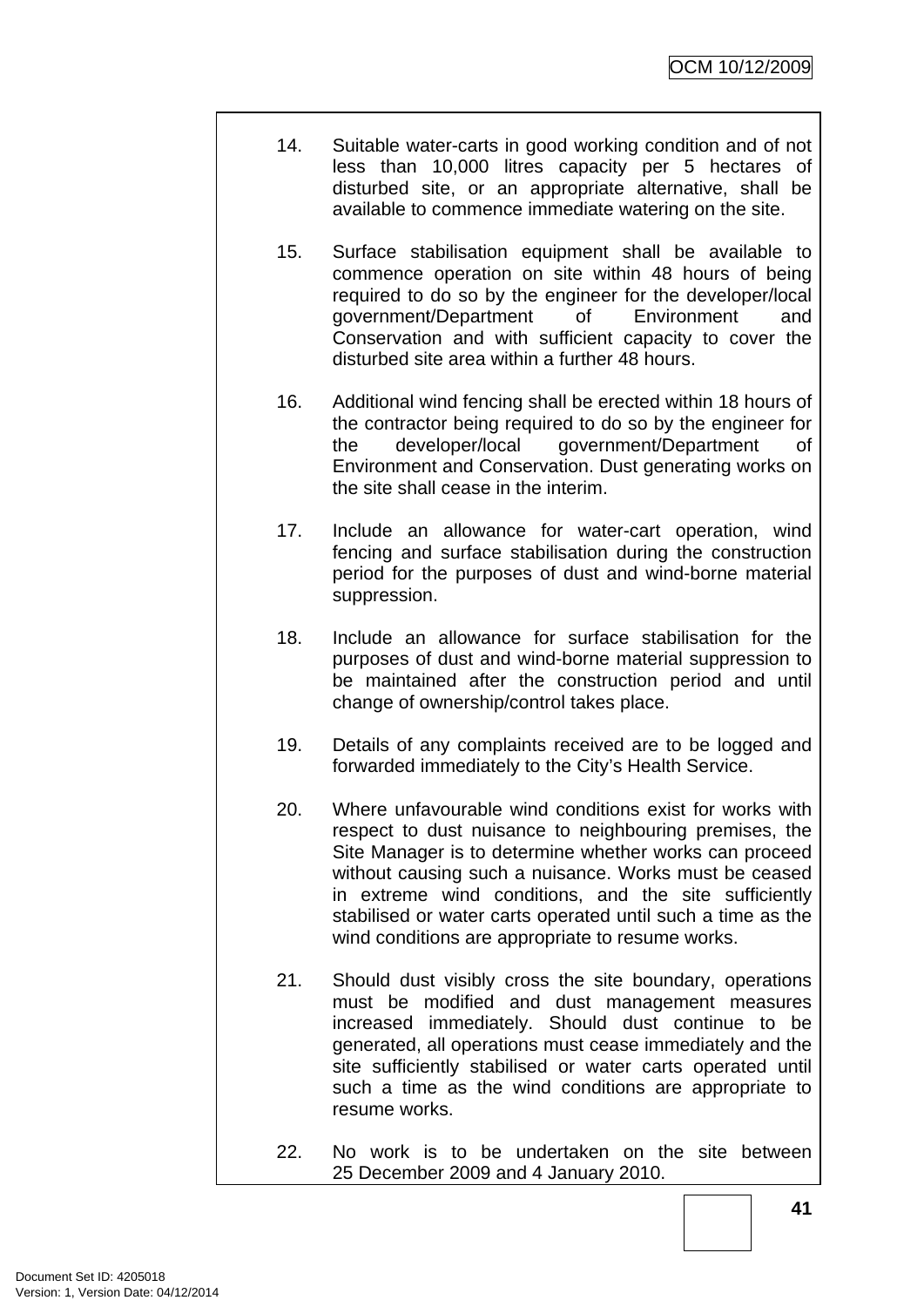14. Suitable water-carts in good working condition and of not less than 10,000 litres capacity per 5 hectares of disturbed site, or an appropriate alternative, shall be available to commence immediate watering on the site.

15. Surface stabilisation equipment shall be available to commence operation on site within 48 hours of being required to do so by the engineer for the developer/local government/Department of Environment and Conservation and with sufficient capacity to cover the disturbed site area within a further 48 hours.

16. Additional wind fencing shall be erected within 18 hours of the contractor being required to do so by the engineer for the developer/local government/Department of Environment and Conservation. Dust generating works on the site shall cease in the interim.

17. Include an allowance for water-cart operation, wind fencing and surface stabilisation during the construction period for the purposes of dust and wind-borne material suppression.

18. Include an allowance for surface stabilisation for the purposes of dust and wind-borne material suppression to be maintained after the construction period and until change of ownership/control takes place.

19. Details of any complaints received are to be logged and forwarded immediately to the City's Health Service.

20. Where unfavourable wind conditions exist for works with respect to dust nuisance to neighbouring premises, the Site Manager is to determine whether works can proceed without causing such a nuisance. Works must be ceased in extreme wind conditions, and the site sufficiently stabilised or water carts operated until such a time as the wind conditions are appropriate to resume works.

21. Should dust visibly cross the site boundary, operations must be modified and dust management measures increased immediately. Should dust continue to be generated, all operations must cease immediately and the site sufficiently stabilised or water carts operated until such a time as the wind conditions are appropriate to resume works.

22. No work is to be undertaken on the site between 25 December 2009 and 4 January 2010.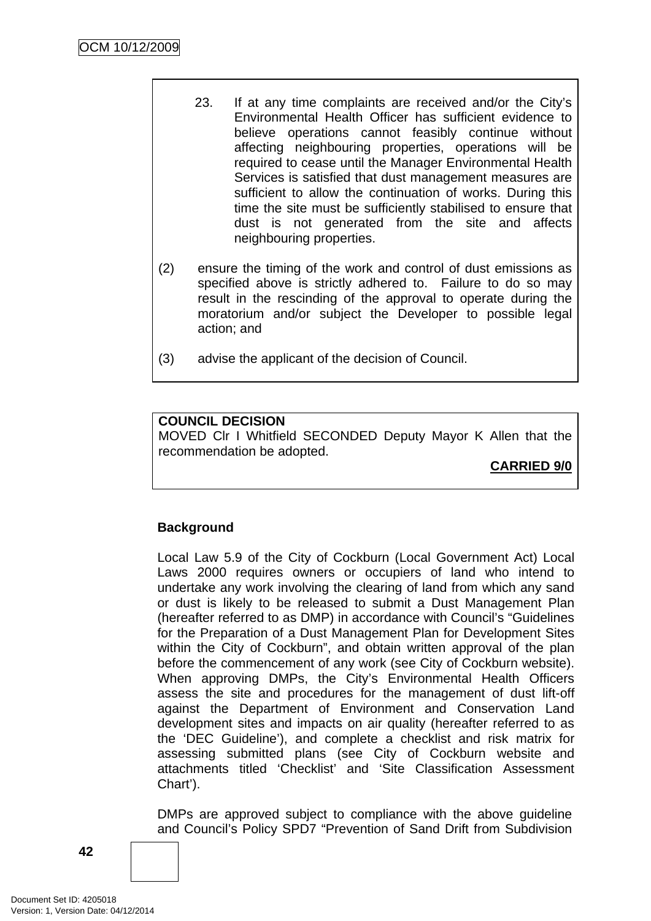23. If at any time complaints are received and/or the City's Environmental Health Officer has sufficient evidence to believe operations cannot feasibly continue without affecting neighbouring properties, operations will be required to cease until the Manager Environmental Health Services is satisfied that dust management measures are sufficient to allow the continuation of works. During this time the site must be sufficiently stabilised to ensure that dust is not generated from the site and affects neighbouring properties.

(2) ensure the timing of the work and control of dust emissions as specified above is strictly adhered to. Failure to do so may result in the rescinding of the approval to operate during the moratorium and/or subject the Developer to possible legal action; and

(3) advise the applicant of the decision of Council.

**COUNCIL DECISION**
MOVED Clr I Whitfield SECONDED Deputy Mayor K Allen that the recommendation be adopted.

**CARRIED 9/0**

**Background**

Local Law 5.9 of the City of Cockburn (Local Government Act) Local Laws 2000 requires owners or occupiers of land who intend to undertake any work involving the clearing of land from which any sand or dust is likely to be released to submit a Dust Management Plan (hereafter referred to as DMP) in accordance with Council's "Guidelines for the Preparation of a Dust Management Plan for Development Sites within the City of Cockburn", and obtain written approval of the plan before the commencement of any work (see City of Cockburn website). When approving DMPs, the City's Environmental Health Officers assess the site and procedures for the management of dust lift-off against the Department of Environment and Conservation Land development sites and impacts on air quality (hereafter referred to as the 'DEC Guideline'), and complete a checklist and risk matrix for assessing submitted plans (see City of Cockburn website and attachments titled 'Checklist' and 'Site Classification Assessment Chart').

DMPs are approved subject to compliance with the above guideline and Council's Policy SPD7 "Prevention of Sand Drift from Subdivision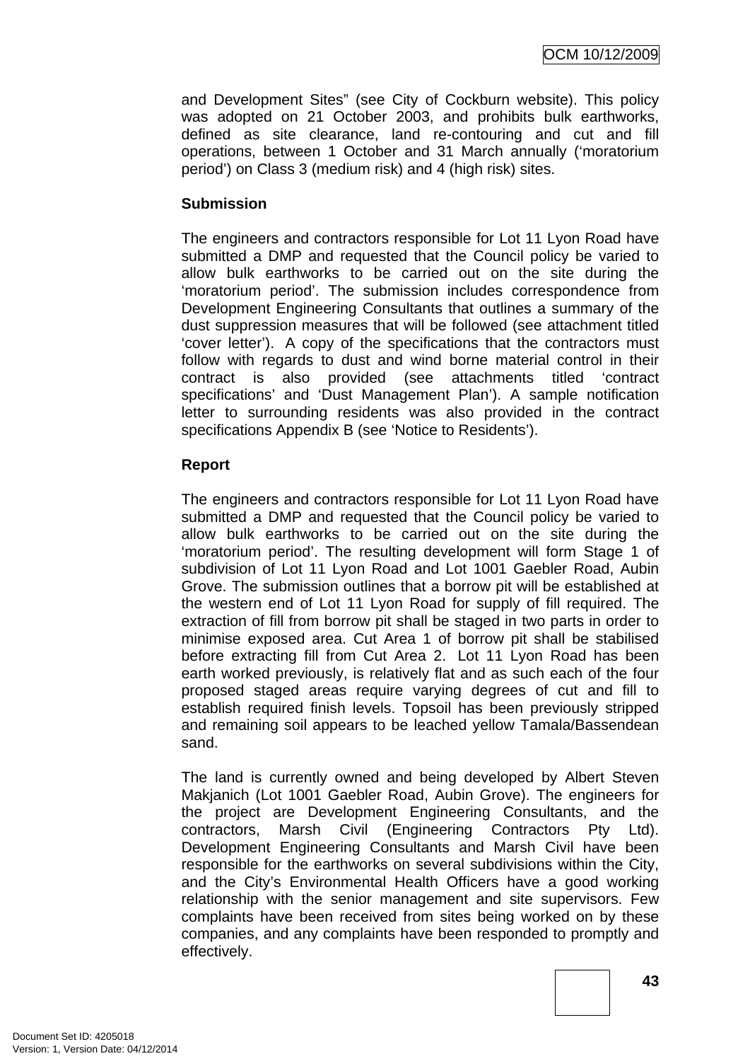and Development Sites" (see City of Cockburn website). This policy was adopted on 21 October 2003, and prohibits bulk earthworks, defined as site clearance, land re-contouring and cut and fill operations, between 1 October and 31 March annually ('moratorium period') on Class 3 (medium risk) and 4 (high risk) sites.

**Submission**

The engineers and contractors responsible for Lot 11 Lyon Road have submitted a DMP and requested that the Council policy be varied to allow bulk earthworks to be carried out on the site during the 'moratorium period'. The submission includes correspondence from Development Engineering Consultants that outlines a summary of the dust suppression measures that will be followed (see attachment titled 'cover letter'). A copy of the specifications that the contractors must follow with regards to dust and wind borne material control in their contract is also provided (see attachments titled 'contract specifications' and 'Dust Management Plan'). A sample notification letter to surrounding residents was also provided in the contract specifications Appendix B (see 'Notice to Residents').

**Report**

The engineers and contractors responsible for Lot 11 Lyon Road have submitted a DMP and requested that the Council policy be varied to allow bulk earthworks to be carried out on the site during the 'moratorium period'. The resulting development will form Stage 1 of subdivision of Lot 11 Lyon Road and Lot 1001 Gaebler Road, Aubin Grove. The submission outlines that a borrow pit will be established at the western end of Lot 11 Lyon Road for supply of fill required. The extraction of fill from borrow pit shall be staged in two parts in order to minimise exposed area. Cut Area 1 of borrow pit shall be stabilised before extracting fill from Cut Area 2. Lot 11 Lyon Road has been earth worked previously, is relatively flat and as such each of the four proposed staged areas require varying degrees of cut and fill to establish required finish levels. Topsoil has been previously stripped and remaining soil appears to be leached yellow Tamala/Bassendean sand.

The land is currently owned and being developed by Albert Steven Makjanich (Lot 1001 Gaebler Road, Aubin Grove). The engineers for the project are Development Engineering Consultants, and the contractors, Marsh Civil (Engineering Contractors Pty Ltd). Development Engineering Consultants and Marsh Civil have been responsible for the earthworks on several subdivisions within the City, and the City's Environmental Health Officers have a good working relationship with the senior management and site supervisors. Few complaints have been received from sites being worked on by these companies, and any complaints have been responded to promptly and effectively.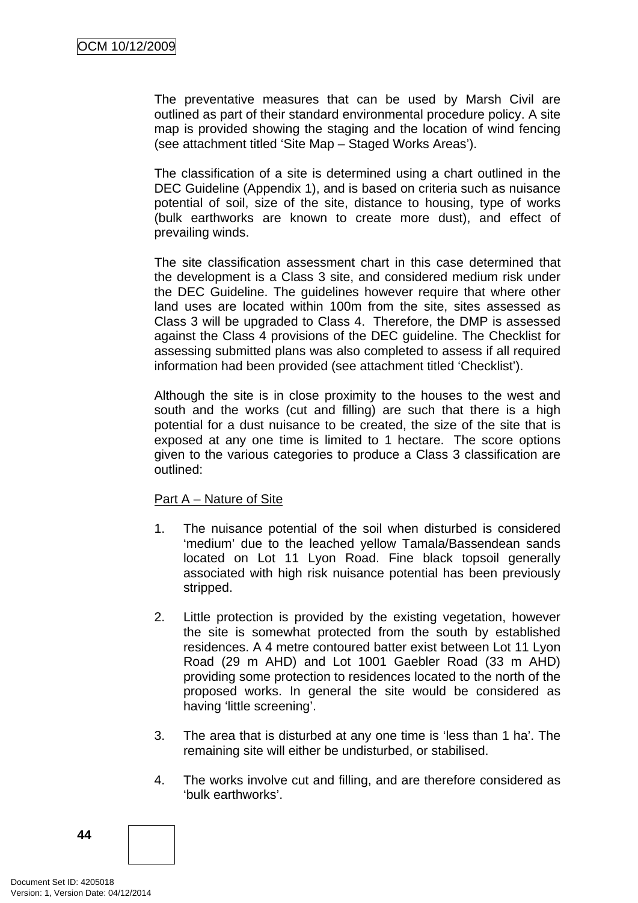The preventative measures that can be used by Marsh Civil are outlined as part of their standard environmental procedure policy. A site map is provided showing the staging and the location of wind fencing (see attachment titled 'Site Map – Staged Works Areas').

The classification of a site is determined using a chart outlined in the DEC Guideline (Appendix 1), and is based on criteria such as nuisance potential of soil, size of the site, distance to housing, type of works (bulk earthworks are known to create more dust), and effect of prevailing winds.

The site classification assessment chart in this case determined that the development is a Class 3 site, and considered medium risk under the DEC Guideline. The guidelines however require that where other land uses are located within 100m from the site, sites assessed as Class 3 will be upgraded to Class 4. Therefore, the DMP is assessed against the Class 4 provisions of the DEC guideline. The Checklist for assessing submitted plans was also completed to assess if all required information had been provided (see attachment titled 'Checklist').

Although the site is in close proximity to the houses to the west and south and the works (cut and filling) are such that there is a high potential for a dust nuisance to be created, the size of the site that is exposed at any one time is limited to 1 hectare. The score options given to the various categories to produce a Class 3 classification are outlined:

Part A – Nature of Site

1. The nuisance potential of the soil when disturbed is considered 'medium' due to the leached yellow Tamala/Bassendean sands located on Lot 11 Lyon Road. Fine black topsoil generally associated with high risk nuisance potential has been previously stripped.

2. Little protection is provided by the existing vegetation, however the site is somewhat protected from the south by established residences. A 4 metre contoured batter exist between Lot 11 Lyon Road (29 m AHD) and Lot 1001 Gaebler Road (33 m AHD) providing some protection to residences located to the north of the proposed works. In general the site would be considered as having 'little screening'.

3. The area that is disturbed at any one time is 'less than 1 ha'. The remaining site will either be undisturbed, or stabilised.

4. The works involve cut and filling, and are therefore considered as 'bulk earthworks'.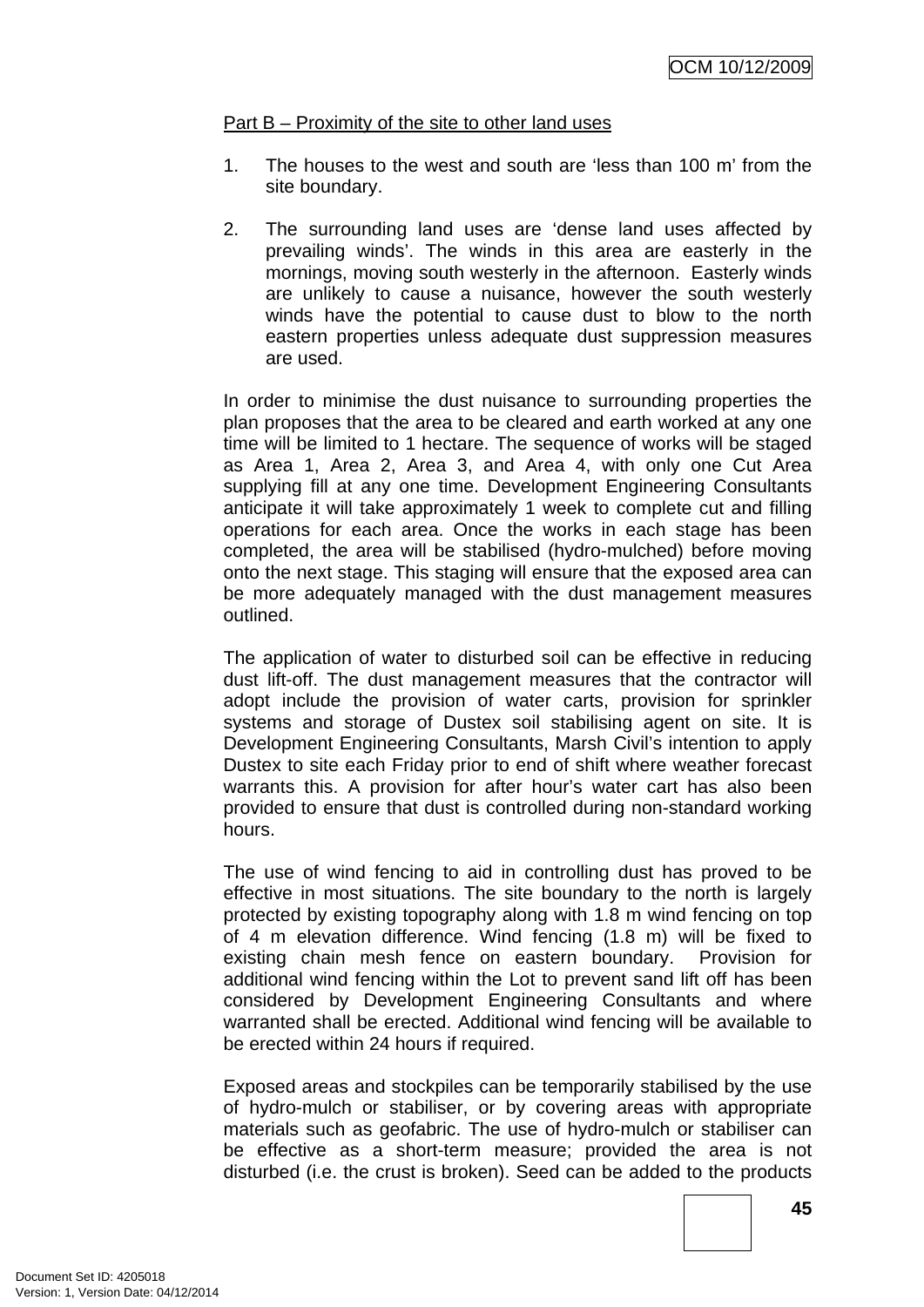Part B – Proximity of the site to other land uses

1. The houses to the west and south are ‘less than 100 m’ from the site boundary.

2. The surrounding land uses are ‘dense land uses affected by prevailing winds’. The winds in this area are easterly in the mornings, moving south westerly in the afternoon. Easterly winds are unlikely to cause a nuisance, however the south westerly winds have the potential to cause dust to blow to the north eastern properties unless adequate dust suppression measures are used.

In order to minimise the dust nuisance to surrounding properties the plan proposes that the area to be cleared and earth worked at any one time will be limited to 1 hectare. The sequence of works will be staged as Area 1, Area 2, Area 3, and Area 4, with only one Cut Area supplying fill at any one time. Development Engineering Consultants anticipate it will take approximately 1 week to complete cut and filling operations for each area. Once the works in each stage has been completed, the area will be stabilised (hydro-mulched) before moving onto the next stage. This staging will ensure that the exposed area can be more adequately managed with the dust management measures outlined.

The application of water to disturbed soil can be effective in reducing dust lift-off. The dust management measures that the contractor will adopt include the provision of water carts, provision for sprinkler systems and storage of Dustex soil stabilising agent on site. It is Development Engineering Consultants, Marsh Civil’s intention to apply Dustex to site each Friday prior to end of shift where weather forecast warrants this. A provision for after hour’s water cart has also been provided to ensure that dust is controlled during non-standard working hours.

The use of wind fencing to aid in controlling dust has proved to be effective in most situations. The site boundary to the north is largely protected by existing topography along with 1.8 m wind fencing on top of 4 m elevation difference. Wind fencing (1.8 m) will be fixed to existing chain mesh fence on eastern boundary. Provision for additional wind fencing within the Lot to prevent sand lift off has been considered by Development Engineering Consultants and where warranted shall be erected. Additional wind fencing will be available to be erected within 24 hours if required.

Exposed areas and stockpiles can be temporarily stabilised by the use of hydro-mulch or stabiliser, or by covering areas with appropriate materials such as geofabric. The use of hydro-mulch or stabiliser can be effective as a short-term measure; provided the area is not disturbed (i.e. the crust is broken). Seed can be added to the products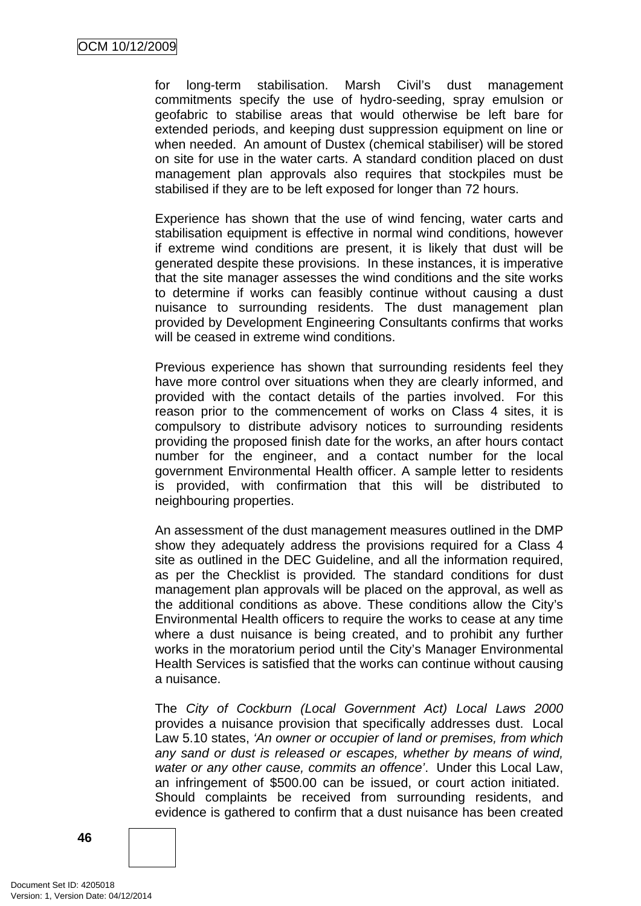for long-term stabilisation. Marsh Civil's dust management commitments specify the use of hydro-seeding, spray emulsion or geofabric to stabilise areas that would otherwise be left bare for extended periods, and keeping dust suppression equipment on line or when needed. An amount of Dustex (chemical stabiliser) will be stored on site for use in the water carts. A standard condition placed on dust management plan approvals also requires that stockpiles must be stabilised if they are to be left exposed for longer than 72 hours.

Experience has shown that the use of wind fencing, water carts and stabilisation equipment is effective in normal wind conditions, however if extreme wind conditions are present, it is likely that dust will be generated despite these provisions. In these instances, it is imperative that the site manager assesses the wind conditions and the site works to determine if works can feasibly continue without causing a dust nuisance to surrounding residents. The dust management plan provided by Development Engineering Consultants confirms that works will be ceased in extreme wind conditions.

Previous experience has shown that surrounding residents feel they have more control over situations when they are clearly informed, and provided with the contact details of the parties involved. For this reason prior to the commencement of works on Class 4 sites, it is compulsory to distribute advisory notices to surrounding residents providing the proposed finish date for the works, an after hours contact number for the engineer, and a contact number for the local government Environmental Health officer. A sample letter to residents is provided, with confirmation that this will be distributed to neighbouring properties.

An assessment of the dust management measures outlined in the DMP show they adequately address the provisions required for a Class 4 site as outlined in the DEC Guideline, and all the information required, as per the Checklist is provided*.* The standard conditions for dust management plan approvals will be placed on the approval, as well as the additional conditions as above. These conditions allow the City's Environmental Health officers to require the works to cease at any time where a dust nuisance is being created, and to prohibit any further works in the moratorium period until the City's Manager Environmental Health Services is satisfied that the works can continue without causing a nuisance.

The *City of Cockburn (Local Government Act) Local Laws 2000* provides a nuisance provision that specifically addresses dust. Local Law 5.10 states, *'An owner or occupier of land or premises, from which any sand or dust is released or escapes, whether by means of wind, water or any other cause, commits an offence'*. Under this Local Law, an infringement of $500.00 can be issued, or court action initiated. Should complaints be received from surrounding residents, and evidence is gathered to confirm that a dust nuisance has been created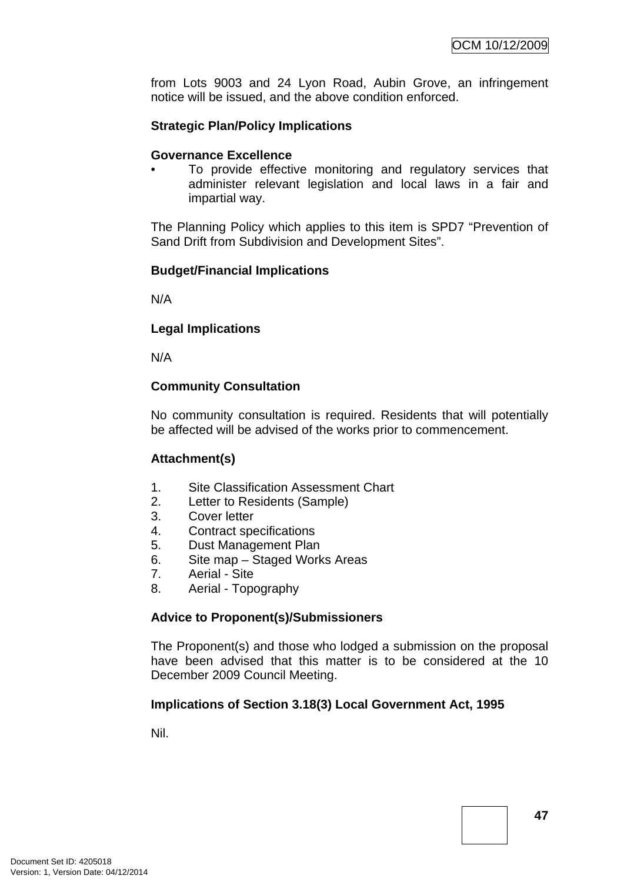from Lots 9003 and 24 Lyon Road, Aubin Grove, an infringement notice will be issued, and the above condition enforced.

**Strategic Plan/Policy Implications**

**Governance Excellence**

- To provide effective monitoring and regulatory services that administer relevant legislation and local laws in a fair and impartial way.

The Planning Policy which applies to this item is SPD7 "Prevention of Sand Drift from Subdivision and Development Sites".

**Budget/Financial Implications**

N/A

**Legal Implications**

N/A

**Community Consultation**

No community consultation is required. Residents that will potentially be affected will be advised of the works prior to commencement.

**Attachment(s)**

1. Site Classification Assessment Chart
2. Letter to Residents (Sample)
3. Cover letter
4. Contract specifications
5. Dust Management Plan
6. Site map – Staged Works Areas
7. Aerial - Site
8. Aerial - Topography

**Advice to Proponent(s)/Submissioners**

The Proponent(s) and those who lodged a submission on the proposal have been advised that this matter is to be considered at the 10 December 2009 Council Meeting.

**Implications of Section 3.18(3) Local Government Act, 1995**

Nil.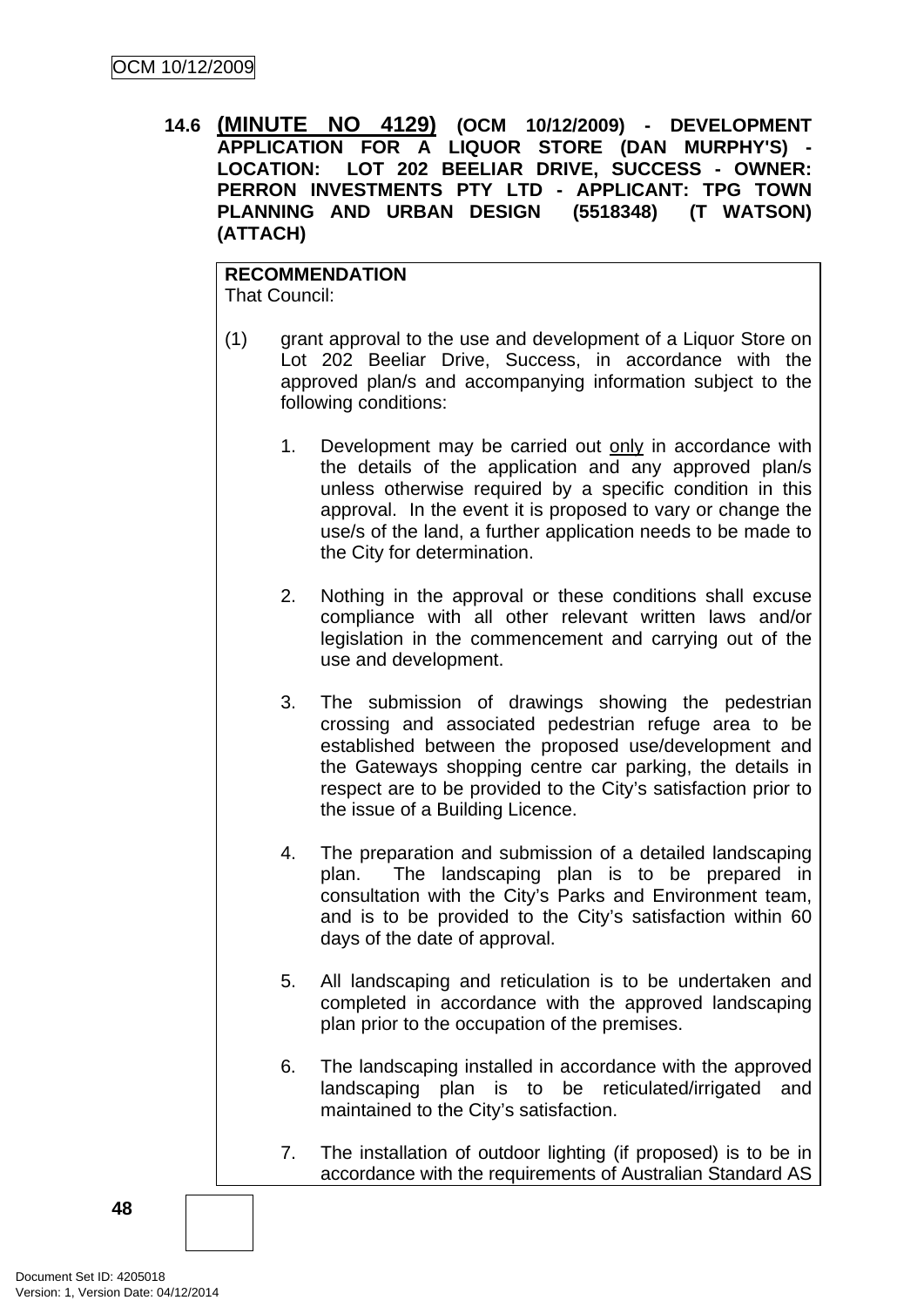**14.6 (MINUTE NO 4129) (OCM 10/12/2009) - DEVELOPMENT APPLICATION FOR A LIQUOR STORE (DAN MURPHY'S) - LOCATION: LOT 202 BEELIAR DRIVE, SUCCESS - OWNER: PERRON INVESTMENTS PTY LTD - APPLICANT: TPG TOWN PLANNING AND URBAN DESIGN (5518348) (T WATSON) (ATTACH)**

**RECOMMENDATION**
That Council:

(1) grant approval to the use and development of a Liquor Store on Lot 202 Beeliar Drive, Success, in accordance with the approved plan/s and accompanying information subject to the following conditions:

1. Development may be carried out only in accordance with the details of the application and any approved plan/s unless otherwise required by a specific condition in this approval. In the event it is proposed to vary or change the use/s of the land, a further application needs to be made to the City for determination.

2. Nothing in the approval or these conditions shall excuse compliance with all other relevant written laws and/or legislation in the commencement and carrying out of the use and development.

3. The submission of drawings showing the pedestrian crossing and associated pedestrian refuge area to be established between the proposed use/development and the Gateways shopping centre car parking, the details in respect are to be provided to the City's satisfaction prior to the issue of a Building Licence.

4. The preparation and submission of a detailed landscaping plan. The landscaping plan is to be prepared in consultation with the City's Parks and Environment team, and is to be provided to the City's satisfaction within 60 days of the date of approval.

5. All landscaping and reticulation is to be undertaken and completed in accordance with the approved landscaping plan prior to the occupation of the premises.

6. The landscaping installed in accordance with the approved landscaping plan is to be reticulated/irrigated and maintained to the City's satisfaction.

7. The installation of outdoor lighting (if proposed) is to be in accordance with the requirements of Australian Standard AS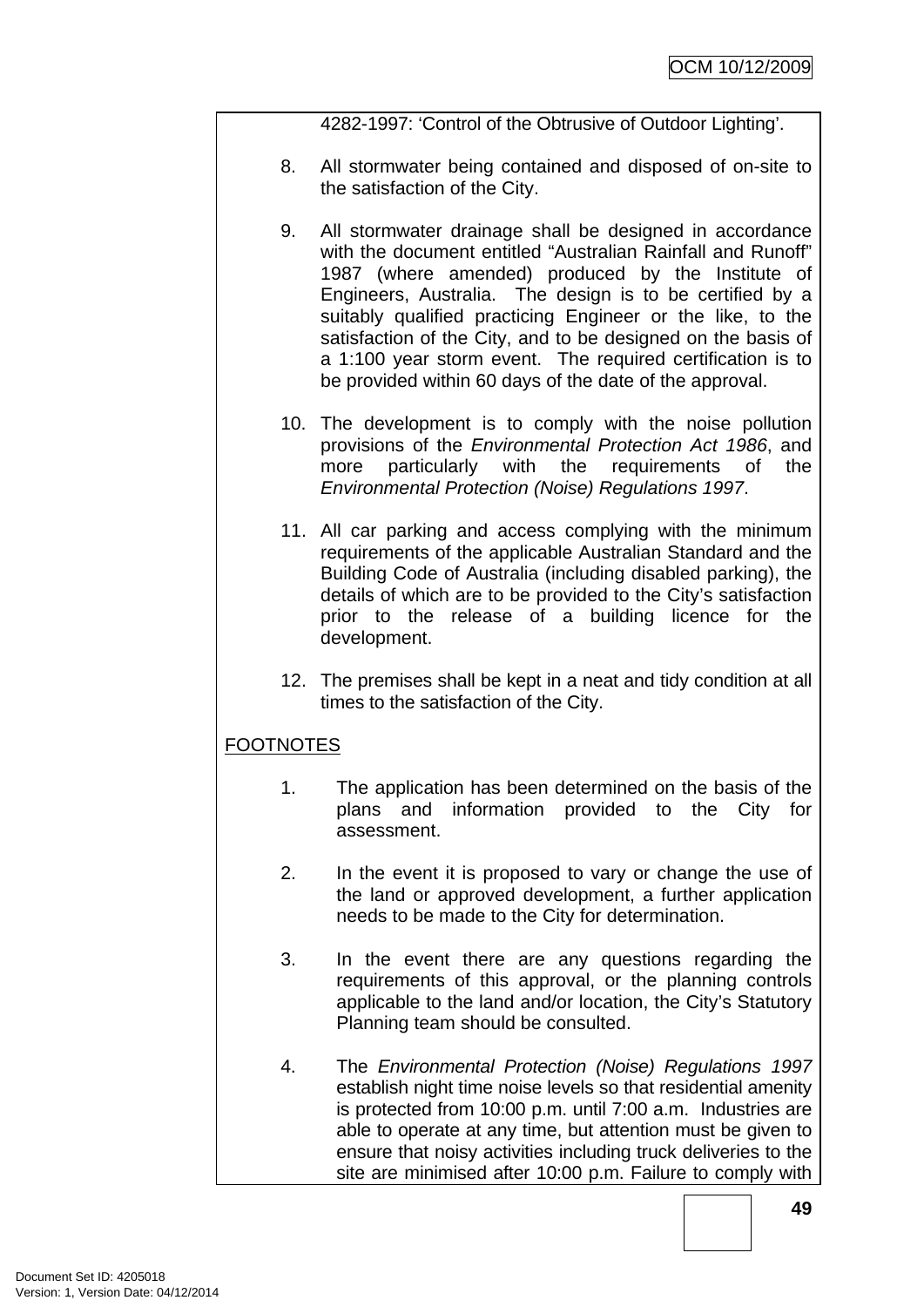4282-1997: 'Control of the Obtrusive of Outdoor Lighting'.

8. All stormwater being contained and disposed of on-site to the satisfaction of the City.

9. All stormwater drainage shall be designed in accordance with the document entitled "Australian Rainfall and Runoff" 1987 (where amended) produced by the Institute of Engineers, Australia. The design is to be certified by a suitably qualified practicing Engineer or the like, to the satisfaction of the City, and to be designed on the basis of a 1:100 year storm event. The required certification is to be provided within 60 days of the date of the approval.

10. The development is to comply with the noise pollution provisions of the *Environmental Protection Act 1986*, and more particularly with the requirements of the *Environmental Protection (Noise) Regulations 1997*.

11. All car parking and access complying with the minimum requirements of the applicable Australian Standard and the Building Code of Australia (including disabled parking), the details of which are to be provided to the City's satisfaction prior to the release of a building licence for the development.

12. The premises shall be kept in a neat and tidy condition at all times to the satisfaction of the City.

<u>FOOTNOTES</u>

1. The application has been determined on the basis of the plans and information provided to the City for assessment.

2. In the event it is proposed to vary or change the use of the land or approved development, a further application needs to be made to the City for determination.

3. In the event there are any questions regarding the requirements of this approval, or the planning controls applicable to the land and/or location, the City's Statutory Planning team should be consulted.

4. The *Environmental Protection (Noise) Regulations 1997* establish night time noise levels so that residential amenity is protected from 10:00 p.m. until 7:00 a.m. Industries are able to operate at any time, but attention must be given to ensure that noisy activities including truck deliveries to the site are minimised after 10:00 p.m. Failure to comply with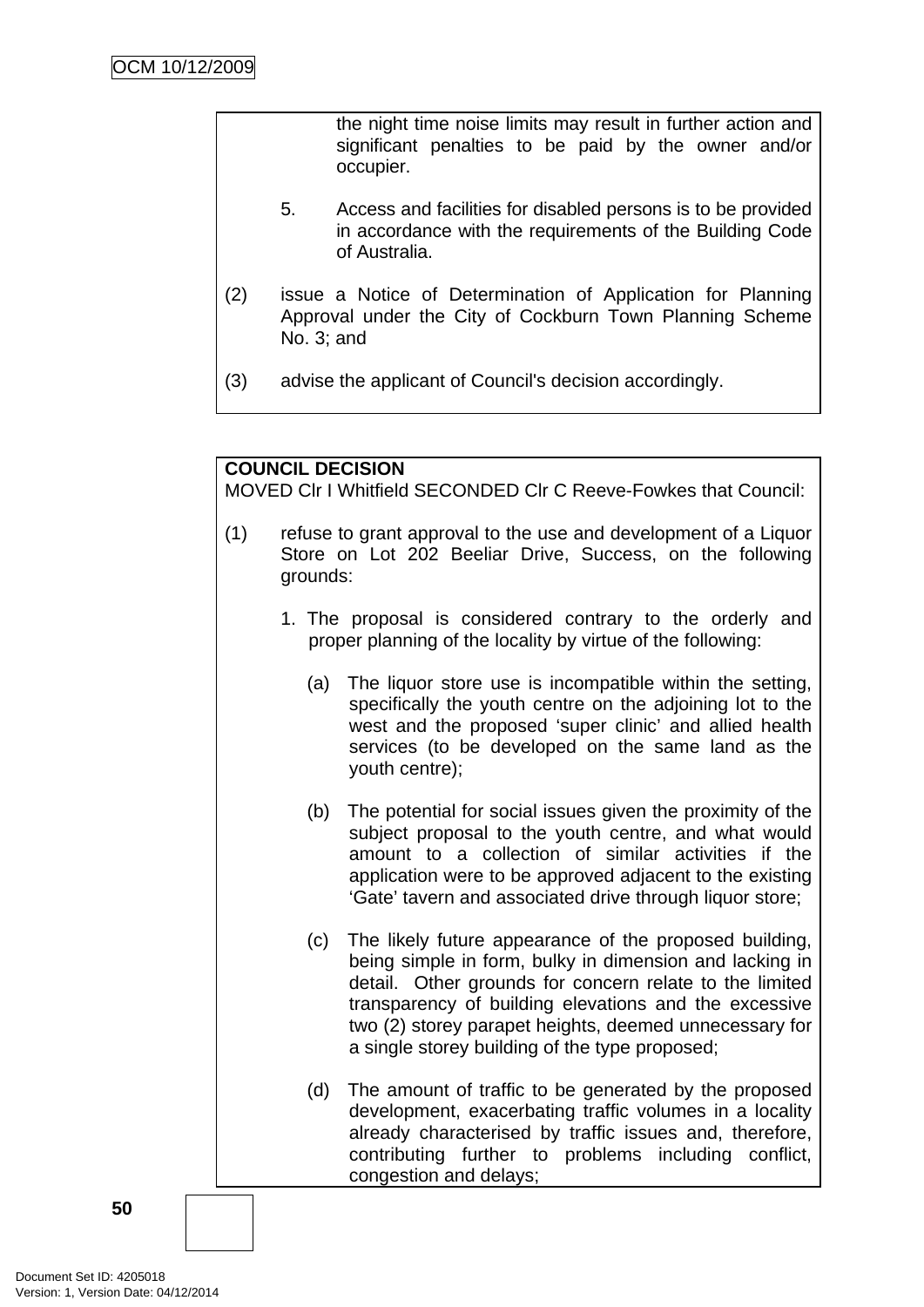the night time noise limits may result in further action and significant penalties to be paid by the owner and/or occupier.

5. Access and facilities for disabled persons is to be provided in accordance with the requirements of the Building Code of Australia.

(2) issue a Notice of Determination of Application for Planning Approval under the City of Cockburn Town Planning Scheme No. 3; and

(3) advise the applicant of Council's decision accordingly.

**COUNCIL DECISION**
MOVED Clr I Whitfield SECONDED Clr C Reeve-Fowkes that Council:

(1) refuse to grant approval to the use and development of a Liquor Store on Lot 202 Beeliar Drive, Success, on the following grounds:

1. The proposal is considered contrary to the orderly and proper planning of the locality by virtue of the following:

   (a) The liquor store use is incompatible within the setting, specifically the youth centre on the adjoining lot to the west and the proposed 'super clinic' and allied health services (to be developed on the same land as the youth centre);

   (b) The potential for social issues given the proximity of the subject proposal to the youth centre, and what would amount to a collection of similar activities if the application were to be approved adjacent to the existing 'Gate' tavern and associated drive through liquor store;

   (c) The likely future appearance of the proposed building, being simple in form, bulky in dimension and lacking in detail. Other grounds for concern relate to the limited transparency of building elevations and the excessive two (2) storey parapet heights, deemed unnecessary for a single storey building of the type proposed;

   (d) The amount of traffic to be generated by the proposed development, exacerbating traffic volumes in a locality already characterised by traffic issues and, therefore, contributing further to problems including conflict, congestion and delays;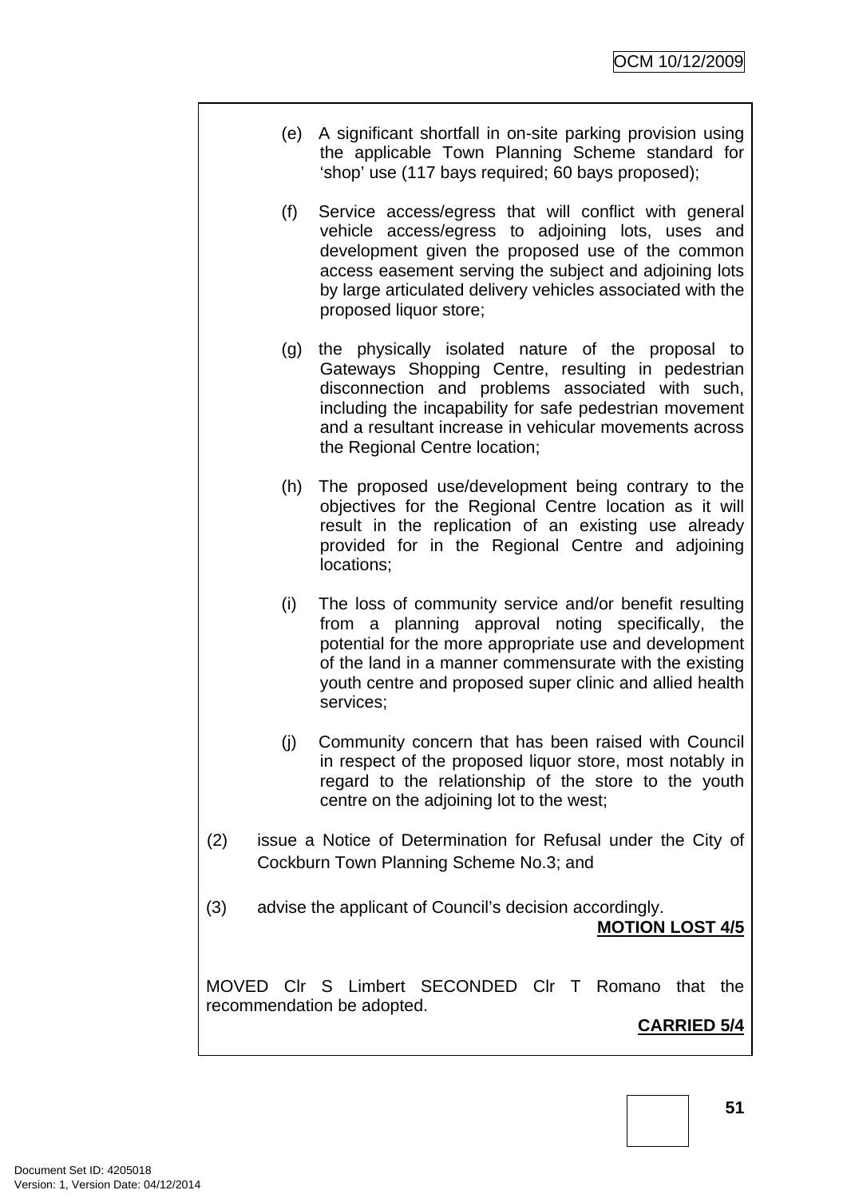(e) A significant shortfall in on-site parking provision using the applicable Town Planning Scheme standard for 'shop' use (117 bays required; 60 bays proposed);

(f) Service access/egress that will conflict with general vehicle access/egress to adjoining lots, uses and development given the proposed use of the common access easement serving the subject and adjoining lots by large articulated delivery vehicles associated with the proposed liquor store;

(g) the physically isolated nature of the proposal to Gateways Shopping Centre, resulting in pedestrian disconnection and problems associated with such, including the incapability for safe pedestrian movement and a resultant increase in vehicular movements across the Regional Centre location;

(h) The proposed use/development being contrary to the objectives for the Regional Centre location as it will result in the replication of an existing use already provided for in the Regional Centre and adjoining locations;

(i) The loss of community service and/or benefit resulting from a planning approval noting specifically, the potential for the more appropriate use and development of the land in a manner commensurate with the existing youth centre and proposed super clinic and allied health services;

(j) Community concern that has been raised with Council in respect of the proposed liquor store, most notably in regard to the relationship of the store to the youth centre on the adjoining lot to the west;

(2) issue a Notice of Determination for Refusal under the City of Cockburn Town Planning Scheme No.3; and

(3) advise the applicant of Council's decision accordingly.

**MOTION LOST 4/5**

MOVED Clr S Limbert SECONDED Clr T Romano that the recommendation be adopted.

**CARRIED 5/4**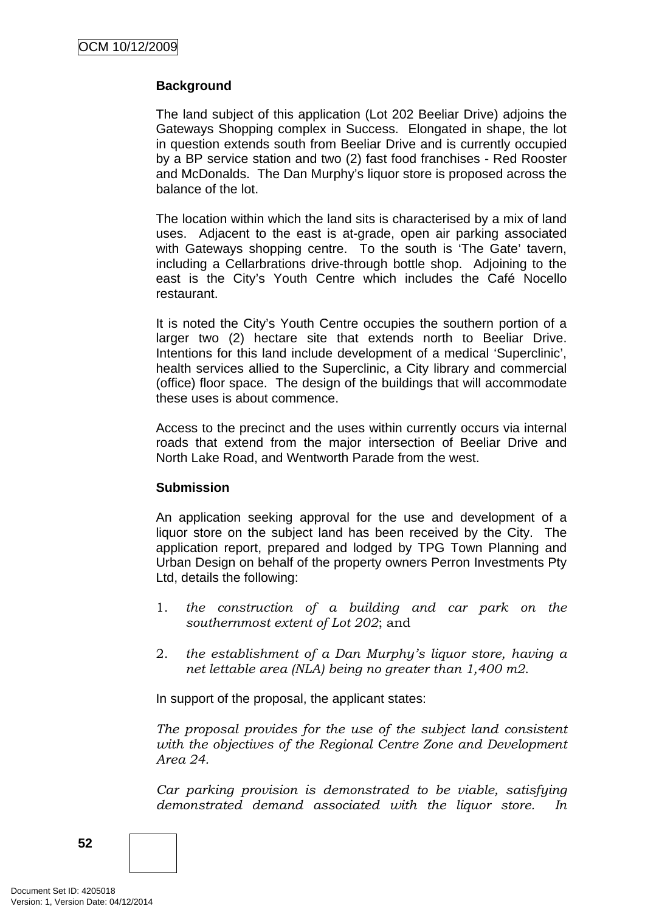**Background**

The land subject of this application (Lot 202 Beeliar Drive) adjoins the Gateways Shopping complex in Success. Elongated in shape, the lot in question extends south from Beeliar Drive and is currently occupied by a BP service station and two (2) fast food franchises - Red Rooster and McDonalds. The Dan Murphy's liquor store is proposed across the balance of the lot.

The location within which the land sits is characterised by a mix of land uses. Adjacent to the east is at-grade, open air parking associated with Gateways shopping centre. To the south is 'The Gate' tavern, including a Cellarbrations drive-through bottle shop. Adjoining to the east is the City's Youth Centre which includes the Café Nocello restaurant.

It is noted the City's Youth Centre occupies the southern portion of a larger two (2) hectare site that extends north to Beeliar Drive. Intentions for this land include development of a medical 'Superclinic', health services allied to the Superclinic, a City library and commercial (office) floor space. The design of the buildings that will accommodate these uses is about commence.

Access to the precinct and the uses within currently occurs via internal roads that extend from the major intersection of Beeliar Drive and North Lake Road, and Wentworth Parade from the west.

**Submission**

An application seeking approval for the use and development of a liquor store on the subject land has been received by the City. The application report, prepared and lodged by TPG Town Planning and Urban Design on behalf of the property owners Perron Investments Pty Ltd, details the following:

1. *the construction of a building and car park on the southernmost extent of Lot 202*; and

2. *the establishment of a Dan Murphy's liquor store, having a net lettable area (NLA) being no greater than 1,400 m2.*

In support of the proposal, the applicant states:

*The proposal provides for the use of the subject land consistent with the objectives of the Regional Centre Zone and Development Area 24.*

*Car parking provision is demonstrated to be viable, satisfying demonstrated demand associated with the liquor store. In*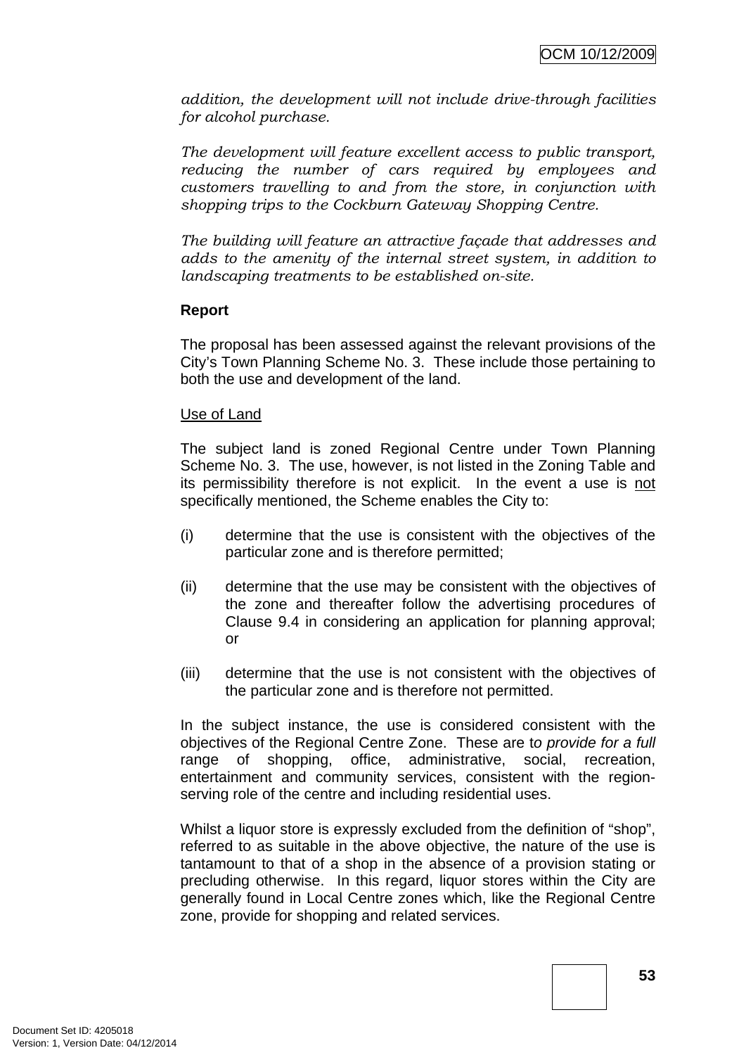*addition, the development will not include drive-through facilities for alcohol purchase.*

*The development will feature excellent access to public transport, reducing the number of cars required by employees and customers travelling to and from the store, in conjunction with shopping trips to the Cockburn Gateway Shopping Centre.*

*The building will feature an attractive façade that addresses and adds to the amenity of the internal street system, in addition to landscaping treatments to be established on-site.*

**Report**

The proposal has been assessed against the relevant provisions of the City's Town Planning Scheme No. 3. These include those pertaining to both the use and development of the land.

Use of Land

The subject land is zoned Regional Centre under Town Planning Scheme No. 3. The use, however, is not listed in the Zoning Table and its permissibility therefore is not explicit. In the event a use is not specifically mentioned, the Scheme enables the City to:

(i) determine that the use is consistent with the objectives of the particular zone and is therefore permitted;

(ii) determine that the use may be consistent with the objectives of the zone and thereafter follow the advertising procedures of Clause 9.4 in considering an application for planning approval; or

(iii) determine that the use is not consistent with the objectives of the particular zone and is therefore not permitted.

In the subject instance, the use is considered consistent with the objectives of the Regional Centre Zone. These are t*o provide for a full* range of shopping, office, administrative, social, recreation, entertainment and community services, consistent with the region-serving role of the centre and including residential uses.

Whilst a liquor store is expressly excluded from the definition of "shop", referred to as suitable in the above objective, the nature of the use is tantamount to that of a shop in the absence of a provision stating or precluding otherwise. In this regard, liquor stores within the City are generally found in Local Centre zones which, like the Regional Centre zone, provide for shopping and related services.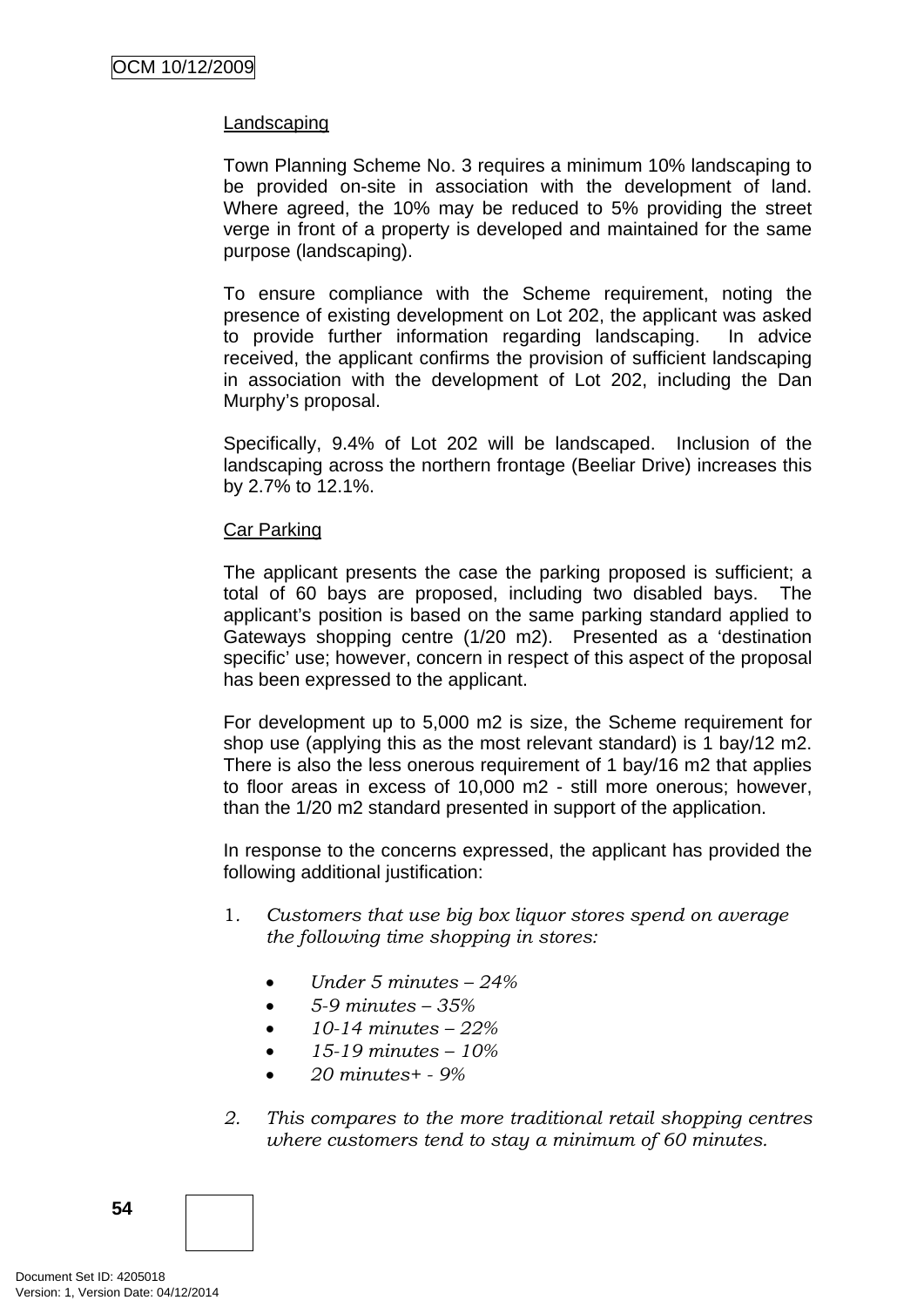Landscaping

Town Planning Scheme No. 3 requires a minimum 10% landscaping to be provided on-site in association with the development of land. Where agreed, the 10% may be reduced to 5% providing the street verge in front of a property is developed and maintained for the same purpose (landscaping).

To ensure compliance with the Scheme requirement, noting the presence of existing development on Lot 202, the applicant was asked to provide further information regarding landscaping. In advice received, the applicant confirms the provision of sufficient landscaping in association with the development of Lot 202, including the Dan Murphy's proposal.

Specifically, 9.4% of Lot 202 will be landscaped. Inclusion of the landscaping across the northern frontage (Beeliar Drive) increases this by 2.7% to 12.1%.

Car Parking

The applicant presents the case the parking proposed is sufficient; a total of 60 bays are proposed, including two disabled bays. The applicant's position is based on the same parking standard applied to Gateways shopping centre (1/20 m2). Presented as a 'destination specific' use; however, concern in respect of this aspect of the proposal has been expressed to the applicant.

For development up to 5,000 m2 is size, the Scheme requirement for shop use (applying this as the most relevant standard) is 1 bay/12 m2. There is also the less onerous requirement of 1 bay/16 m2 that applies to floor areas in excess of 10,000 m2 - still more onerous; however, than the 1/20 m2 standard presented in support of the application.

In response to the concerns expressed, the applicant has provided the following additional justification:

1. *Customers that use big box liquor stores spend on average the following time shopping in stores:*

   - *Under 5 minutes – 24%*
   - *5-9 minutes – 35%*
   - *10-14 minutes – 22%*
   - *15-19 minutes – 10%*
   - *20 minutes+ - 9%*

2. *This compares to the more traditional retail shopping centres where customers tend to stay a minimum of 60 minutes.*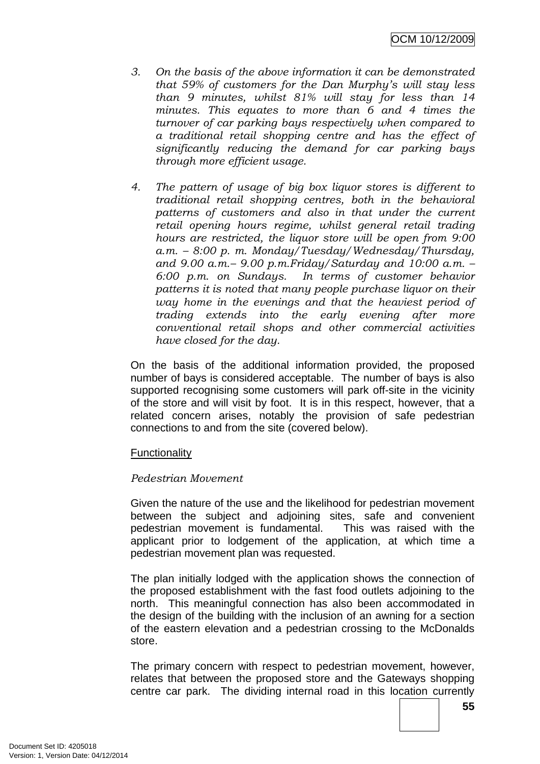3. *On the basis of the above information it can be demonstrated that 59% of customers for the Dan Murphy's will stay less than 9 minutes, whilst 81% will stay for less than 14 minutes. This equates to more than 6 and 4 times the turnover of car parking bays respectively when compared to a traditional retail shopping centre and has the effect of significantly reducing the demand for car parking bays through more efficient usage.*

4. *The pattern of usage of big box liquor stores is different to traditional retail shopping centres, both in the behavioral patterns of customers and also in that under the current retail opening hours regime, whilst general retail trading hours are restricted, the liquor store will be open from 9:00 a.m. – 8:00 p. m. Monday/Tuesday/Wednesday/Thursday, and 9.00 a.m.– 9.00 p.m.Friday/Saturday and 10:00 a.m. – 6:00 p.m. on Sundays. In terms of customer behavior patterns it is noted that many people purchase liquor on their way home in the evenings and that the heaviest period of trading extends into the early evening after more conventional retail shops and other commercial activities have closed for the day.*

On the basis of the additional information provided, the proposed number of bays is considered acceptable. The number of bays is also supported recognising some customers will park off-site in the vicinity of the store and will visit by foot. It is in this respect, however, that a related concern arises, notably the provision of safe pedestrian connections to and from the site (covered below).

Functionality

*Pedestrian Movement*

Given the nature of the use and the likelihood for pedestrian movement between the subject and adjoining sites, safe and convenient pedestrian movement is fundamental. This was raised with the applicant prior to lodgement of the application, at which time a pedestrian movement plan was requested.

The plan initially lodged with the application shows the connection of the proposed establishment with the fast food outlets adjoining to the north. This meaningful connection has also been accommodated in the design of the building with the inclusion of an awning for a section of the eastern elevation and a pedestrian crossing to the McDonalds store.

The primary concern with respect to pedestrian movement, however, relates that between the proposed store and the Gateways shopping centre car park. The dividing internal road in this location currently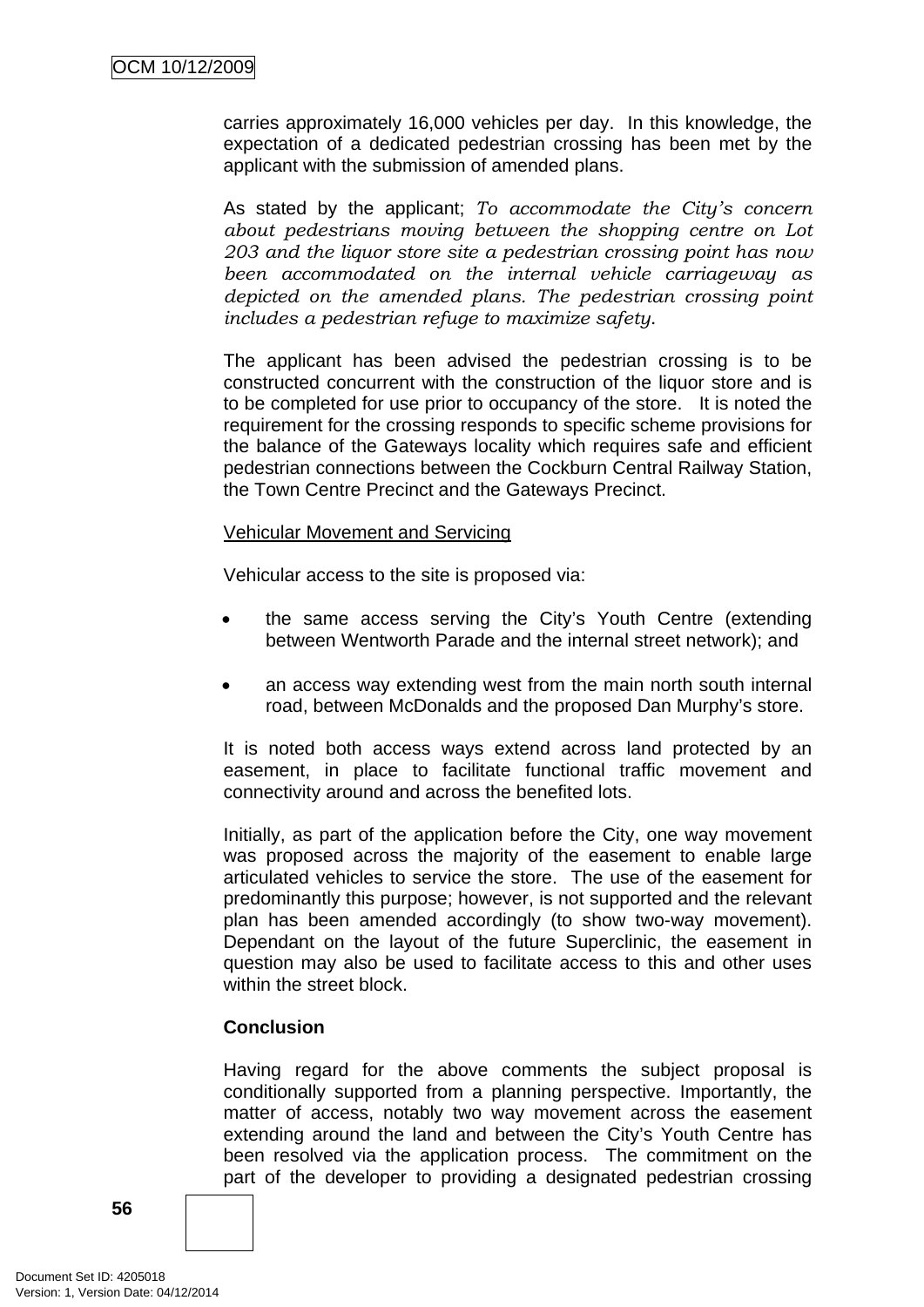carries approximately 16,000 vehicles per day. In this knowledge, the expectation of a dedicated pedestrian crossing has been met by the applicant with the submission of amended plans.

As stated by the applicant; *To accommodate the City's concern about pedestrians moving between the shopping centre on Lot 203 and the liquor store site a pedestrian crossing point has now been accommodated on the internal vehicle carriageway as depicted on the amended plans. The pedestrian crossing point includes a pedestrian refuge to maximize safety.*

The applicant has been advised the pedestrian crossing is to be constructed concurrent with the construction of the liquor store and is to be completed for use prior to occupancy of the store. It is noted the requirement for the crossing responds to specific scheme provisions for the balance of the Gateways locality which requires safe and efficient pedestrian connections between the Cockburn Central Railway Station, the Town Centre Precinct and the Gateways Precinct.

Vehicular Movement and Servicing

Vehicular access to the site is proposed via:

- the same access serving the City's Youth Centre (extending between Wentworth Parade and the internal street network); and
- an access way extending west from the main north south internal road, between McDonalds and the proposed Dan Murphy's store.

It is noted both access ways extend across land protected by an easement, in place to facilitate functional traffic movement and connectivity around and across the benefited lots.

Initially, as part of the application before the City, one way movement was proposed across the majority of the easement to enable large articulated vehicles to service the store. The use of the easement for predominantly this purpose; however, is not supported and the relevant plan has been amended accordingly (to show two-way movement). Dependant on the layout of the future Superclinic, the easement in question may also be used to facilitate access to this and other uses within the street block.

**Conclusion**

Having regard for the above comments the subject proposal is conditionally supported from a planning perspective. Importantly, the matter of access, notably two way movement across the easement extending around the land and between the City's Youth Centre has been resolved via the application process. The commitment on the part of the developer to providing a designated pedestrian crossing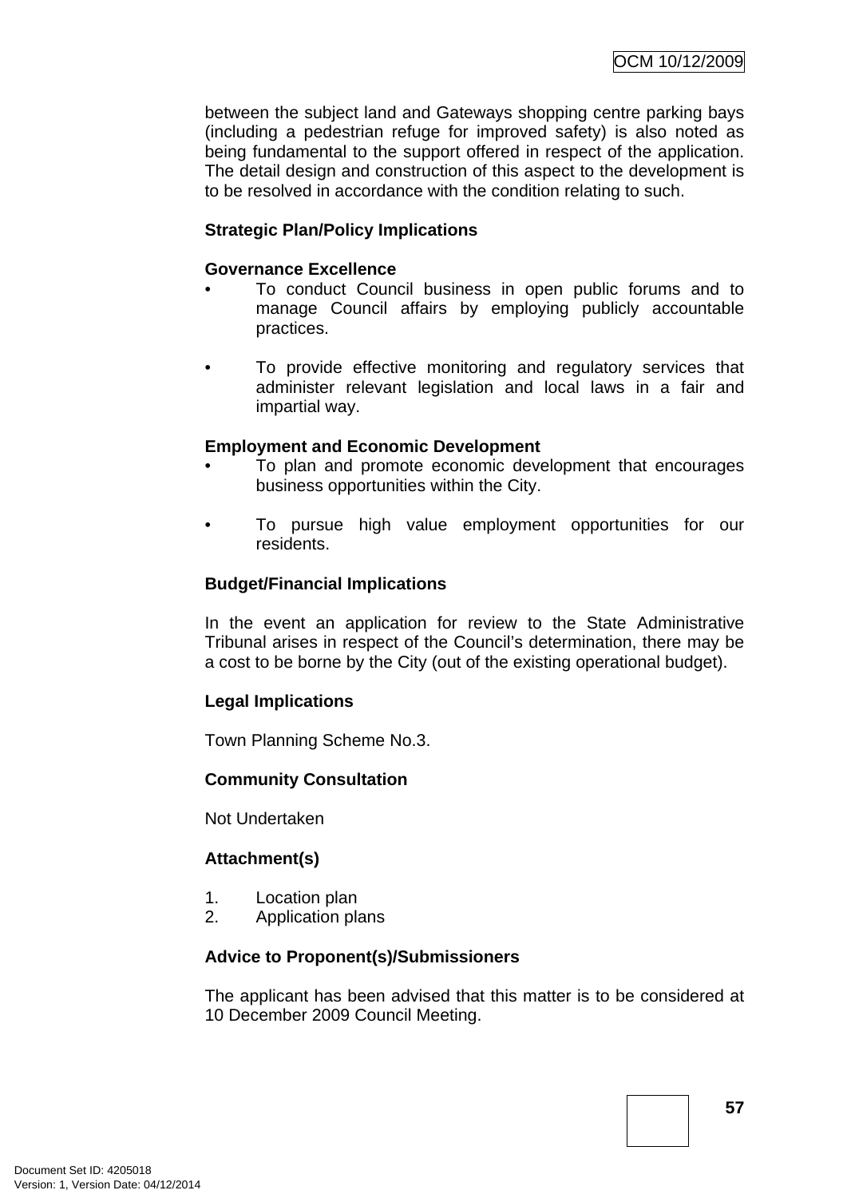between the subject land and Gateways shopping centre parking bays (including a pedestrian refuge for improved safety) is also noted as being fundamental to the support offered in respect of the application. The detail design and construction of this aspect to the development is to be resolved in accordance with the condition relating to such.

**Strategic Plan/Policy Implications**

**Governance Excellence**

- To conduct Council business in open public forums and to manage Council affairs by employing publicly accountable practices.

- To provide effective monitoring and regulatory services that administer relevant legislation and local laws in a fair and impartial way.

**Employment and Economic Development**

- To plan and promote economic development that encourages business opportunities within the City.

- To pursue high value employment opportunities for our residents.

**Budget/Financial Implications**

In the event an application for review to the State Administrative Tribunal arises in respect of the Council's determination, there may be a cost to be borne by the City (out of the existing operational budget).

**Legal Implications**

Town Planning Scheme No.3.

**Community Consultation**

Not Undertaken

**Attachment(s)**

1. Location plan
2. Application plans

**Advice to Proponent(s)/Submissioners**

The applicant has been advised that this matter is to be considered at 10 December 2009 Council Meeting.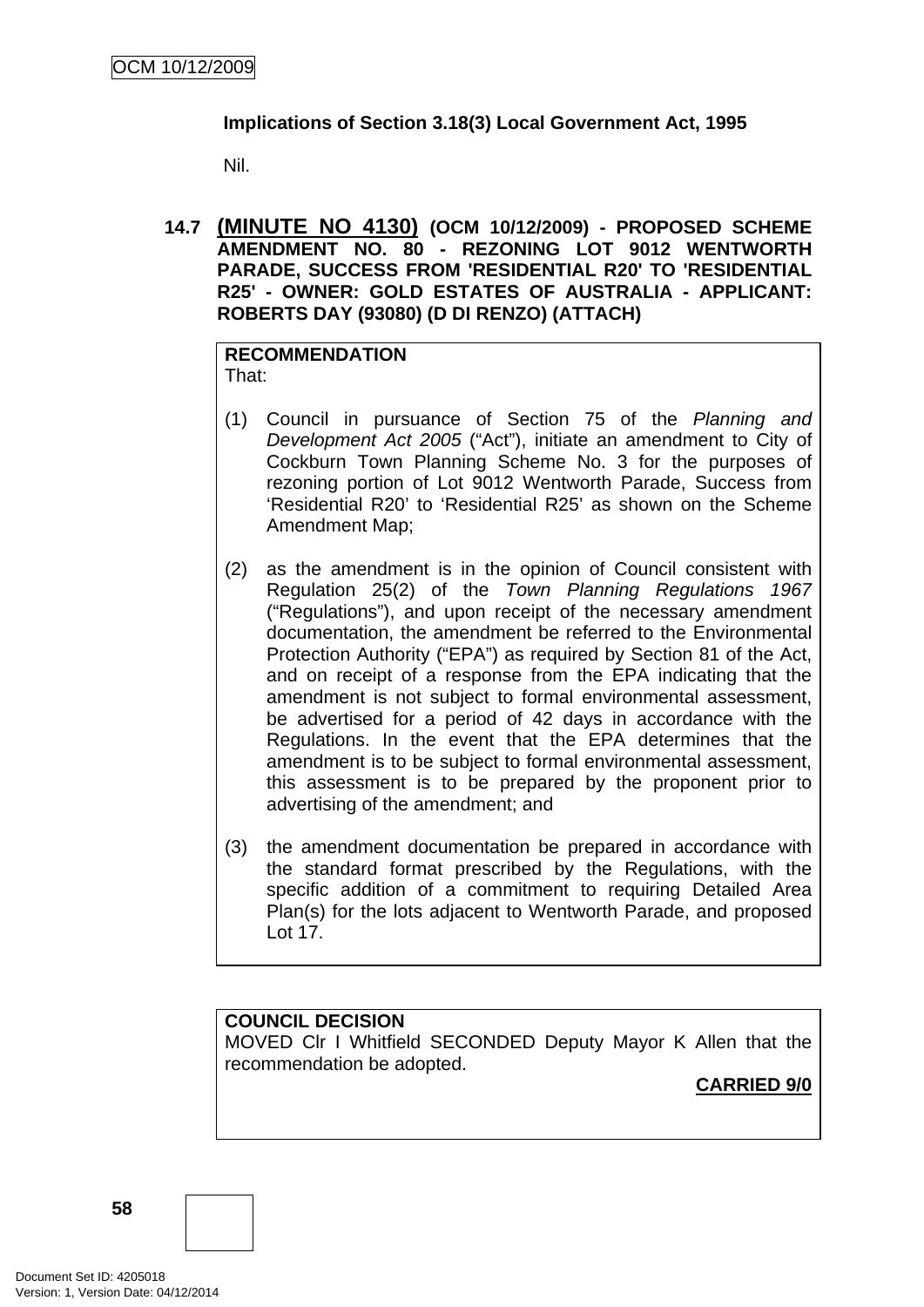**Implications of Section 3.18(3) Local Government Act, 1995**

Nil.

### 14.7 (MINUTE NO 4130) (OCM 10/12/2009) - PROPOSED SCHEME AMENDMENT NO. 80 - REZONING LOT 9012 WENTWORTH PARADE, SUCCESS FROM 'RESIDENTIAL R20' TO 'RESIDENTIAL R25' - OWNER: GOLD ESTATES OF AUSTRALIA - APPLICANT: ROBERTS DAY (93080) (D DI RENZO) (ATTACH)

**RECOMMENDATION**
That:

(1) Council in pursuance of Section 75 of the *Planning and Development Act 2005* ("Act"), initiate an amendment to City of Cockburn Town Planning Scheme No. 3 for the purposes of rezoning portion of Lot 9012 Wentworth Parade, Success from 'Residential R20' to 'Residential R25' as shown on the Scheme Amendment Map;

(2) as the amendment is in the opinion of Council consistent with Regulation 25(2) of the *Town Planning Regulations 1967* ("Regulations"), and upon receipt of the necessary amendment documentation, the amendment be referred to the Environmental Protection Authority ("EPA") as required by Section 81 of the Act, and on receipt of a response from the EPA indicating that the amendment is not subject to formal environmental assessment, be advertised for a period of 42 days in accordance with the Regulations. In the event that the EPA determines that the amendment is to be subject to formal environmental assessment, this assessment is to be prepared by the proponent prior to advertising of the amendment; and

(3) the amendment documentation be prepared in accordance with the standard format prescribed by the Regulations, with the specific addition of a commitment to requiring Detailed Area Plan(s) for the lots adjacent to Wentworth Parade, and proposed Lot 17.

**COUNCIL DECISION**
MOVED Clr I Whitfield SECONDED Deputy Mayor K Allen that the recommendation be adopted.

**CARRIED 9/0**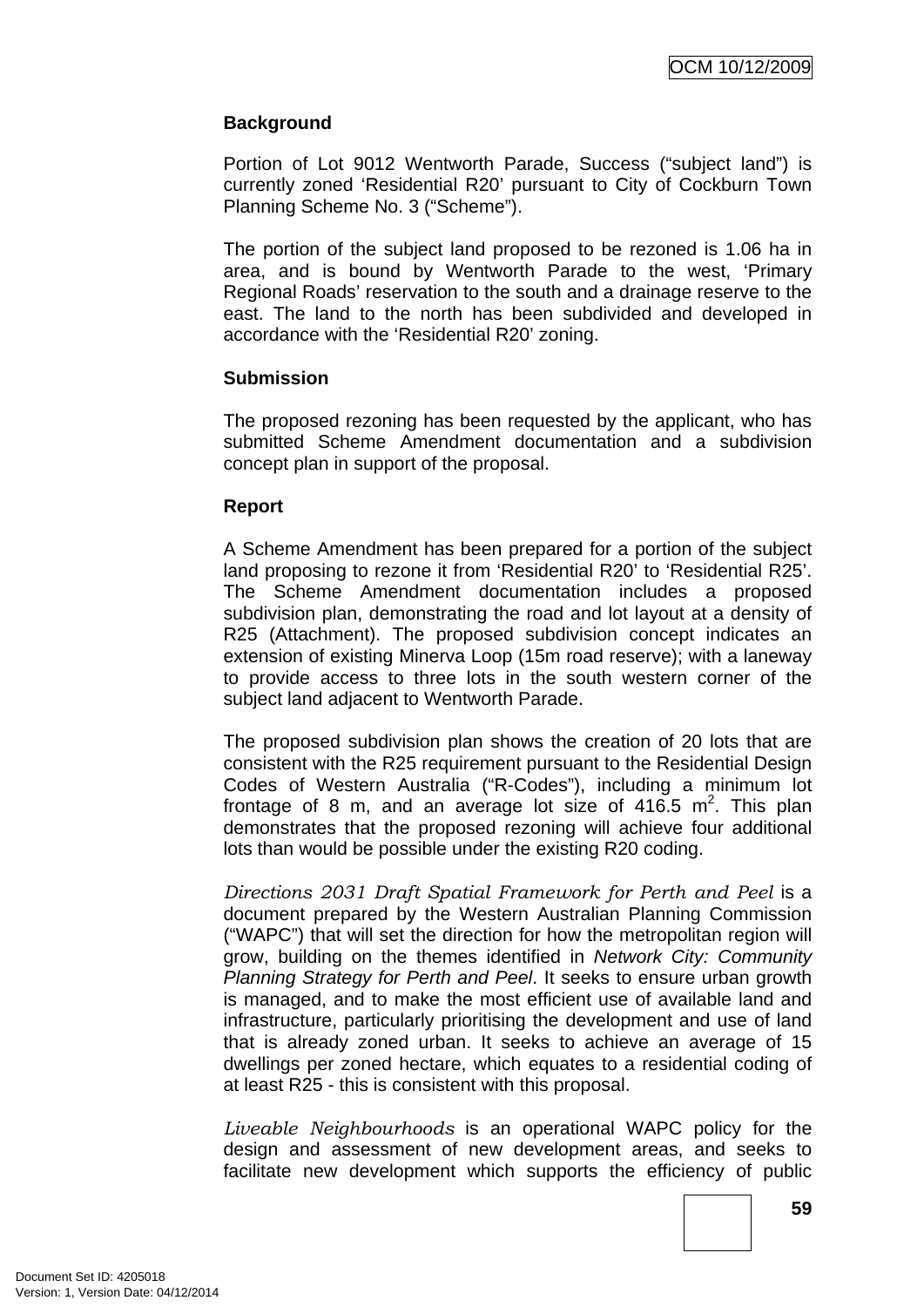**Background**

Portion of Lot 9012 Wentworth Parade, Success ("subject land") is currently zoned 'Residential R20' pursuant to City of Cockburn Town Planning Scheme No. 3 ("Scheme").

The portion of the subject land proposed to be rezoned is 1.06 ha in area, and is bound by Wentworth Parade to the west, 'Primary Regional Roads' reservation to the south and a drainage reserve to the east. The land to the north has been subdivided and developed in accordance with the 'Residential R20' zoning.

**Submission**

The proposed rezoning has been requested by the applicant, who has submitted Scheme Amendment documentation and a subdivision concept plan in support of the proposal.

**Report**

A Scheme Amendment has been prepared for a portion of the subject land proposing to rezone it from 'Residential R20' to 'Residential R25'. The Scheme Amendment documentation includes a proposed subdivision plan, demonstrating the road and lot layout at a density of R25 (Attachment). The proposed subdivision concept indicates an extension of existing Minerva Loop (15m road reserve); with a laneway to provide access to three lots in the south western corner of the subject land adjacent to Wentworth Parade.

The proposed subdivision plan shows the creation of 20 lots that are consistent with the R25 requirement pursuant to the Residential Design Codes of Western Australia ("R-Codes"), including a minimum lot frontage of 8 m, and an average lot size of 416.5 $m^2$. This plan demonstrates that the proposed rezoning will achieve four additional lots than would be possible under the existing R20 coding.

*Directions 2031 Draft Spatial Framework for Perth and Peel* is a document prepared by the Western Australian Planning Commission ("WAPC") that will set the direction for how the metropolitan region will grow, building on the themes identified in *Network City: Community Planning Strategy for Perth and Peel*. It seeks to ensure urban growth is managed, and to make the most efficient use of available land and infrastructure, particularly prioritising the development and use of land that is already zoned urban. It seeks to achieve an average of 15 dwellings per zoned hectare, which equates to a residential coding of at least R25 - this is consistent with this proposal.

*Liveable Neighbourhoods* is an operational WAPC policy for the design and assessment of new development areas, and seeks to facilitate new development which supports the efficiency of public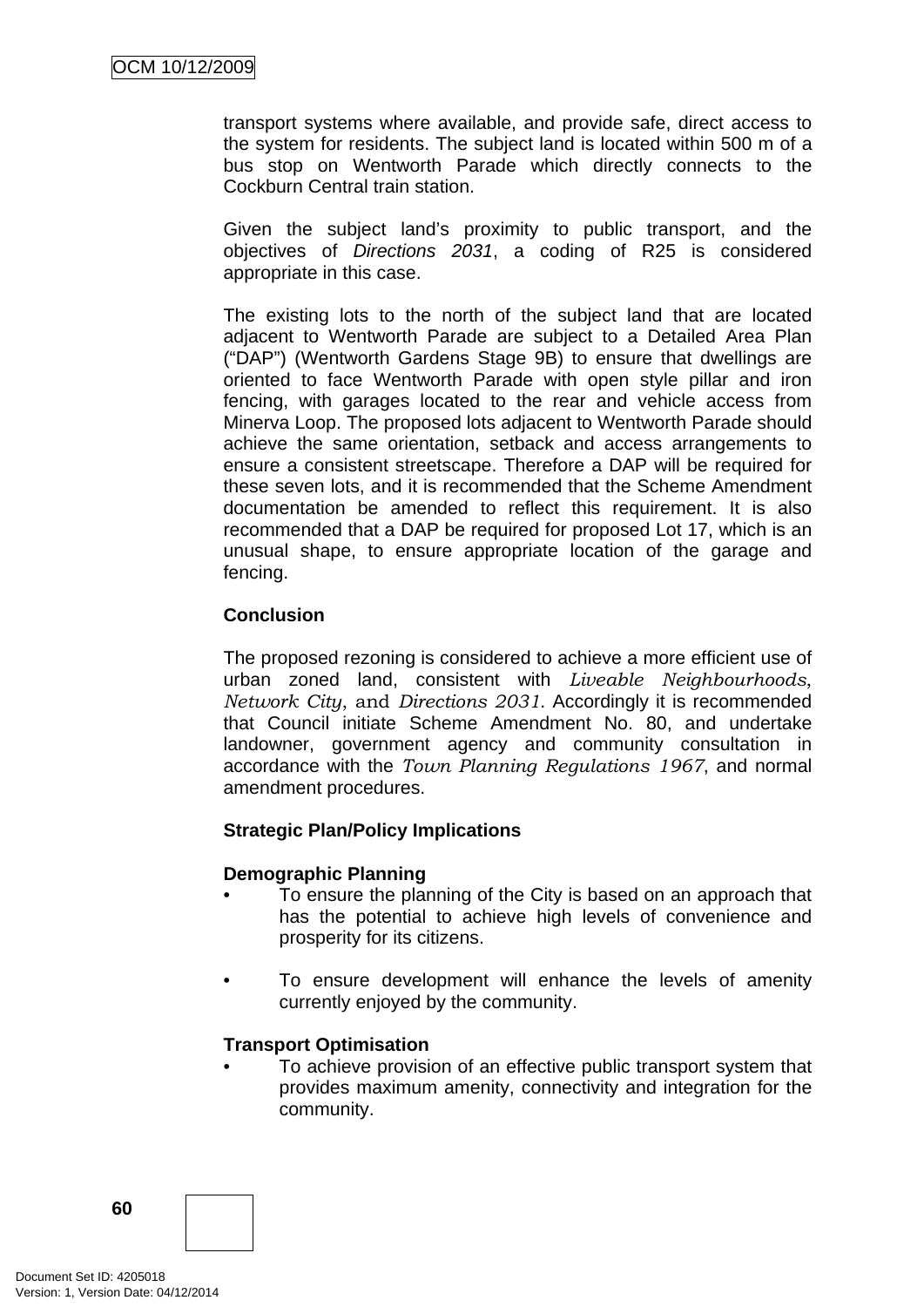transport systems where available, and provide safe, direct access to the system for residents. The subject land is located within 500 m of a bus stop on Wentworth Parade which directly connects to the Cockburn Central train station.

Given the subject land's proximity to public transport, and the objectives of *Directions 2031*, a coding of R25 is considered appropriate in this case.

The existing lots to the north of the subject land that are located adjacent to Wentworth Parade are subject to a Detailed Area Plan ("DAP") (Wentworth Gardens Stage 9B) to ensure that dwellings are oriented to face Wentworth Parade with open style pillar and iron fencing, with garages located to the rear and vehicle access from Minerva Loop. The proposed lots adjacent to Wentworth Parade should achieve the same orientation, setback and access arrangements to ensure a consistent streetscape. Therefore a DAP will be required for these seven lots, and it is recommended that the Scheme Amendment documentation be amended to reflect this requirement. It is also recommended that a DAP be required for proposed Lot 17, which is an unusual shape, to ensure appropriate location of the garage and fencing.

**Conclusion**

The proposed rezoning is considered to achieve a more efficient use of urban zoned land, consistent with *Liveable Neighbourhoods*, *Network City*, and *Directions 2031*. Accordingly it is recommended that Council initiate Scheme Amendment No. 80, and undertake landowner, government agency and community consultation in accordance with the *Town Planning Regulations 1967*, and normal amendment procedures.

**Strategic Plan/Policy Implications**

**Demographic Planning**

- To ensure the planning of the City is based on an approach that has the potential to achieve high levels of convenience and prosperity for its citizens.

- To ensure development will enhance the levels of amenity currently enjoyed by the community.

**Transport Optimisation**

- To achieve provision of an effective public transport system that provides maximum amenity, connectivity and integration for the community.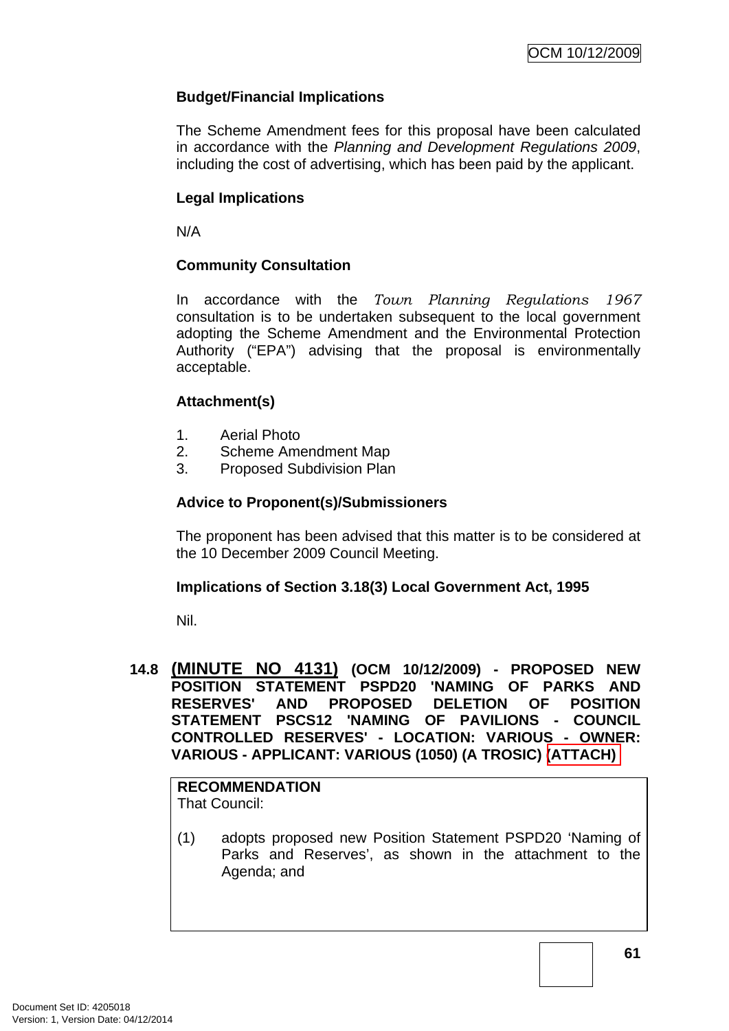**Budget/Financial Implications**

The Scheme Amendment fees for this proposal have been calculated in accordance with the *Planning and Development Regulations 2009*, including the cost of advertising, which has been paid by the applicant.

**Legal Implications**

N/A

**Community Consultation**

In accordance with the *Town Planning Regulations 1967* consultation is to be undertaken subsequent to the local government adopting the Scheme Amendment and the Environmental Protection Authority ("EPA") advising that the proposal is environmentally acceptable.

**Attachment(s)**

1. Aerial Photo
2. Scheme Amendment Map
3. Proposed Subdivision Plan

**Advice to Proponent(s)/Submissioners**

The proponent has been advised that this matter is to be considered at the 10 December 2009 Council Meeting.

**Implications of Section 3.18(3) Local Government Act, 1995**

Nil.

## 14.8 (MINUTE NO 4131) (OCM 10/12/2009) - PROPOSED NEW POSITION STATEMENT PSPD20 'NAMING OF PARKS AND RESERVES' AND PROPOSED DELETION OF POSITION STATEMENT PSCS12 'NAMING OF PAVILIONS - COUNCIL CONTROLLED RESERVES' - LOCATION: VARIOUS - OWNER: VARIOUS - APPLICANT: VARIOUS (1050) (A TROSIC) (ATTACH)

**RECOMMENDATION**
That Council:

(1) adopts proposed new Position Statement PSPD20 'Naming of Parks and Reserves', as shown in the attachment to the Agenda; and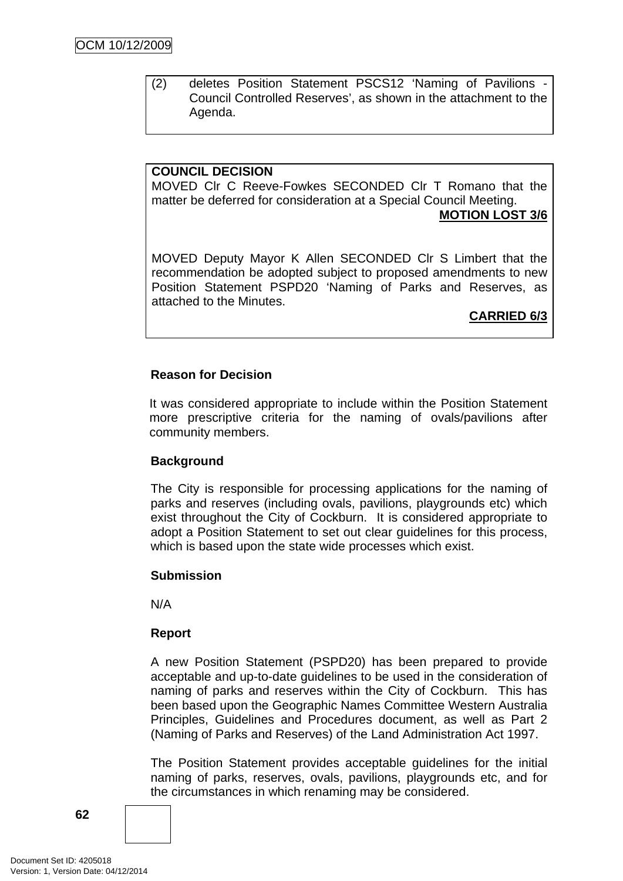(2) deletes Position Statement PSCS12 'Naming of Pavilions - Council Controlled Reserves', as shown in the attachment to the Agenda.

**COUNCIL DECISION**
MOVED Clr C Reeve-Fowkes SECONDED Clr T Romano that the matter be deferred for consideration at a Special Council Meeting.

**MOTION LOST 3/6**

MOVED Deputy Mayor K Allen SECONDED Clr S Limbert that the recommendation be adopted subject to proposed amendments to new Position Statement PSPD20 'Naming of Parks and Reserves, as attached to the Minutes.

**CARRIED 6/3**

**Reason for Decision**

It was considered appropriate to include within the Position Statement more prescriptive criteria for the naming of ovals/pavilions after community members.

**Background**

The City is responsible for processing applications for the naming of parks and reserves (including ovals, pavilions, playgrounds etc) which exist throughout the City of Cockburn. It is considered appropriate to adopt a Position Statement to set out clear guidelines for this process, which is based upon the state wide processes which exist.

**Submission**

N/A

**Report**

A new Position Statement (PSPD20) has been prepared to provide acceptable and up-to-date guidelines to be used in the consideration of naming of parks and reserves within the City of Cockburn. This has been based upon the Geographic Names Committee Western Australia Principles, Guidelines and Procedures document, as well as Part 2 (Naming of Parks and Reserves) of the Land Administration Act 1997.

The Position Statement provides acceptable guidelines for the initial naming of parks, reserves, ovals, pavilions, playgrounds etc, and for the circumstances in which renaming may be considered.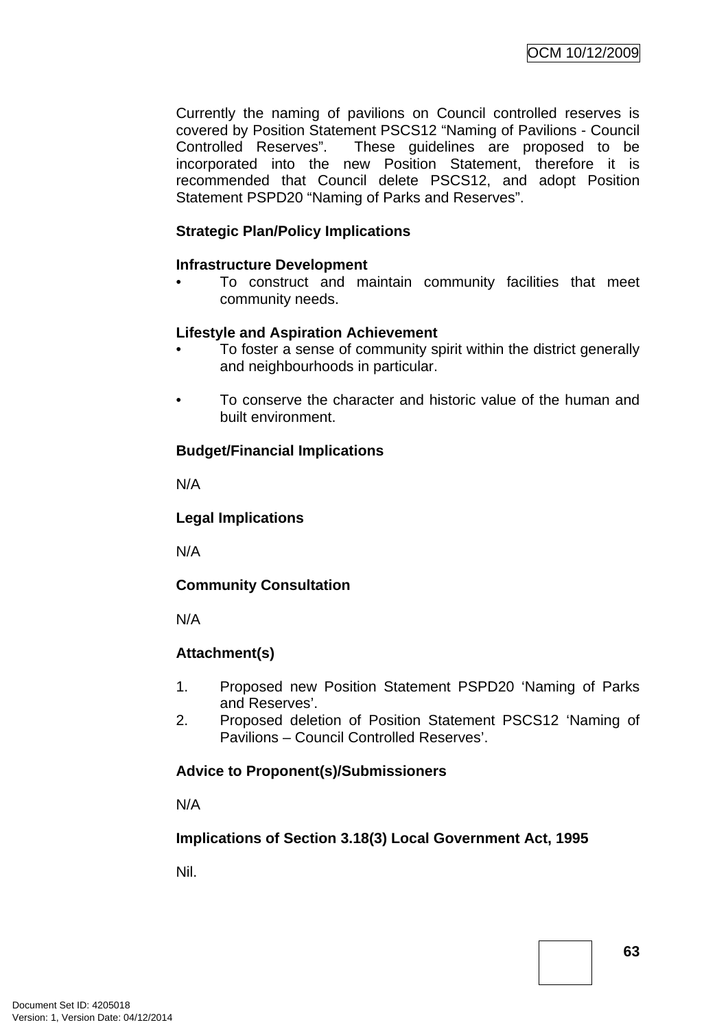Currently the naming of pavilions on Council controlled reserves is covered by Position Statement PSCS12 "Naming of Pavilions - Council Controlled Reserves". These guidelines are proposed to be incorporated into the new Position Statement, therefore it is recommended that Council delete PSCS12, and adopt Position Statement PSPD20 "Naming of Parks and Reserves".

**Strategic Plan/Policy Implications**

**Infrastructure Development**

- To construct and maintain community facilities that meet community needs.

**Lifestyle and Aspiration Achievement**

- To foster a sense of community spirit within the district generally and neighbourhoods in particular.

- To conserve the character and historic value of the human and built environment.

**Budget/Financial Implications**

N/A

**Legal Implications**

N/A

**Community Consultation**

N/A

**Attachment(s)**

1. Proposed new Position Statement PSPD20 'Naming of Parks and Reserves'.
2. Proposed deletion of Position Statement PSCS12 'Naming of Pavilions – Council Controlled Reserves'.

**Advice to Proponent(s)/Submissioners**

N/A

**Implications of Section 3.18(3) Local Government Act, 1995**

Nil.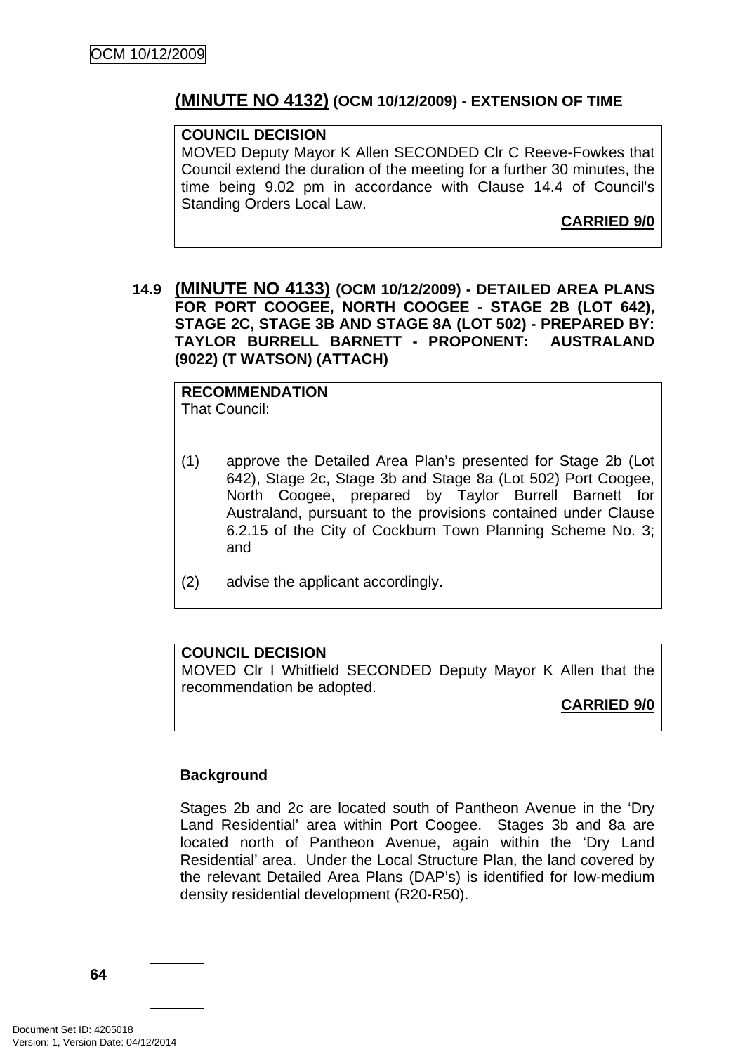## (MINUTE NO 4132) (OCM 10/12/2009) - EXTENSION OF TIME

**COUNCIL DECISION**
MOVED Deputy Mayor K Allen SECONDED Clr C Reeve-Fowkes that Council extend the duration of the meeting for a further 30 minutes, the time being 9.02 pm in accordance with Clause 14.4 of Council's Standing Orders Local Law.

**CARRIED 9/0**

## 14.9 (MINUTE NO 4133) (OCM 10/12/2009) - DETAILED AREA PLANS FOR PORT COOGEE, NORTH COOGEE - STAGE 2B (LOT 642), STAGE 2C, STAGE 3B AND STAGE 8A (LOT 502) - PREPARED BY: TAYLOR BURRELL BARNETT - PROPONENT: AUSTRALAND (9022) (T WATSON) (ATTACH)

**RECOMMENDATION**
That Council:

(1) approve the Detailed Area Plan's presented for Stage 2b (Lot 642), Stage 2c, Stage 3b and Stage 8a (Lot 502) Port Coogee, North Coogee, prepared by Taylor Burrell Barnett for Australand, pursuant to the provisions contained under Clause 6.2.15 of the City of Cockburn Town Planning Scheme No. 3; and

(2) advise the applicant accordingly.

**COUNCIL DECISION**
MOVED Clr I Whitfield SECONDED Deputy Mayor K Allen that the recommendation be adopted.

**CARRIED 9/0**

**Background**

Stages 2b and 2c are located south of Pantheon Avenue in the 'Dry Land Residential' area within Port Coogee. Stages 3b and 8a are located north of Pantheon Avenue, again within the 'Dry Land Residential' area. Under the Local Structure Plan, the land covered by the relevant Detailed Area Plans (DAP's) is identified for low-medium density residential development (R20-R50).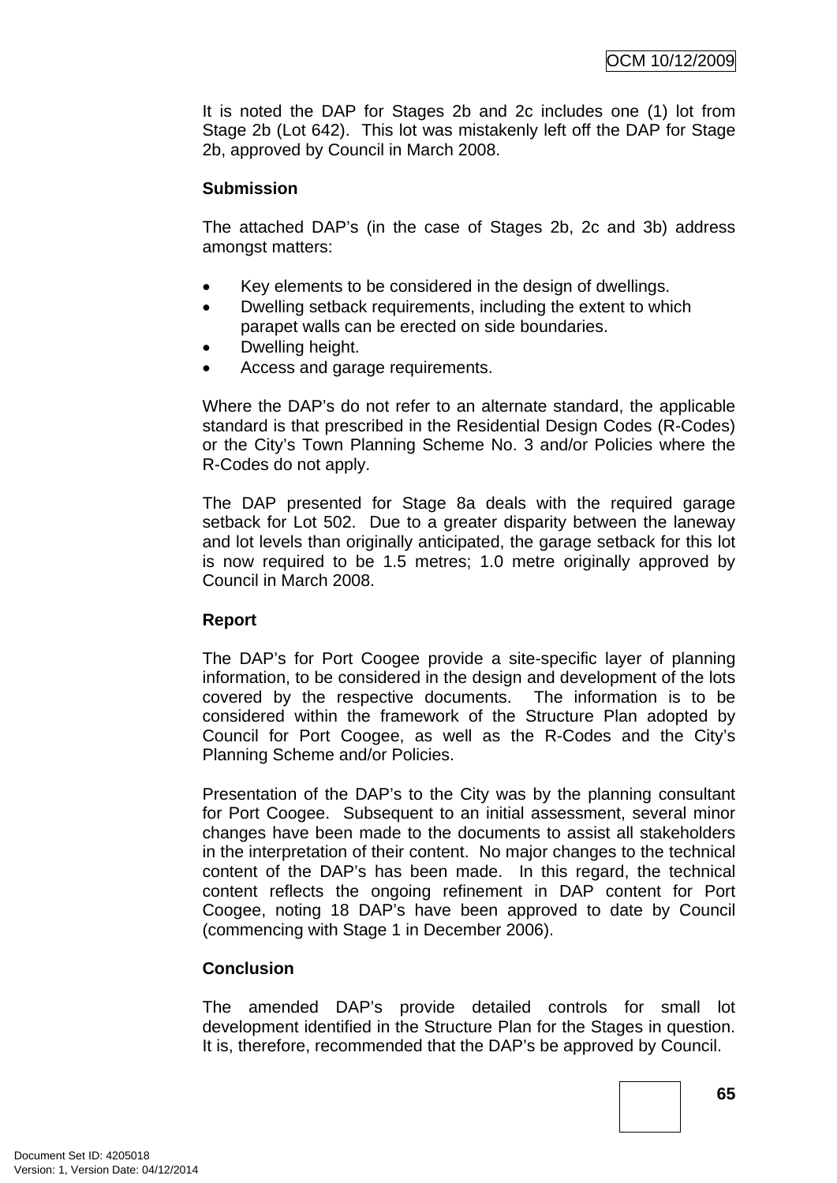It is noted the DAP for Stages 2b and 2c includes one (1) lot from Stage 2b (Lot 642). This lot was mistakenly left off the DAP for Stage 2b, approved by Council in March 2008.

**Submission**

The attached DAP's (in the case of Stages 2b, 2c and 3b) address amongst matters:

- Key elements to be considered in the design of dwellings.
- Dwelling setback requirements, including the extent to which parapet walls can be erected on side boundaries.
- Dwelling height.
- Access and garage requirements.

Where the DAP's do not refer to an alternate standard, the applicable standard is that prescribed in the Residential Design Codes (R-Codes) or the City's Town Planning Scheme No. 3 and/or Policies where the R-Codes do not apply.

The DAP presented for Stage 8a deals with the required garage setback for Lot 502. Due to a greater disparity between the laneway and lot levels than originally anticipated, the garage setback for this lot is now required to be 1.5 metres; 1.0 metre originally approved by Council in March 2008.

**Report**

The DAP's for Port Coogee provide a site-specific layer of planning information, to be considered in the design and development of the lots covered by the respective documents. The information is to be considered within the framework of the Structure Plan adopted by Council for Port Coogee, as well as the R-Codes and the City's Planning Scheme and/or Policies.

Presentation of the DAP's to the City was by the planning consultant for Port Coogee. Subsequent to an initial assessment, several minor changes have been made to the documents to assist all stakeholders in the interpretation of their content. No major changes to the technical content of the DAP's has been made. In this regard, the technical content reflects the ongoing refinement in DAP content for Port Coogee, noting 18 DAP's have been approved to date by Council (commencing with Stage 1 in December 2006).

**Conclusion**

The amended DAP's provide detailed controls for small lot development identified in the Structure Plan for the Stages in question. It is, therefore, recommended that the DAP's be approved by Council.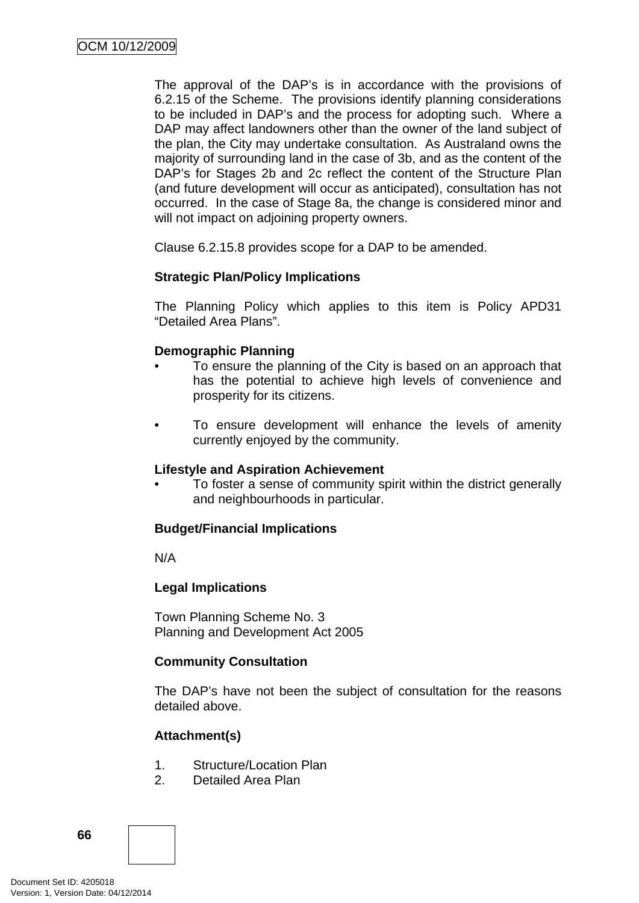The approval of the DAP's is in accordance with the provisions of 6.2.15 of the Scheme. The provisions identify planning considerations to be included in DAP's and the process for adopting such. Where a DAP may affect landowners other than the owner of the land subject of the plan, the City may undertake consultation. As Australand owns the majority of surrounding land in the case of 3b, and as the content of the DAP's for Stages 2b and 2c reflect the content of the Structure Plan (and future development will occur as anticipated), consultation has not occurred. In the case of Stage 8a, the change is considered minor and will not impact on adjoining property owners.

Clause 6.2.15.8 provides scope for a DAP to be amended.

**Strategic Plan/Policy Implications**

The Planning Policy which applies to this item is Policy APD31 "Detailed Area Plans".

**Demographic Planning**

- To ensure the planning of the City is based on an approach that has the potential to achieve high levels of convenience and prosperity for its citizens.

- To ensure development will enhance the levels of amenity currently enjoyed by the community.

**Lifestyle and Aspiration Achievement**

- To foster a sense of community spirit within the district generally and neighbourhoods in particular.

**Budget/Financial Implications**

N/A

**Legal Implications**

Town Planning Scheme No. 3
Planning and Development Act 2005

**Community Consultation**

The DAP's have not been the subject of consultation for the reasons detailed above.

**Attachment(s)**

1. Structure/Location Plan
2. Detailed Area Plan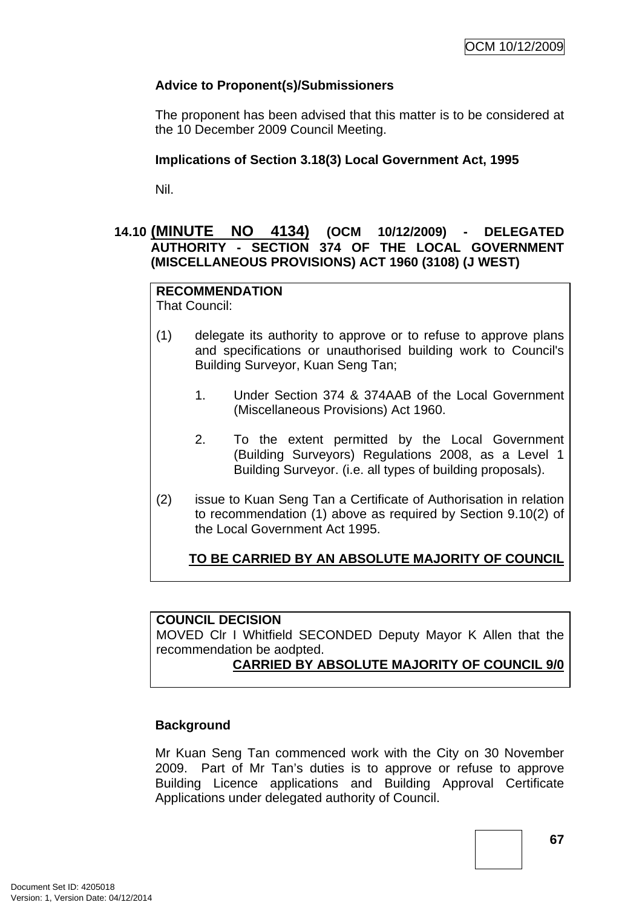**Advice to Proponent(s)/Submissioners**

The proponent has been advised that this matter is to be considered at the 10 December 2009 Council Meeting.

**Implications of Section 3.18(3) Local Government Act, 1995**

Nil.

## 14.10 (MINUTE NO 4134) (OCM 10/12/2009) - DELEGATED AUTHORITY - SECTION 374 OF THE LOCAL GOVERNMENT (MISCELLANEOUS PROVISIONS) ACT 1960 (3108) (J WEST)

**RECOMMENDATION**
That Council:

(1) delegate its authority to approve or to refuse to approve plans and specifications or unauthorised building work to Council's Building Surveyor, Kuan Seng Tan;

1. Under Section 374 & 374AAB of the Local Government (Miscellaneous Provisions) Act 1960.

2. To the extent permitted by the Local Government (Building Surveyors) Regulations 2008, as a Level 1 Building Surveyor. (i.e. all types of building proposals).

(2) issue to Kuan Seng Tan a Certificate of Authorisation in relation to recommendation (1) above as required by Section 9.10(2) of the Local Government Act 1995.

**TO BE CARRIED BY AN ABSOLUTE MAJORITY OF COUNCIL**

**COUNCIL DECISION**
MOVED Clr I Whitfield SECONDED Deputy Mayor K Allen that the recommendation be aodpted.

**CARRIED BY ABSOLUTE MAJORITY OF COUNCIL 9/0**

**Background**

Mr Kuan Seng Tan commenced work with the City on 30 November 2009. Part of Mr Tan's duties is to approve or refuse to approve Building Licence applications and Building Approval Certificate Applications under delegated authority of Council.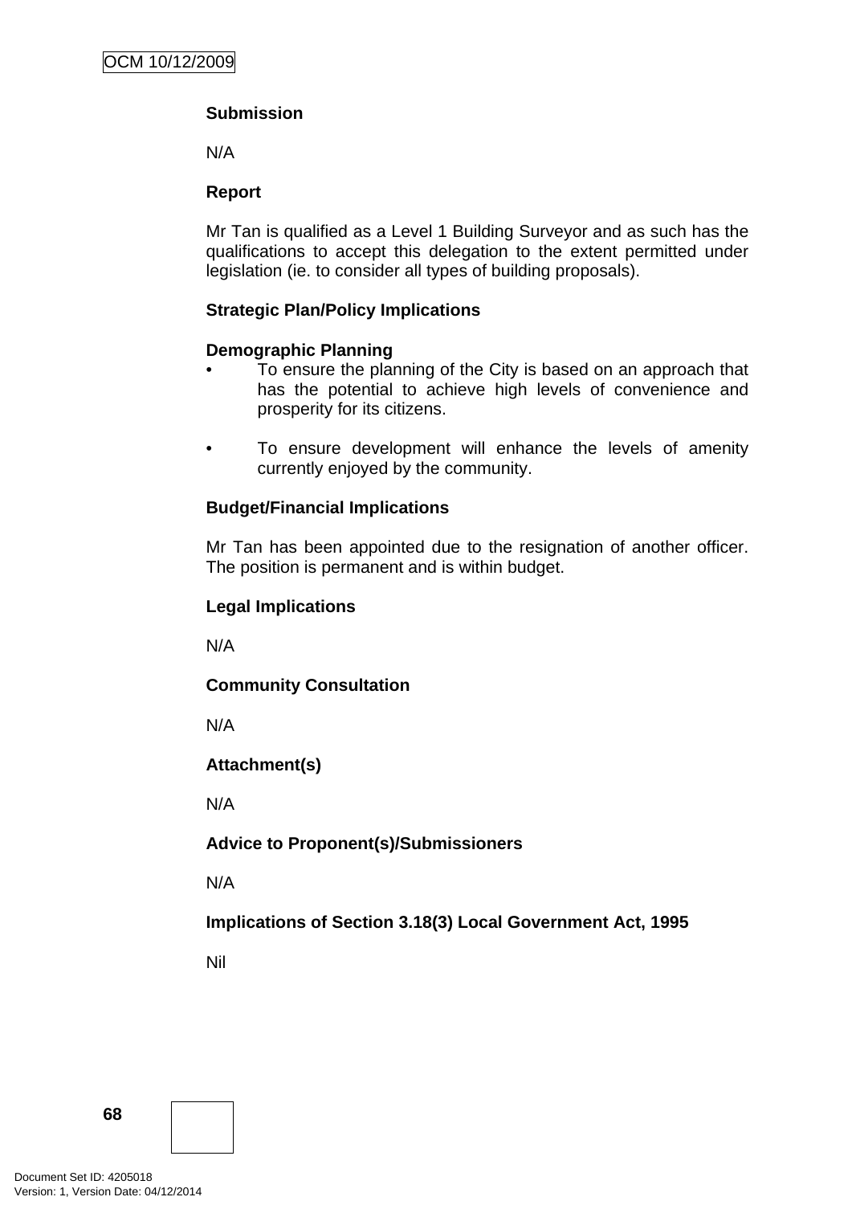**Submission**

N/A

**Report**

Mr Tan is qualified as a Level 1 Building Surveyor and as such has the qualifications to accept this delegation to the extent permitted under legislation (ie. to consider all types of building proposals).

**Strategic Plan/Policy Implications**

**Demographic Planning**

- To ensure the planning of the City is based on an approach that has the potential to achieve high levels of convenience and prosperity for its citizens.

- To ensure development will enhance the levels of amenity currently enjoyed by the community.

**Budget/Financial Implications**

Mr Tan has been appointed due to the resignation of another officer. The position is permanent and is within budget.

**Legal Implications**

N/A

**Community Consultation**

N/A

**Attachment(s)**

N/A

**Advice to Proponent(s)/Submissioners**

N/A

**Implications of Section 3.18(3) Local Government Act, 1995**

Nil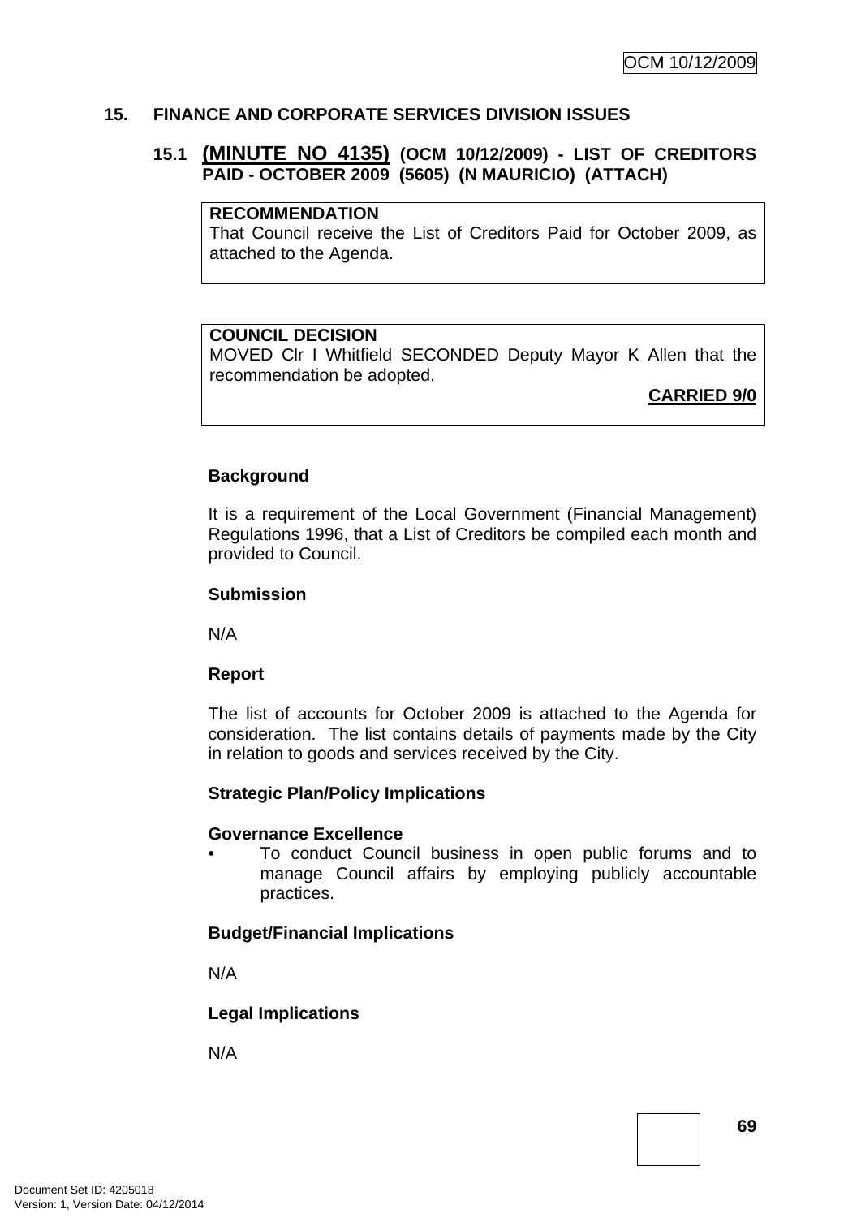## 15. FINANCE AND CORPORATE SERVICES DIVISION ISSUES

### 15.1 (MINUTE NO 4135) (OCM 10/12/2009) - LIST OF CREDITORS PAID - OCTOBER 2009 (5605) (N MAURICIO) (ATTACH)

**RECOMMENDATION**
That Council receive the List of Creditors Paid for October 2009, as attached to the Agenda.

**COUNCIL DECISION**
MOVED Clr I Whitfield SECONDED Deputy Mayor K Allen that the recommendation be adopted.

**CARRIED 9/0**

**Background**

It is a requirement of the Local Government (Financial Management) Regulations 1996, that a List of Creditors be compiled each month and provided to Council.

**Submission**

N/A

**Report**

The list of accounts for October 2009 is attached to the Agenda for consideration. The list contains details of payments made by the City in relation to goods and services received by the City.

**Strategic Plan/Policy Implications**

**Governance Excellence**

- To conduct Council business in open public forums and to manage Council affairs by employing publicly accountable practices.

**Budget/Financial Implications**

N/A

**Legal Implications**

N/A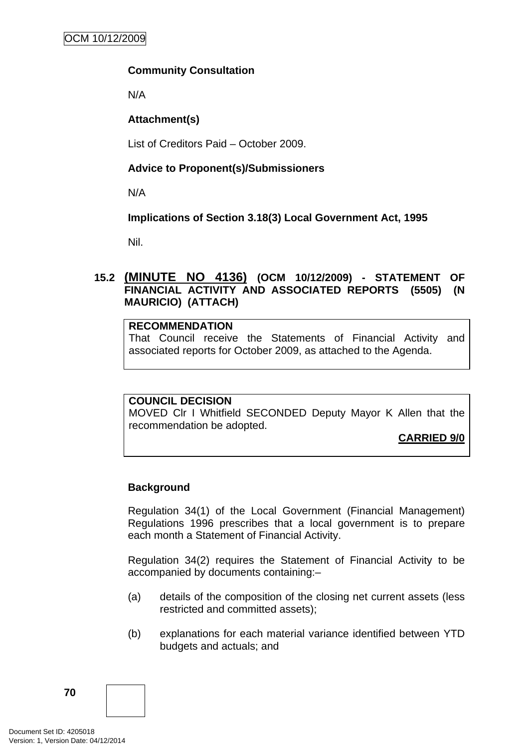**Community Consultation**

N/A

**Attachment(s)**

List of Creditors Paid – October 2009.

**Advice to Proponent(s)/Submissioners**

N/A

**Implications of Section 3.18(3) Local Government Act, 1995**

Nil.

## 15.2 (MINUTE NO 4136) (OCM 10/12/2009) - STATEMENT OF FINANCIAL ACTIVITY AND ASSOCIATED REPORTS (5505) (N MAURICIO) (ATTACH)

**RECOMMENDATION**
That Council receive the Statements of Financial Activity and associated reports for October 2009, as attached to the Agenda.

**COUNCIL DECISION**
MOVED Clr I Whitfield SECONDED Deputy Mayor K Allen that the recommendation be adopted.

**CARRIED 9/0**

**Background**

Regulation 34(1) of the Local Government (Financial Management) Regulations 1996 prescribes that a local government is to prepare each month a Statement of Financial Activity.

Regulation 34(2) requires the Statement of Financial Activity to be accompanied by documents containing:–

(a) details of the composition of the closing net current assets (less restricted and committed assets);

(b) explanations for each material variance identified between YTD budgets and actuals; and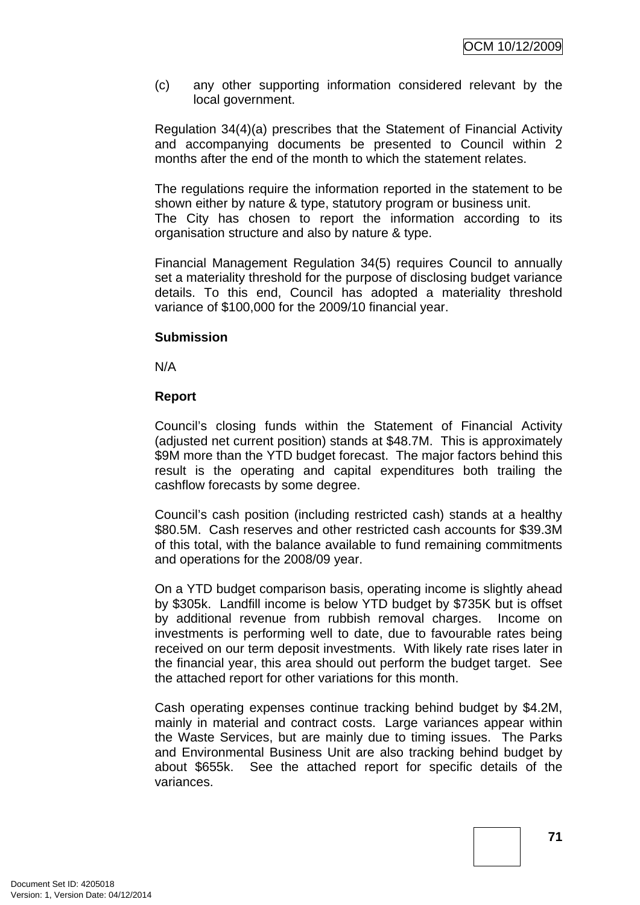(c) any other supporting information considered relevant by the local government.

Regulation 34(4)(a) prescribes that the Statement of Financial Activity and accompanying documents be presented to Council within 2 months after the end of the month to which the statement relates.

The regulations require the information reported in the statement to be shown either by nature & type, statutory program or business unit.
The City has chosen to report the information according to its organisation structure and also by nature & type.

Financial Management Regulation 34(5) requires Council to annually set a materiality threshold for the purpose of disclosing budget variance details. To this end, Council has adopted a materiality threshold variance of $100,000 for the 2009/10 financial year.

**Submission**

N/A

**Report**

Council's closing funds within the Statement of Financial Activity (adjusted net current position) stands at $48.7M. This is approximately $9M more than the YTD budget forecast. The major factors behind this result is the operating and capital expenditures both trailing the cashflow forecasts by some degree.

Council's cash position (including restricted cash) stands at a healthy $80.5M. Cash reserves and other restricted cash accounts for $39.3M of this total, with the balance available to fund remaining commitments and operations for the 2008/09 year.

On a YTD budget comparison basis, operating income is slightly ahead by $305k. Landfill income is below YTD budget by $735K but is offset by additional revenue from rubbish removal charges. Income on investments is performing well to date, due to favourable rates being received on our term deposit investments. With likely rate rises later in the financial year, this area should out perform the budget target. See the attached report for other variations for this month.

Cash operating expenses continue tracking behind budget by $4.2M, mainly in material and contract costs. Large variances appear within the Waste Services, but are mainly due to timing issues. The Parks and Environmental Business Unit are also tracking behind budget by about $655k. See the attached report for specific details of the variances.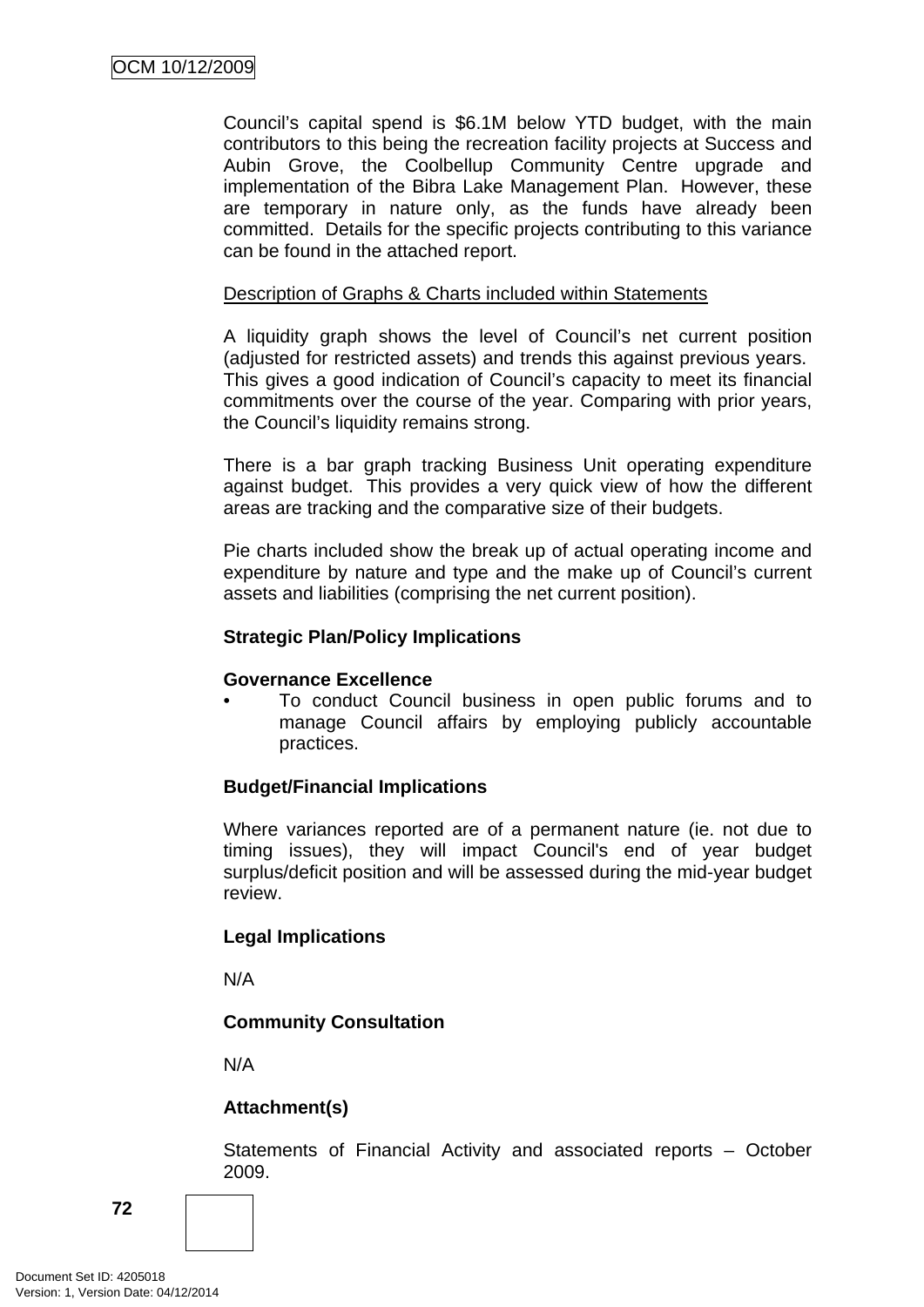Council's capital spend is $6.1M below YTD budget, with the main contributors to this being the recreation facility projects at Success and Aubin Grove, the Coolbellup Community Centre upgrade and implementation of the Bibra Lake Management Plan. However, these are temporary in nature only, as the funds have already been committed. Details for the specific projects contributing to this variance can be found in the attached report.

<u>Description of Graphs & Charts included within Statements</u>

A liquidity graph shows the level of Council's net current position (adjusted for restricted assets) and trends this against previous years. This gives a good indication of Council's capacity to meet its financial commitments over the course of the year. Comparing with prior years, the Council's liquidity remains strong.

There is a bar graph tracking Business Unit operating expenditure against budget. This provides a very quick view of how the different areas are tracking and the comparative size of their budgets.

Pie charts included show the break up of actual operating income and expenditure by nature and type and the make up of Council's current assets and liabilities (comprising the net current position).

**Strategic Plan/Policy Implications**

**Governance Excellence**

- To conduct Council business in open public forums and to manage Council affairs by employing publicly accountable practices.

**Budget/Financial Implications**

Where variances reported are of a permanent nature (ie. not due to timing issues), they will impact Council's end of year budget surplus/deficit position and will be assessed during the mid-year budget review.

**Legal Implications**

N/A

**Community Consultation**

N/A

**Attachment(s)**

Statements of Financial Activity and associated reports – October 2009.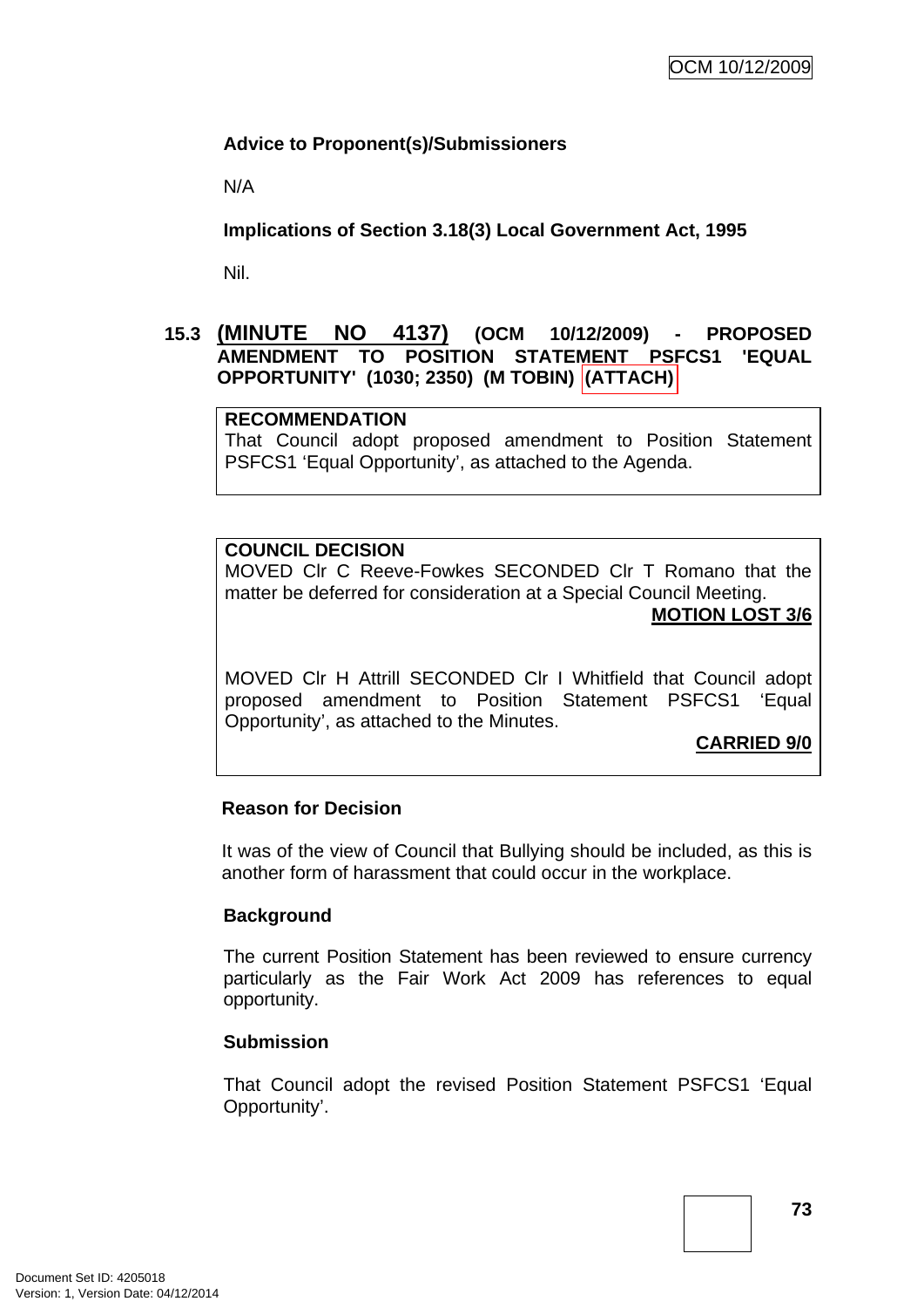**Advice to Proponent(s)/Submissioners**

N/A

**Implications of Section 3.18(3) Local Government Act, 1995**

Nil.

### 15.3 (MINUTE NO 4137) (OCM 10/12/2009) - PROPOSED AMENDMENT TO POSITION STATEMENT PSFCS1 'EQUAL OPPORTUNITY' (1030; 2350) (M TOBIN) (ATTACH)

**RECOMMENDATION**
That Council adopt proposed amendment to Position Statement PSFCS1 'Equal Opportunity', as attached to the Agenda.

**COUNCIL DECISION**
MOVED Clr C Reeve-Fowkes SECONDED Clr T Romano that the matter be deferred for consideration at a Special Council Meeting.

**MOTION LOST 3/6**

MOVED Clr H Attrill SECONDED Clr I Whitfield that Council adopt proposed amendment to Position Statement PSFCS1 'Equal Opportunity', as attached to the Minutes.

**CARRIED 9/0**

**Reason for Decision**

It was of the view of Council that Bullying should be included, as this is another form of harassment that could occur in the workplace.

**Background**

The current Position Statement has been reviewed to ensure currency particularly as the Fair Work Act 2009 has references to equal opportunity.

**Submission**

That Council adopt the revised Position Statement PSFCS1 'Equal Opportunity'.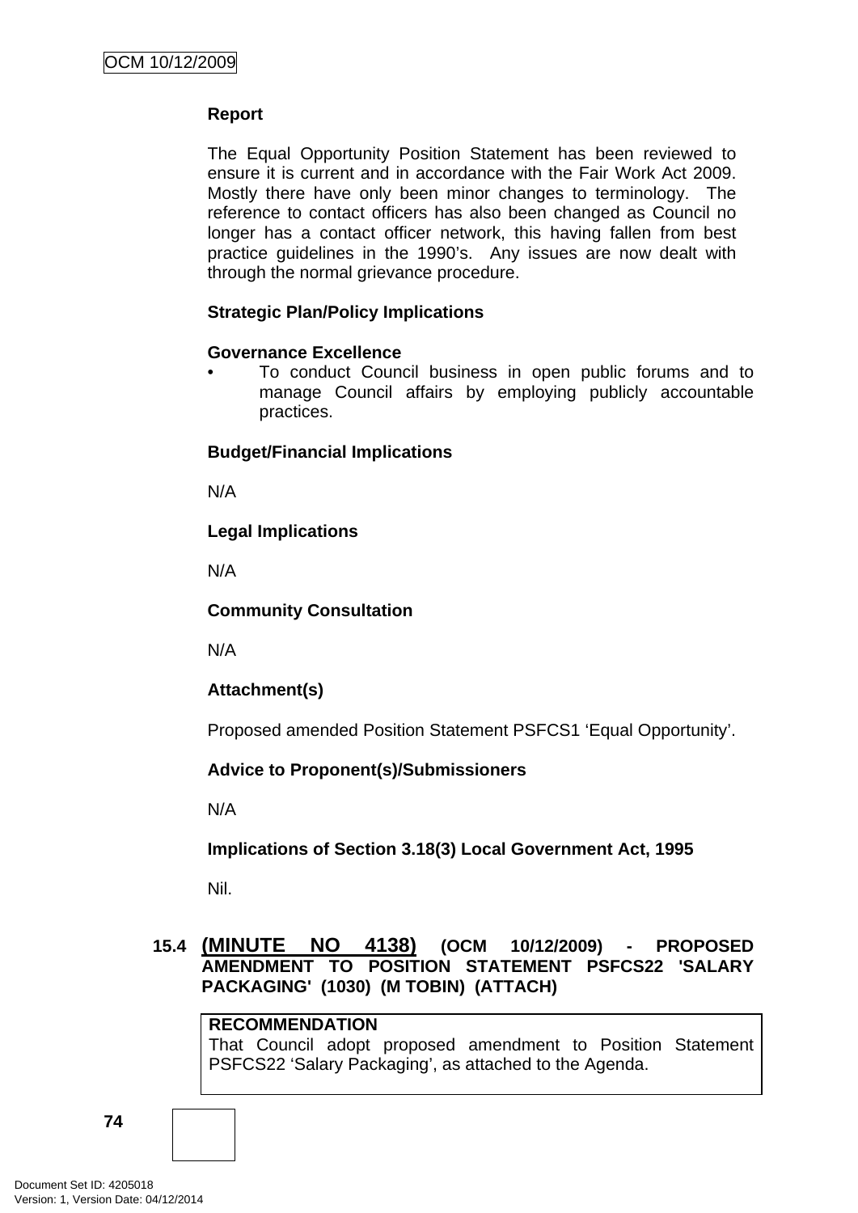**Report**

The Equal Opportunity Position Statement has been reviewed to ensure it is current and in accordance with the Fair Work Act 2009. Mostly there have only been minor changes to terminology. The reference to contact officers has also been changed as Council no longer has a contact officer network, this having fallen from best practice guidelines in the 1990's. Any issues are now dealt with through the normal grievance procedure.

**Strategic Plan/Policy Implications**

**Governance Excellence**

- To conduct Council business in open public forums and to manage Council affairs by employing publicly accountable practices.

**Budget/Financial Implications**

N/A

**Legal Implications**

N/A

**Community Consultation**

N/A

**Attachment(s)**

Proposed amended Position Statement PSFCS1 'Equal Opportunity'.

**Advice to Proponent(s)/Submissioners**

N/A

**Implications of Section 3.18(3) Local Government Act, 1995**

Nil.

## 15.4 (MINUTE NO 4138) (OCM 10/12/2009) - PROPOSED AMENDMENT TO POSITION STATEMENT PSFCS22 'SALARY PACKAGING' (1030) (M TOBIN) (ATTACH)

**RECOMMENDATION**
That Council adopt proposed amendment to Position Statement PSFCS22 'Salary Packaging', as attached to the Agenda.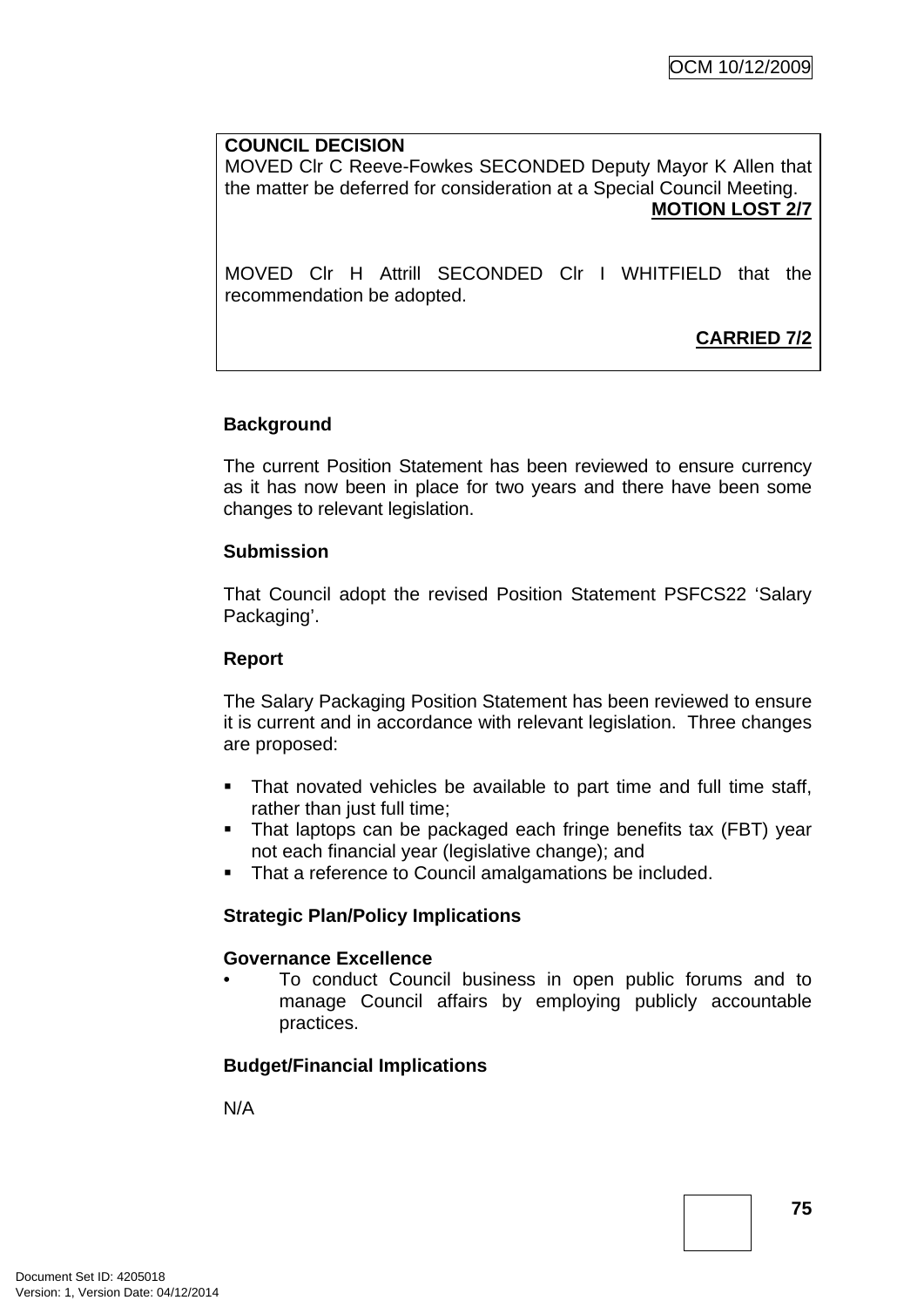**COUNCIL DECISION**
MOVED Clr C Reeve-Fowkes SECONDED Deputy Mayor K Allen that the matter be deferred for consideration at a Special Council Meeting.

**MOTION LOST 2/7**

MOVED Clr H Attrill SECONDED Clr I WHITFIELD that the recommendation be adopted.

**CARRIED 7/2**

**Background**

The current Position Statement has been reviewed to ensure currency as it has now been in place for two years and there have been some changes to relevant legislation.

**Submission**

That Council adopt the revised Position Statement PSFCS22 'Salary Packaging'.

**Report**

The Salary Packaging Position Statement has been reviewed to ensure it is current and in accordance with relevant legislation. Three changes are proposed:

- That novated vehicles be available to part time and full time staff, rather than just full time;
- That laptops can be packaged each fringe benefits tax (FBT) year not each financial year (legislative change); and
- That a reference to Council amalgamations be included.

**Strategic Plan/Policy Implications**

**Governance Excellence**

- To conduct Council business in open public forums and to manage Council affairs by employing publicly accountable practices.

**Budget/Financial Implications**

N/A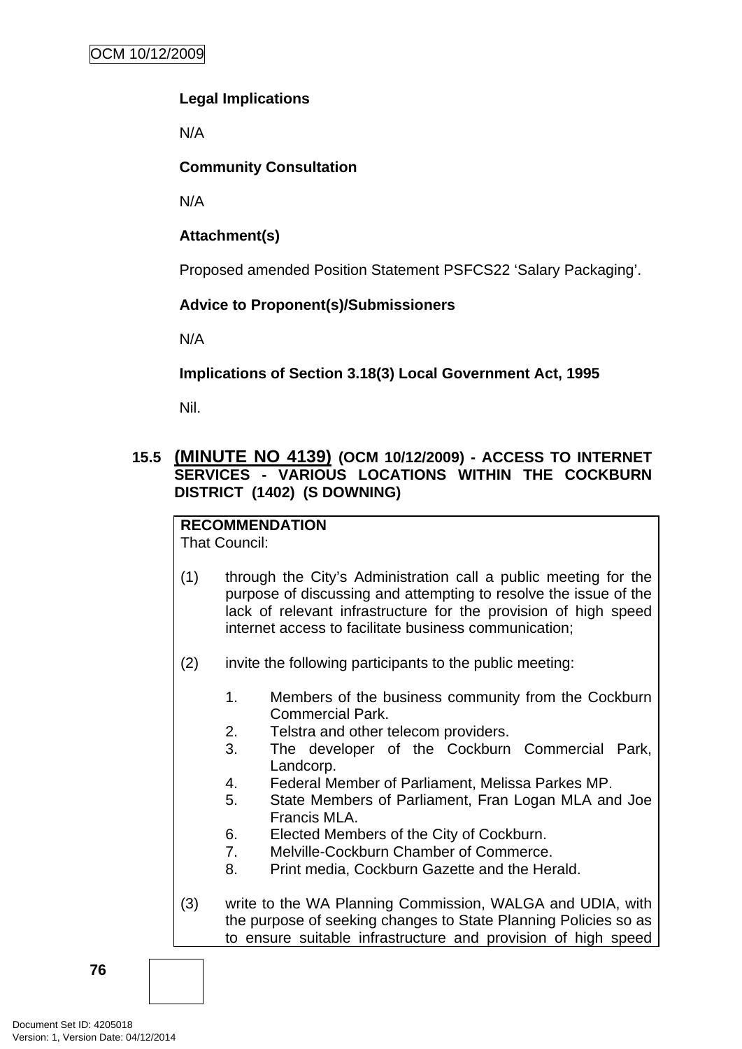**Legal Implications**

N/A

**Community Consultation**

N/A

**Attachment(s)**

Proposed amended Position Statement PSFCS22 'Salary Packaging'.

**Advice to Proponent(s)/Submissioners**

N/A

**Implications of Section 3.18(3) Local Government Act, 1995**

Nil.

### 15.5 (MINUTE NO 4139) (OCM 10/12/2009) - ACCESS TO INTERNET SERVICES - VARIOUS LOCATIONS WITHIN THE COCKBURN DISTRICT (1402) (S DOWNING)

**RECOMMENDATION**
That Council:

(1) through the City's Administration call a public meeting for the purpose of discussing and attempting to resolve the issue of the lack of relevant infrastructure for the provision of high speed internet access to facilitate business communication;

(2) invite the following participants to the public meeting:

1. Members of the business community from the Cockburn Commercial Park.
2. Telstra and other telecom providers.
3. The developer of the Cockburn Commercial Park, Landcorp.
4. Federal Member of Parliament, Melissa Parkes MP.
5. State Members of Parliament, Fran Logan MLA and Joe Francis MLA.
6. Elected Members of the City of Cockburn.
7. Melville-Cockburn Chamber of Commerce.
8. Print media, Cockburn Gazette and the Herald.

(3) write to the WA Planning Commission, WALGA and UDIA, with the purpose of seeking changes to State Planning Policies so as to ensure suitable infrastructure and provision of high speed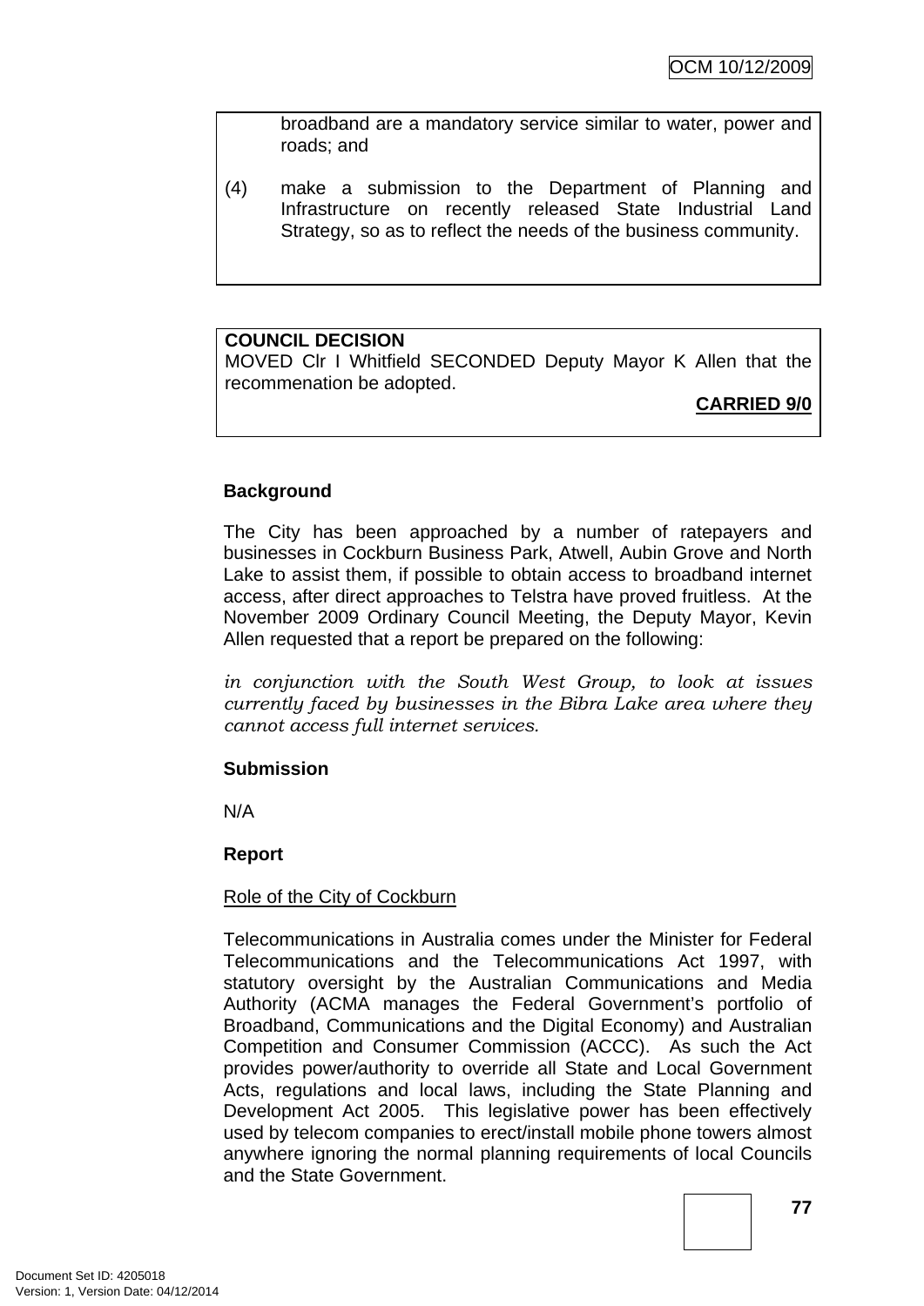broadband are a mandatory service similar to water, power and roads; and

(4) make a submission to the Department of Planning and Infrastructure on recently released State Industrial Land Strategy, so as to reflect the needs of the business community.

**COUNCIL DECISION**
MOVED Clr I Whitfield SECONDED Deputy Mayor K Allen that the recommenation be adopted.

**CARRIED 9/0**

**Background**

The City has been approached by a number of ratepayers and businesses in Cockburn Business Park, Atwell, Aubin Grove and North Lake to assist them, if possible to obtain access to broadband internet access, after direct approaches to Telstra have proved fruitless. At the November 2009 Ordinary Council Meeting, the Deputy Mayor, Kevin Allen requested that a report be prepared on the following:

*in conjunction with the South West Group, to look at issues currently faced by businesses in the Bibra Lake area where they cannot access full internet services.*

**Submission**

N/A

**Report**

Role of the City of Cockburn

Telecommunications in Australia comes under the Minister for Federal Telecommunications and the Telecommunications Act 1997, with statutory oversight by the Australian Communications and Media Authority (ACMA manages the Federal Government's portfolio of Broadband, Communications and the Digital Economy) and Australian Competition and Consumer Commission (ACCC). As such the Act provides power/authority to override all State and Local Government Acts, regulations and local laws, including the State Planning and Development Act 2005. This legislative power has been effectively used by telecom companies to erect/install mobile phone towers almost anywhere ignoring the normal planning requirements of local Councils and the State Government.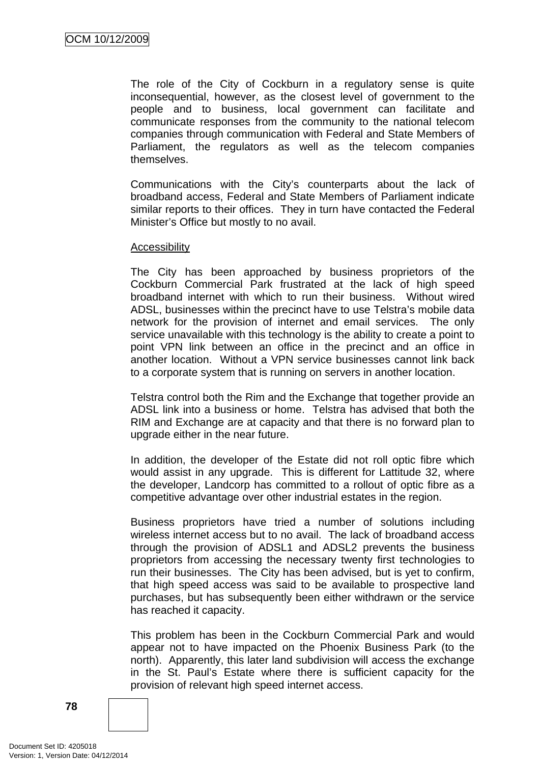The role of the City of Cockburn in a regulatory sense is quite inconsequential, however, as the closest level of government to the people and to business, local government can facilitate and communicate responses from the community to the national telecom companies through communication with Federal and State Members of Parliament, the regulators as well as the telecom companies themselves.

Communications with the City's counterparts about the lack of broadband access, Federal and State Members of Parliament indicate similar reports to their offices. They in turn have contacted the Federal Minister's Office but mostly to no avail.

<u>Accessibility</u>

The City has been approached by business proprietors of the Cockburn Commercial Park frustrated at the lack of high speed broadband internet with which to run their business. Without wired ADSL, businesses within the precinct have to use Telstra's mobile data network for the provision of internet and email services. The only service unavailable with this technology is the ability to create a point to point VPN link between an office in the precinct and an office in another location. Without a VPN service businesses cannot link back to a corporate system that is running on servers in another location.

Telstra control both the Rim and the Exchange that together provide an ADSL link into a business or home. Telstra has advised that both the RIM and Exchange are at capacity and that there is no forward plan to upgrade either in the near future.

In addition, the developer of the Estate did not roll optic fibre which would assist in any upgrade. This is different for Lattitude 32, where the developer, Landcorp has committed to a rollout of optic fibre as a competitive advantage over other industrial estates in the region.

Business proprietors have tried a number of solutions including wireless internet access but to no avail. The lack of broadband access through the provision of ADSL1 and ADSL2 prevents the business proprietors from accessing the necessary twenty first technologies to run their businesses. The City has been advised, but is yet to confirm, that high speed access was said to be available to prospective land purchases, but has subsequently been either withdrawn or the service has reached it capacity.

This problem has been in the Cockburn Commercial Park and would appear not to have impacted on the Phoenix Business Park (to the north). Apparently, this later land subdivision will access the exchange in the St. Paul's Estate where there is sufficient capacity for the provision of relevant high speed internet access.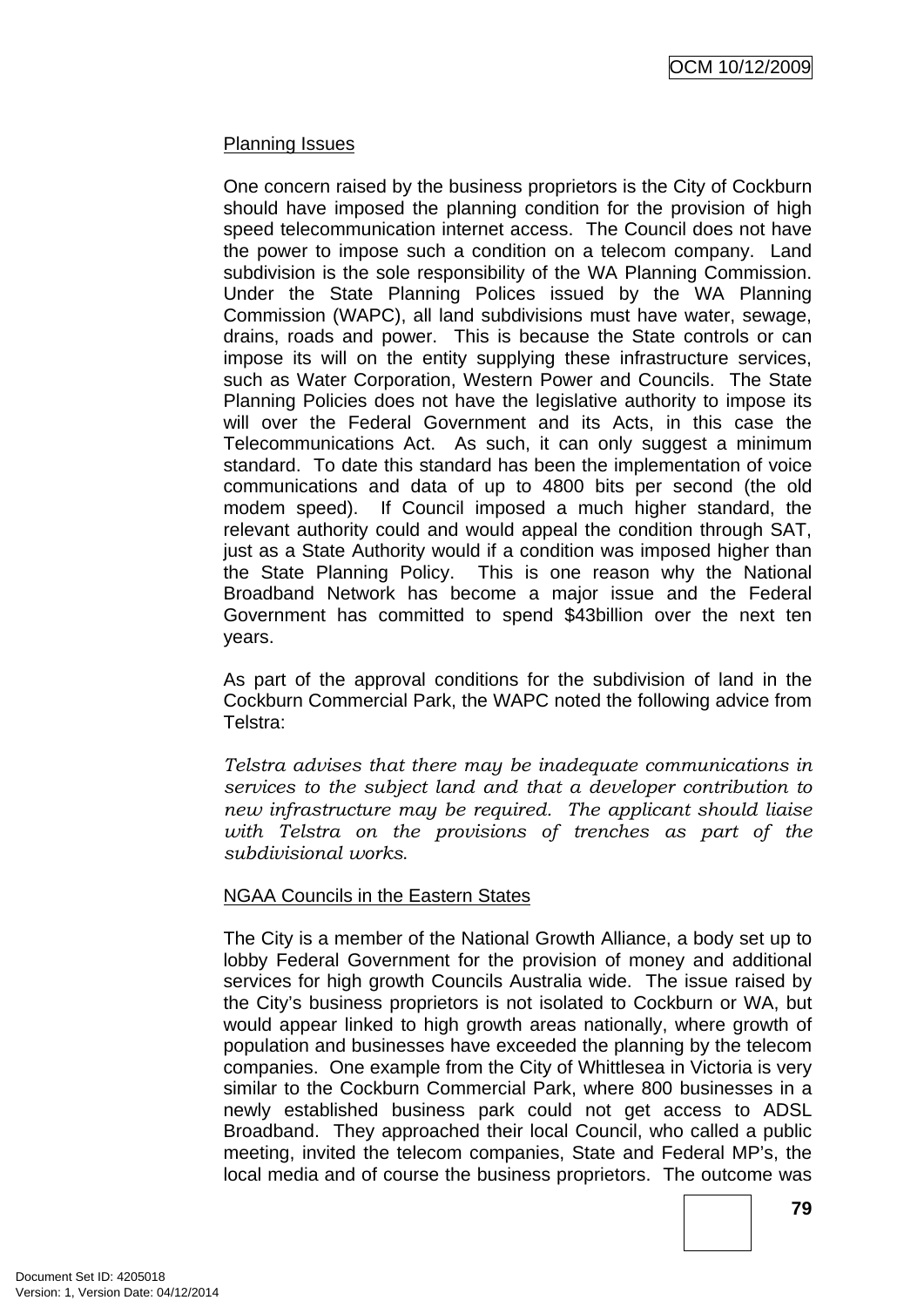Planning Issues

One concern raised by the business proprietors is the City of Cockburn should have imposed the planning condition for the provision of high speed telecommunication internet access. The Council does not have the power to impose such a condition on a telecom company. Land subdivision is the sole responsibility of the WA Planning Commission. Under the State Planning Polices issued by the WA Planning Commission (WAPC), all land subdivisions must have water, sewage, drains, roads and power. This is because the State controls or can impose its will on the entity supplying these infrastructure services, such as Water Corporation, Western Power and Councils. The State Planning Policies does not have the legislative authority to impose its will over the Federal Government and its Acts, in this case the Telecommunications Act. As such, it can only suggest a minimum standard. To date this standard has been the implementation of voice communications and data of up to 4800 bits per second (the old modem speed). If Council imposed a much higher standard, the relevant authority could and would appeal the condition through SAT, just as a State Authority would if a condition was imposed higher than the State Planning Policy. This is one reason why the National Broadband Network has become a major issue and the Federal Government has committed to spend $43billion over the next ten years.

As part of the approval conditions for the subdivision of land in the Cockburn Commercial Park, the WAPC noted the following advice from Telstra:

*Telstra advises that there may be inadequate communications in services to the subject land and that a developer contribution to new infrastructure may be required. The applicant should liaise with Telstra on the provisions of trenches as part of the subdivisional works.*

NGAA Councils in the Eastern States

The City is a member of the National Growth Alliance, a body set up to lobby Federal Government for the provision of money and additional services for high growth Councils Australia wide. The issue raised by the City's business proprietors is not isolated to Cockburn or WA, but would appear linked to high growth areas nationally, where growth of population and businesses have exceeded the planning by the telecom companies. One example from the City of Whittlesea in Victoria is very similar to the Cockburn Commercial Park, where 800 businesses in a newly established business park could not get access to ADSL Broadband. They approached their local Council, who called a public meeting, invited the telecom companies, State and Federal MP's, the local media and of course the business proprietors. The outcome was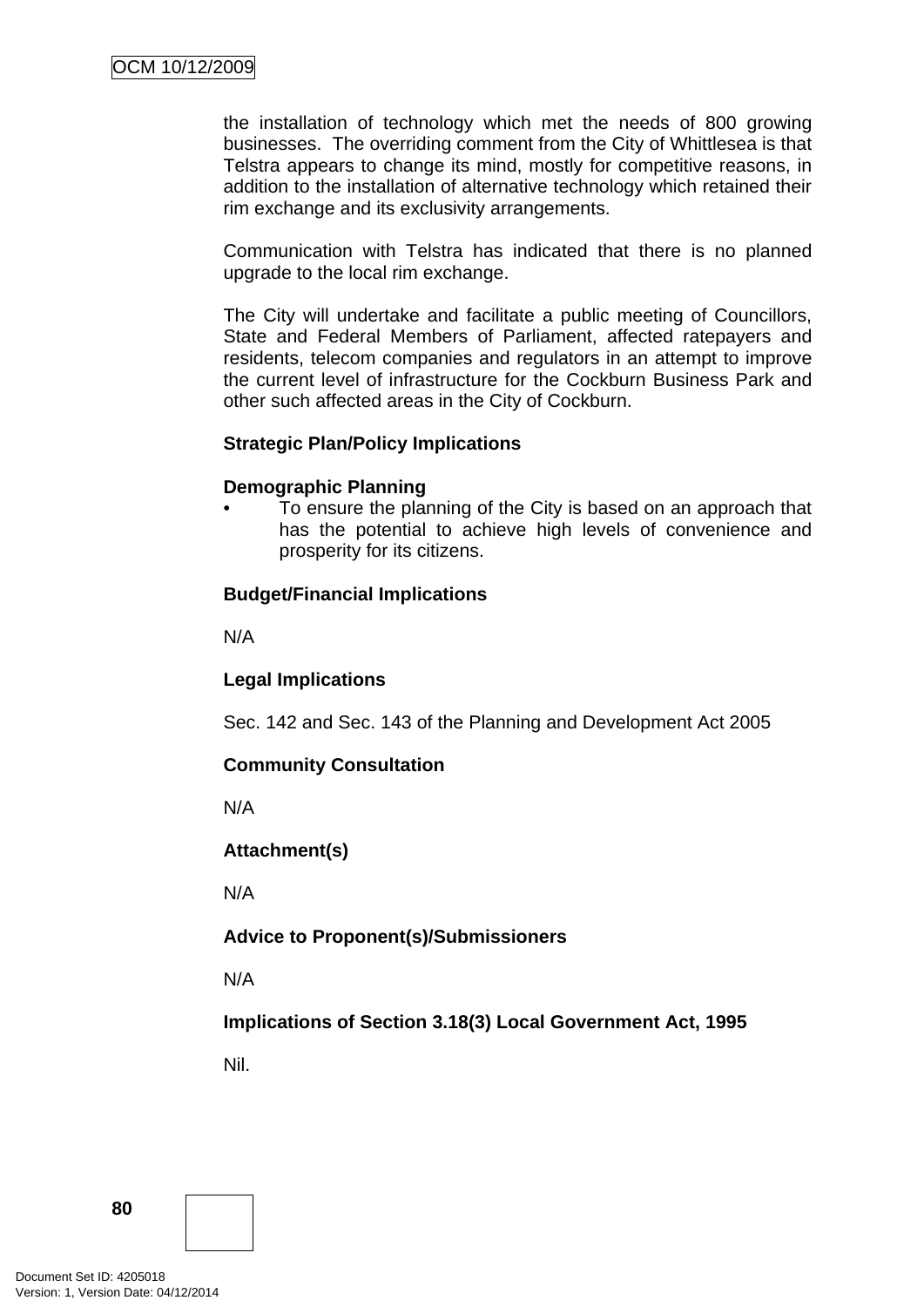the installation of technology which met the needs of 800 growing businesses. The overriding comment from the City of Whittlesea is that Telstra appears to change its mind, mostly for competitive reasons, in addition to the installation of alternative technology which retained their rim exchange and its exclusivity arrangements.

Communication with Telstra has indicated that there is no planned upgrade to the local rim exchange.

The City will undertake and facilitate a public meeting of Councillors, State and Federal Members of Parliament, affected ratepayers and residents, telecom companies and regulators in an attempt to improve the current level of infrastructure for the Cockburn Business Park and other such affected areas in the City of Cockburn.

**Strategic Plan/Policy Implications**

**Demographic Planning**

- To ensure the planning of the City is based on an approach that has the potential to achieve high levels of convenience and prosperity for its citizens.

**Budget/Financial Implications**

N/A

**Legal Implications**

Sec. 142 and Sec. 143 of the Planning and Development Act 2005

**Community Consultation**

N/A

**Attachment(s)**

N/A

**Advice to Proponent(s)/Submissioners**

N/A

**Implications of Section 3.18(3) Local Government Act, 1995**

Nil.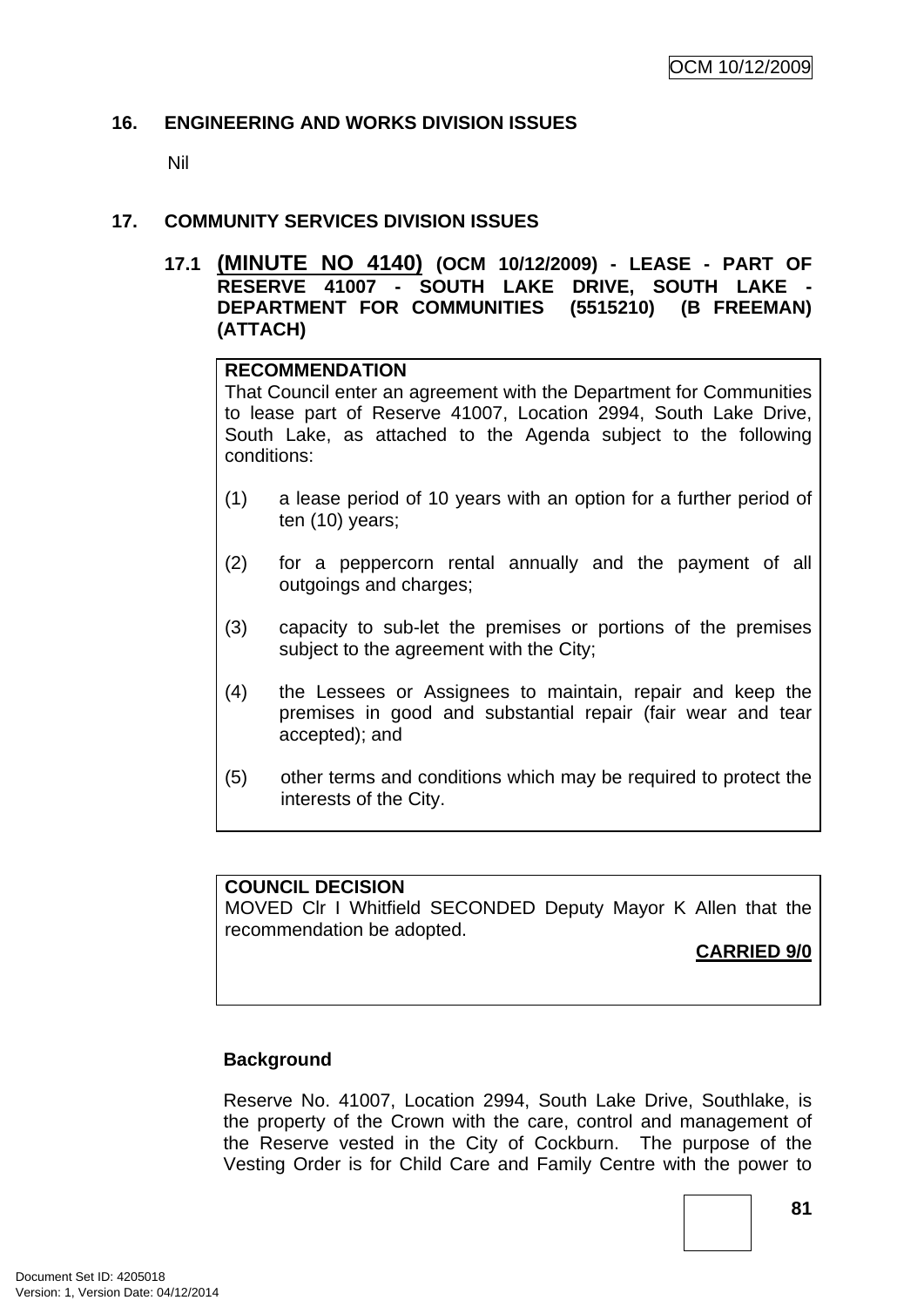## 16. ENGINEERING AND WORKS DIVISION ISSUES

Nil

## 17. COMMUNITY SERVICES DIVISION ISSUES

### 17.1 (MINUTE NO 4140) (OCM 10/12/2009) - LEASE - PART OF RESERVE 41007 - SOUTH LAKE DRIVE, SOUTH LAKE - DEPARTMENT FOR COMMUNITIES (5515210) (B FREEMAN) (ATTACH)

**RECOMMENDATION**

That Council enter an agreement with the Department for Communities to lease part of Reserve 41007, Location 2994, South Lake Drive, South Lake, as attached to the Agenda subject to the following conditions:

(1) a lease period of 10 years with an option for a further period of ten (10) years;

(2) for a peppercorn rental annually and the payment of all outgoings and charges;

(3) capacity to sub-let the premises or portions of the premises subject to the agreement with the City;

(4) the Lessees or Assignees to maintain, repair and keep the premises in good and substantial repair (fair wear and tear accepted); and

(5) other terms and conditions which may be required to protect the interests of the City.

**COUNCIL DECISION**

MOVED Clr I Whitfield SECONDED Deputy Mayor K Allen that the recommendation be adopted.

**CARRIED 9/0**

**Background**

Reserve No. 41007, Location 2994, South Lake Drive, Southlake, is the property of the Crown with the care, control and management of the Reserve vested in the City of Cockburn. The purpose of the Vesting Order is for Child Care and Family Centre with the power to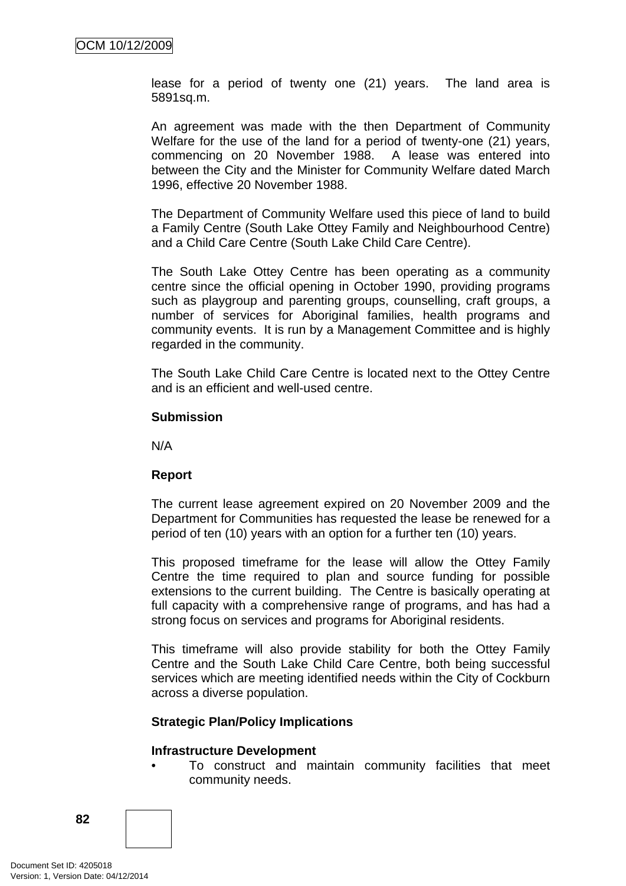lease for a period of twenty one (21) years. The land area is 5891sq.m.

An agreement was made with the then Department of Community Welfare for the use of the land for a period of twenty-one (21) years, commencing on 20 November 1988. A lease was entered into between the City and the Minister for Community Welfare dated March 1996, effective 20 November 1988.

The Department of Community Welfare used this piece of land to build a Family Centre (South Lake Ottey Family and Neighbourhood Centre) and a Child Care Centre (South Lake Child Care Centre).

The South Lake Ottey Centre has been operating as a community centre since the official opening in October 1990, providing programs such as playgroup and parenting groups, counselling, craft groups, a number of services for Aboriginal families, health programs and community events. It is run by a Management Committee and is highly regarded in the community.

The South Lake Child Care Centre is located next to the Ottey Centre and is an efficient and well-used centre.

**Submission**

N/A

**Report**

The current lease agreement expired on 20 November 2009 and the Department for Communities has requested the lease be renewed for a period of ten (10) years with an option for a further ten (10) years.

This proposed timeframe for the lease will allow the Ottey Family Centre the time required to plan and source funding for possible extensions to the current building. The Centre is basically operating at full capacity with a comprehensive range of programs, and has had a strong focus on services and programs for Aboriginal residents.

This timeframe will also provide stability for both the Ottey Family Centre and the South Lake Child Care Centre, both being successful services which are meeting identified needs within the City of Cockburn across a diverse population.

**Strategic Plan/Policy Implications**

**Infrastructure Development**

- To construct and maintain community facilities that meet community needs.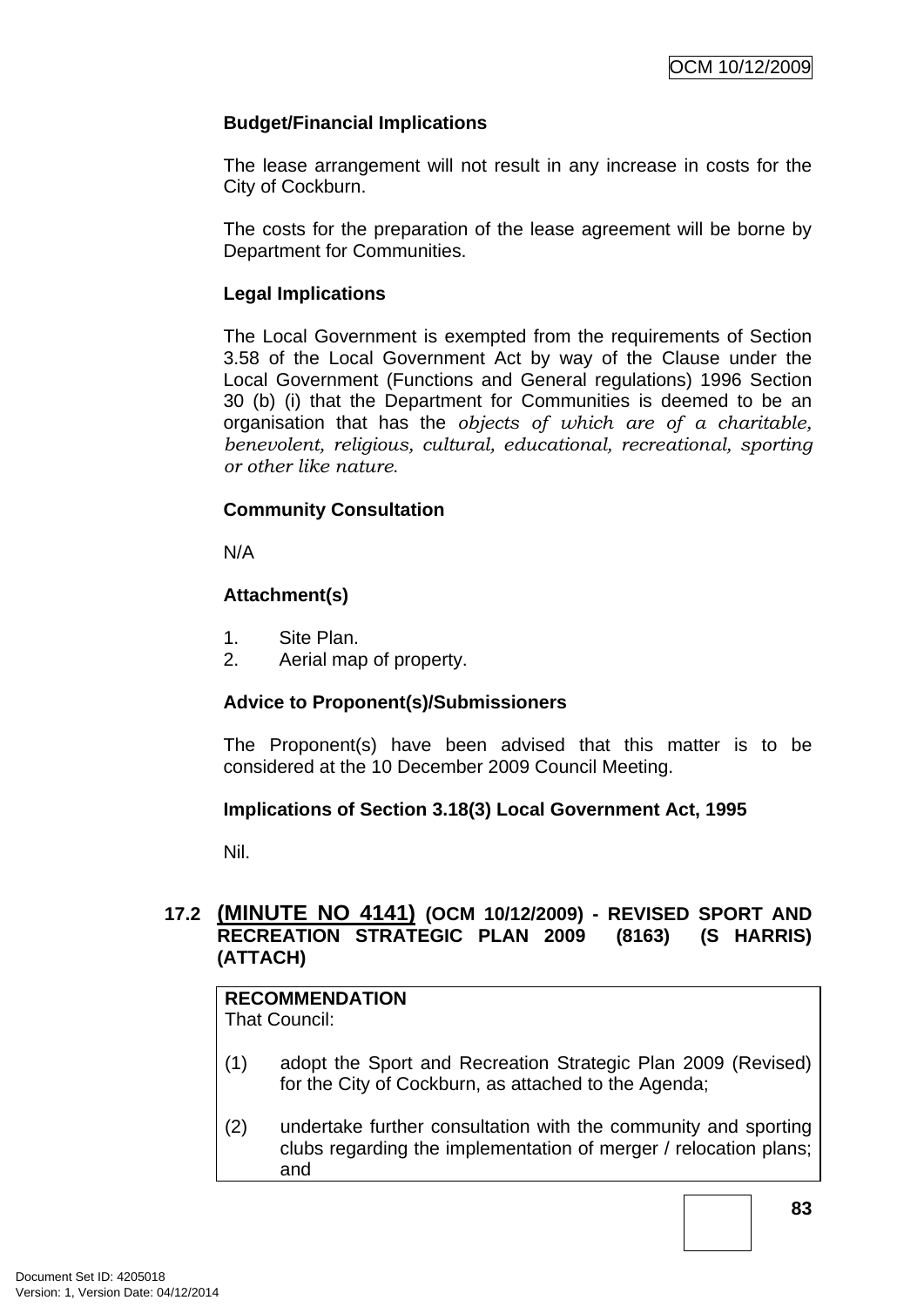**Budget/Financial Implications**

The lease arrangement will not result in any increase in costs for the City of Cockburn.

The costs for the preparation of the lease agreement will be borne by Department for Communities.

**Legal Implications**

The Local Government is exempted from the requirements of Section 3.58 of the Local Government Act by way of the Clause under the Local Government (Functions and General regulations) 1996 Section 30 (b) (i) that the Department for Communities is deemed to be an organisation that has the *objects of which are of a charitable, benevolent, religious, cultural, educational, recreational, sporting or other like nature.*

**Community Consultation**

N/A

**Attachment(s)**

1. Site Plan.
2. Aerial map of property.

**Advice to Proponent(s)/Submissioners**

The Proponent(s) have been advised that this matter is to be considered at the 10 December 2009 Council Meeting.

**Implications of Section 3.18(3) Local Government Act, 1995**

Nil.

## 17.2 (MINUTE NO 4141) (OCM 10/12/2009) - REVISED SPORT AND RECREATION STRATEGIC PLAN 2009 (8163) (S HARRIS) (ATTACH)

**RECOMMENDATION**
That Council:

(1) adopt the Sport and Recreation Strategic Plan 2009 (Revised) for the City of Cockburn, as attached to the Agenda;

(2) undertake further consultation with the community and sporting clubs regarding the implementation of merger / relocation plans; and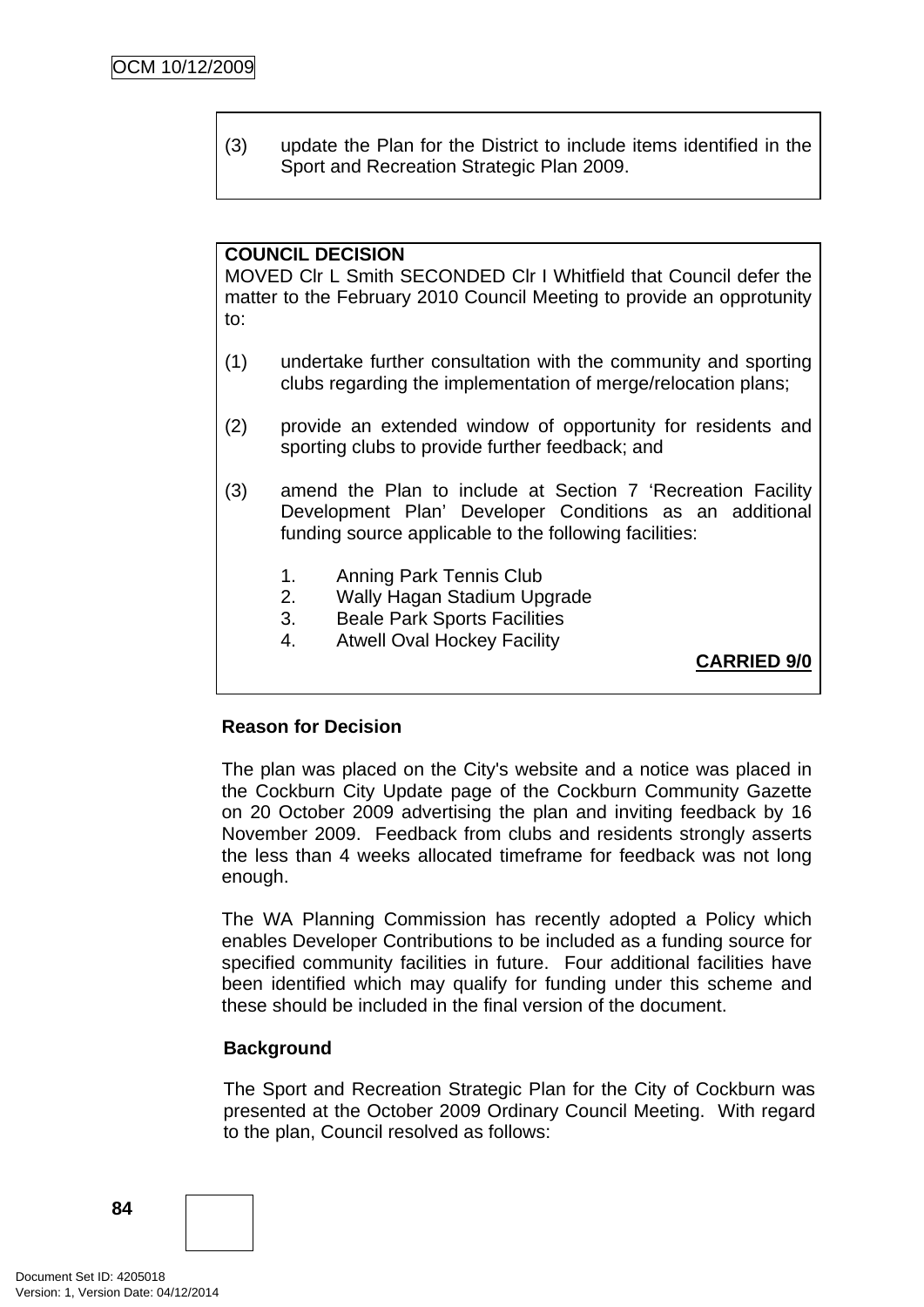(3) update the Plan for the District to include items identified in the Sport and Recreation Strategic Plan 2009.

**COUNCIL DECISION**
MOVED Clr L Smith SECONDED Clr I Whitfield that Council defer the matter to the February 2010 Council Meeting to provide an opprotunity to:

(1) undertake further consultation with the community and sporting clubs regarding the implementation of merge/relocation plans;

(2) provide an extended window of opportunity for residents and sporting clubs to provide further feedback; and

(3) amend the Plan to include at Section 7 'Recreation Facility Development Plan' Developer Conditions as an additional funding source applicable to the following facilities:

1. Anning Park Tennis Club
2. Wally Hagan Stadium Upgrade
3. Beale Park Sports Facilities
4. Atwell Oval Hockey Facility

**CARRIED 9/0**

**Reason for Decision**

The plan was placed on the City's website and a notice was placed in the Cockburn City Update page of the Cockburn Community Gazette on 20 October 2009 advertising the plan and inviting feedback by 16 November 2009. Feedback from clubs and residents strongly asserts the less than 4 weeks allocated timeframe for feedback was not long enough.

The WA Planning Commission has recently adopted a Policy which enables Developer Contributions to be included as a funding source for specified community facilities in future. Four additional facilities have been identified which may qualify for funding under this scheme and these should be included in the final version of the document.

**Background**

The Sport and Recreation Strategic Plan for the City of Cockburn was presented at the October 2009 Ordinary Council Meeting. With regard to the plan, Council resolved as follows: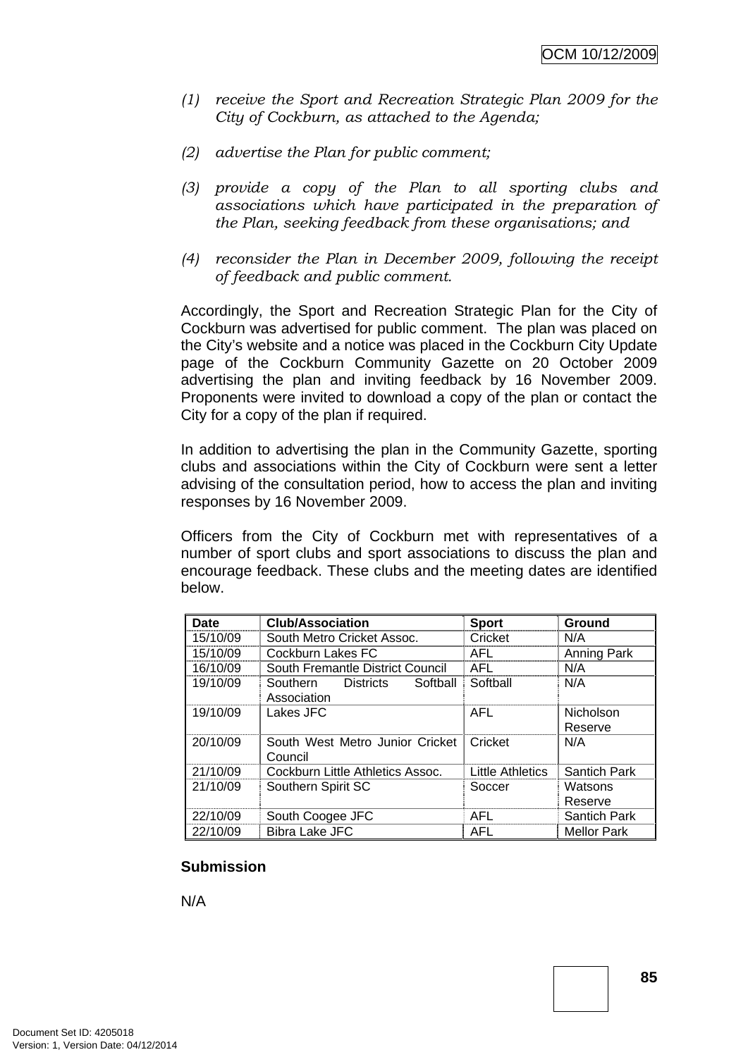*(1) receive the Sport and Recreation Strategic Plan 2009 for the City of Cockburn, as attached to the Agenda;*

*(2) advertise the Plan for public comment;*

*(3) provide a copy of the Plan to all sporting clubs and associations which have participated in the preparation of the Plan, seeking feedback from these organisations; and*

*(4) reconsider the Plan in December 2009, following the receipt of feedback and public comment.*

Accordingly, the Sport and Recreation Strategic Plan for the City of Cockburn was advertised for public comment. The plan was placed on the City's website and a notice was placed in the Cockburn City Update page of the Cockburn Community Gazette on 20 October 2009 advertising the plan and inviting feedback by 16 November 2009. Proponents were invited to download a copy of the plan or contact the City for a copy of the plan if required.

In addition to advertising the plan in the Community Gazette, sporting clubs and associations within the City of Cockburn were sent a letter advising of the consultation period, how to access the plan and inviting responses by 16 November 2009.

Officers from the City of Cockburn met with representatives of a number of sport clubs and sport associations to discuss the plan and encourage feedback. These clubs and the meeting dates are identified below.

| Date | Club/Association | Sport | Ground |
|---|---|---|---|
| 15/10/09 | South Metro Cricket Assoc. | Cricket | N/A |
| 15/10/09 | Cockburn Lakes FC | AFL | Anning Park |
| 16/10/09 | South Fremantle District Council | AFL | N/A |
| 19/10/09 | Southern Districts Softball Association | Softball | N/A |
| 19/10/09 | Lakes JFC | AFL | Nicholson Reserve |
| 20/10/09 | South West Metro Junior Cricket Council | Cricket | N/A |
| 21/10/09 | Cockburn Little Athletics Assoc. | Little Athletics | Santich Park |
| 21/10/09 | Southern Spirit SC | Soccer | Watsons Reserve |
| 22/10/09 | South Coogee JFC | AFL | Santich Park |
| 22/10/09 | Bibra Lake JFC | AFL | Mellor Park |

**Submission**

N/A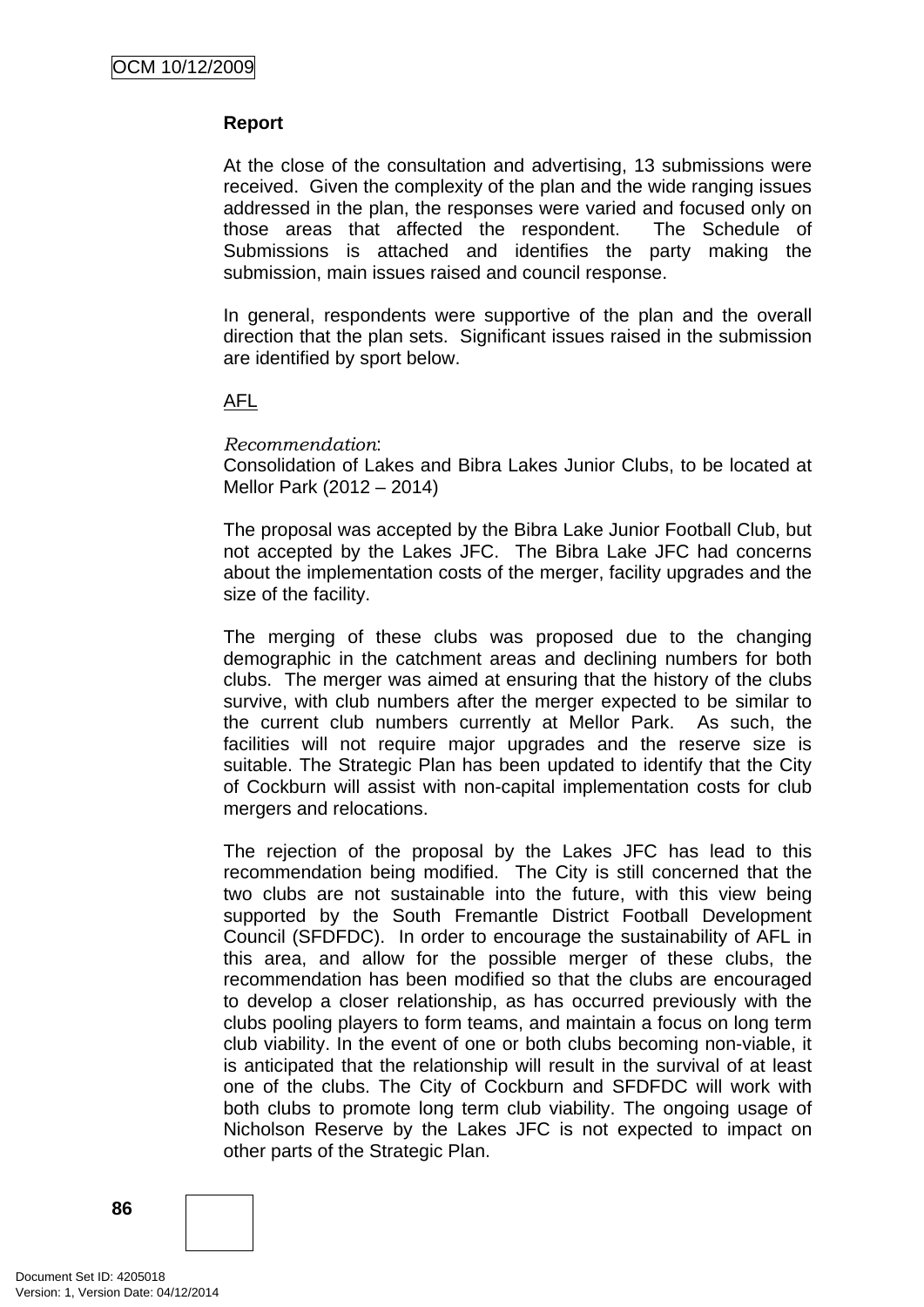**Report**

At the close of the consultation and advertising, 13 submissions were received. Given the complexity of the plan and the wide ranging issues addressed in the plan, the responses were varied and focused only on those areas that affected the respondent. The Schedule of Submissions is attached and identifies the party making the submission, main issues raised and council response.

In general, respondents were supportive of the plan and the overall direction that the plan sets. Significant issues raised in the submission are identified by sport below.

AFL

*Recommendation*:
Consolidation of Lakes and Bibra Lakes Junior Clubs, to be located at Mellor Park (2012 – 2014)

The proposal was accepted by the Bibra Lake Junior Football Club, but not accepted by the Lakes JFC. The Bibra Lake JFC had concerns about the implementation costs of the merger, facility upgrades and the size of the facility.

The merging of these clubs was proposed due to the changing demographic in the catchment areas and declining numbers for both clubs. The merger was aimed at ensuring that the history of the clubs survive, with club numbers after the merger expected to be similar to the current club numbers currently at Mellor Park. As such, the facilities will not require major upgrades and the reserve size is suitable. The Strategic Plan has been updated to identify that the City of Cockburn will assist with non-capital implementation costs for club mergers and relocations.

The rejection of the proposal by the Lakes JFC has lead to this recommendation being modified. The City is still concerned that the two clubs are not sustainable into the future, with this view being supported by the South Fremantle District Football Development Council (SFDFDC). In order to encourage the sustainability of AFL in this area, and allow for the possible merger of these clubs, the recommendation has been modified so that the clubs are encouraged to develop a closer relationship, as has occurred previously with the clubs pooling players to form teams, and maintain a focus on long term club viability. In the event of one or both clubs becoming non-viable, it is anticipated that the relationship will result in the survival of at least one of the clubs. The City of Cockburn and SFDFDC will work with both clubs to promote long term club viability. The ongoing usage of Nicholson Reserve by the Lakes JFC is not expected to impact on other parts of the Strategic Plan.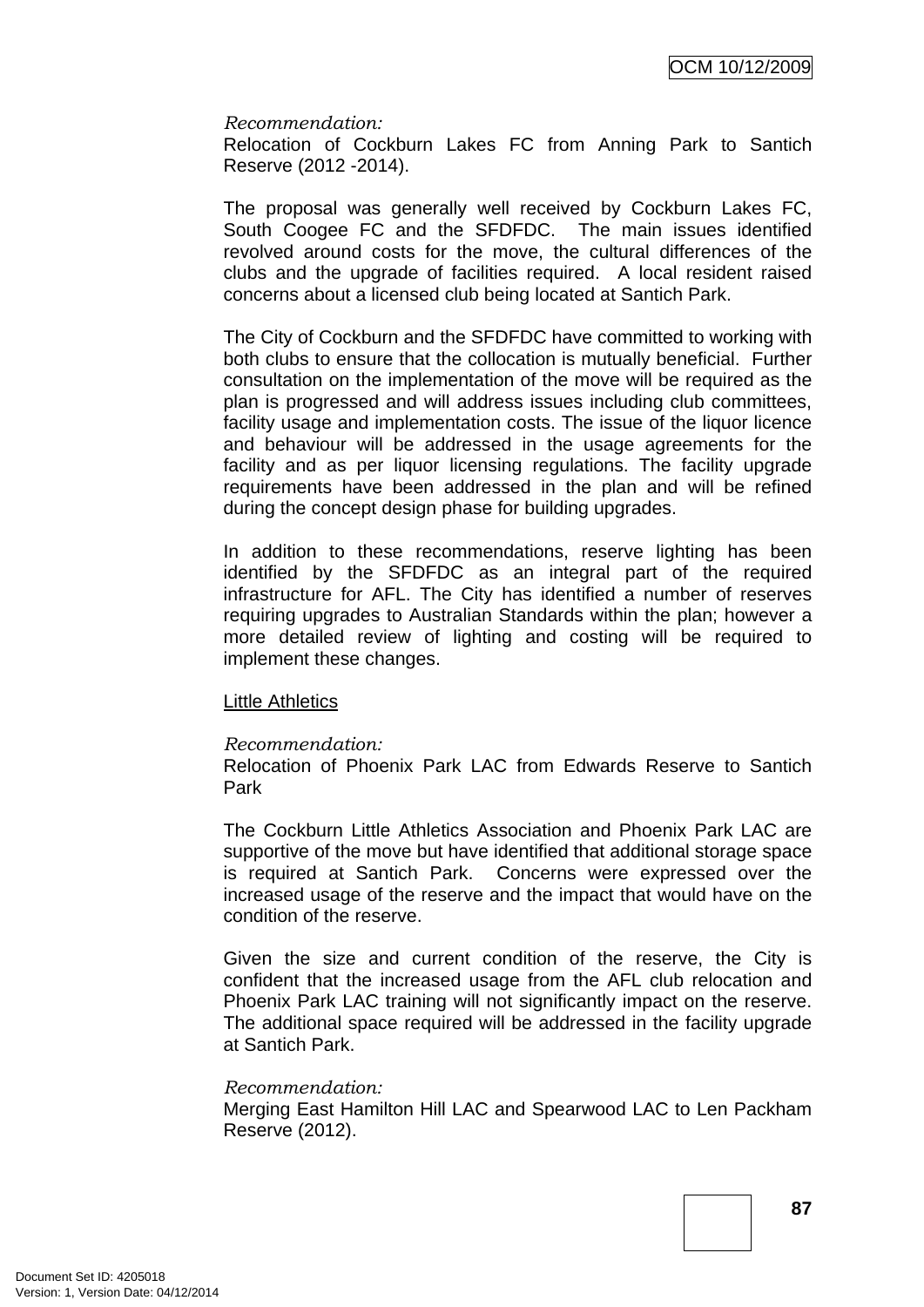*Recommendation:*
Relocation of Cockburn Lakes FC from Anning Park to Santich Reserve (2012 -2014).

The proposal was generally well received by Cockburn Lakes FC, South Coogee FC and the SFDFDC. The main issues identified revolved around costs for the move, the cultural differences of the clubs and the upgrade of facilities required. A local resident raised concerns about a licensed club being located at Santich Park.

The City of Cockburn and the SFDFDC have committed to working with both clubs to ensure that the collocation is mutually beneficial. Further consultation on the implementation of the move will be required as the plan is progressed and will address issues including club committees, facility usage and implementation costs. The issue of the liquor licence and behaviour will be addressed in the usage agreements for the facility and as per liquor licensing regulations. The facility upgrade requirements have been addressed in the plan and will be refined during the concept design phase for building upgrades.

In addition to these recommendations, reserve lighting has been identified by the SFDFDC as an integral part of the required infrastructure for AFL. The City has identified a number of reserves requiring upgrades to Australian Standards within the plan; however a more detailed review of lighting and costing will be required to implement these changes.

Little Athletics

*Recommendation:*
Relocation of Phoenix Park LAC from Edwards Reserve to Santich Park

The Cockburn Little Athletics Association and Phoenix Park LAC are supportive of the move but have identified that additional storage space is required at Santich Park. Concerns were expressed over the increased usage of the reserve and the impact that would have on the condition of the reserve.

Given the size and current condition of the reserve, the City is confident that the increased usage from the AFL club relocation and Phoenix Park LAC training will not significantly impact on the reserve. The additional space required will be addressed in the facility upgrade at Santich Park.

*Recommendation:*
Merging East Hamilton Hill LAC and Spearwood LAC to Len Packham Reserve (2012).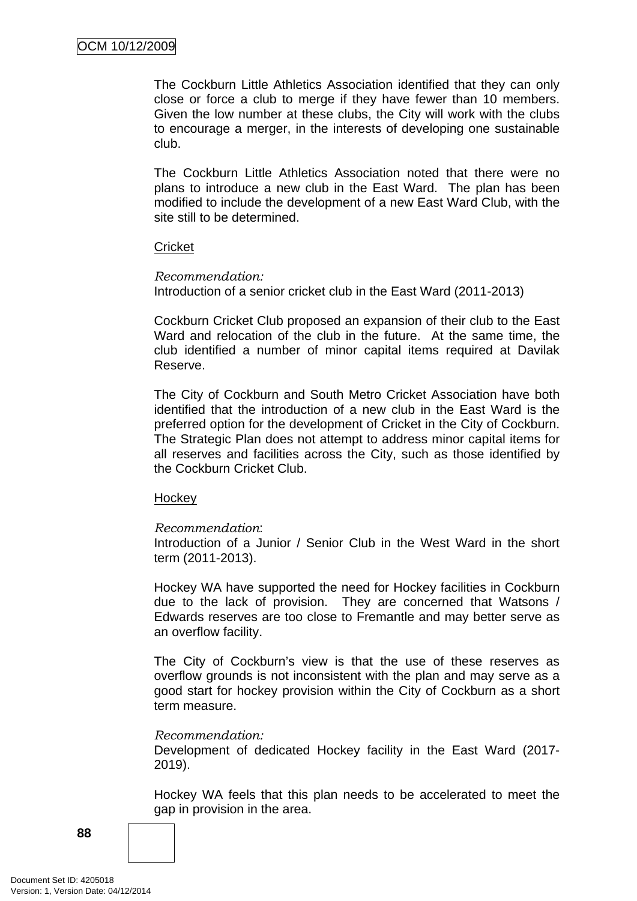The Cockburn Little Athletics Association identified that they can only close or force a club to merge if they have fewer than 10 members. Given the low number at these clubs, the City will work with the clubs to encourage a merger, in the interests of developing one sustainable club.

The Cockburn Little Athletics Association noted that there were no plans to introduce a new club in the East Ward. The plan has been modified to include the development of a new East Ward Club, with the site still to be determined.

Cricket

*Recommendation:*
Introduction of a senior cricket club in the East Ward (2011-2013)

Cockburn Cricket Club proposed an expansion of their club to the East Ward and relocation of the club in the future. At the same time, the club identified a number of minor capital items required at Davilak Reserve.

The City of Cockburn and South Metro Cricket Association have both identified that the introduction of a new club in the East Ward is the preferred option for the development of Cricket in the City of Cockburn. The Strategic Plan does not attempt to address minor capital items for all reserves and facilities across the City, such as those identified by the Cockburn Cricket Club.

Hockey

*Recommendation*:
Introduction of a Junior / Senior Club in the West Ward in the short term (2011-2013).

Hockey WA have supported the need for Hockey facilities in Cockburn due to the lack of provision. They are concerned that Watsons / Edwards reserves are too close to Fremantle and may better serve as an overflow facility.

The City of Cockburn's view is that the use of these reserves as overflow grounds is not inconsistent with the plan and may serve as a good start for hockey provision within the City of Cockburn as a short term measure.

*Recommendation:*
Development of dedicated Hockey facility in the East Ward (2017-2019).

Hockey WA feels that this plan needs to be accelerated to meet the gap in provision in the area.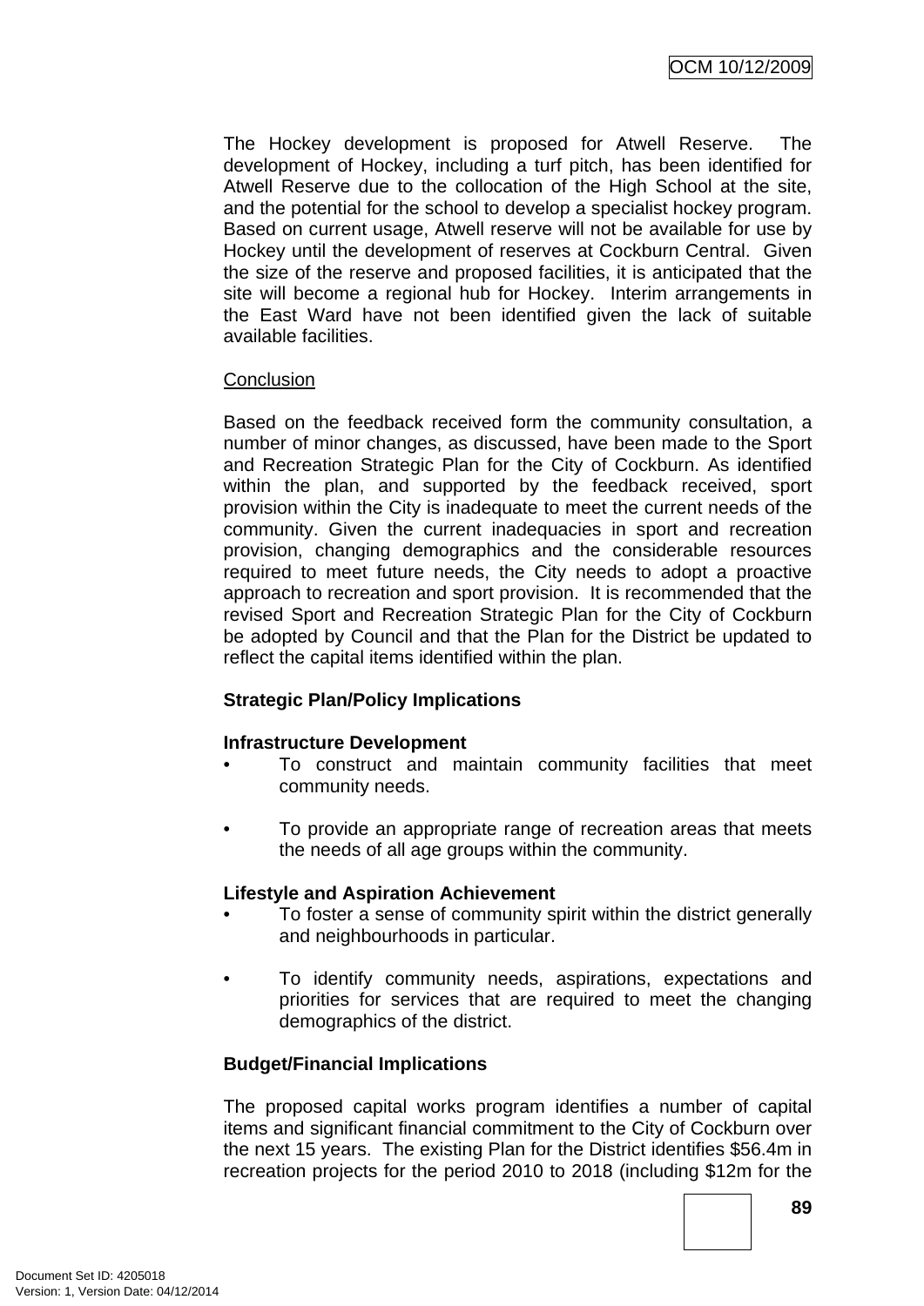The Hockey development is proposed for Atwell Reserve. The development of Hockey, including a turf pitch, has been identified for Atwell Reserve due to the collocation of the High School at the site, and the potential for the school to develop a specialist hockey program. Based on current usage, Atwell reserve will not be available for use by Hockey until the development of reserves at Cockburn Central. Given the size of the reserve and proposed facilities, it is anticipated that the site will become a regional hub for Hockey. Interim arrangements in the East Ward have not been identified given the lack of suitable available facilities.

Conclusion

Based on the feedback received form the community consultation, a number of minor changes, as discussed, have been made to the Sport and Recreation Strategic Plan for the City of Cockburn. As identified within the plan, and supported by the feedback received, sport provision within the City is inadequate to meet the current needs of the community. Given the current inadequacies in sport and recreation provision, changing demographics and the considerable resources required to meet future needs, the City needs to adopt a proactive approach to recreation and sport provision. It is recommended that the revised Sport and Recreation Strategic Plan for the City of Cockburn be adopted by Council and that the Plan for the District be updated to reflect the capital items identified within the plan.

**Strategic Plan/Policy Implications**

**Infrastructure Development**

- To construct and maintain community facilities that meet community needs.

- To provide an appropriate range of recreation areas that meets the needs of all age groups within the community.

**Lifestyle and Aspiration Achievement**

- To foster a sense of community spirit within the district generally and neighbourhoods in particular.

- To identify community needs, aspirations, expectations and priorities for services that are required to meet the changing demographics of the district.

**Budget/Financial Implications**

The proposed capital works program identifies a number of capital items and significant financial commitment to the City of Cockburn over the next 15 years. The existing Plan for the District identifies $56.4m in recreation projects for the period 2010 to 2018 (including $12m for the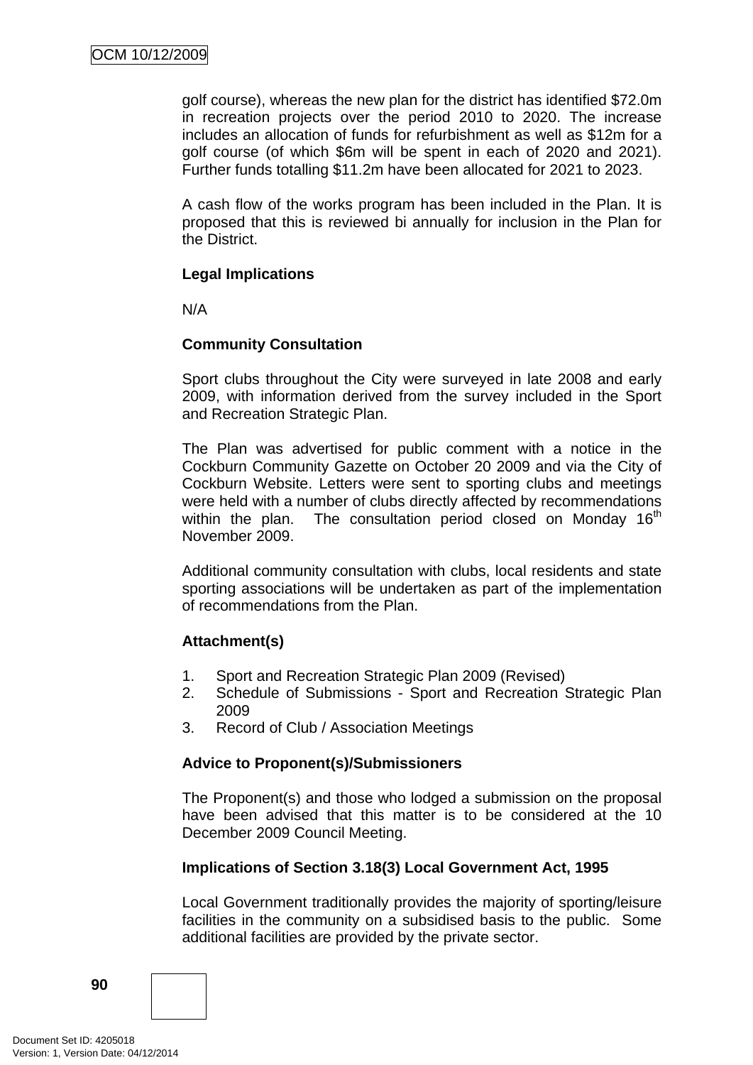golf course), whereas the new plan for the district has identified $72.0m in recreation projects over the period 2010 to 2020. The increase includes an allocation of funds for refurbishment as well as $12m for a golf course (of which $6m will be spent in each of 2020 and 2021). Further funds totalling $11.2m have been allocated for 2021 to 2023.

A cash flow of the works program has been included in the Plan. It is proposed that this is reviewed bi annually for inclusion in the Plan for the District.

**Legal Implications**

N/A

**Community Consultation**

Sport clubs throughout the City were surveyed in late 2008 and early 2009, with information derived from the survey included in the Sport and Recreation Strategic Plan.

The Plan was advertised for public comment with a notice in the Cockburn Community Gazette on October 20 2009 and via the City of Cockburn Website. Letters were sent to sporting clubs and meetings were held with a number of clubs directly affected by recommendations within the plan. The consultation period closed on Monday 16th November 2009.

Additional community consultation with clubs, local residents and state sporting associations will be undertaken as part of the implementation of recommendations from the Plan.

**Attachment(s)**

1. Sport and Recreation Strategic Plan 2009 (Revised)
2. Schedule of Submissions - Sport and Recreation Strategic Plan 2009
3. Record of Club / Association Meetings

**Advice to Proponent(s)/Submissioners**

The Proponent(s) and those who lodged a submission on the proposal have been advised that this matter is to be considered at the 10 December 2009 Council Meeting.

**Implications of Section 3.18(3) Local Government Act, 1995**

Local Government traditionally provides the majority of sporting/leisure facilities in the community on a subsidised basis to the public. Some additional facilities are provided by the private sector.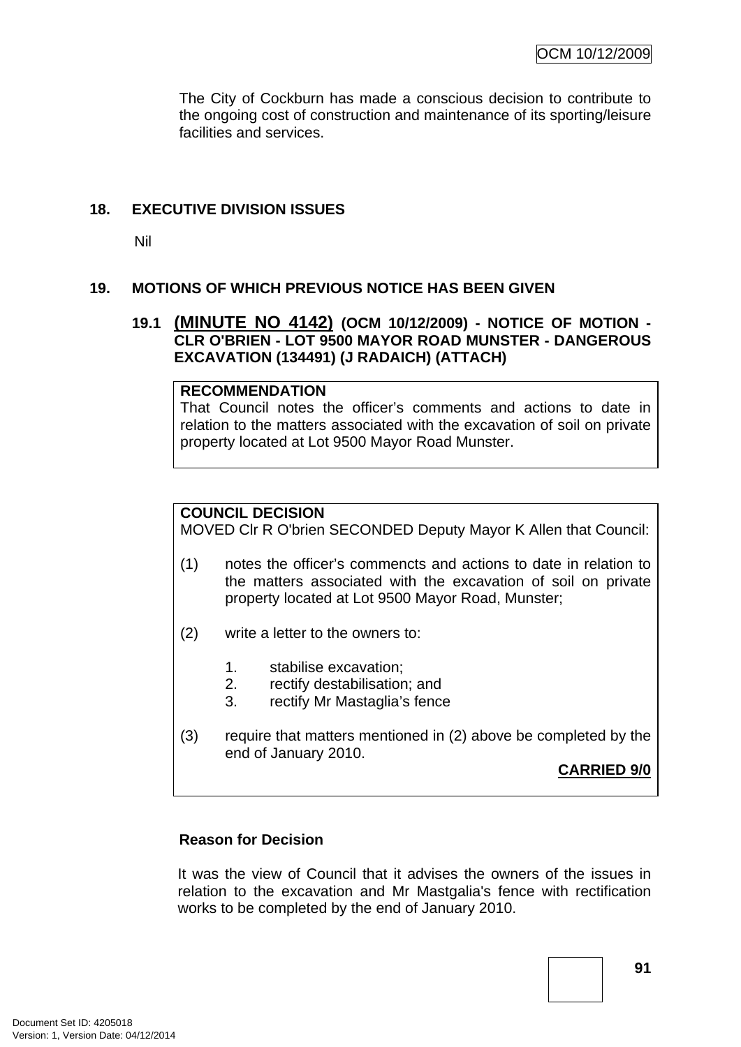The City of Cockburn has made a conscious decision to contribute to the ongoing cost of construction and maintenance of its sporting/leisure facilities and services.

## 18. EXECUTIVE DIVISION ISSUES

Nil

## 19. MOTIONS OF WHICH PREVIOUS NOTICE HAS BEEN GIVEN

### 19.1 (MINUTE NO 4142) (OCM 10/12/2009) - NOTICE OF MOTION - CLR O'BRIEN - LOT 9500 MAYOR ROAD MUNSTER - DANGEROUS EXCAVATION (134491) (J RADAICH) (ATTACH)

**RECOMMENDATION**
That Council notes the officer's comments and actions to date in relation to the matters associated with the excavation of soil on private property located at Lot 9500 Mayor Road Munster.

**COUNCIL DECISION**
MOVED Clr R O'brien SECONDED Deputy Mayor K Allen that Council:

(1) notes the officer's commencts and actions to date in relation to the matters associated with the excavation of soil on private property located at Lot 9500 Mayor Road, Munster;

(2) write a letter to the owners to:

1. stabilise excavation;
2. rectify destabilisation; and
3. rectify Mr Mastaglia's fence

(3) require that matters mentioned in (2) above be completed by the end of January 2010.

**CARRIED 9/0**

**Reason for Decision**

It was the view of Council that it advises the owners of the issues in relation to the excavation and Mr Mastgalia's fence with rectification works to be completed by the end of January 2010.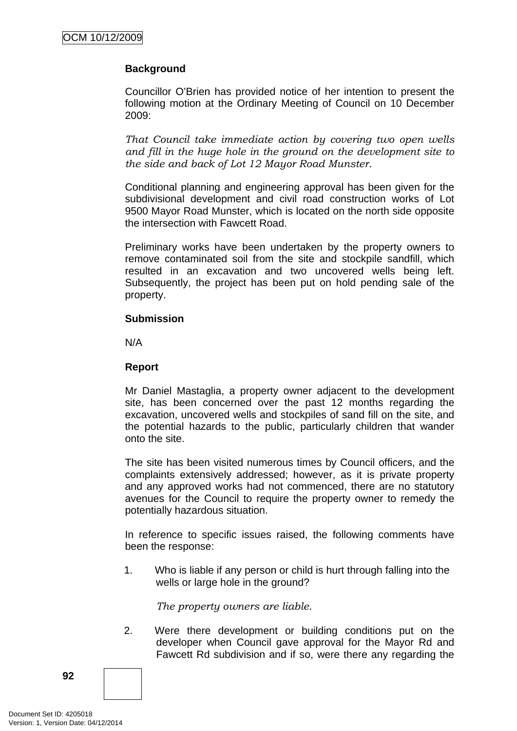**Background**

Councillor O'Brien has provided notice of her intention to present the following motion at the Ordinary Meeting of Council on 10 December 2009:

*That Council take immediate action by covering two open wells and fill in the huge hole in the ground on the development site to the side and back of Lot 12 Mayor Road Munster.*

Conditional planning and engineering approval has been given for the subdivisional development and civil road construction works of Lot 9500 Mayor Road Munster, which is located on the north side opposite the intersection with Fawcett Road.

Preliminary works have been undertaken by the property owners to remove contaminated soil from the site and stockpile sandfill, which resulted in an excavation and two uncovered wells being left. Subsequently, the project has been put on hold pending sale of the property.

**Submission**

N/A

**Report**

Mr Daniel Mastaglia, a property owner adjacent to the development site, has been concerned over the past 12 months regarding the excavation, uncovered wells and stockpiles of sand fill on the site, and the potential hazards to the public, particularly children that wander onto the site.

The site has been visited numerous times by Council officers, and the complaints extensively addressed; however, as it is private property and any approved works had not commenced, there are no statutory avenues for the Council to require the property owner to remedy the potentially hazardous situation.

In reference to specific issues raised, the following comments have been the response:

1. Who is liable if any person or child is hurt through falling into the wells or large hole in the ground?

   *The property owners are liable.*

2. Were there development or building conditions put on the developer when Council gave approval for the Mayor Rd and Fawcett Rd subdivision and if so, were there any regarding the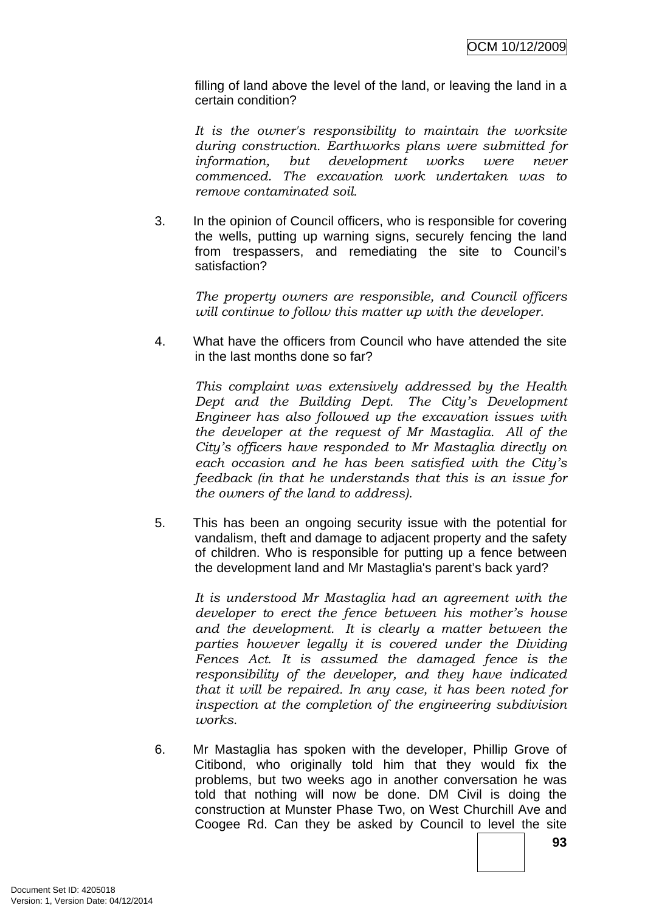filling of land above the level of the land, or leaving the land in a certain condition?

*It is the owner's responsibility to maintain the worksite during construction. Earthworks plans were submitted for information, but development works were never commenced. The excavation work undertaken was to remove contaminated soil.*

3. In the opinion of Council officers, who is responsible for covering the wells, putting up warning signs, securely fencing the land from trespassers, and remediating the site to Council's satisfaction?

   *The property owners are responsible, and Council officers will continue to follow this matter up with the developer.*

4. What have the officers from Council who have attended the site in the last months done so far?

   *This complaint was extensively addressed by the Health Dept and the Building Dept. The City's Development Engineer has also followed up the excavation issues with the developer at the request of Mr Mastaglia. All of the City's officers have responded to Mr Mastaglia directly on each occasion and he has been satisfied with the City's feedback (in that he understands that this is an issue for the owners of the land to address).*

5. This has been an ongoing security issue with the potential for vandalism, theft and damage to adjacent property and the safety of children. Who is responsible for putting up a fence between the development land and Mr Mastaglia's parent's back yard?

   *It is understood Mr Mastaglia had an agreement with the developer to erect the fence between his mother's house and the development. It is clearly a matter between the parties however legally it is covered under the Dividing Fences Act. It is assumed the damaged fence is the responsibility of the developer, and they have indicated that it will be repaired. In any case, it has been noted for inspection at the completion of the engineering subdivision works.*

6. Mr Mastaglia has spoken with the developer, Phillip Grove of Citibond, who originally told him that they would fix the problems, but two weeks ago in another conversation he was told that nothing will now be done. DM Civil is doing the construction at Munster Phase Two, on West Churchill Ave and Coogee Rd. Can they be asked by Council to level the site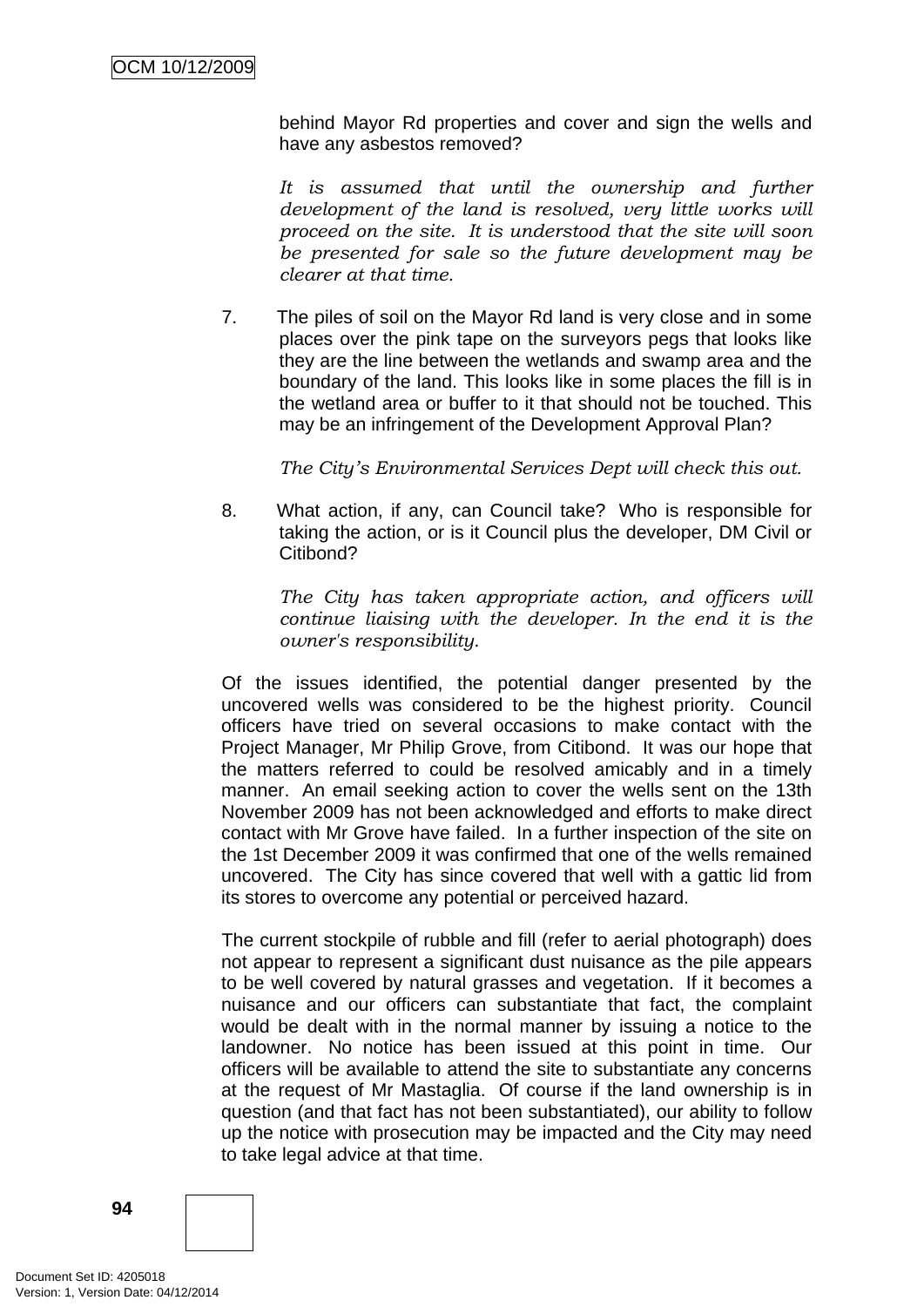behind Mayor Rd properties and cover and sign the wells and have any asbestos removed?

*It is assumed that until the ownership and further development of the land is resolved, very little works will proceed on the site. It is understood that the site will soon be presented for sale so the future development may be clearer at that time.*

7. The piles of soil on the Mayor Rd land is very close and in some places over the pink tape on the surveyors pegs that looks like they are the line between the wetlands and swamp area and the boundary of the land. This looks like in some places the fill is in the wetland area or buffer to it that should not be touched. This may be an infringement of the Development Approval Plan?

   *The City's Environmental Services Dept will check this out.*

8. What action, if any, can Council take? Who is responsible for taking the action, or is it Council plus the developer, DM Civil or Citibond?

   *The City has taken appropriate action, and officers will continue liaising with the developer. In the end it is the owner's responsibility.*

Of the issues identified, the potential danger presented by the uncovered wells was considered to be the highest priority. Council officers have tried on several occasions to make contact with the Project Manager, Mr Philip Grove, from Citibond. It was our hope that the matters referred to could be resolved amicably and in a timely manner. An email seeking action to cover the wells sent on the 13th November 2009 has not been acknowledged and efforts to make direct contact with Mr Grove have failed. In a further inspection of the site on the 1st December 2009 it was confirmed that one of the wells remained uncovered. The City has since covered that well with a gattic lid from its stores to overcome any potential or perceived hazard.

The current stockpile of rubble and fill (refer to aerial photograph) does not appear to represent a significant dust nuisance as the pile appears to be well covered by natural grasses and vegetation. If it becomes a nuisance and our officers can substantiate that fact, the complaint would be dealt with in the normal manner by issuing a notice to the landowner. No notice has been issued at this point in time. Our officers will be available to attend the site to substantiate any concerns at the request of Mr Mastaglia. Of course if the land ownership is in question (and that fact has not been substantiated), our ability to follow up the notice with prosecution may be impacted and the City may need to take legal advice at that time.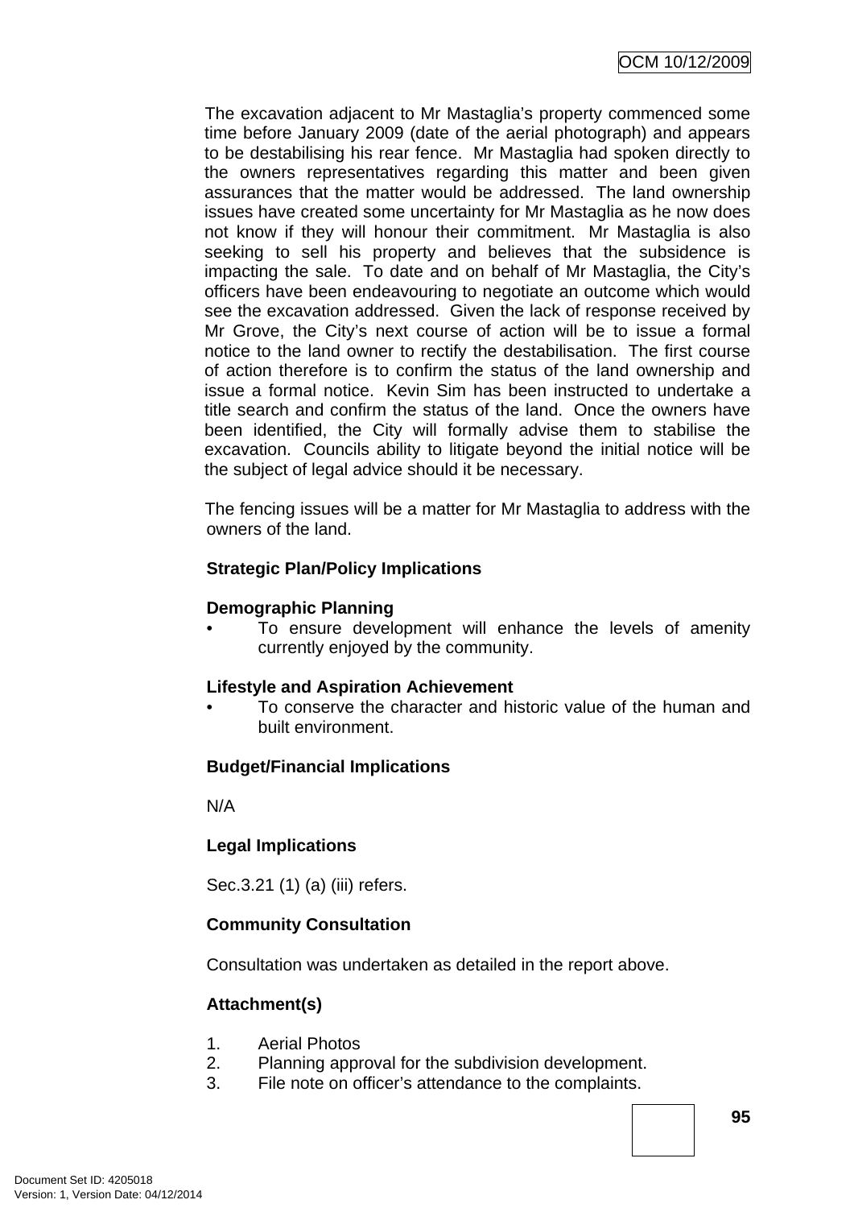The excavation adjacent to Mr Mastaglia's property commenced some time before January 2009 (date of the aerial photograph) and appears to be destabilising his rear fence. Mr Mastaglia had spoken directly to the owners representatives regarding this matter and been given assurances that the matter would be addressed. The land ownership issues have created some uncertainty for Mr Mastaglia as he now does not know if they will honour their commitment. Mr Mastaglia is also seeking to sell his property and believes that the subsidence is impacting the sale. To date and on behalf of Mr Mastaglia, the City's officers have been endeavouring to negotiate an outcome which would see the excavation addressed. Given the lack of response received by Mr Grove, the City's next course of action will be to issue a formal notice to the land owner to rectify the destabilisation. The first course of action therefore is to confirm the status of the land ownership and issue a formal notice. Kevin Sim has been instructed to undertake a title search and confirm the status of the land. Once the owners have been identified, the City will formally advise them to stabilise the excavation. Councils ability to litigate beyond the initial notice will be the subject of legal advice should it be necessary.

The fencing issues will be a matter for Mr Mastaglia to address with the owners of the land.

**Strategic Plan/Policy Implications**

**Demographic Planning**

- To ensure development will enhance the levels of amenity currently enjoyed by the community.

**Lifestyle and Aspiration Achievement**

- To conserve the character and historic value of the human and built environment.

**Budget/Financial Implications**

N/A

**Legal Implications**

Sec.3.21 (1) (a) (iii) refers.

**Community Consultation**

Consultation was undertaken as detailed in the report above.

**Attachment(s)**

1. Aerial Photos
2. Planning approval for the subdivision development.
3. File note on officer's attendance to the complaints.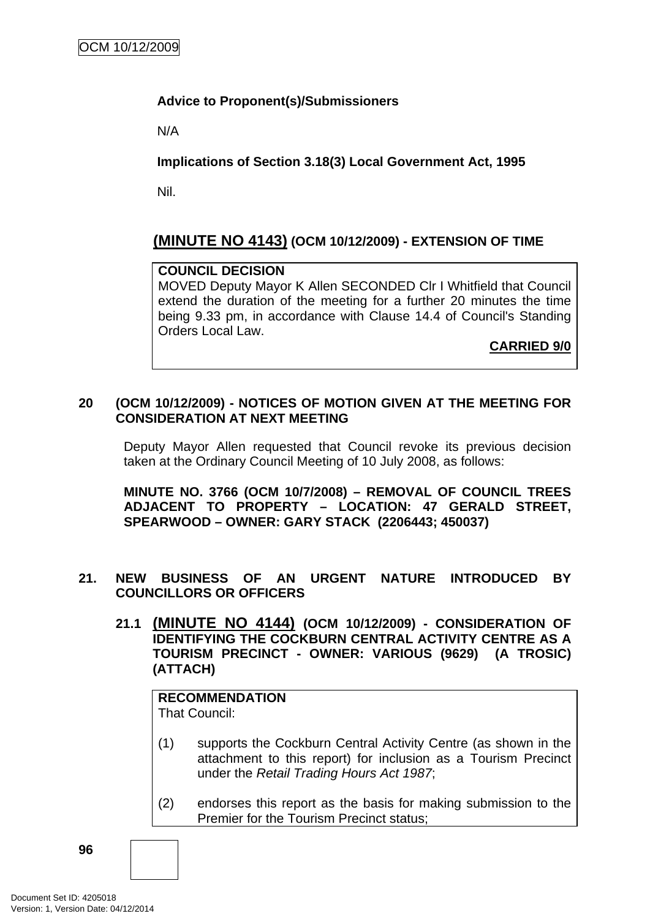**Advice to Proponent(s)/Submissioners**

N/A

**Implications of Section 3.18(3) Local Government Act, 1995**

Nil.

## (MINUTE NO 4143) (OCM 10/12/2009) - EXTENSION OF TIME

**COUNCIL DECISION**
MOVED Deputy Mayor K Allen SECONDED Clr I Whitfield that Council extend the duration of the meeting for a further 20 minutes the time being 9.33 pm, in accordance with Clause 14.4 of Council's Standing Orders Local Law.

**CARRIED 9/0**

## 20 (OCM 10/12/2009) - NOTICES OF MOTION GIVEN AT THE MEETING FOR CONSIDERATION AT NEXT MEETING

Deputy Mayor Allen requested that Council revoke its previous decision taken at the Ordinary Council Meeting of 10 July 2008, as follows:

**MINUTE NO. 3766 (OCM 10/7/2008) – REMOVAL OF COUNCIL TREES ADJACENT TO PROPERTY – LOCATION: 47 GERALD STREET, SPEARWOOD – OWNER: GARY STACK (2206443; 450037)**

## 21. NEW BUSINESS OF AN URGENT NATURE INTRODUCED BY COUNCILLORS OR OFFICERS

### 21.1 (MINUTE NO 4144) (OCM 10/12/2009) - CONSIDERATION OF IDENTIFYING THE COCKBURN CENTRAL ACTIVITY CENTRE AS A TOURISM PRECINCT - OWNER: VARIOUS (9629) (A TROSIC) (ATTACH)

**RECOMMENDATION**
That Council:

(1) supports the Cockburn Central Activity Centre (as shown in the attachment to this report) for inclusion as a Tourism Precinct under the *Retail Trading Hours Act 1987*;

(2) endorses this report as the basis for making submission to the Premier for the Tourism Precinct status;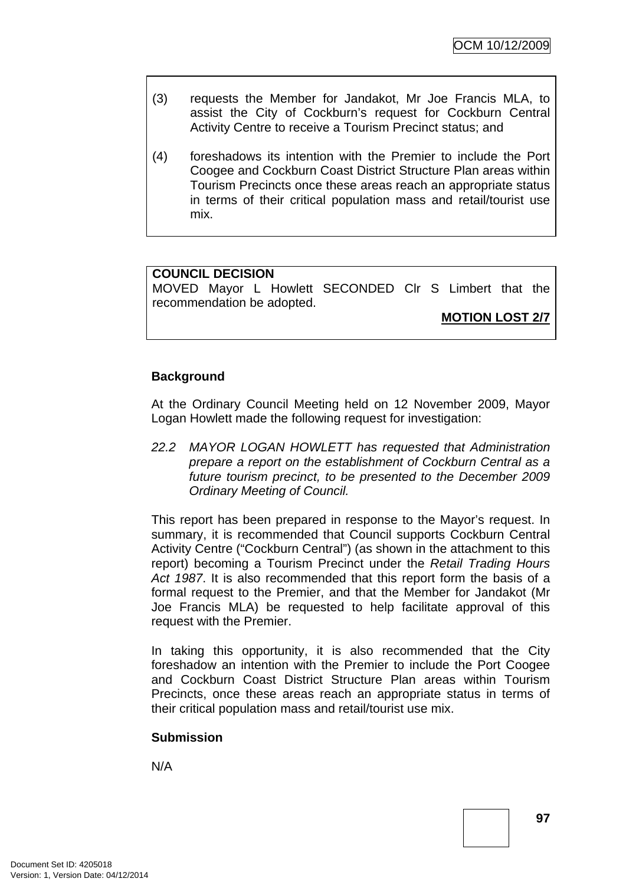(3) requests the Member for Jandakot, Mr Joe Francis MLA, to assist the City of Cockburn's request for Cockburn Central Activity Centre to receive a Tourism Precinct status; and

(4) foreshadows its intention with the Premier to include the Port Coogee and Cockburn Coast District Structure Plan areas within Tourism Precincts once these areas reach an appropriate status in terms of their critical population mass and retail/tourist use mix.

**COUNCIL DECISION**
MOVED Mayor L Howlett SECONDED Clr S Limbert that the recommendation be adopted.

**MOTION LOST 2/7**

**Background**

At the Ordinary Council Meeting held on 12 November 2009, Mayor Logan Howlett made the following request for investigation:

*22.2 MAYOR LOGAN HOWLETT has requested that Administration prepare a report on the establishment of Cockburn Central as a future tourism precinct, to be presented to the December 2009 Ordinary Meeting of Council.*

This report has been prepared in response to the Mayor's request. In summary, it is recommended that Council supports Cockburn Central Activity Centre ("Cockburn Central") (as shown in the attachment to this report) becoming a Tourism Precinct under the *Retail Trading Hours Act 1987*. It is also recommended that this report form the basis of a formal request to the Premier, and that the Member for Jandakot (Mr Joe Francis MLA) be requested to help facilitate approval of this request with the Premier.

In taking this opportunity, it is also recommended that the City foreshadow an intention with the Premier to include the Port Coogee and Cockburn Coast District Structure Plan areas within Tourism Precincts, once these areas reach an appropriate status in terms of their critical population mass and retail/tourist use mix.

**Submission**

N/A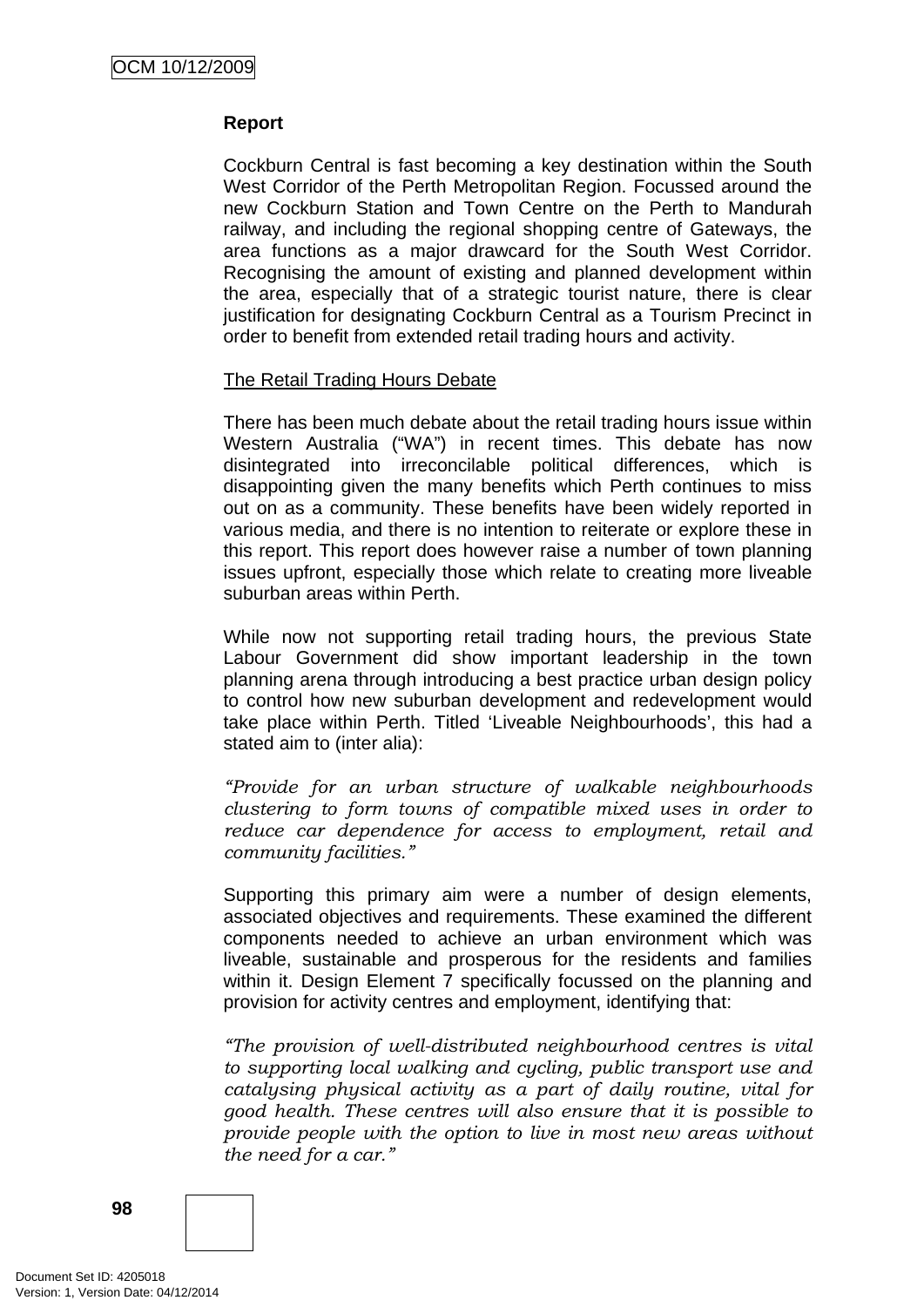**Report**

Cockburn Central is fast becoming a key destination within the South West Corridor of the Perth Metropolitan Region. Focussed around the new Cockburn Station and Town Centre on the Perth to Mandurah railway, and including the regional shopping centre of Gateways, the area functions as a major drawcard for the South West Corridor. Recognising the amount of existing and planned development within the area, especially that of a strategic tourist nature, there is clear justification for designating Cockburn Central as a Tourism Precinct in order to benefit from extended retail trading hours and activity.

The Retail Trading Hours Debate

There has been much debate about the retail trading hours issue within Western Australia ("WA") in recent times. This debate has now disintegrated into irreconcilable political differences, which is disappointing given the many benefits which Perth continues to miss out on as a community. These benefits have been widely reported in various media, and there is no intention to reiterate or explore these in this report. This report does however raise a number of town planning issues upfront, especially those which relate to creating more liveable suburban areas within Perth.

While now not supporting retail trading hours, the previous State Labour Government did show important leadership in the town planning arena through introducing a best practice urban design policy to control how new suburban development and redevelopment would take place within Perth. Titled 'Liveable Neighbourhoods', this had a stated aim to (inter alia):

*"Provide for an urban structure of walkable neighbourhoods clustering to form towns of compatible mixed uses in order to reduce car dependence for access to employment, retail and community facilities."*

Supporting this primary aim were a number of design elements, associated objectives and requirements. These examined the different components needed to achieve an urban environment which was liveable, sustainable and prosperous for the residents and families within it. Design Element 7 specifically focussed on the planning and provision for activity centres and employment, identifying that:

*"The provision of well-distributed neighbourhood centres is vital to supporting local walking and cycling, public transport use and catalysing physical activity as a part of daily routine, vital for good health. These centres will also ensure that it is possible to provide people with the option to live in most new areas without the need for a car."*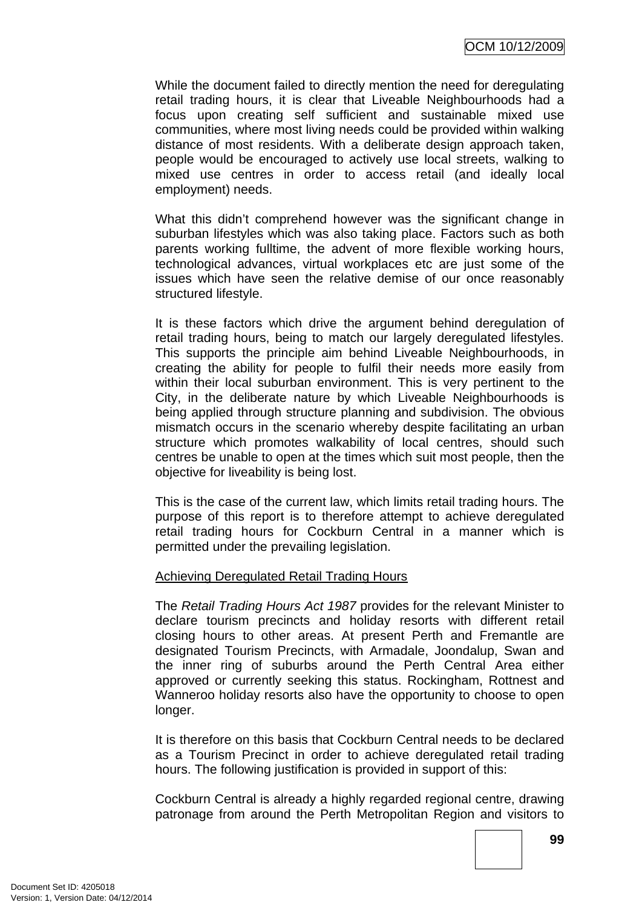While the document failed to directly mention the need for deregulating retail trading hours, it is clear that Liveable Neighbourhoods had a focus upon creating self sufficient and sustainable mixed use communities, where most living needs could be provided within walking distance of most residents. With a deliberate design approach taken, people would be encouraged to actively use local streets, walking to mixed use centres in order to access retail (and ideally local employment) needs.

What this didn't comprehend however was the significant change in suburban lifestyles which was also taking place. Factors such as both parents working fulltime, the advent of more flexible working hours, technological advances, virtual workplaces etc are just some of the issues which have seen the relative demise of our once reasonably structured lifestyle.

It is these factors which drive the argument behind deregulation of retail trading hours, being to match our largely deregulated lifestyles. This supports the principle aim behind Liveable Neighbourhoods, in creating the ability for people to fulfil their needs more easily from within their local suburban environment. This is very pertinent to the City, in the deliberate nature by which Liveable Neighbourhoods is being applied through structure planning and subdivision. The obvious mismatch occurs in the scenario whereby despite facilitating an urban structure which promotes walkability of local centres, should such centres be unable to open at the times which suit most people, then the objective for liveability is being lost.

This is the case of the current law, which limits retail trading hours. The purpose of this report is to therefore attempt to achieve deregulated retail trading hours for Cockburn Central in a manner which is permitted under the prevailing legislation.

<u>Achieving Deregulated Retail Trading Hours</u>

The *Retail Trading Hours Act 1987* provides for the relevant Minister to declare tourism precincts and holiday resorts with different retail closing hours to other areas. At present Perth and Fremantle are designated Tourism Precincts, with Armadale, Joondalup, Swan and the inner ring of suburbs around the Perth Central Area either approved or currently seeking this status. Rockingham, Rottnest and Wanneroo holiday resorts also have the opportunity to choose to open longer.

It is therefore on this basis that Cockburn Central needs to be declared as a Tourism Precinct in order to achieve deregulated retail trading hours. The following justification is provided in support of this:

Cockburn Central is already a highly regarded regional centre, drawing patronage from around the Perth Metropolitan Region and visitors to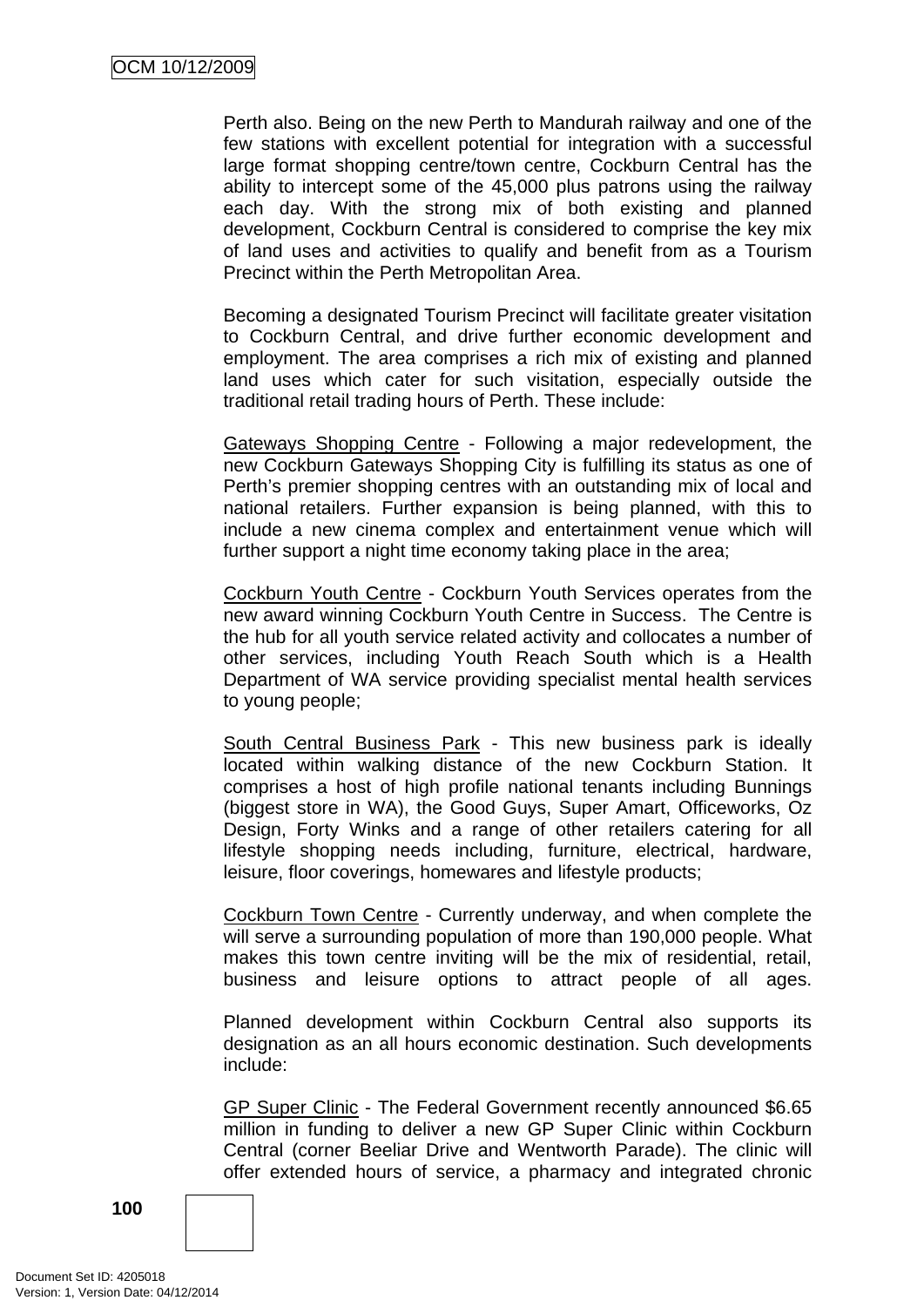Perth also. Being on the new Perth to Mandurah railway and one of the few stations with excellent potential for integration with a successful large format shopping centre/town centre, Cockburn Central has the ability to intercept some of the 45,000 plus patrons using the railway each day. With the strong mix of both existing and planned development, Cockburn Central is considered to comprise the key mix of land uses and activities to qualify and benefit from as a Tourism Precinct within the Perth Metropolitan Area.

Becoming a designated Tourism Precinct will facilitate greater visitation to Cockburn Central, and drive further economic development and employment. The area comprises a rich mix of existing and planned land uses which cater for such visitation, especially outside the traditional retail trading hours of Perth. These include:

Gateways Shopping Centre - Following a major redevelopment, the new Cockburn Gateways Shopping City is fulfilling its status as one of Perth's premier shopping centres with an outstanding mix of local and national retailers. Further expansion is being planned, with this to include a new cinema complex and entertainment venue which will further support a night time economy taking place in the area;

Cockburn Youth Centre - Cockburn Youth Services operates from the new award winning Cockburn Youth Centre in Success. The Centre is the hub for all youth service related activity and collocates a number of other services, including Youth Reach South which is a Health Department of WA service providing specialist mental health services to young people;

South Central Business Park - This new business park is ideally located within walking distance of the new Cockburn Station. It comprises a host of high profile national tenants including Bunnings (biggest store in WA), the Good Guys, Super Amart, Officeworks, Oz Design, Forty Winks and a range of other retailers catering for all lifestyle shopping needs including, furniture, electrical, hardware, leisure, floor coverings, homewares and lifestyle products;

Cockburn Town Centre - Currently underway, and when complete the will serve a surrounding population of more than 190,000 people. What makes this town centre inviting will be the mix of residential, retail, business and leisure options to attract people of all ages.

Planned development within Cockburn Central also supports its designation as an all hours economic destination. Such developments include:

GP Super Clinic - The Federal Government recently announced $6.65 million in funding to deliver a new GP Super Clinic within Cockburn Central (corner Beeliar Drive and Wentworth Parade). The clinic will offer extended hours of service, a pharmacy and integrated chronic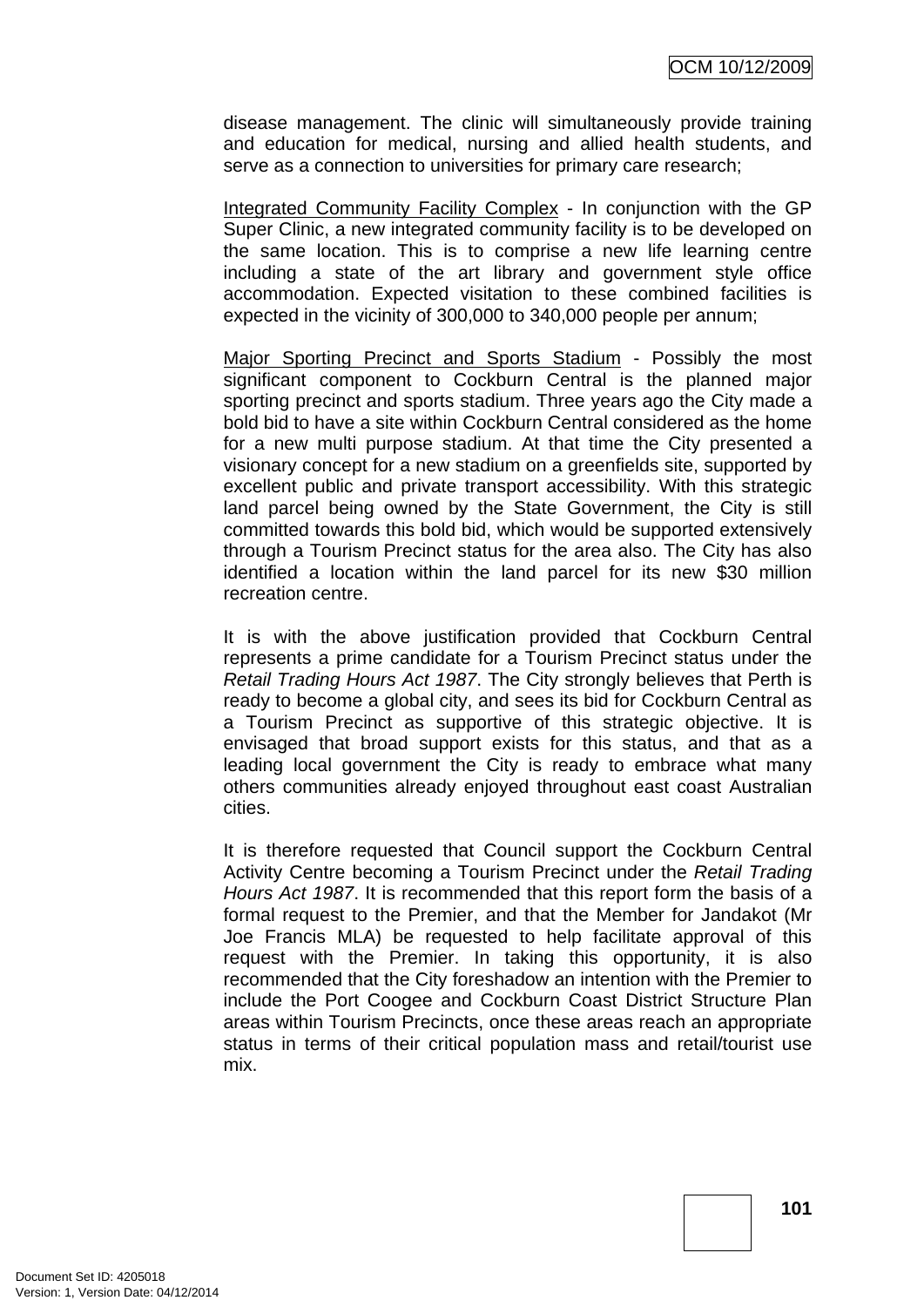disease management. The clinic will simultaneously provide training and education for medical, nursing and allied health students, and serve as a connection to universities for primary care research;

<u>Integrated Community Facility Complex</u> - In conjunction with the GP Super Clinic, a new integrated community facility is to be developed on the same location. This is to comprise a new life learning centre including a state of the art library and government style office accommodation. Expected visitation to these combined facilities is expected in the vicinity of 300,000 to 340,000 people per annum;

<u>Major Sporting Precinct and Sports Stadium</u> - Possibly the most significant component to Cockburn Central is the planned major sporting precinct and sports stadium. Three years ago the City made a bold bid to have a site within Cockburn Central considered as the home for a new multi purpose stadium. At that time the City presented a visionary concept for a new stadium on a greenfields site, supported by excellent public and private transport accessibility. With this strategic land parcel being owned by the State Government, the City is still committed towards this bold bid, which would be supported extensively through a Tourism Precinct status for the area also. The City has also identified a location within the land parcel for its new $30 million recreation centre.

It is with the above justification provided that Cockburn Central represents a prime candidate for a Tourism Precinct status under the *Retail Trading Hours Act 1987*. The City strongly believes that Perth is ready to become a global city, and sees its bid for Cockburn Central as a Tourism Precinct as supportive of this strategic objective. It is envisaged that broad support exists for this status, and that as a leading local government the City is ready to embrace what many others communities already enjoyed throughout east coast Australian cities.

It is therefore requested that Council support the Cockburn Central Activity Centre becoming a Tourism Precinct under the *Retail Trading Hours Act 1987*. It is recommended that this report form the basis of a formal request to the Premier, and that the Member for Jandakot (Mr Joe Francis MLA) be requested to help facilitate approval of this request with the Premier. In taking this opportunity, it is also recommended that the City foreshadow an intention with the Premier to include the Port Coogee and Cockburn Coast District Structure Plan areas within Tourism Precincts, once these areas reach an appropriate status in terms of their critical population mass and retail/tourist use mix.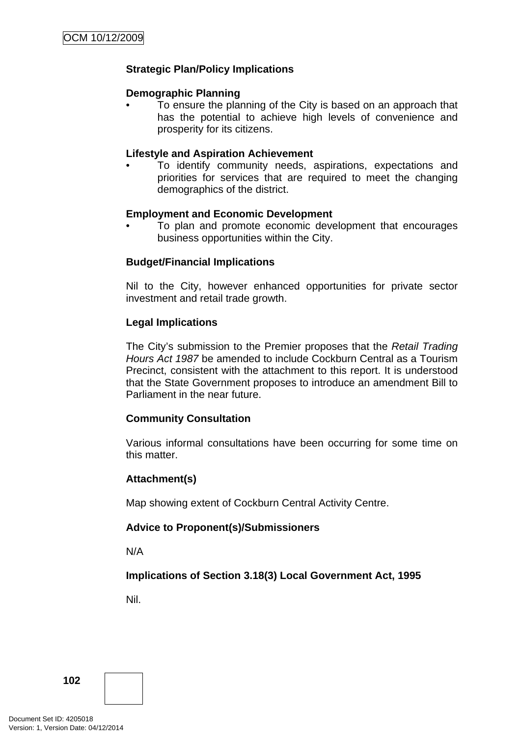**Strategic Plan/Policy Implications**

**Demographic Planning**

- To ensure the planning of the City is based on an approach that has the potential to achieve high levels of convenience and prosperity for its citizens.

**Lifestyle and Aspiration Achievement**

- To identify community needs, aspirations, expectations and priorities for services that are required to meet the changing demographics of the district.

**Employment and Economic Development**

- To plan and promote economic development that encourages business opportunities within the City.

**Budget/Financial Implications**

Nil to the City, however enhanced opportunities for private sector investment and retail trade growth.

**Legal Implications**

The City's submission to the Premier proposes that the *Retail Trading Hours Act 1987* be amended to include Cockburn Central as a Tourism Precinct, consistent with the attachment to this report. It is understood that the State Government proposes to introduce an amendment Bill to Parliament in the near future.

**Community Consultation**

Various informal consultations have been occurring for some time on this matter.

**Attachment(s)**

Map showing extent of Cockburn Central Activity Centre.

**Advice to Proponent(s)/Submissioners**

N/A

**Implications of Section 3.18(3) Local Government Act, 1995**

Nil.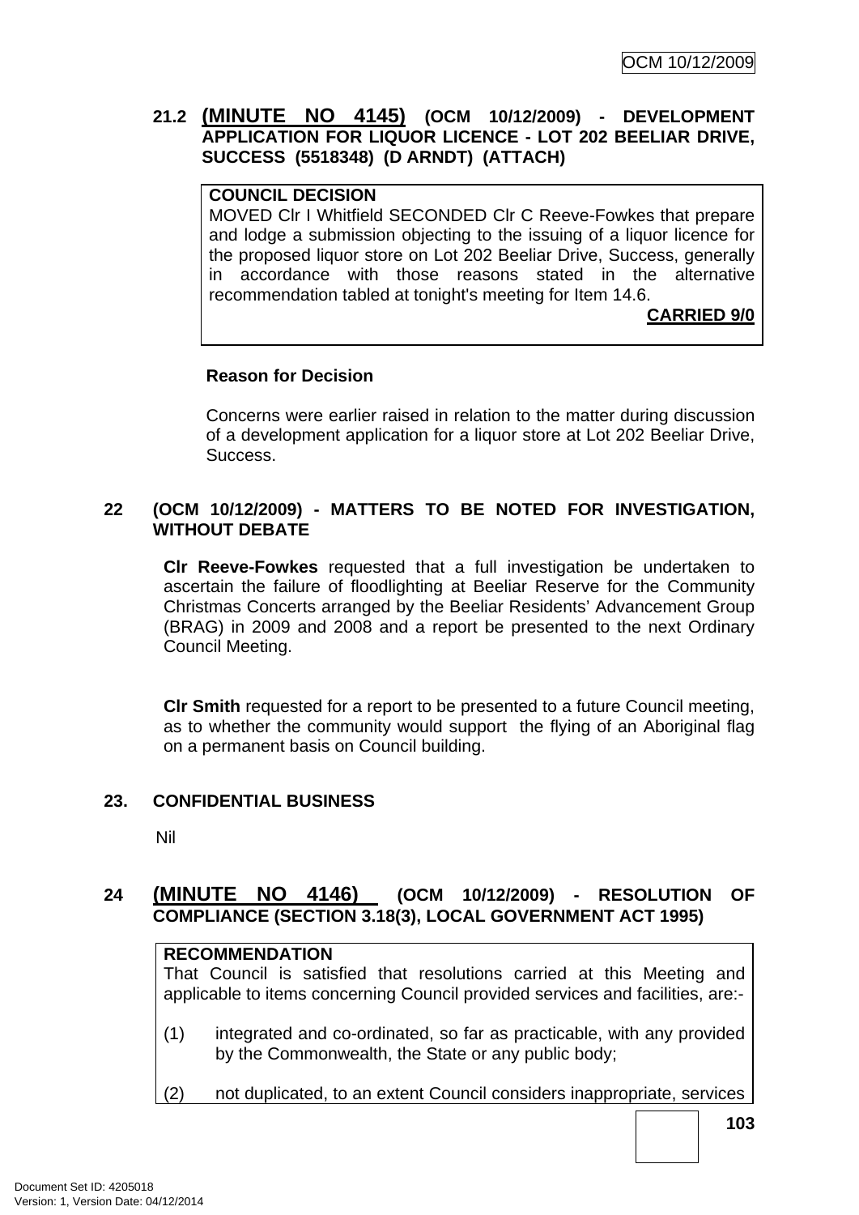### 21.2 (MINUTE NO 4145) (OCM 10/12/2009) - DEVELOPMENT APPLICATION FOR LIQUOR LICENCE - LOT 202 BEELIAR DRIVE, SUCCESS (5518348) (D ARNDT) (ATTACH)

**COUNCIL DECISION**

MOVED Clr I Whitfield SECONDED Clr C Reeve-Fowkes that prepare and lodge a submission objecting to the issuing of a liquor licence for the proposed liquor store on Lot 202 Beeliar Drive, Success, generally in accordance with those reasons stated in the alternative recommendation tabled at tonight's meeting for Item 14.6.

**CARRIED 9/0**

**Reason for Decision**

Concerns were earlier raised in relation to the matter during discussion of a development application for a liquor store at Lot 202 Beeliar Drive, Success.

### 22 (OCM 10/12/2009) - MATTERS TO BE NOTED FOR INVESTIGATION, WITHOUT DEBATE

**Clr Reeve-Fowkes** requested that a full investigation be undertaken to ascertain the failure of floodlighting at Beeliar Reserve for the Community Christmas Concerts arranged by the Beeliar Residents' Advancement Group (BRAG) in 2009 and 2008 and a report be presented to the next Ordinary Council Meeting.

**Clr Smith** requested for a report to be presented to a future Council meeting, as to whether the community would support the flying of an Aboriginal flag on a permanent basis on Council building.

### 23. CONFIDENTIAL BUSINESS

Nil

### 24 (MINUTE NO 4146) (OCM 10/12/2009) - RESOLUTION OF COMPLIANCE (SECTION 3.18(3), LOCAL GOVERNMENT ACT 1995)

**RECOMMENDATION**

That Council is satisfied that resolutions carried at this Meeting and applicable to items concerning Council provided services and facilities, are:-

(1) integrated and co-ordinated, so far as practicable, with any provided by the Commonwealth, the State or any public body;

(2) not duplicated, to an extent Council considers inappropriate, services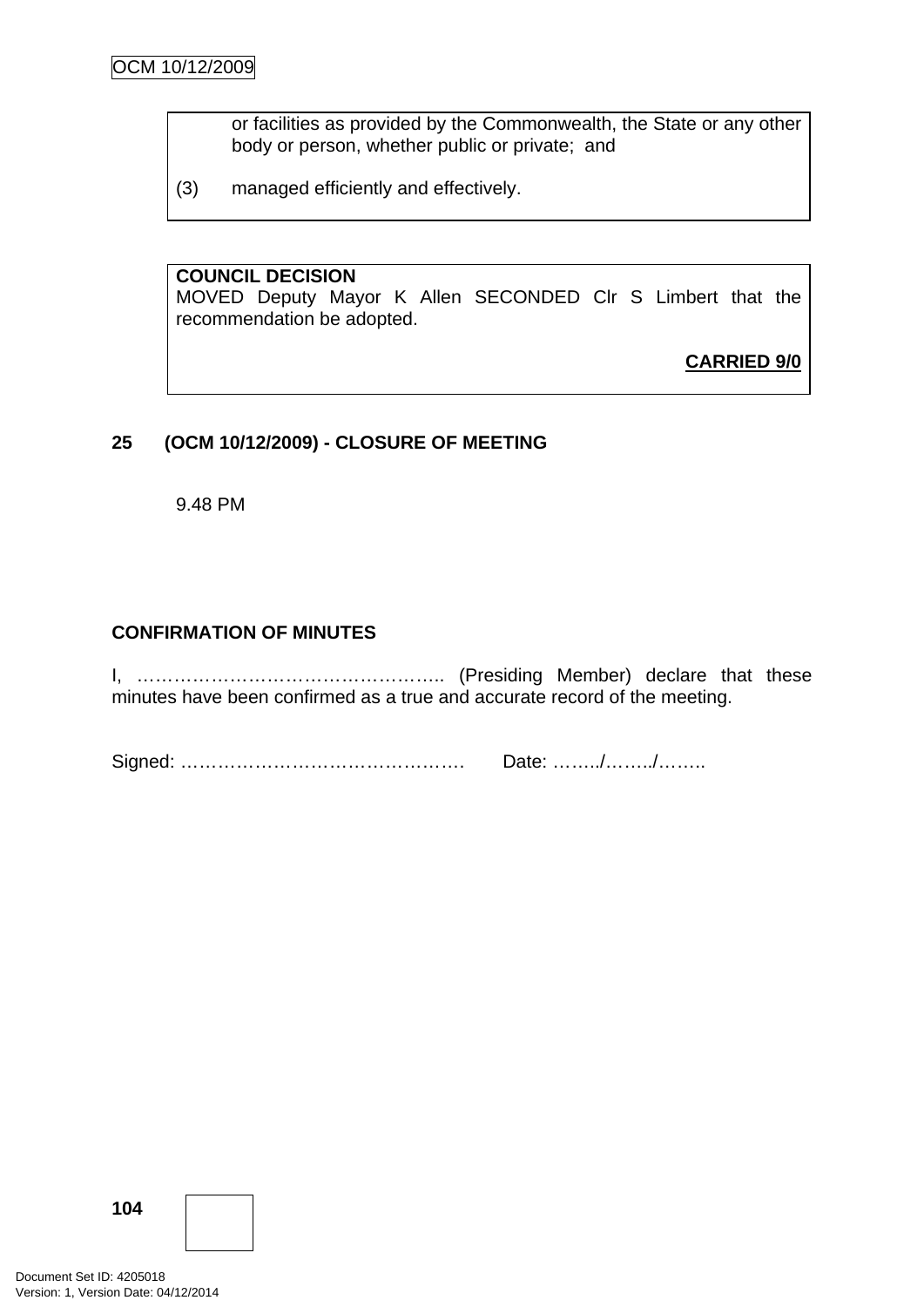or facilities as provided by the Commonwealth, the State or any other body or person, whether public or private; and

(3) managed efficiently and effectively.

**COUNCIL DECISION**
MOVED Deputy Mayor K Allen SECONDED Clr S Limbert that the recommendation be adopted.

**CARRIED 9/0**

## 25 (OCM 10/12/2009) - CLOSURE OF MEETING

9.48 PM

**CONFIRMATION OF MINUTES**

I, ………………………………………….. (Presiding Member) declare that these minutes have been confirmed as a true and accurate record of the meeting.

Signed: ……………………………………… Date: ……../……../……..

Document Set ID: 4205018
Version: 1, Version Date: 04/12/2014